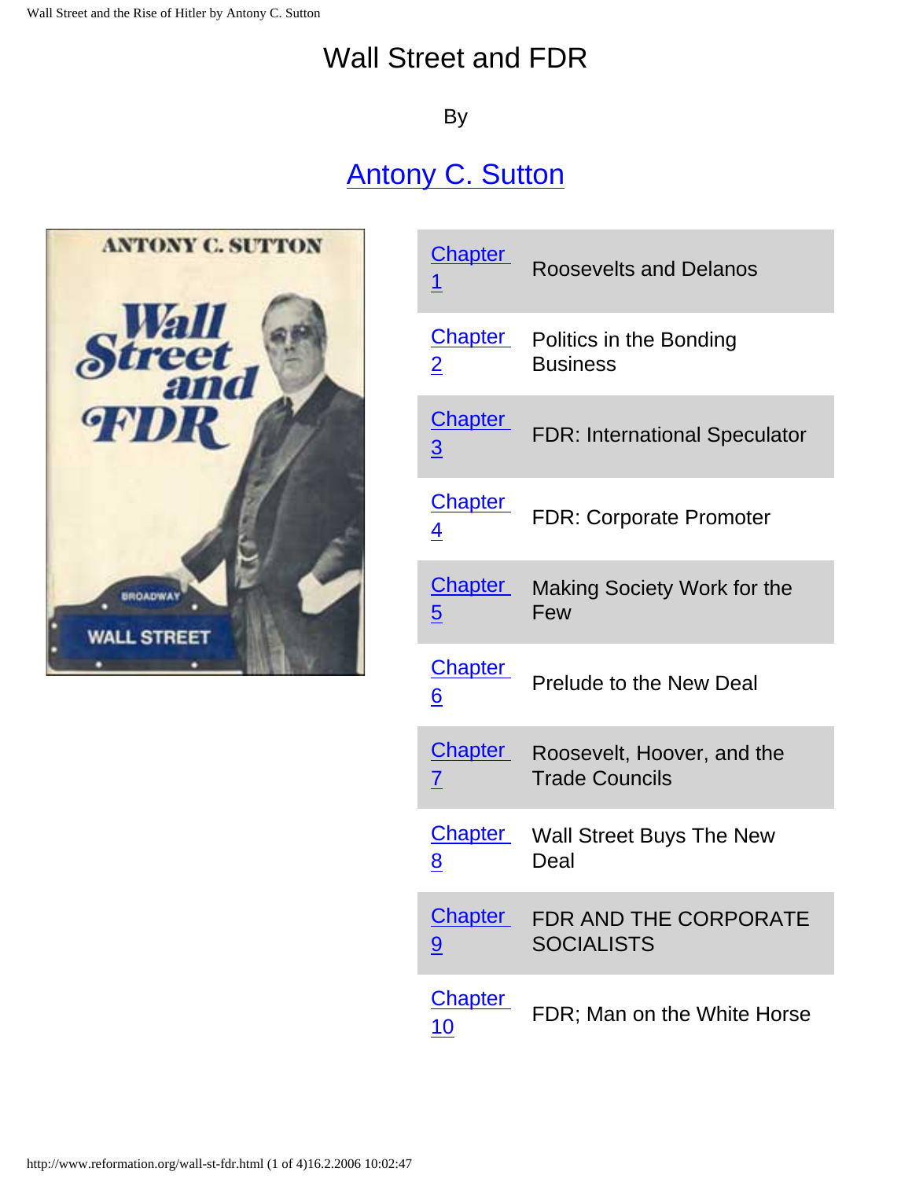# Wall Street and FDR

By

## Antony C. Sutton

| | |
|---|---|
| Chapter 1 | Roosevelts and Delanos |
| Chapter 2 | Politics in the Bonding Business |
| Chapter 3 | FDR: International Speculator |
| Chapter 4 | FDR: Corporate Promoter |
| Chapter 5 | Making Society Work for the Few |
| Chapter 6 | Prelude to the New Deal |
| Chapter 7 | Roosevelt, Hoover, and the Trade Councils |
| Chapter 8 | Wall Street Buys The New Deal |
| Chapter 9 | FDR AND THE CORPORATE SOCIALISTS |
| Chapter 10 | FDR; Man on the White Horse |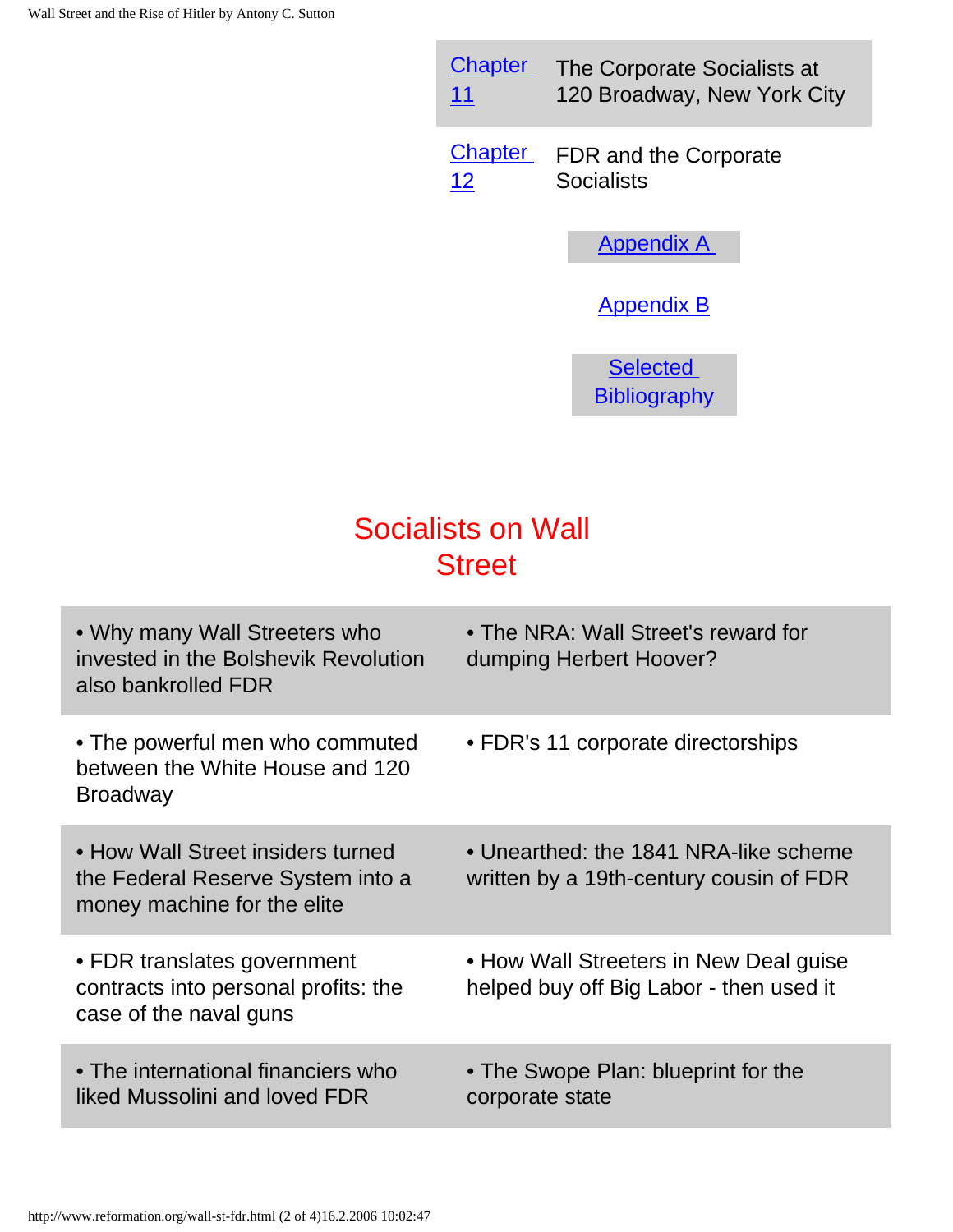| | |
|---|---|
| Chapter 11 | The Corporate Socialists at 120 Broadway, New York City |
| Chapter 12 | FDR and the Corporate Socialists |

Appendix A

Appendix B

Selected Bibliography

## Socialists on Wall Street

| | |
|---|---|
| • Why many Wall Streeters who invested in the Bolshevik Revolution also bankrolled FDR | • The NRA: Wall Street's reward for dumping Herbert Hoover? |
| • The powerful men who commuted between the White House and 120 Broadway | • FDR's 11 corporate directorships |
| • How Wall Street insiders turned the Federal Reserve System into a money machine for the elite | • Unearthed: the 1841 NRA-like scheme written by a 19th-century cousin of FDR |
| • FDR translates government contracts into personal profits: the case of the naval guns | • How Wall Streeters in New Deal guise helped buy off Big Labor - then used it |
| • The international financiers who liked Mussolini and loved FDR | • The Swope Plan: blueprint for the corporate state |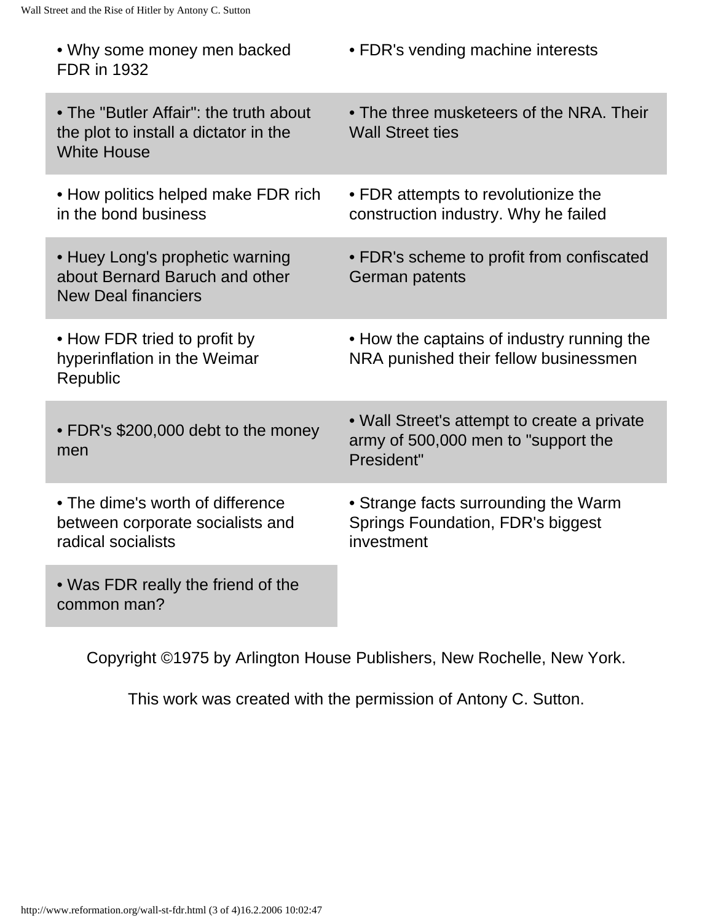- Why some money men backed FDR in 1932
- FDR's vending machine interests
- The "Butler Affair": the truth about the plot to install a dictator in the White House
- The three musketeers of the NRA. Their Wall Street ties
- How politics helped make FDR rich in the bond business
- FDR attempts to revolutionize the construction industry. Why he failed
- Huey Long's prophetic warning about Bernard Baruch and other New Deal financiers
- FDR's scheme to profit from confiscated German patents
- How FDR tried to profit by hyperinflation in the Weimar Republic
- How the captains of industry running the NRA punished their fellow businessmen
- FDR's $200,000 debt to the money men
- Wall Street's attempt to create a private army of 500,000 men to "support the President"
- The dime's worth of difference between corporate socialists and radical socialists
- Strange facts surrounding the Warm Springs Foundation, FDR's biggest investment
- Was FDR really the friend of the common man?

Copyright ©1975 by Arlington House Publishers, New Rochelle, New York.

This work was created with the permission of Antony C. Sutton.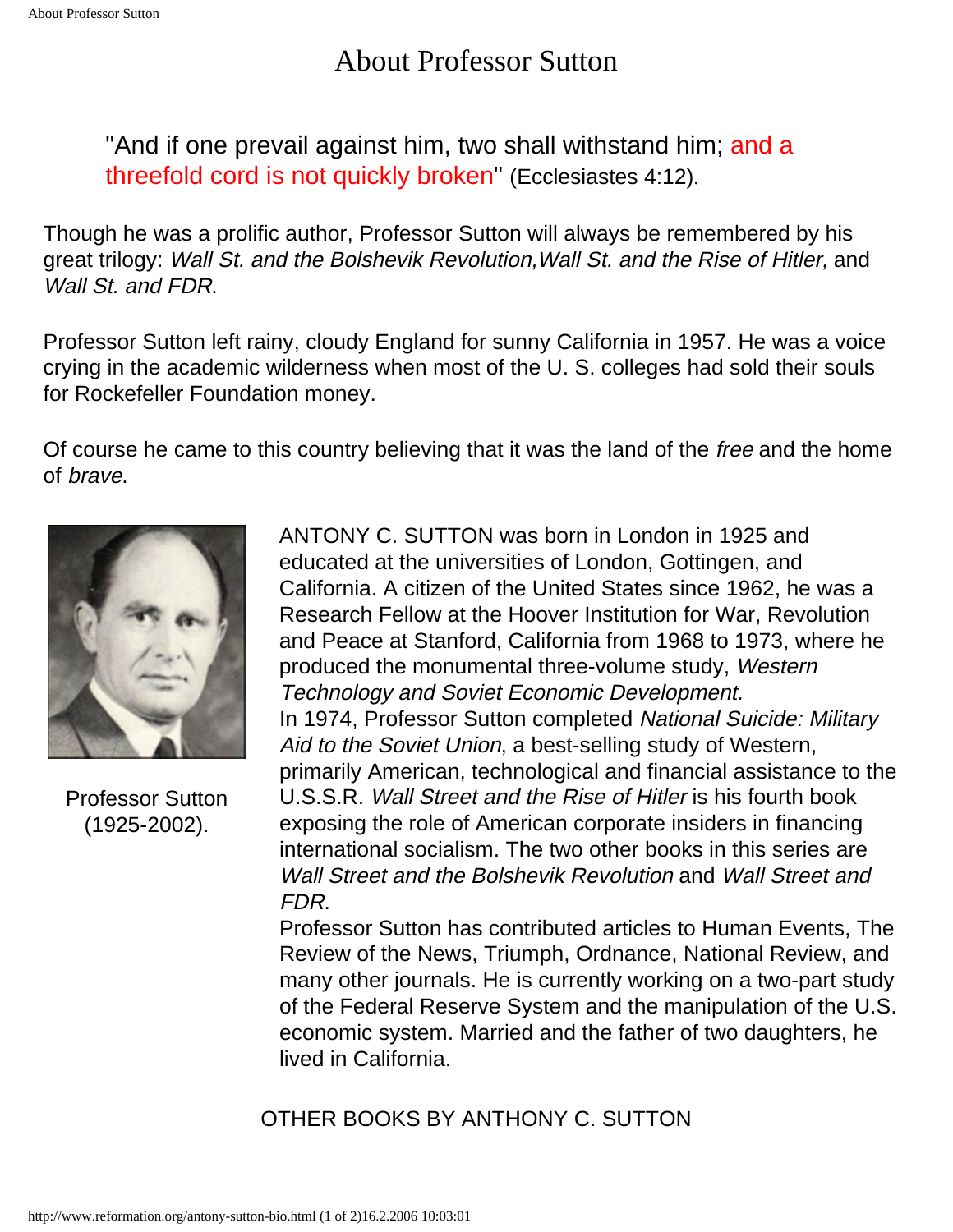# About Professor Sutton

> "And if one prevail against him, two shall withstand him; and a threefold cord is not quickly broken" (Ecclesiastes 4:12).

Though he was a prolific author, Professor Sutton will always be remembered by his great trilogy: *Wall St. and the Bolshevik Revolution,Wall St. and the Rise of Hitler,* and *Wall St. and FDR*.

Professor Sutton left rainy, cloudy England for sunny California in 1957. He was a voice crying in the academic wilderness when most of the U. S. colleges had sold their souls for Rockefeller Foundation money.

Of course he came to this country believing that it was the land of the *free* and the home of *brave*.

Professor Sutton (1925-2002).

ANTONY C. SUTTON was born in London in 1925 and educated at the universities of London, Gottingen, and California. A citizen of the United States since 1962, he was a Research Fellow at the Hoover Institution for War, Revolution and Peace at Stanford, California from 1968 to 1973, where he produced the monumental three-volume study, *Western Technology and Soviet Economic Development.*

In 1974, Professor Sutton completed *National Suicide: Military Aid to the Soviet Union*, a best-selling study of Western, primarily American, technological and financial assistance to the U.S.S.R. *Wall Street and the Rise of Hitler* is his fourth book exposing the role of American corporate insiders in financing international socialism. The two other books in this series are *Wall Street and the Bolshevik Revolution* and *Wall Street and FDR*.

Professor Sutton has contributed articles to Human Events, The Review of the News, Triumph, Ordnance, National Review, and many other journals. He is currently working on a two-part study of the Federal Reserve System and the manipulation of the U.S. economic system. Married and the father of two daughters, he lived in California.

OTHER BOOKS BY ANTHONY C. SUTTON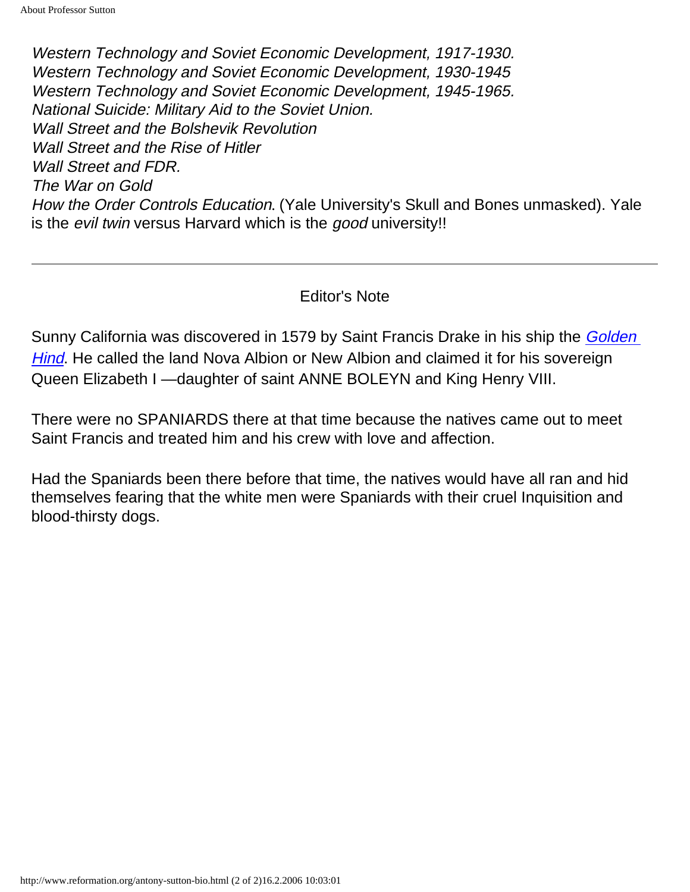*Western Technology and Soviet Economic Development, 1917-1930.*
*Western Technology and Soviet Economic Development, 1930-1945*
*Western Technology and Soviet Economic Development, 1945-1965.*
*National Suicide: Military Aid to the Soviet Union.*
*Wall Street and the Bolshevik Revolution*
*Wall Street and the Rise of Hitler*
*Wall Street and FDR.*
*The War on Gold*
*How the Order Controls Education*. (Yale University's Skull and Bones unmasked). Yale is the *evil twin* versus Harvard which is the *good* university!!

---

Editor's Note

Sunny California was discovered in 1579 by Saint Francis Drake in his ship the *Golden Hind*. He called the land Nova Albion or New Albion and claimed it for his sovereign Queen Elizabeth I —daughter of saint ANNE BOLEYN and King Henry VIII.

There were no SPANIARDS there at that time because the natives came out to meet Saint Francis and treated him and his crew with love and affection.

Had the Spaniards been there before that time, the natives would have all ran and hid themselves fearing that the white men were Spaniards with their cruel Inquisition and blood-thirsty dogs.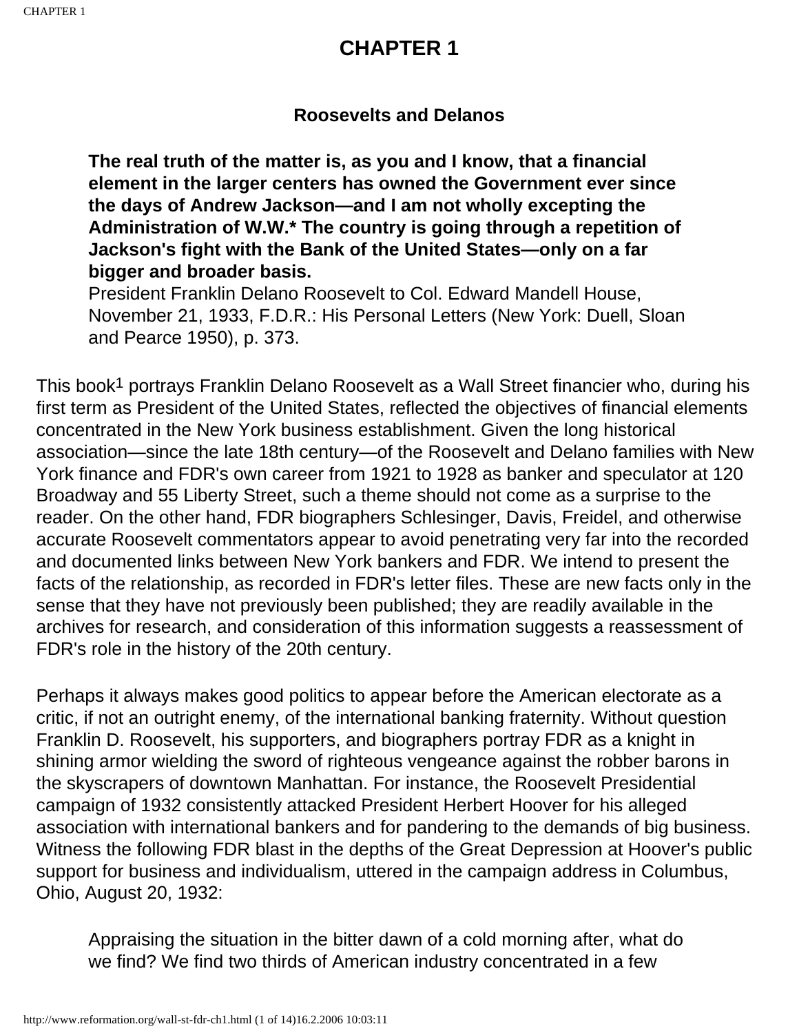# CHAPTER 1

### Roosevelts and Delanos

> **The real truth of the matter is, as you and I know, that a financial element in the larger centers has owned the Government ever since the days of Andrew Jackson—and I am not wholly excepting the Administration of W.W.* The country is going through a repetition of Jackson's fight with the Bank of the United States—only on a far bigger and broader basis.**
> President Franklin Delano Roosevelt to Col. Edward Mandell House, November 21, 1933, F.D.R.: His Personal Letters (New York: Duell, Sloan and Pearce 1950), p. 373.

This book[1] portrays Franklin Delano Roosevelt as a Wall Street financier who, during his first term as President of the United States, reflected the objectives of financial elements concentrated in the New York business establishment. Given the long historical association—since the late 18th century—of the Roosevelt and Delano families with New York finance and FDR's own career from 1921 to 1928 as banker and speculator at 120 Broadway and 55 Liberty Street, such a theme should not come as a surprise to the reader. On the other hand, FDR biographers Schlesinger, Davis, Freidel, and otherwise accurate Roosevelt commentators appear to avoid penetrating very far into the recorded and documented links between New York bankers and FDR. We intend to present the facts of the relationship, as recorded in FDR's letter files. These are new facts only in the sense that they have not previously been published; they are readily available in the archives for research, and consideration of this information suggests a reassessment of FDR's role in the history of the 20th century.

Perhaps it always makes good politics to appear before the American electorate as a critic, if not an outright enemy, of the international banking fraternity. Without question Franklin D. Roosevelt, his supporters, and biographers portray FDR as a knight in shining armor wielding the sword of righteous vengeance against the robber barons in the skyscrapers of downtown Manhattan. For instance, the Roosevelt Presidential campaign of 1932 consistently attacked President Herbert Hoover for his alleged association with international bankers and for pandering to the demands of big business. Witness the following FDR blast in the depths of the Great Depression at Hoover's public support for business and individualism, uttered in the campaign address in Columbus, Ohio, August 20, 1932:

> Appraising the situation in the bitter dawn of a cold morning after, what do we find? We find two thirds of American industry concentrated in a few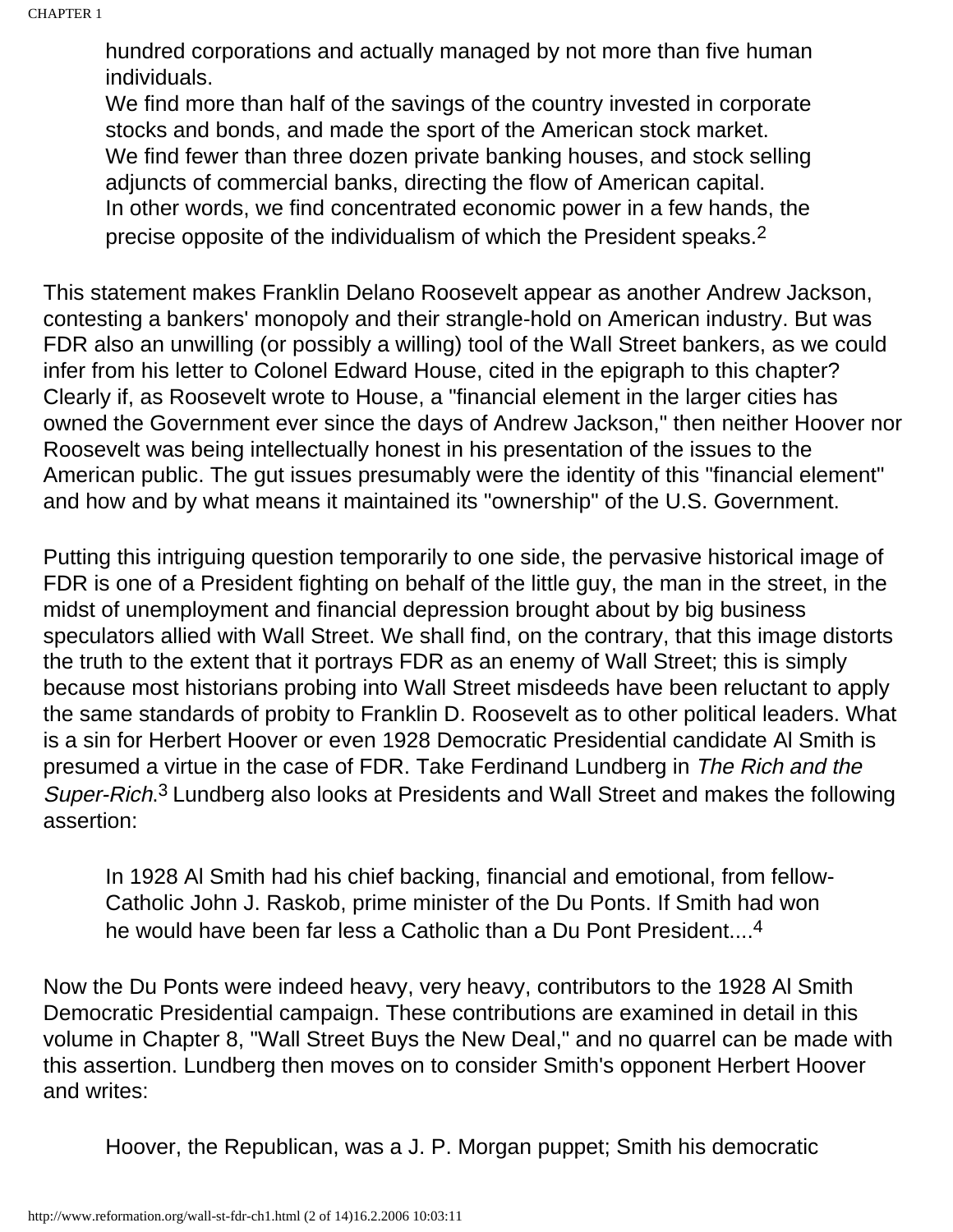> hundred corporations and actually managed by not more than five human individuals.
> We find more than half of the savings of the country invested in corporate stocks and bonds, and made the sport of the American stock market.
> We find fewer than three dozen private banking houses, and stock selling adjuncts of commercial banks, directing the flow of American capital.
> In other words, we find concentrated economic power in a few hands, the precise opposite of the individualism of which the President speaks.[2]

This statement makes Franklin Delano Roosevelt appear as another Andrew Jackson, contesting a bankers' monopoly and their strangle-hold on American industry. But was FDR also an unwilling (or possibly a willing) tool of the Wall Street bankers, as we could infer from his letter to Colonel Edward House, cited in the epigraph to this chapter? Clearly if, as Roosevelt wrote to House, a "financial element in the larger cities has owned the Government ever since the days of Andrew Jackson," then neither Hoover nor Roosevelt was being intellectually honest in his presentation of the issues to the American public. The gut issues presumably were the identity of this "financial element" and how and by what means it maintained its "ownership" of the U.S. Government.

Putting this intriguing question temporarily to one side, the pervasive historical image of FDR is one of a President fighting on behalf of the little guy, the man in the street, in the midst of unemployment and financial depression brought about by big business speculators allied with Wall Street. We shall find, on the contrary, that this image distorts the truth to the extent that it portrays FDR as an enemy of Wall Street; this is simply because most historians probing into Wall Street misdeeds have been reluctant to apply the same standards of probity to Franklin D. Roosevelt as to other political leaders. What is a sin for Herbert Hoover or even 1928 Democratic Presidential candidate Al Smith is presumed a virtue in the case of FDR. Take Ferdinand Lundberg in *The Rich and the Super-Rich*.[3] Lundberg also looks at Presidents and Wall Street and makes the following assertion:

> In 1928 Al Smith had his chief backing, financial and emotional, from fellow-Catholic John J. Raskob, prime minister of the Du Ponts. If Smith had won he would have been far less a Catholic than a Du Pont President....[4]

Now the Du Ponts were indeed heavy, very heavy, contributors to the 1928 Al Smith Democratic Presidential campaign. These contributions are examined in detail in this volume in Chapter 8, "Wall Street Buys the New Deal," and no quarrel can be made with this assertion. Lundberg then moves on to consider Smith's opponent Herbert Hoover and writes:

> Hoover, the Republican, was a J. P. Morgan puppet; Smith his democratic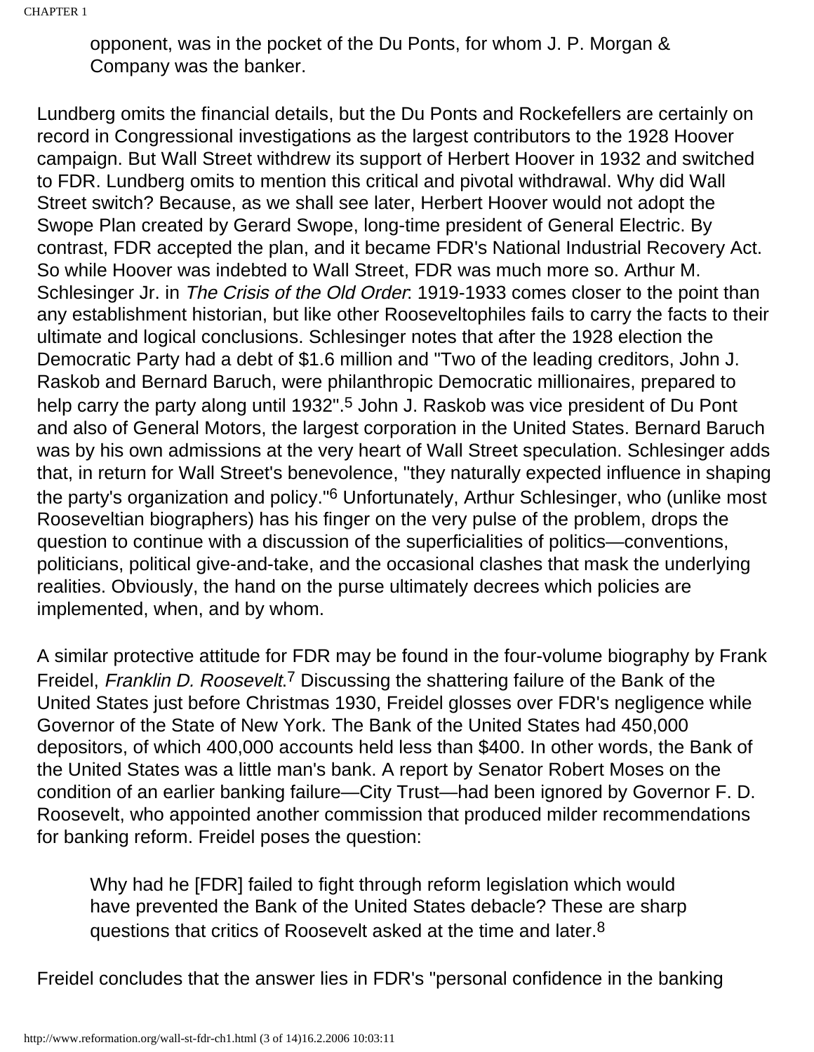> opponent, was in the pocket of the Du Ponts, for whom J. P. Morgan & Company was the banker.

Lundberg omits the financial details, but the Du Ponts and Rockefellers are certainly on record in Congressional investigations as the largest contributors to the 1928 Hoover campaign. But Wall Street withdrew its support of Herbert Hoover in 1932 and switched to FDR. Lundberg omits to mention this critical and pivotal withdrawal. Why did Wall Street switch? Because, as we shall see later, Herbert Hoover would not adopt the Swope Plan created by Gerard Swope, long-time president of General Electric. By contrast, FDR accepted the plan, and it became FDR's National Industrial Recovery Act. So while Hoover was indebted to Wall Street, FDR was much more so. Arthur M. Schlesinger Jr. in *The Crisis of the Old Order*: 1919-1933 comes closer to the point than any establishment historian, but like other Rooseveltophiles fails to carry the facts to their ultimate and logical conclusions. Schlesinger notes that after the 1928 election the Democratic Party had a debt of $1.6 million and "Two of the leading creditors, John J. Raskob and Bernard Baruch, were philanthropic Democratic millionaires, prepared to help carry the party along until 1932".[5] John J. Raskob was vice president of Du Pont and also of General Motors, the largest corporation in the United States. Bernard Baruch was by his own admissions at the very heart of Wall Street speculation. Schlesinger adds that, in return for Wall Street's benevolence, "they naturally expected influence in shaping the party's organization and policy."[6] Unfortunately, Arthur Schlesinger, who (unlike most Rooseveltian biographers) has his finger on the very pulse of the problem, drops the question to continue with a discussion of the superficialities of politics—conventions, politicians, political give-and-take, and the occasional clashes that mask the underlying realities. Obviously, the hand on the purse ultimately decrees which policies are implemented, when, and by whom.

A similar protective attitude for FDR may be found in the four-volume biography by Frank Freidel, *Franklin D. Roosevelt*.[7] Discussing the shattering failure of the Bank of the United States just before Christmas 1930, Freidel glosses over FDR's negligence while Governor of the State of New York. The Bank of the United States had 450,000 depositors, of which 400,000 accounts held less than $400. In other words, the Bank of the United States was a little man's bank. A report by Senator Robert Moses on the condition of an earlier banking failure—City Trust—had been ignored by Governor F. D. Roosevelt, who appointed another commission that produced milder recommendations for banking reform. Freidel poses the question:

> Why had he [FDR] failed to fight through reform legislation which would have prevented the Bank of the United States debacle? These are sharp questions that critics of Roosevelt asked at the time and later.[8]

Freidel concludes that the answer lies in FDR's "personal confidence in the banking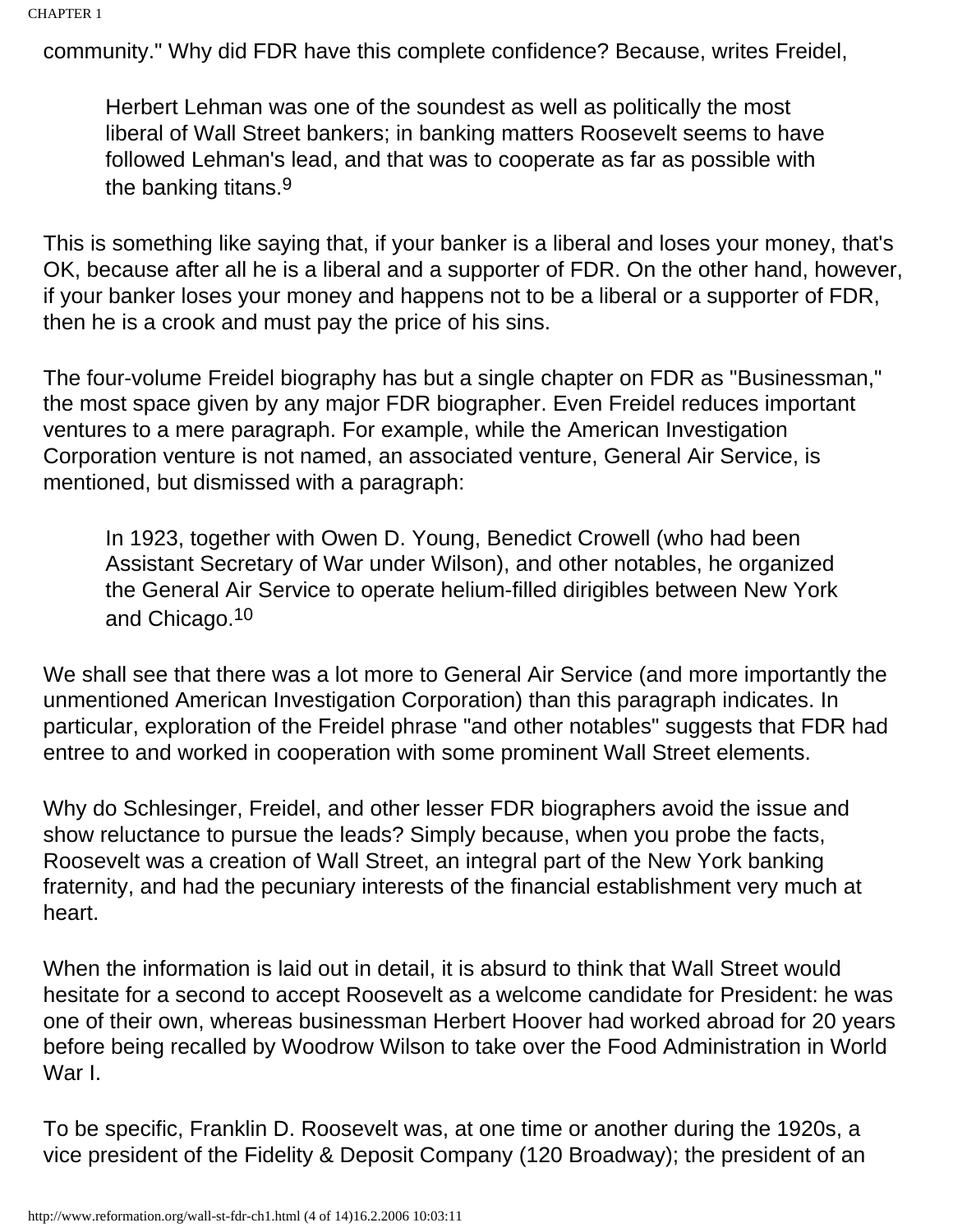community." Why did FDR have this complete confidence? Because, writes Freidel,

> Herbert Lehman was one of the soundest as well as politically the most liberal of Wall Street bankers; in banking matters Roosevelt seems to have followed Lehman's lead, and that was to cooperate as far as possible with the banking titans.[9]

This is something like saying that, if your banker is a liberal and loses your money, that's OK, because after all he is a liberal and a supporter of FDR. On the other hand, however, if your banker loses your money and happens not to be a liberal or a supporter of FDR, then he is a crook and must pay the price of his sins.

The four-volume Freidel biography has but a single chapter on FDR as "Businessman," the most space given by any major FDR biographer. Even Freidel reduces important ventures to a mere paragraph. For example, while the American Investigation Corporation venture is not named, an associated venture, General Air Service, is mentioned, but dismissed with a paragraph:

> In 1923, together with Owen D. Young, Benedict Crowell (who had been Assistant Secretary of War under Wilson), and other notables, he organized the General Air Service to operate helium-filled dirigibles between New York and Chicago.[10]

We shall see that there was a lot more to General Air Service (and more importantly the unmentioned American Investigation Corporation) than this paragraph indicates. In particular, exploration of the Freidel phrase "and other notables" suggests that FDR had entree to and worked in cooperation with some prominent Wall Street elements.

Why do Schlesinger, Freidel, and other lesser FDR biographers avoid the issue and show reluctance to pursue the leads? Simply because, when you probe the facts, Roosevelt was a creation of Wall Street, an integral part of the New York banking fraternity, and had the pecuniary interests of the financial establishment very much at heart.

When the information is laid out in detail, it is absurd to think that Wall Street would hesitate for a second to accept Roosevelt as a welcome candidate for President: he was one of their own, whereas businessman Herbert Hoover had worked abroad for 20 years before being recalled by Woodrow Wilson to take over the Food Administration in World War I.

To be specific, Franklin D. Roosevelt was, at one time or another during the 1920s, a vice president of the Fidelity & Deposit Company (120 Broadway); the president of an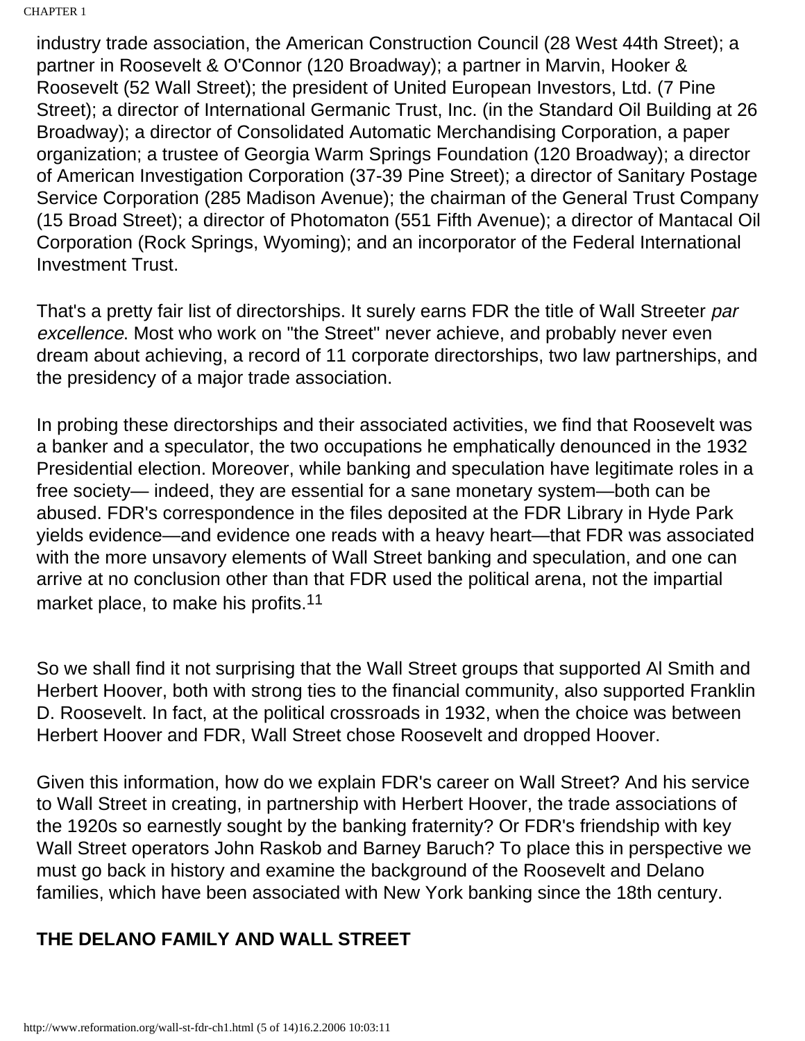industry trade association, the American Construction Council (28 West 44th Street); a partner in Roosevelt & O'Connor (120 Broadway); a partner in Marvin, Hooker & Roosevelt (52 Wall Street); the president of United European Investors, Ltd. (7 Pine Street); a director of International Germanic Trust, Inc. (in the Standard Oil Building at 26 Broadway); a director of Consolidated Automatic Merchandising Corporation, a paper organization; a trustee of Georgia Warm Springs Foundation (120 Broadway); a director of American Investigation Corporation (37-39 Pine Street); a director of Sanitary Postage Service Corporation (285 Madison Avenue); the chairman of the General Trust Company (15 Broad Street); a director of Photomaton (551 Fifth Avenue); a director of Mantacal Oil Corporation (Rock Springs, Wyoming); and an incorporator of the Federal International Investment Trust.

That's a pretty fair list of directorships. It surely earns FDR the title of Wall Streeter *par excellence*. Most who work on "the Street" never achieve, and probably never even dream about achieving, a record of 11 corporate directorships, two law partnerships, and the presidency of a major trade association.

In probing these directorships and their associated activities, we find that Roosevelt was a banker and a speculator, the two occupations he emphatically denounced in the 1932 Presidential election. Moreover, while banking and speculation have legitimate roles in a free society— indeed, they are essential for a sane monetary system—both can be abused. FDR's correspondence in the files deposited at the FDR Library in Hyde Park yields evidence—and evidence one reads with a heavy heart—that FDR was associated with the more unsavory elements of Wall Street banking and speculation, and one can arrive at no conclusion other than that FDR used the political arena, not the impartial market place, to make his profits.[11]

So we shall find it not surprising that the Wall Street groups that supported Al Smith and Herbert Hoover, both with strong ties to the financial community, also supported Franklin D. Roosevelt. In fact, at the political crossroads in 1932, when the choice was between Herbert Hoover and FDR, Wall Street chose Roosevelt and dropped Hoover.

Given this information, how do we explain FDR's career on Wall Street? And his service to Wall Street in creating, in partnership with Herbert Hoover, the trade associations of the 1920s so earnestly sought by the banking fraternity? Or FDR's friendship with key Wall Street operators John Raskob and Barney Baruch? To place this in perspective we must go back in history and examine the background of the Roosevelt and Delano families, which have been associated with New York banking since the 18th century.

## THE DELANO FAMILY AND WALL STREET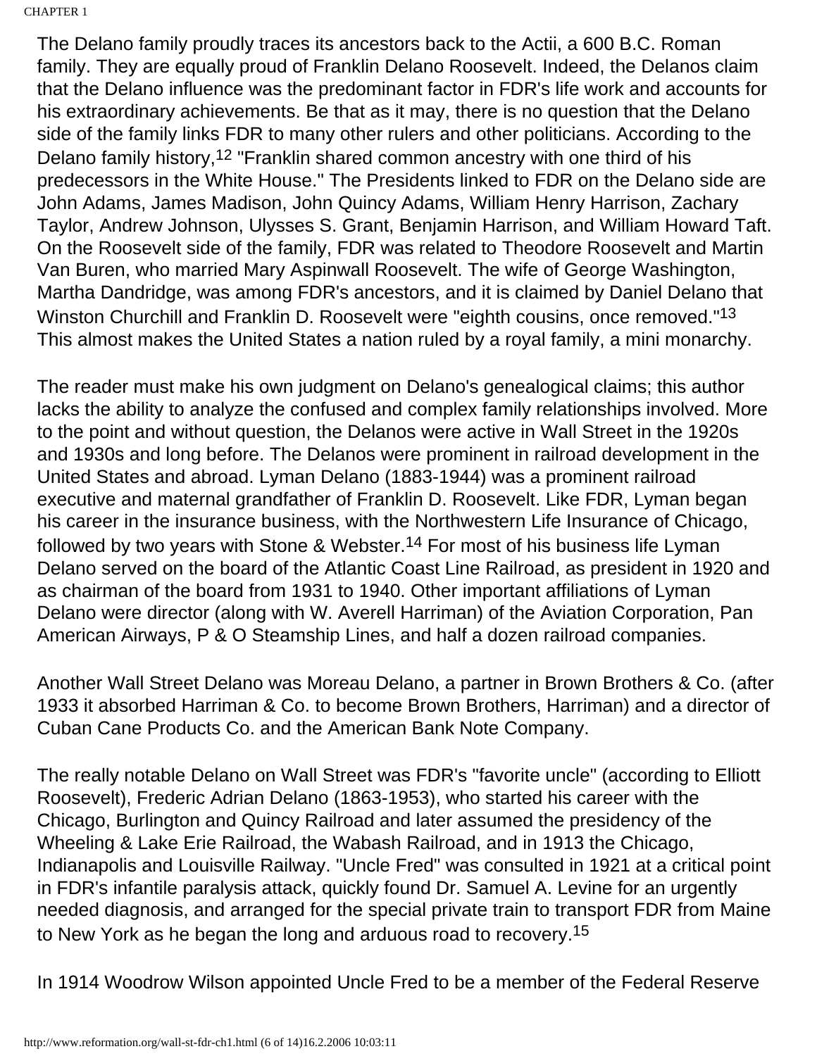The Delano family proudly traces its ancestors back to the Actii, a 600 B.C. Roman family. They are equally proud of Franklin Delano Roosevelt. Indeed, the Delanos claim that the Delano influence was the predominant factor in FDR's life work and accounts for his extraordinary achievements. Be that as it may, there is no question that the Delano side of the family links FDR to many other rulers and other politicians. According to the Delano family history,[12] "Franklin shared common ancestry with one third of his predecessors in the White House." The Presidents linked to FDR on the Delano side are John Adams, James Madison, John Quincy Adams, William Henry Harrison, Zachary Taylor, Andrew Johnson, Ulysses S. Grant, Benjamin Harrison, and William Howard Taft. On the Roosevelt side of the family, FDR was related to Theodore Roosevelt and Martin Van Buren, who married Mary Aspinwall Roosevelt. The wife of George Washington, Martha Dandridge, was among FDR's ancestors, and it is claimed by Daniel Delano that Winston Churchill and Franklin D. Roosevelt were "eighth cousins, once removed."[13] This almost makes the United States a nation ruled by a royal family, a mini monarchy.

The reader must make his own judgment on Delano's genealogical claims; this author lacks the ability to analyze the confused and complex family relationships involved. More to the point and without question, the Delanos were active in Wall Street in the 1920s and 1930s and long before. The Delanos were prominent in railroad development in the United States and abroad. Lyman Delano (1883-1944) was a prominent railroad executive and maternal grandfather of Franklin D. Roosevelt. Like FDR, Lyman began his career in the insurance business, with the Northwestern Life Insurance of Chicago, followed by two years with Stone & Webster.[14] For most of his business life Lyman Delano served on the board of the Atlantic Coast Line Railroad, as president in 1920 and as chairman of the board from 1931 to 1940. Other important affiliations of Lyman Delano were director (along with W. Averell Harriman) of the Aviation Corporation, Pan American Airways, P & O Steamship Lines, and half a dozen railroad companies.

Another Wall Street Delano was Moreau Delano, a partner in Brown Brothers & Co. (after 1933 it absorbed Harriman & Co. to become Brown Brothers, Harriman) and a director of Cuban Cane Products Co. and the American Bank Note Company.

The really notable Delano on Wall Street was FDR's "favorite uncle" (according to Elliott Roosevelt), Frederic Adrian Delano (1863-1953), who started his career with the Chicago, Burlington and Quincy Railroad and later assumed the presidency of the Wheeling & Lake Erie Railroad, the Wabash Railroad, and in 1913 the Chicago, Indianapolis and Louisville Railway. "Uncle Fred" was consulted in 1921 at a critical point in FDR's infantile paralysis attack, quickly found Dr. Samuel A. Levine for an urgently needed diagnosis, and arranged for the special private train to transport FDR from Maine to New York as he began the long and arduous road to recovery.[15]

In 1914 Woodrow Wilson appointed Uncle Fred to be a member of the Federal Reserve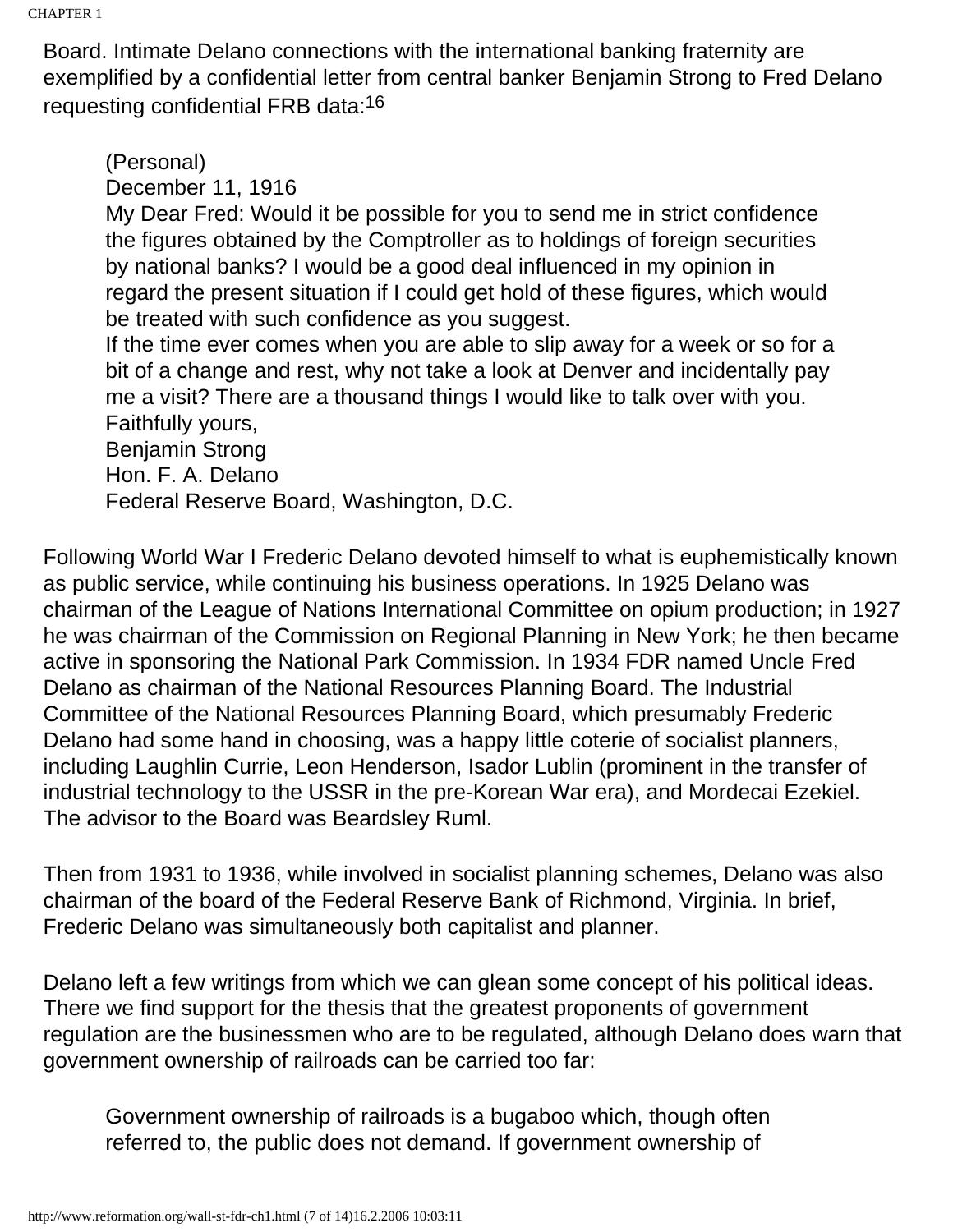Board. Intimate Delano connections with the international banking fraternity are exemplified by a confidential letter from central banker Benjamin Strong to Fred Delano requesting confidential FRB data:[16]

> (Personal)
> December 11, 1916
> My Dear Fred: Would it be possible for you to send me in strict confidence the figures obtained by the Comptroller as to holdings of foreign securities by national banks? I would be a good deal influenced in my opinion in regard the present situation if I could get hold of these figures, which would be treated with such confidence as you suggest.
> If the time ever comes when you are able to slip away for a week or so for a bit of a change and rest, why not take a look at Denver and incidentally pay me a visit? There are a thousand things I would like to talk over with you.
> Faithfully yours,
> Benjamin Strong
> Hon. F. A. Delano
> Federal Reserve Board, Washington, D.C.

Following World War I Frederic Delano devoted himself to what is euphemistically known as public service, while continuing his business operations. In 1925 Delano was chairman of the League of Nations International Committee on opium production; in 1927 he was chairman of the Commission on Regional Planning in New York; he then became active in sponsoring the National Park Commission. In 1934 FDR named Uncle Fred Delano as chairman of the National Resources Planning Board. The Industrial Committee of the National Resources Planning Board, which presumably Frederic Delano had some hand in choosing, was a happy little coterie of socialist planners, including Laughlin Currie, Leon Henderson, Isador Lublin (prominent in the transfer of industrial technology to the USSR in the pre-Korean War era), and Mordecai Ezekiel. The advisor to the Board was Beardsley Ruml.

Then from 1931 to 1936, while involved in socialist planning schemes, Delano was also chairman of the board of the Federal Reserve Bank of Richmond, Virginia. In brief, Frederic Delano was simultaneously both capitalist and planner.

Delano left a few writings from which we can glean some concept of his political ideas. There we find support for the thesis that the greatest proponents of government regulation are the businessmen who are to be regulated, although Delano does warn that government ownership of railroads can be carried too far:

> Government ownership of railroads is a bugaboo which, though often referred to, the public does not demand. If government ownership of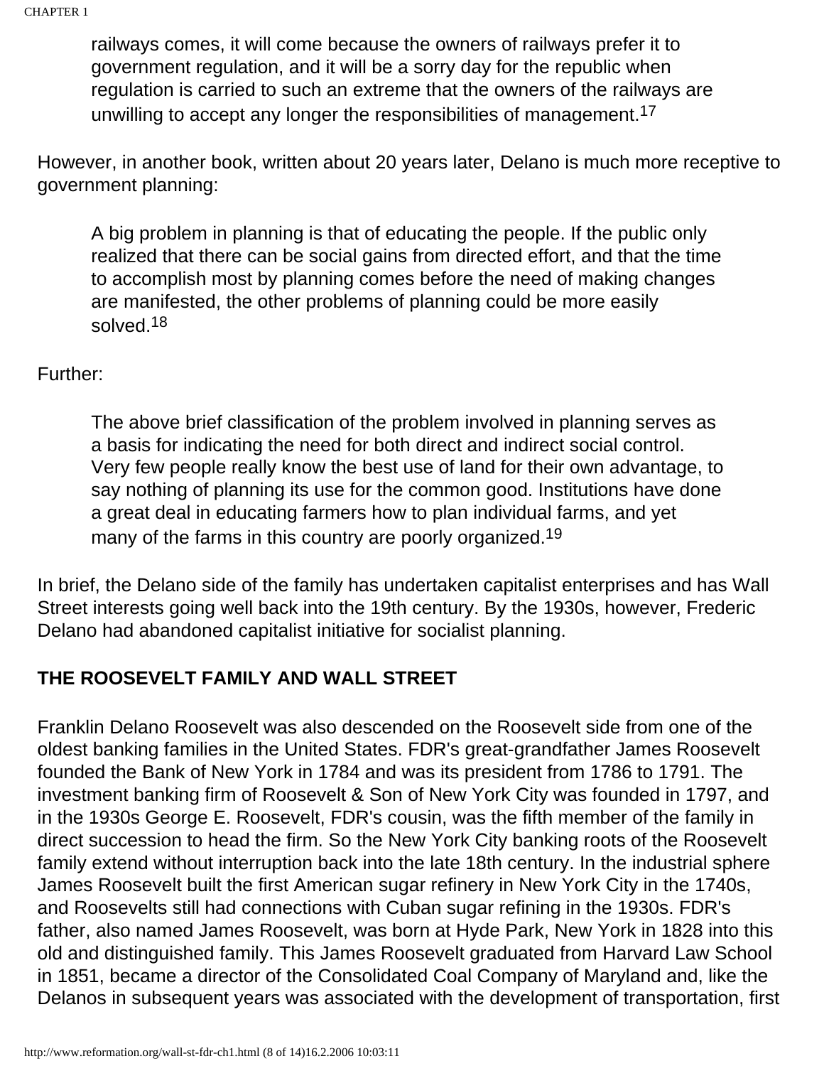railways comes, it will come because the owners of railways prefer it to government regulation, and it will be a sorry day for the republic when regulation is carried to such an extreme that the owners of the railways are unwilling to accept any longer the responsibilities of management.[17]

However, in another book, written about 20 years later, Delano is much more receptive to government planning:

> A big problem in planning is that of educating the people. If the public only realized that there can be social gains from directed effort, and that the time to accomplish most by planning comes before the need of making changes are manifested, the other problems of planning could be more easily solved.[18]

Further:

> The above brief classification of the problem involved in planning serves as a basis for indicating the need for both direct and indirect social control. Very few people really know the best use of land for their own advantage, to say nothing of planning its use for the common good. Institutions have done a great deal in educating farmers how to plan individual farms, and yet many of the farms in this country are poorly organized.[19]

In brief, the Delano side of the family has undertaken capitalist enterprises and has Wall Street interests going well back into the 19th century. By the 1930s, however, Frederic Delano had abandoned capitalist initiative for socialist planning.

## THE ROOSEVELT FAMILY AND WALL STREET

Franklin Delano Roosevelt was also descended on the Roosevelt side from one of the oldest banking families in the United States. FDR's great-grandfather James Roosevelt founded the Bank of New York in 1784 and was its president from 1786 to 1791. The investment banking firm of Roosevelt & Son of New York City was founded in 1797, and in the 1930s George E. Roosevelt, FDR's cousin, was the fifth member of the family in direct succession to head the firm. So the New York City banking roots of the Roosevelt family extend without interruption back into the late 18th century. In the industrial sphere James Roosevelt built the first American sugar refinery in New York City in the 1740s, and Roosevelts still had connections with Cuban sugar refining in the 1930s. FDR's father, also named James Roosevelt, was born at Hyde Park, New York in 1828 into this old and distinguished family. This James Roosevelt graduated from Harvard Law School in 1851, became a director of the Consolidated Coal Company of Maryland and, like the Delanos in subsequent years was associated with the development of transportation, first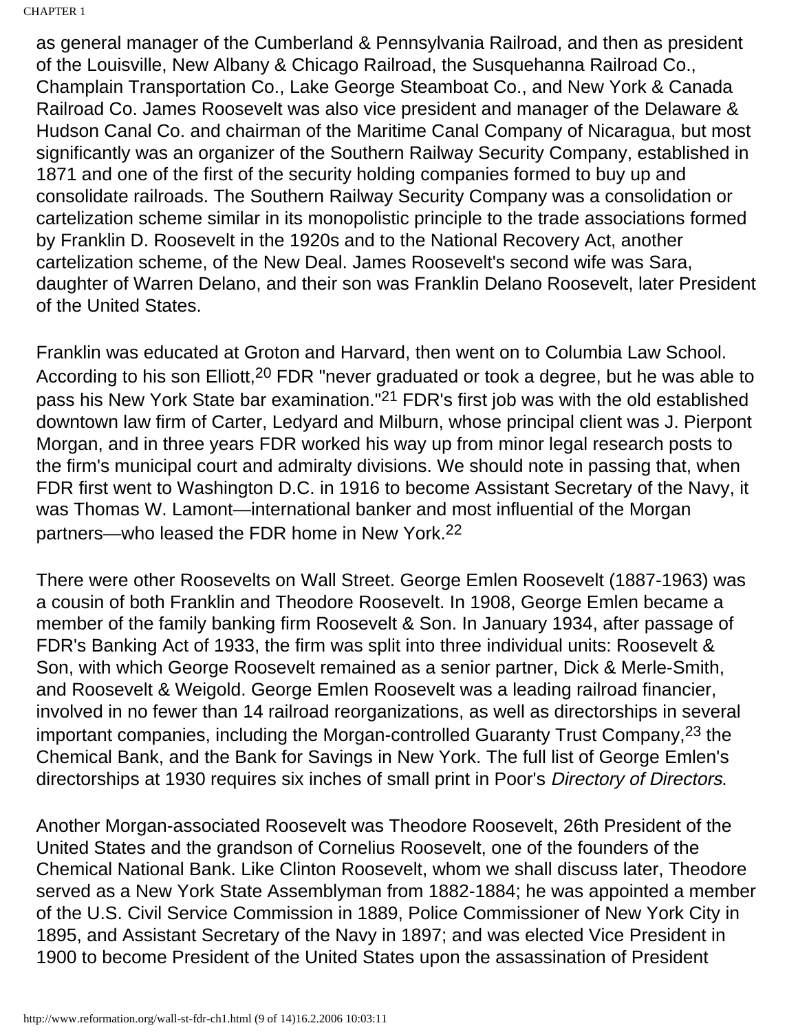as general manager of the Cumberland & Pennsylvania Railroad, and then as president of the Louisville, New Albany & Chicago Railroad, the Susquehanna Railroad Co., Champlain Transportation Co., Lake George Steamboat Co., and New York & Canada Railroad Co. James Roosevelt was also vice president and manager of the Delaware & Hudson Canal Co. and chairman of the Maritime Canal Company of Nicaragua, but most significantly was an organizer of the Southern Railway Security Company, established in 1871 and one of the first of the security holding companies formed to buy up and consolidate railroads. The Southern Railway Security Company was a consolidation or cartelization scheme similar in its monopolistic principle to the trade associations formed by Franklin D. Roosevelt in the 1920s and to the National Recovery Act, another cartelization scheme, of the New Deal. James Roosevelt's second wife was Sara, daughter of Warren Delano, and their son was Franklin Delano Roosevelt, later President of the United States.

Franklin was educated at Groton and Harvard, then went on to Columbia Law School. According to his son Elliott,[20] FDR "never graduated or took a degree, but he was able to pass his New York State bar examination."[21] FDR's first job was with the old established downtown law firm of Carter, Ledyard and Milburn, whose principal client was J. Pierpont Morgan, and in three years FDR worked his way up from minor legal research posts to the firm's municipal court and admiralty divisions. We should note in passing that, when FDR first went to Washington D.C. in 1916 to become Assistant Secretary of the Navy, it was Thomas W. Lamont—international banker and most influential of the Morgan partners—who leased the FDR home in New York.[22]

There were other Roosevelts on Wall Street. George Emlen Roosevelt (1887-1963) was a cousin of both Franklin and Theodore Roosevelt. In 1908, George Emlen became a member of the family banking firm Roosevelt & Son. In January 1934, after passage of FDR's Banking Act of 1933, the firm was split into three individual units: Roosevelt & Son, with which George Roosevelt remained as a senior partner, Dick & Merle-Smith, and Roosevelt & Weigold. George Emlen Roosevelt was a leading railroad financier, involved in no fewer than 14 railroad reorganizations, as well as directorships in several important companies, including the Morgan-controlled Guaranty Trust Company,[23] the Chemical Bank, and the Bank for Savings in New York. The full list of George Emlen's directorships at 1930 requires six inches of small print in Poor's *Directory of Directors*.

Another Morgan-associated Roosevelt was Theodore Roosevelt, 26th President of the United States and the grandson of Cornelius Roosevelt, one of the founders of the Chemical National Bank. Like Clinton Roosevelt, whom we shall discuss later, Theodore served as a New York State Assemblyman from 1882-1884; he was appointed a member of the U.S. Civil Service Commission in 1889, Police Commissioner of New York City in 1895, and Assistant Secretary of the Navy in 1897; and was elected Vice President in 1900 to become President of the United States upon the assassination of President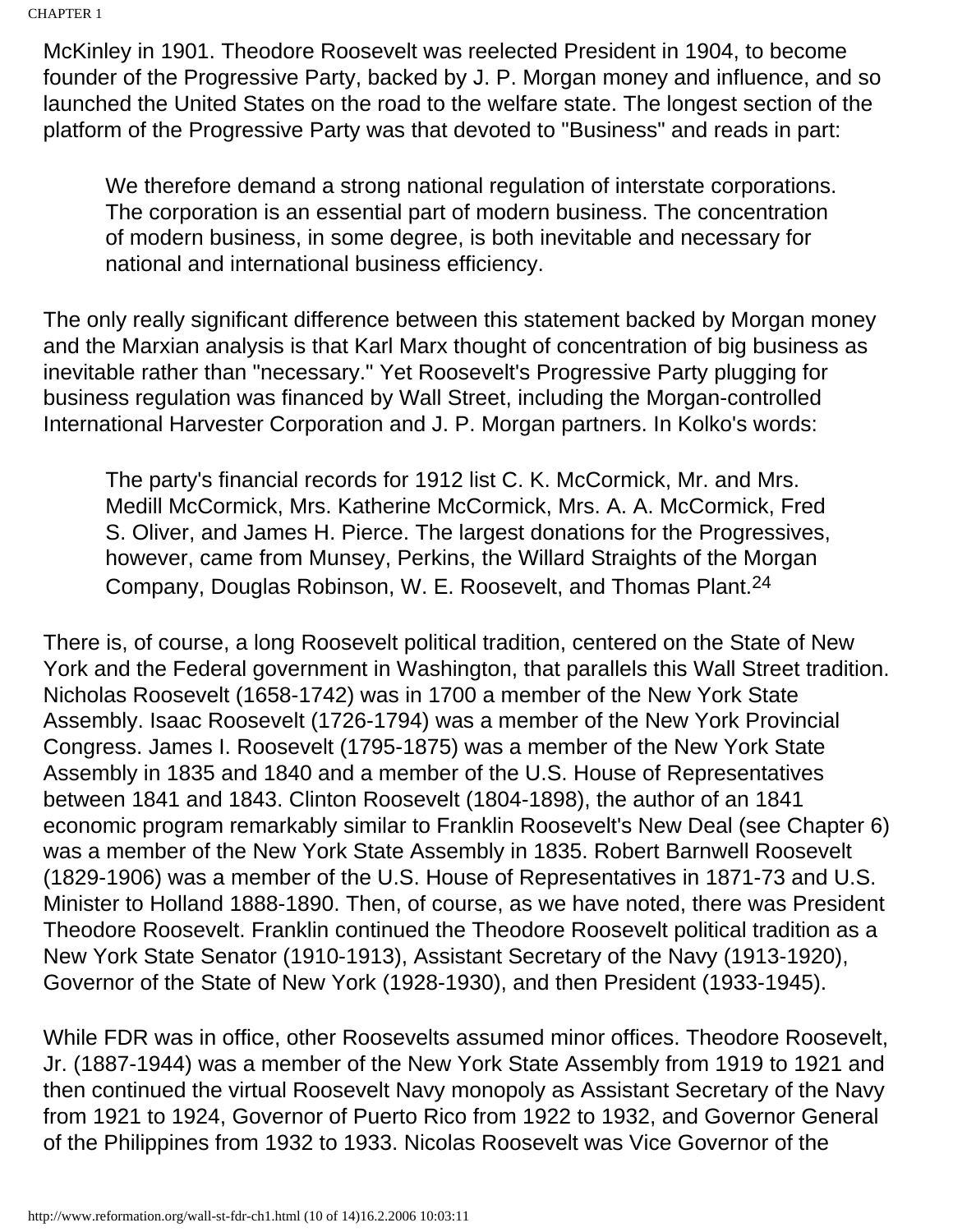McKinley in 1901. Theodore Roosevelt was reelected President in 1904, to become founder of the Progressive Party, backed by J. P. Morgan money and influence, and so launched the United States on the road to the welfare state. The longest section of the platform of the Progressive Party was that devoted to "Business" and reads in part:

> We therefore demand a strong national regulation of interstate corporations. The corporation is an essential part of modern business. The concentration of modern business, in some degree, is both inevitable and necessary for national and international business efficiency.

The only really significant difference between this statement backed by Morgan money and the Marxian analysis is that Karl Marx thought of concentration of big business as inevitable rather than "necessary." Yet Roosevelt's Progressive Party plugging for business regulation was financed by Wall Street, including the Morgan-controlled International Harvester Corporation and J. P. Morgan partners. In Kolko's words:

> The party's financial records for 1912 list C. K. McCormick, Mr. and Mrs. Medill McCormick, Mrs. Katherine McCormick, Mrs. A. A. McCormick, Fred S. Oliver, and James H. Pierce. The largest donations for the Progressives, however, came from Munsey, Perkins, the Willard Straights of the Morgan Company, Douglas Robinson, W. E. Roosevelt, and Thomas Plant.[24]

There is, of course, a long Roosevelt political tradition, centered on the State of New York and the Federal government in Washington, that parallels this Wall Street tradition. Nicholas Roosevelt (1658-1742) was in 1700 a member of the New York State Assembly. Isaac Roosevelt (1726-1794) was a member of the New York Provincial Congress. James I. Roosevelt (1795-1875) was a member of the New York State Assembly in 1835 and 1840 and a member of the U.S. House of Representatives between 1841 and 1843. Clinton Roosevelt (1804-1898), the author of an 1841 economic program remarkably similar to Franklin Roosevelt's New Deal (see Chapter 6) was a member of the New York State Assembly in 1835. Robert Barnwell Roosevelt (1829-1906) was a member of the U.S. House of Representatives in 1871-73 and U.S. Minister to Holland 1888-1890. Then, of course, as we have noted, there was President Theodore Roosevelt. Franklin continued the Theodore Roosevelt political tradition as a New York State Senator (1910-1913), Assistant Secretary of the Navy (1913-1920), Governor of the State of New York (1928-1930), and then President (1933-1945).

While FDR was in office, other Roosevelts assumed minor offices. Theodore Roosevelt, Jr. (1887-1944) was a member of the New York State Assembly from 1919 to 1921 and then continued the virtual Roosevelt Navy monopoly as Assistant Secretary of the Navy from 1921 to 1924, Governor of Puerto Rico from 1922 to 1932, and Governor General of the Philippines from 1932 to 1933. Nicolas Roosevelt was Vice Governor of the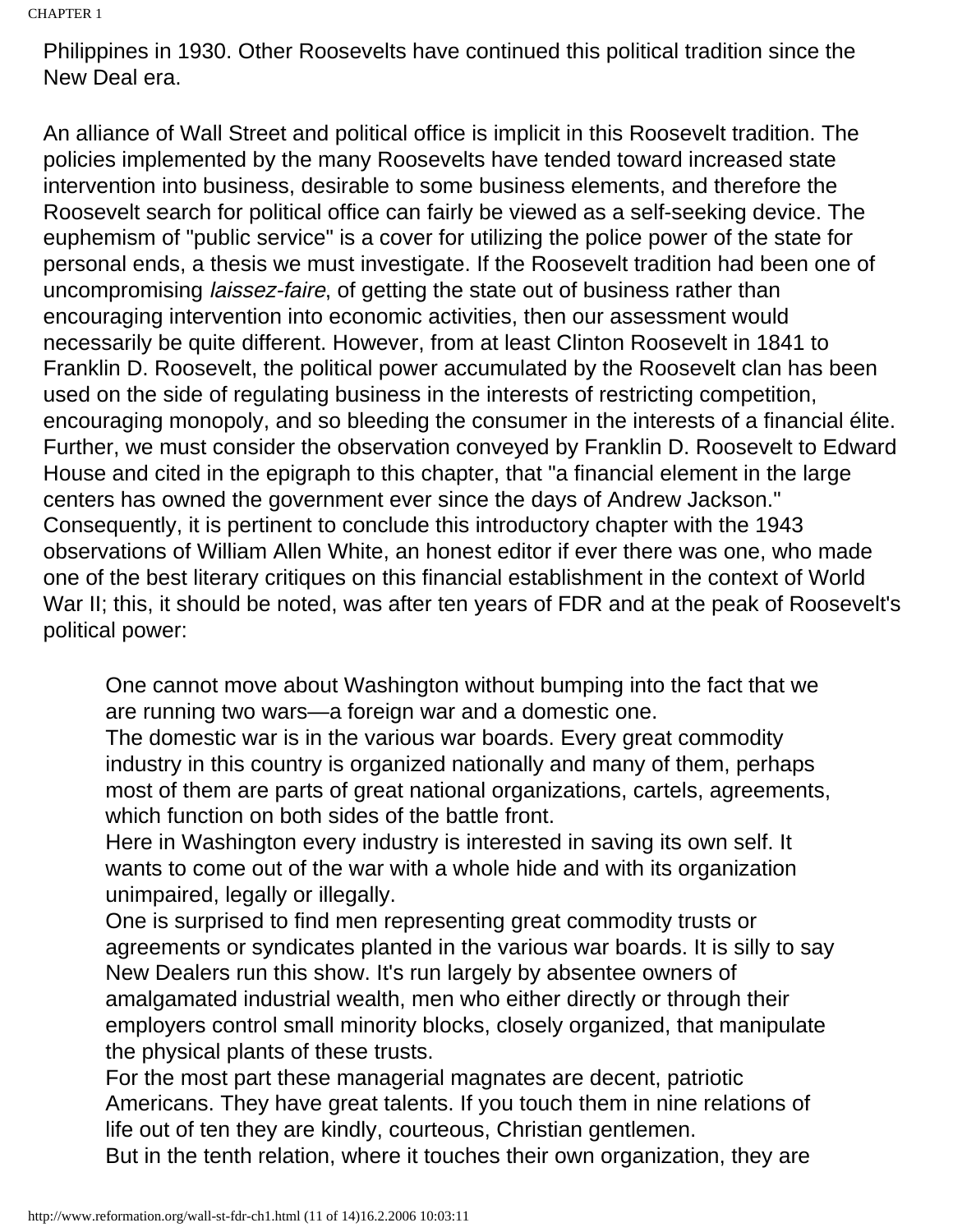Philippines in 1930. Other Roosevelts have continued this political tradition since the New Deal era.

An alliance of Wall Street and political office is implicit in this Roosevelt tradition. The policies implemented by the many Roosevelts have tended toward increased state intervention into business, desirable to some business elements, and therefore the Roosevelt search for political office can fairly be viewed as a self-seeking device. The euphemism of "public service" is a cover for utilizing the police power of the state for personal ends, a thesis we must investigate. If the Roosevelt tradition had been one of uncompromising *laissez-faire*, of getting the state out of business rather than encouraging intervention into economic activities, then our assessment would necessarily be quite different. However, from at least Clinton Roosevelt in 1841 to Franklin D. Roosevelt, the political power accumulated by the Roosevelt clan has been used on the side of regulating business in the interests of restricting competition, encouraging monopoly, and so bleeding the consumer in the interests of a financial élite. Further, we must consider the observation conveyed by Franklin D. Roosevelt to Edward House and cited in the epigraph to this chapter, that "a financial element in the large centers has owned the government ever since the days of Andrew Jackson." Consequently, it is pertinent to conclude this introductory chapter with the 1943 observations of William Allen White, an honest editor if ever there was one, who made one of the best literary critiques on this financial establishment in the context of World War II; this, it should be noted, was after ten years of FDR and at the peak of Roosevelt's political power:

> One cannot move about Washington without bumping into the fact that we are running two wars—a foreign war and a domestic one.
> The domestic war is in the various war boards. Every great commodity industry in this country is organized nationally and many of them, perhaps most of them are parts of great national organizations, cartels, agreements, which function on both sides of the battle front.
> Here in Washington every industry is interested in saving its own self. It wants to come out of the war with a whole hide and with its organization unimpaired, legally or illegally.
> One is surprised to find men representing great commodity trusts or agreements or syndicates planted in the various war boards. It is silly to say New Dealers run this show. It's run largely by absentee owners of amalgamated industrial wealth, men who either directly or through their employers control small minority blocks, closely organized, that manipulate the physical plants of these trusts.
> For the most part these managerial magnates are decent, patriotic Americans. They have great talents. If you touch them in nine relations of life out of ten they are kindly, courteous, Christian gentlemen.
> But in the tenth relation, where it touches their own organization, they are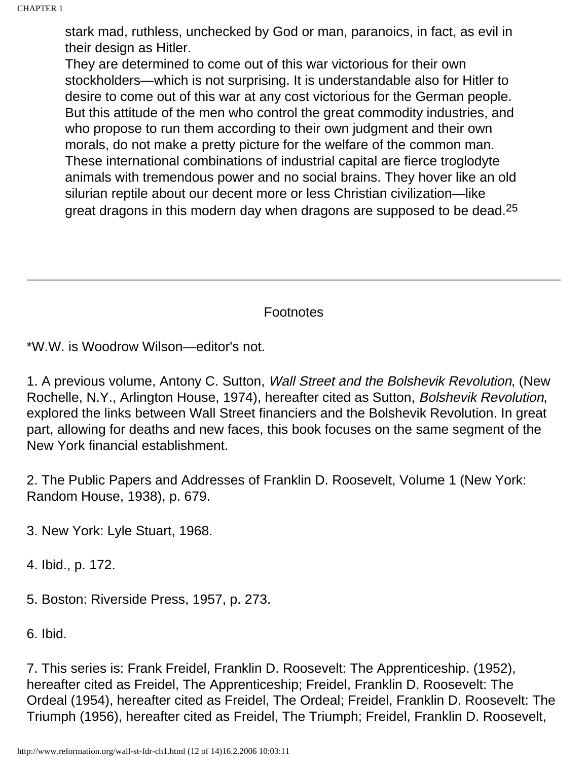> stark mad, ruthless, unchecked by God or man, paranoics, in fact, as evil in their design as Hitler.
> They are determined to come out of this war victorious for their own stockholders—which is not surprising. It is understandable also for Hitler to desire to come out of this war at any cost victorious for the German people. But this attitude of the men who control the great commodity industries, and who propose to run them according to their own judgment and their own morals, do not make a pretty picture for the welfare of the common man. These international combinations of industrial capital are fierce troglodyte animals with tremendous power and no social brains. They hover like an old silurian reptile about our decent more or less Christian civilization—like great dragons in this modern day when dragons are supposed to be dead.[25]

---

## Footnotes

*W.W. is Woodrow Wilson—editor's not.

1. A previous volume, Antony C. Sutton, *Wall Street and the Bolshevik Revolution*, (New Rochelle, N.Y., Arlington House, 1974), hereafter cited as Sutton, *Bolshevik Revolution*, explored the links between Wall Street financiers and the Bolshevik Revolution. In great part, allowing for deaths and new faces, this book focuses on the same segment of the New York financial establishment.

2. The Public Papers and Addresses of Franklin D. Roosevelt, Volume 1 (New York: Random House, 1938), p. 679.

3. New York: Lyle Stuart, 1968.

4. Ibid., p. 172.

5. Boston: Riverside Press, 1957, p. 273.

6. Ibid.

7. This series is: Frank Freidel, Franklin D. Roosevelt: The Apprenticeship. (1952), hereafter cited as Freidel, The Apprenticeship; Freidel, Franklin D. Roosevelt: The Ordeal (1954), hereafter cited as Freidel, The Ordeal; Freidel, Franklin D. Roosevelt: The Triumph (1956), hereafter cited as Freidel, The Triumph; Freidel, Franklin D. Roosevelt,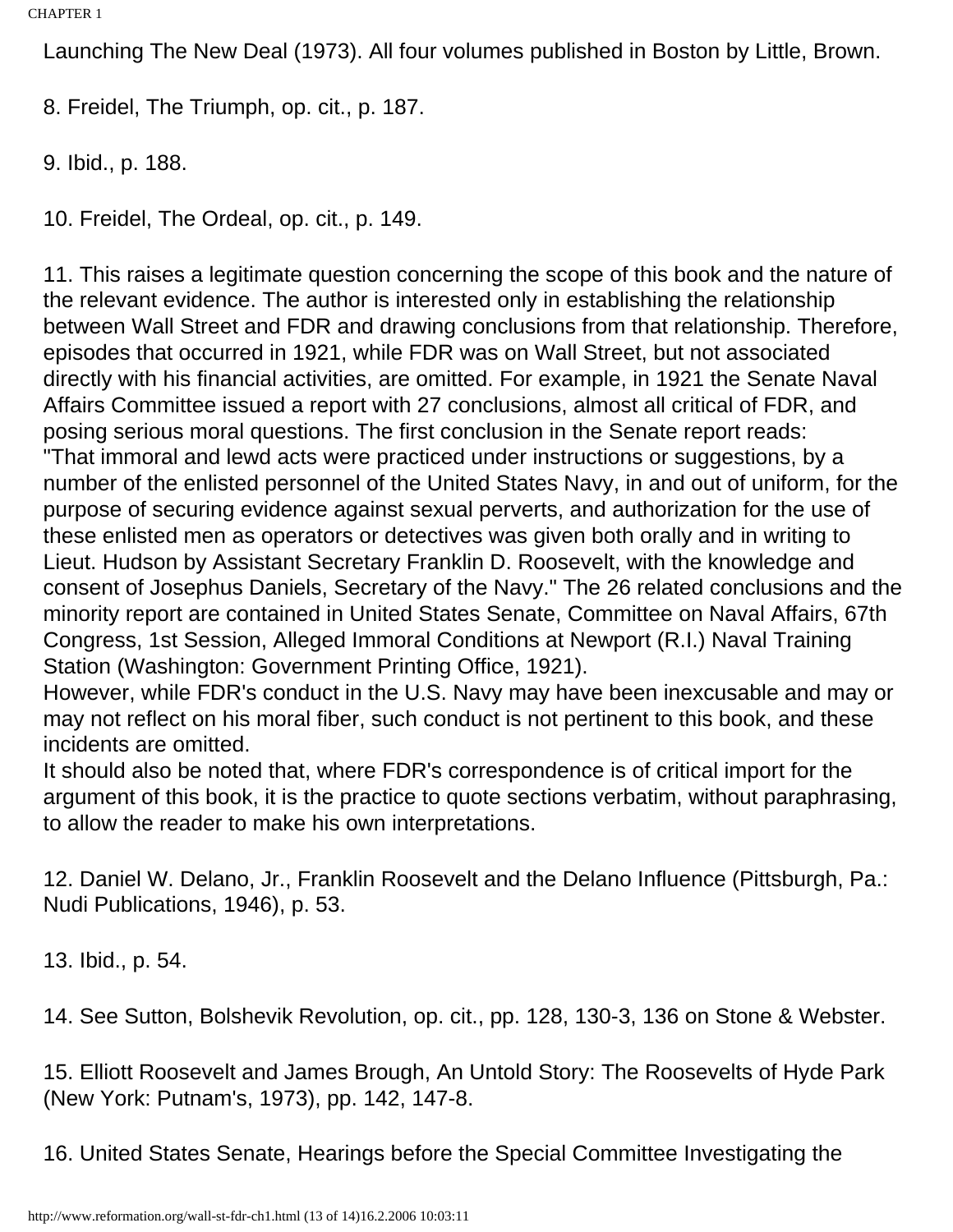Launching The New Deal (1973). All four volumes published in Boston by Little, Brown.

8. Freidel, The Triumph, op. cit., p. 187.

9. Ibid., p. 188.

10. Freidel, The Ordeal, op. cit., p. 149.

11. This raises a legitimate question concerning the scope of this book and the nature of the relevant evidence. The author is interested only in establishing the relationship between Wall Street and FDR and drawing conclusions from that relationship. Therefore, episodes that occurred in 1921, while FDR was on Wall Street, but not associated directly with his financial activities, are omitted. For example, in 1921 the Senate Naval Affairs Committee issued a report with 27 conclusions, almost all critical of FDR, and posing serious moral questions. The first conclusion in the Senate report reads:
"That immoral and lewd acts were practiced under instructions or suggestions, by a number of the enlisted personnel of the United States Navy, in and out of uniform, for the purpose of securing evidence against sexual perverts, and authorization for the use of these enlisted men as operators or detectives was given both orally and in writing to Lieut. Hudson by Assistant Secretary Franklin D. Roosevelt, with the knowledge and consent of Josephus Daniels, Secretary of the Navy." The 26 related conclusions and the minority report are contained in United States Senate, Committee on Naval Affairs, 67th Congress, 1st Session, Alleged Immoral Conditions at Newport (R.I.) Naval Training Station (Washington: Government Printing Office, 1921).
However, while FDR's conduct in the U.S. Navy may have been inexcusable and may or may not reflect on his moral fiber, such conduct is not pertinent to this book, and these incidents are omitted.
It should also be noted that, where FDR's correspondence is of critical import for the argument of this book, it is the practice to quote sections verbatim, without paraphrasing, to allow the reader to make his own interpretations.

12. Daniel W. Delano, Jr., Franklin Roosevelt and the Delano Influence (Pittsburgh, Pa.: Nudi Publications, 1946), p. 53.

13. Ibid., p. 54.

14. See Sutton, Bolshevik Revolution, op. cit., pp. 128, 130-3, 136 on Stone & Webster.

15. Elliott Roosevelt and James Brough, An Untold Story: The Roosevelts of Hyde Park (New York: Putnam's, 1973), pp. 142, 147-8.

16. United States Senate, Hearings before the Special Committee Investigating the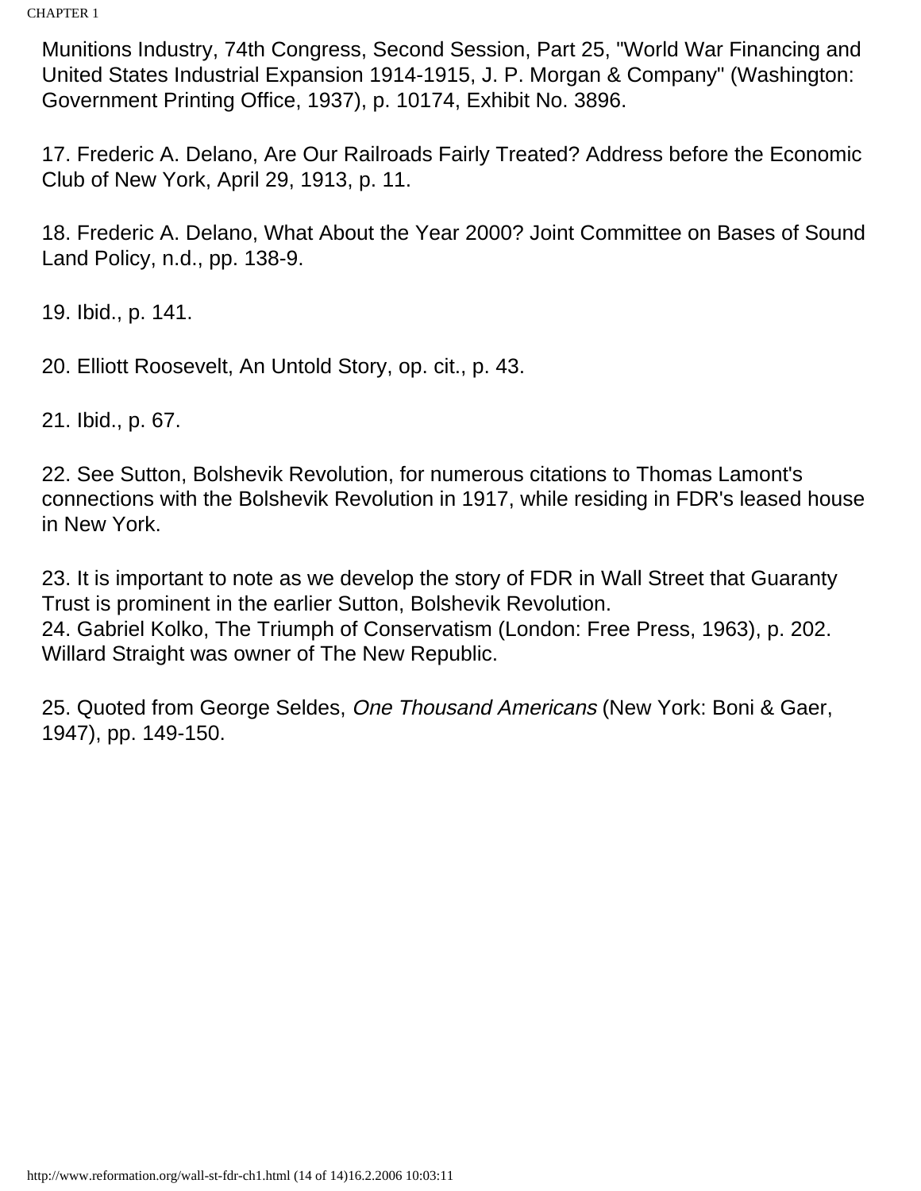Munitions Industry, 74th Congress, Second Session, Part 25, "World War Financing and United States Industrial Expansion 1914-1915, J. P. Morgan & Company" (Washington: Government Printing Office, 1937), p. 10174, Exhibit No. 3896.

17. Frederic A. Delano, Are Our Railroads Fairly Treated? Address before the Economic Club of New York, April 29, 1913, p. 11.

18. Frederic A. Delano, What About the Year 2000? Joint Committee on Bases of Sound Land Policy, n.d., pp. 138-9.

19. Ibid., p. 141.

20. Elliott Roosevelt, An Untold Story, op. cit., p. 43.

21. Ibid., p. 67.

22. See Sutton, Bolshevik Revolution, for numerous citations to Thomas Lamont's connections with the Bolshevik Revolution in 1917, while residing in FDR's leased house in New York.

23. It is important to note as we develop the story of FDR in Wall Street that Guaranty Trust is prominent in the earlier Sutton, Bolshevik Revolution.
24. Gabriel Kolko, The Triumph of Conservatism (London: Free Press, 1963), p. 202. Willard Straight was owner of The New Republic.

25. Quoted from George Seldes, *One Thousand Americans* (New York: Boni & Gaer, 1947), pp. 149-150.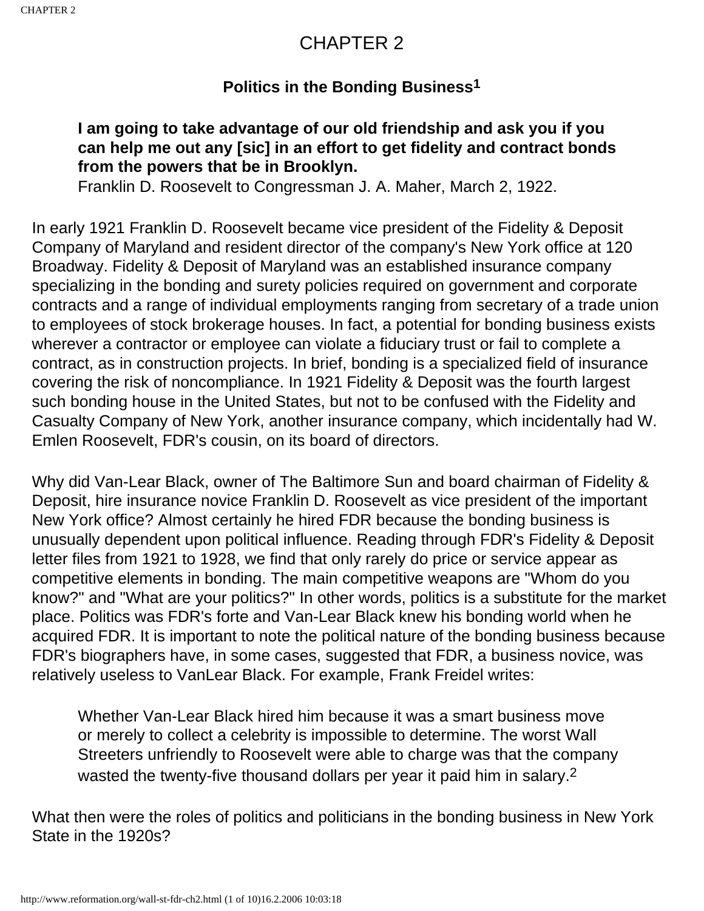# CHAPTER 2

### Politics in the Bonding Business[1]

> **I am going to take advantage of our old friendship and ask you if you can help me out any [sic] in an effort to get fidelity and contract bonds from the powers that be in Brooklyn.**
> Franklin D. Roosevelt to Congressman J. A. Maher, March 2, 1922.

In early 1921 Franklin D. Roosevelt became vice president of the Fidelity & Deposit Company of Maryland and resident director of the company's New York office at 120 Broadway. Fidelity & Deposit of Maryland was an established insurance company specializing in the bonding and surety policies required on government and corporate contracts and a range of individual employments ranging from secretary of a trade union to employees of stock brokerage houses. In fact, a potential for bonding business exists wherever a contractor or employee can violate a fiduciary trust or fail to complete a contract, as in construction projects. In brief, bonding is a specialized field of insurance covering the risk of noncompliance. In 1921 Fidelity & Deposit was the fourth largest such bonding house in the United States, but not to be confused with the Fidelity and Casualty Company of New York, another insurance company, which incidentally had W. Emlen Roosevelt, FDR's cousin, on its board of directors.

Why did Van-Lear Black, owner of The Baltimore Sun and board chairman of Fidelity & Deposit, hire insurance novice Franklin D. Roosevelt as vice president of the important New York office? Almost certainly he hired FDR because the bonding business is unusually dependent upon political influence. Reading through FDR's Fidelity & Deposit letter files from 1921 to 1928, we find that only rarely do price or service appear as competitive elements in bonding. The main competitive weapons are "Whom do you know?" and "What are your politics?" In other words, politics is a substitute for the market place. Politics was FDR's forte and Van-Lear Black knew his bonding world when he acquired FDR. It is important to note the political nature of the bonding business because FDR's biographers have, in some cases, suggested that FDR, a business novice, was relatively useless to VanLear Black. For example, Frank Freidel writes:

> Whether Van-Lear Black hired him because it was a smart business move or merely to collect a celebrity is impossible to determine. The worst Wall Streeters unfriendly to Roosevelt were able to charge was that the company wasted the twenty-five thousand dollars per year it paid him in salary.[2]

What then were the roles of politics and politicians in the bonding business in New York State in the 1920s?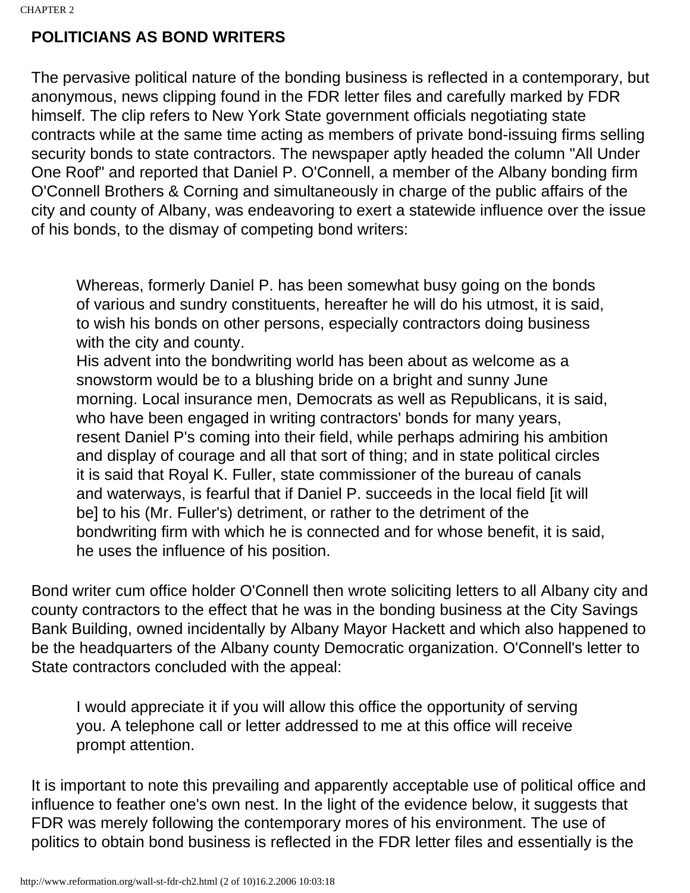## POLITICIANS AS BOND WRITERS

The pervasive political nature of the bonding business is reflected in a contemporary, but anonymous, news clipping found in the FDR letter files and carefully marked by FDR himself. The clip refers to New York State government officials negotiating state contracts while at the same time acting as members of private bond-issuing firms selling security bonds to state contractors. The newspaper aptly headed the column "All Under One Roof" and reported that Daniel P. O'Connell, a member of the Albany bonding firm O'Connell Brothers & Corning and simultaneously in charge of the public affairs of the city and county of Albany, was endeavoring to exert a statewide influence over the issue of his bonds, to the dismay of competing bond writers:

> Whereas, formerly Daniel P. has been somewhat busy going on the bonds of various and sundry constituents, hereafter he will do his utmost, it is said, to wish his bonds on other persons, especially contractors doing business with the city and county.
> His advent into the bondwriting world has been about as welcome as a snowstorm would be to a blushing bride on a bright and sunny June morning. Local insurance men, Democrats as well as Republicans, it is said, who have been engaged in writing contractors' bonds for many years, resent Daniel P's coming into their field, while perhaps admiring his ambition and display of courage and all that sort of thing; and in state political circles it is said that Royal K. Fuller, state commissioner of the bureau of canals and waterways, is fearful that if Daniel P. succeeds in the local field [it will be] to his (Mr. Fuller's) detriment, or rather to the detriment of the bondwriting firm with which he is connected and for whose benefit, it is said, he uses the influence of his position.

Bond writer cum office holder O'Connell then wrote soliciting letters to all Albany city and county contractors to the effect that he was in the bonding business at the City Savings Bank Building, owned incidentally by Albany Mayor Hackett and which also happened to be the headquarters of the Albany county Democratic organization. O'Connell's letter to State contractors concluded with the appeal:

> I would appreciate it if you will allow this office the opportunity of serving you. A telephone call or letter addressed to me at this office will receive prompt attention.

It is important to note this prevailing and apparently acceptable use of political office and influence to feather one's own nest. In the light of the evidence below, it suggests that FDR was merely following the contemporary mores of his environment. The use of politics to obtain bond business is reflected in the FDR letter files and essentially is the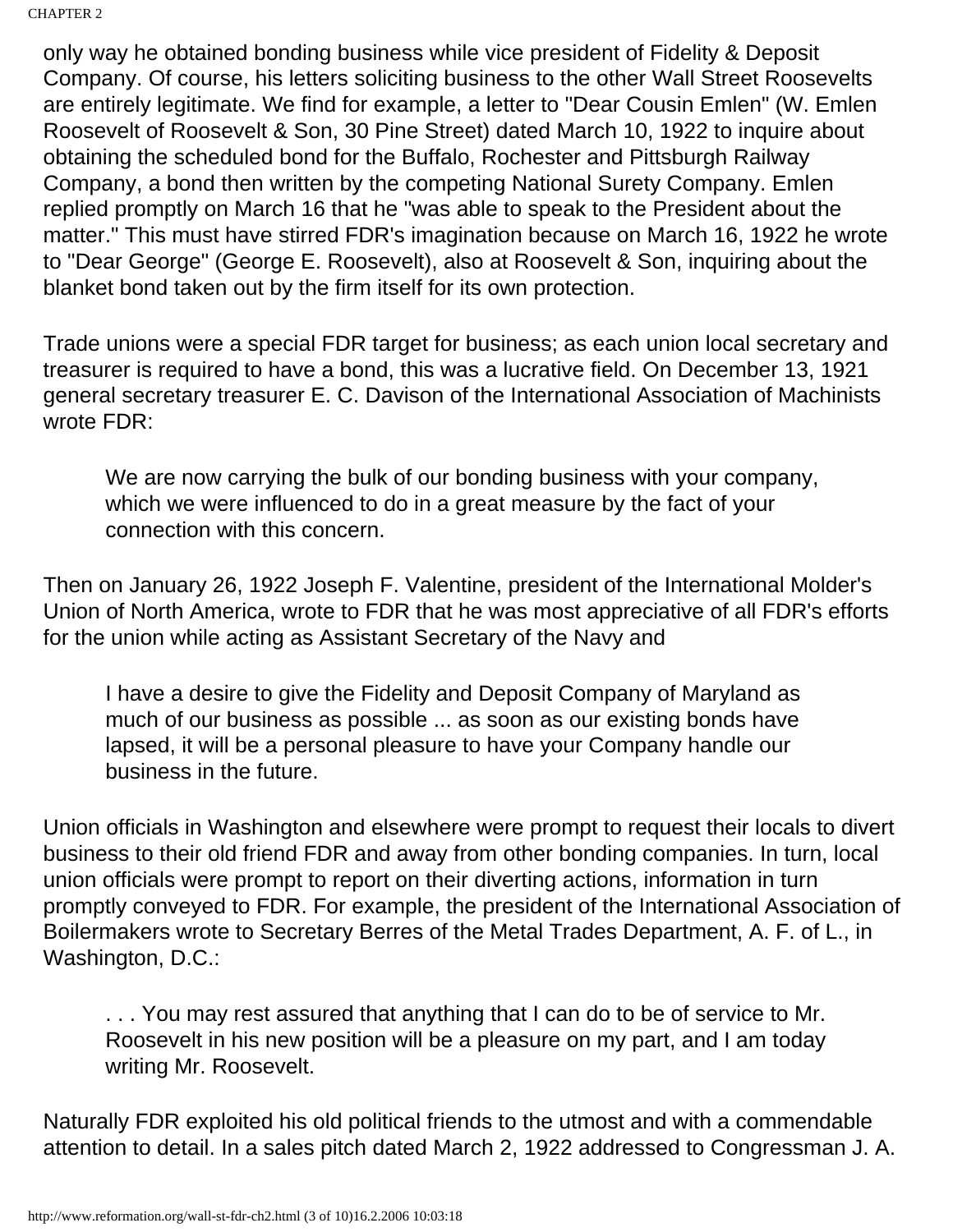only way he obtained bonding business while vice president of Fidelity & Deposit Company. Of course, his letters soliciting business to the other Wall Street Roosevelts are entirely legitimate. We find for example, a letter to "Dear Cousin Emlen" (W. Emlen Roosevelt of Roosevelt & Son, 30 Pine Street) dated March 10, 1922 to inquire about obtaining the scheduled bond for the Buffalo, Rochester and Pittsburgh Railway Company, a bond then written by the competing National Surety Company. Emlen replied promptly on March 16 that he "was able to speak to the President about the matter." This must have stirred FDR's imagination because on March 16, 1922 he wrote to "Dear George" (George E. Roosevelt), also at Roosevelt & Son, inquiring about the blanket bond taken out by the firm itself for its own protection.

Trade unions were a special FDR target for business; as each union local secretary and treasurer is required to have a bond, this was a lucrative field. On December 13, 1921 general secretary treasurer E. C. Davison of the International Association of Machinists wrote FDR:

> We are now carrying the bulk of our bonding business with your company, which we were influenced to do in a great measure by the fact of your connection with this concern.

Then on January 26, 1922 Joseph F. Valentine, president of the International Molder's Union of North America, wrote to FDR that he was most appreciative of all FDR's efforts for the union while acting as Assistant Secretary of the Navy and

> I have a desire to give the Fidelity and Deposit Company of Maryland as much of our business as possible ... as soon as our existing bonds have lapsed, it will be a personal pleasure to have your Company handle our business in the future.

Union officials in Washington and elsewhere were prompt to request their locals to divert business to their old friend FDR and away from other bonding companies. In turn, local union officials were prompt to report on their diverting actions, information in turn promptly conveyed to FDR. For example, the president of the International Association of Boilermakers wrote to Secretary Berres of the Metal Trades Department, A. F. of L., in Washington, D.C.:

> . . . You may rest assured that anything that I can do to be of service to Mr. Roosevelt in his new position will be a pleasure on my part, and I am today writing Mr. Roosevelt.

Naturally FDR exploited his old political friends to the utmost and with a commendable attention to detail. In a sales pitch dated March 2, 1922 addressed to Congressman J. A.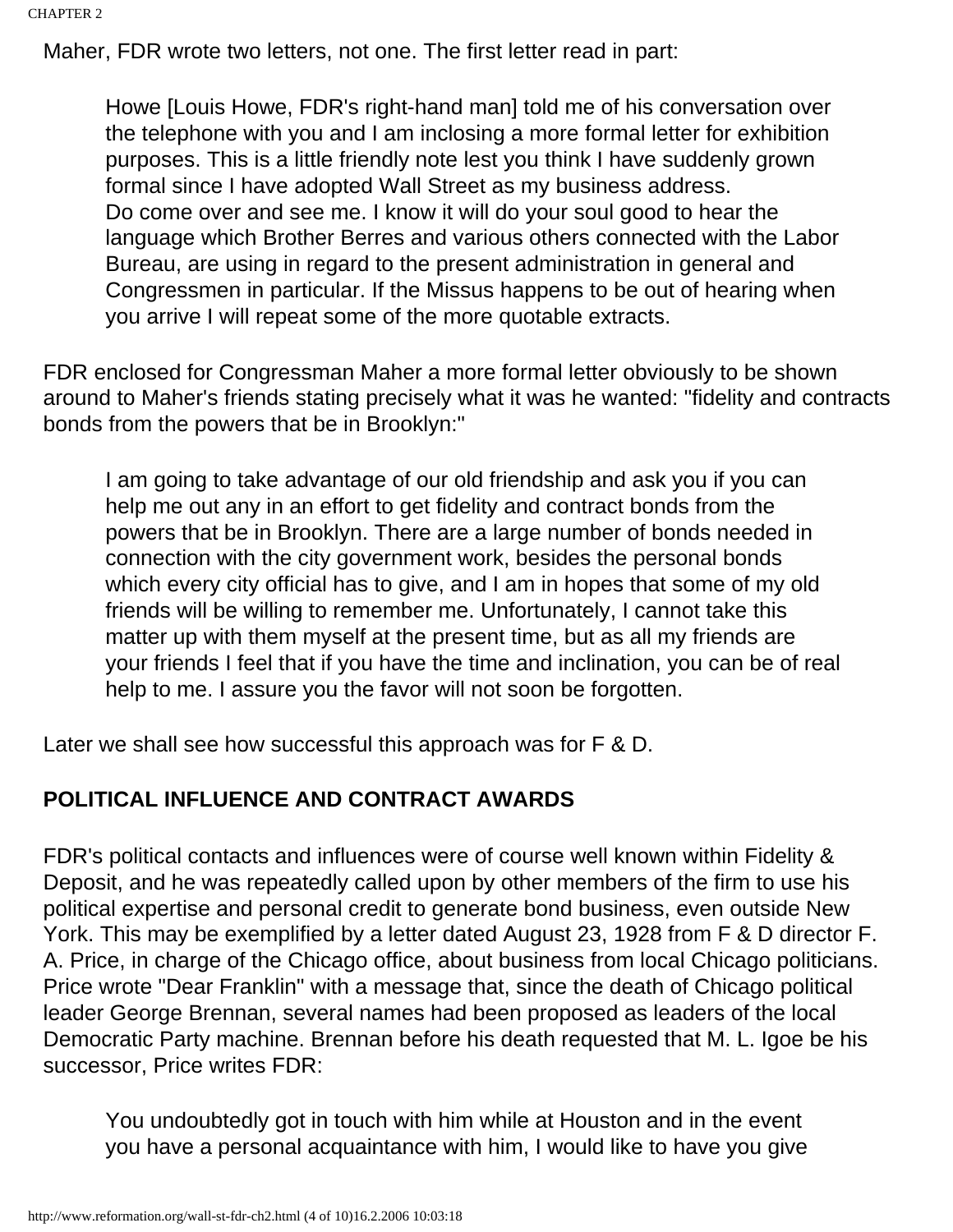Maher, FDR wrote two letters, not one. The first letter read in part:

> Howe [Louis Howe, FDR's right-hand man] told me of his conversation over the telephone with you and I am inclosing a more formal letter for exhibition purposes. This is a little friendly note lest you think I have suddenly grown formal since I have adopted Wall Street as my business address.
> Do come over and see me. I know it will do your soul good to hear the language which Brother Berres and various others connected with the Labor Bureau, are using in regard to the present administration in general and Congressmen in particular. If the Missus happens to be out of hearing when you arrive I will repeat some of the more quotable extracts.

FDR enclosed for Congressman Maher a more formal letter obviously to be shown around to Maher's friends stating precisely what it was he wanted: "fidelity and contracts bonds from the powers that be in Brooklyn:"

> I am going to take advantage of our old friendship and ask you if you can help me out any in an effort to get fidelity and contract bonds from the powers that be in Brooklyn. There are a large number of bonds needed in connection with the city government work, besides the personal bonds which every city official has to give, and I am in hopes that some of my old friends will be willing to remember me. Unfortunately, I cannot take this matter up with them myself at the present time, but as all my friends are your friends I feel that if you have the time and inclination, you can be of real help to me. I assure you the favor will not soon be forgotten.

Later we shall see how successful this approach was for F & D.

## POLITICAL INFLUENCE AND CONTRACT AWARDS

FDR's political contacts and influences were of course well known within Fidelity & Deposit, and he was repeatedly called upon by other members of the firm to use his political expertise and personal credit to generate bond business, even outside New York. This may be exemplified by a letter dated August 23, 1928 from F & D director F. A. Price, in charge of the Chicago office, about business from local Chicago politicians. Price wrote "Dear Franklin" with a message that, since the death of Chicago political leader George Brennan, several names had been proposed as leaders of the local Democratic Party machine. Brennan before his death requested that M. L. Igoe be his successor, Price writes FDR:

> You undoubtedly got in touch with him while at Houston and in the event you have a personal acquaintance with him, I would like to have you give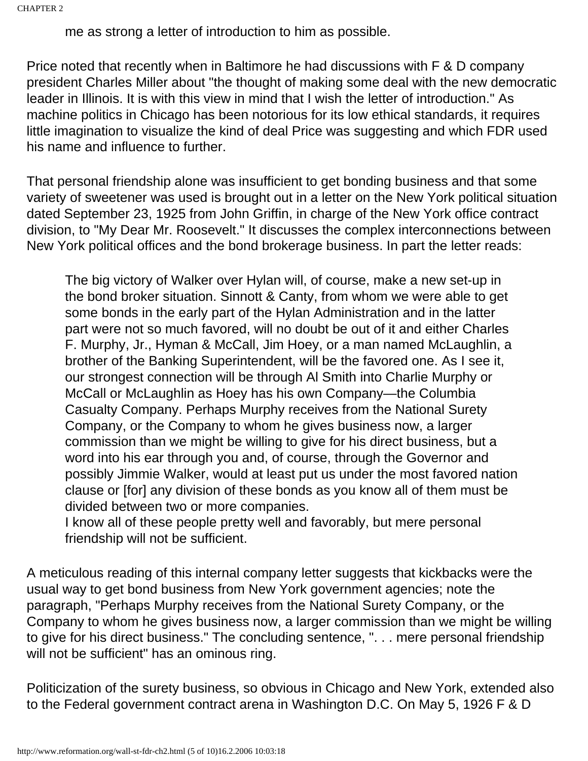me as strong a letter of introduction to him as possible.

Price noted that recently when in Baltimore he had discussions with F & D company president Charles Miller about "the thought of making some deal with the new democratic leader in Illinois. It is with this view in mind that I wish the letter of introduction." As machine politics in Chicago has been notorious for its low ethical standards, it requires little imagination to visualize the kind of deal Price was suggesting and which FDR used his name and influence to further.

That personal friendship alone was insufficient to get bonding business and that some variety of sweetener was used is brought out in a letter on the New York political situation dated September 23, 1925 from John Griffin, in charge of the New York office contract division, to "My Dear Mr. Roosevelt." It discusses the complex interconnections between New York political offices and the bond brokerage business. In part the letter reads:

> The big victory of Walker over Hylan will, of course, make a new set-up in the bond broker situation. Sinnott & Canty, from whom we were able to get some bonds in the early part of the Hylan Administration and in the latter part were not so much favored, will no doubt be out of it and either Charles F. Murphy, Jr., Hyman & McCall, Jim Hoey, or a man named McLaughlin, a brother of the Banking Superintendent, will be the favored one. As I see it, our strongest connection will be through Al Smith into Charlie Murphy or McCall or McLaughlin as Hoey has his own Company—the Columbia Casualty Company. Perhaps Murphy receives from the National Surety Company, or the Company to whom he gives business now, a larger commission than we might be willing to give for his direct business, but a word into his ear through you and, of course, through the Governor and possibly Jimmie Walker, would at least put us under the most favored nation clause or [for] any division of these bonds as you know all of them must be divided between two or more companies.
>
> I know all of these people pretty well and favorably, but mere personal friendship will not be sufficient.

A meticulous reading of this internal company letter suggests that kickbacks were the usual way to get bond business from New York government agencies; note the paragraph, "Perhaps Murphy receives from the National Surety Company, or the Company to whom he gives business now, a larger commission than we might be willing to give for his direct business." The concluding sentence, ". . . mere personal friendship will not be sufficient" has an ominous ring.

Politicization of the surety business, so obvious in Chicago and New York, extended also to the Federal government contract arena in Washington D.C. On May 5, 1926 F & D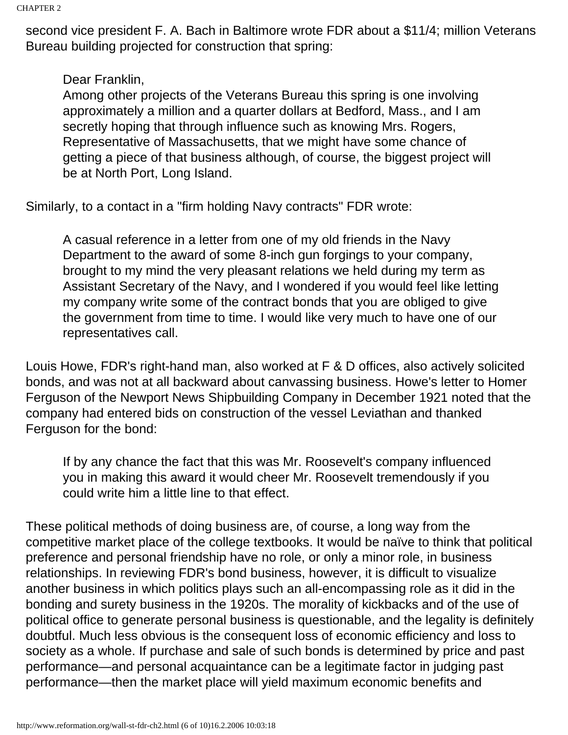second vice president F. A. Bach in Baltimore wrote FDR about a $11/4; million Veterans Bureau building projected for construction that spring:

> Dear Franklin,
> Among other projects of the Veterans Bureau this spring is one involving approximately a million and a quarter dollars at Bedford, Mass., and I am secretly hoping that through influence such as knowing Mrs. Rogers, Representative of Massachusetts, that we might have some chance of getting a piece of that business although, of course, the biggest project will be at North Port, Long Island.

Similarly, to a contact in a "firm holding Navy contracts" FDR wrote:

> A casual reference in a letter from one of my old friends in the Navy Department to the award of some 8-inch gun forgings to your company, brought to my mind the very pleasant relations we held during my term as Assistant Secretary of the Navy, and I wondered if you would feel like letting my company write some of the contract bonds that you are obliged to give the government from time to time. I would like very much to have one of our representatives call.

Louis Howe, FDR's right-hand man, also worked at F & D offices, also actively solicited bonds, and was not at all backward about canvassing business. Howe's letter to Homer Ferguson of the Newport News Shipbuilding Company in December 1921 noted that the company had entered bids on construction of the vessel Leviathan and thanked Ferguson for the bond:

> If by any chance the fact that this was Mr. Roosevelt's company influenced you in making this award it would cheer Mr. Roosevelt tremendously if you could write him a little line to that effect.

These political methods of doing business are, of course, a long way from the competitive market place of the college textbooks. It would be naïve to think that political preference and personal friendship have no role, or only a minor role, in business relationships. In reviewing FDR's bond business, however, it is difficult to visualize another business in which politics plays such an all-encompassing role as it did in the bonding and surety business in the 1920s. The morality of kickbacks and of the use of political office to generate personal business is questionable, and the legality is definitely doubtful. Much less obvious is the consequent loss of economic efficiency and loss to society as a whole. If purchase and sale of such bonds is determined by price and past performance—and personal acquaintance can be a legitimate factor in judging past performance—then the market place will yield maximum economic benefits and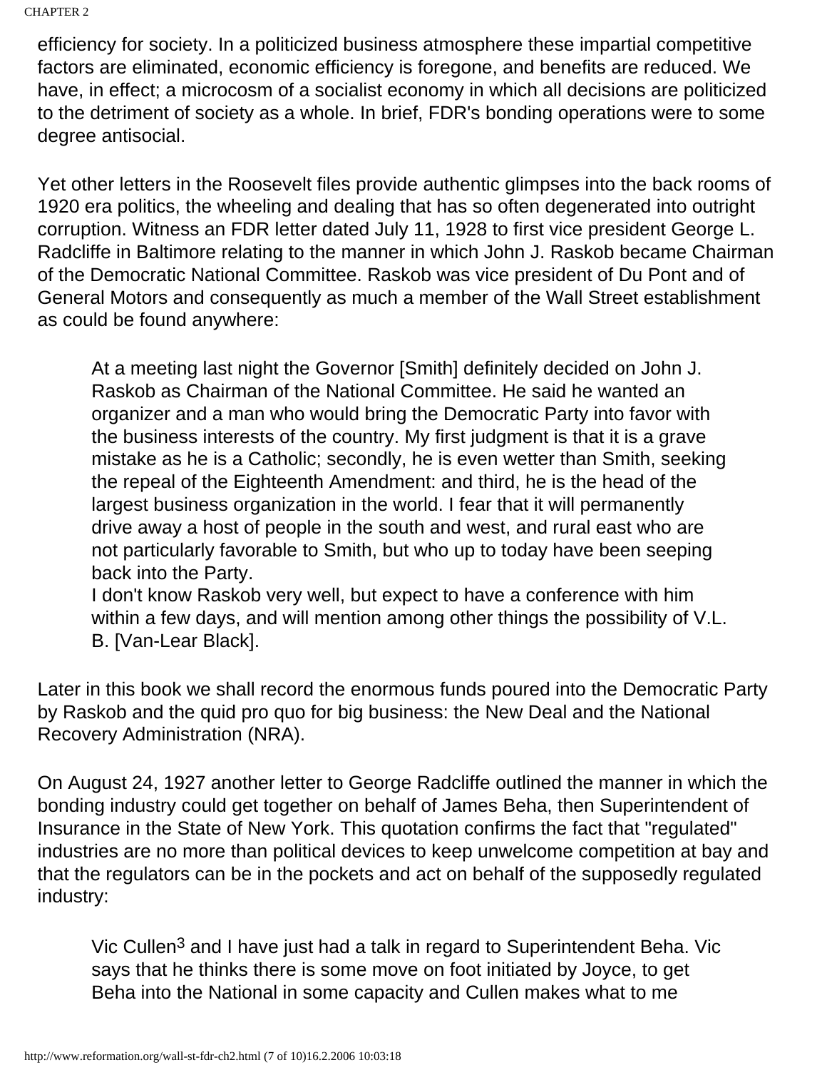efficiency for society. In a politicized business atmosphere these impartial competitive factors are eliminated, economic efficiency is foregone, and benefits are reduced. We have, in effect; a microcosm of a socialist economy in which all decisions are politicized to the detriment of society as a whole. In brief, FDR's bonding operations were to some degree antisocial.

Yet other letters in the Roosevelt files provide authentic glimpses into the back rooms of 1920 era politics, the wheeling and dealing that has so often degenerated into outright corruption. Witness an FDR letter dated July 11, 1928 to first vice president George L. Radcliffe in Baltimore relating to the manner in which John J. Raskob became Chairman of the Democratic National Committee. Raskob was vice president of Du Pont and of General Motors and consequently as much a member of the Wall Street establishment as could be found anywhere:

> At a meeting last night the Governor [Smith] definitely decided on John J. Raskob as Chairman of the National Committee. He said he wanted an organizer and a man who would bring the Democratic Party into favor with the business interests of the country. My first judgment is that it is a grave mistake as he is a Catholic; secondly, he is even wetter than Smith, seeking the repeal of the Eighteenth Amendment: and third, he is the head of the largest business organization in the world. I fear that it will permanently drive away a host of people in the south and west, and rural east who are not particularly favorable to Smith, but who up to today have been seeping back into the Party.
> I don't know Raskob very well, but expect to have a conference with him within a few days, and will mention among other things the possibility of V.L. B. [Van-Lear Black].

Later in this book we shall record the enormous funds poured into the Democratic Party by Raskob and the quid pro quo for big business: the New Deal and the National Recovery Administration (NRA).

On August 24, 1927 another letter to George Radcliffe outlined the manner in which the bonding industry could get together on behalf of James Beha, then Superintendent of Insurance in the State of New York. This quotation confirms the fact that "regulated" industries are no more than political devices to keep unwelcome competition at bay and that the regulators can be in the pockets and act on behalf of the supposedly regulated industry:

> Vic Cullen[3] and I have just had a talk in regard to Superintendent Beha. Vic says that he thinks there is some move on foot initiated by Joyce, to get Beha into the National in some capacity and Cullen makes what to me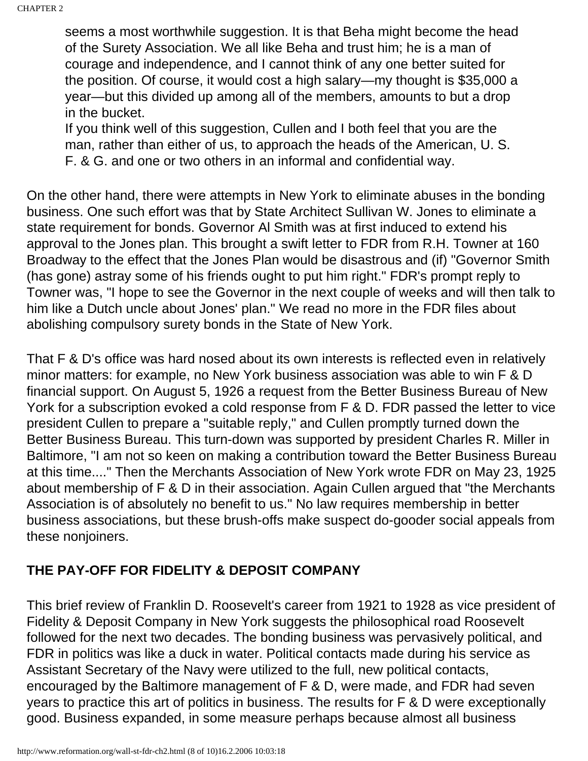> seems a most worthwhile suggestion. It is that Beha might become the head of the Surety Association. We all like Beha and trust him; he is a man of courage and independence, and I cannot think of any one better suited for the position. Of course, it would cost a high salary—my thought is $35,000 a year—but this divided up among all of the members, amounts to but a drop in the bucket.
> If you think well of this suggestion, Cullen and I both feel that you are the man, rather than either of us, to approach the heads of the American, U. S. F. & G. and one or two others in an informal and confidential way.

On the other hand, there were attempts in New York to eliminate abuses in the bonding business. One such effort was that by State Architect Sullivan W. Jones to eliminate a state requirement for bonds. Governor Al Smith was at first induced to extend his approval to the Jones plan. This brought a swift letter to FDR from R.H. Towner at 160 Broadway to the effect that the Jones Plan would be disastrous and (if) "Governor Smith (has gone) astray some of his friends ought to put him right." FDR's prompt reply to Towner was, "I hope to see the Governor in the next couple of weeks and will then talk to him like a Dutch uncle about Jones' plan." We read no more in the FDR files about abolishing compulsory surety bonds in the State of New York.

That F & D's office was hard nosed about its own interests is reflected even in relatively minor matters: for example, no New York business association was able to win F & D financial support. On August 5, 1926 a request from the Better Business Bureau of New York for a subscription evoked a cold response from F & D. FDR passed the letter to vice president Cullen to prepare a "suitable reply," and Cullen promptly turned down the Better Business Bureau. This turn-down was supported by president Charles R. Miller in Baltimore, "I am not so keen on making a contribution toward the Better Business Bureau at this time...." Then the Merchants Association of New York wrote FDR on May 23, 1925 about membership of F & D in their association. Again Cullen argued that "the Merchants Association is of absolutely no benefit to us." No law requires membership in better business associations, but these brush-offs make suspect do-gooder social appeals from these nonjoiners.

## THE PAY-OFF FOR FIDELITY & DEPOSIT COMPANY

This brief review of Franklin D. Roosevelt's career from 1921 to 1928 as vice president of Fidelity & Deposit Company in New York suggests the philosophical road Roosevelt followed for the next two decades. The bonding business was pervasively political, and FDR in politics was like a duck in water. Political contacts made during his service as Assistant Secretary of the Navy were utilized to the full, new political contacts, encouraged by the Baltimore management of F & D, were made, and FDR had seven years to practice this art of politics in business. The results for F & D were exceptionally good. Business expanded, in some measure perhaps because almost all business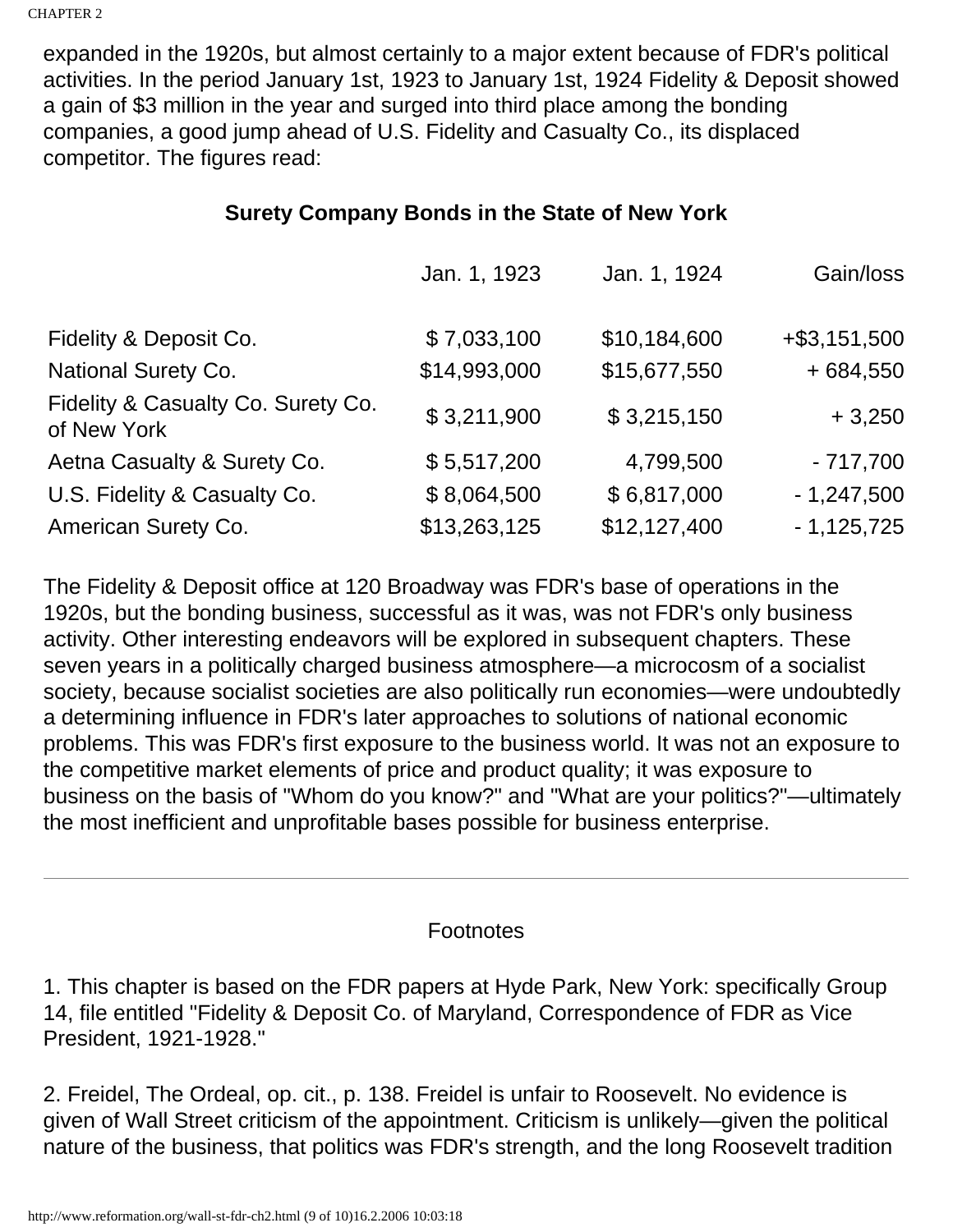expanded in the 1920s, but almost certainly to a major extent because of FDR's political activities. In the period January 1st, 1923 to January 1st, 1924 Fidelity & Deposit showed a gain of $3 million in the year and surged into third place among the bonding companies, a good jump ahead of U.S. Fidelity and Casualty Co., its displaced competitor. The figures read:

**Surety Company Bonds in the State of New York**

| | Jan. 1, 1923 | Jan. 1, 1924 | Gain/loss |
|---|---|---|---|
| Fidelity & Deposit Co. | $ 7,033,100 | $10,184,600 | +$3,151,500 |
| National Surety Co. | $14,993,000 | $15,677,550 | + 684,550 |
| Fidelity & Casualty Co. Surety Co. of New York | $ 3,211,900 | $ 3,215,150 | + 3,250 |
| Aetna Casualty & Surety Co. | $ 5,517,200 | 4,799,500 | - 717,700 |
| U.S. Fidelity & Casualty Co. | $ 8,064,500 | $ 6,817,000 | - 1,247,500 |
| American Surety Co. | $13,263,125 | $12,127,400 | - 1,125,725 |

The Fidelity & Deposit office at 120 Broadway was FDR's base of operations in the 1920s, but the bonding business, successful as it was, was not FDR's only business activity. Other interesting endeavors will be explored in subsequent chapters. These seven years in a politically charged business atmosphere—a microcosm of a socialist society, because socialist societies are also politically run economies—were undoubtedly a determining influence in FDR's later approaches to solutions of national economic problems. This was FDR's first exposure to the business world. It was not an exposure to the competitive market elements of price and product quality; it was exposure to business on the basis of "Whom do you know?" and "What are your politics?"—ultimately the most inefficient and unprofitable bases possible for business enterprise.

---

Footnotes

1. This chapter is based on the FDR papers at Hyde Park, New York: specifically Group 14, file entitled "Fidelity & Deposit Co. of Maryland, Correspondence of FDR as Vice President, 1921-1928."

2. Freidel, The Ordeal, op. cit., p. 138. Freidel is unfair to Roosevelt. No evidence is given of Wall Street criticism of the appointment. Criticism is unlikely—given the political nature of the business, that politics was FDR's strength, and the long Roosevelt tradition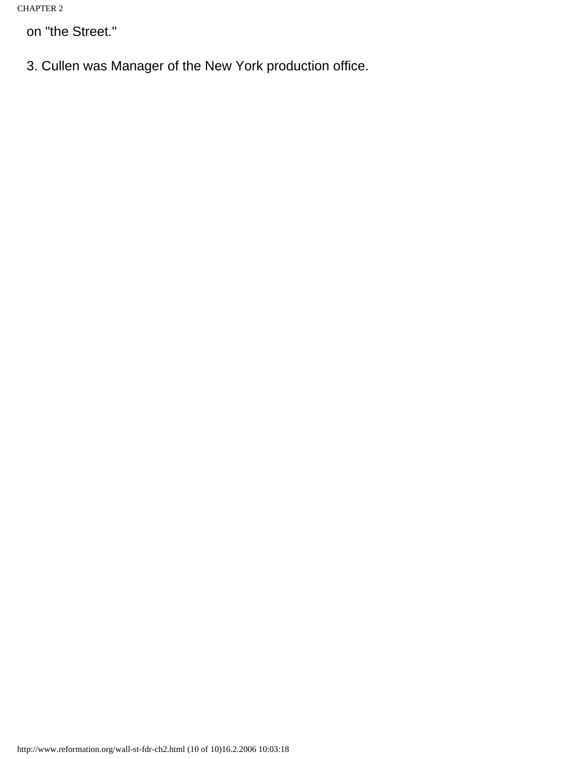on "the Street."

3. Cullen was Manager of the New York production office.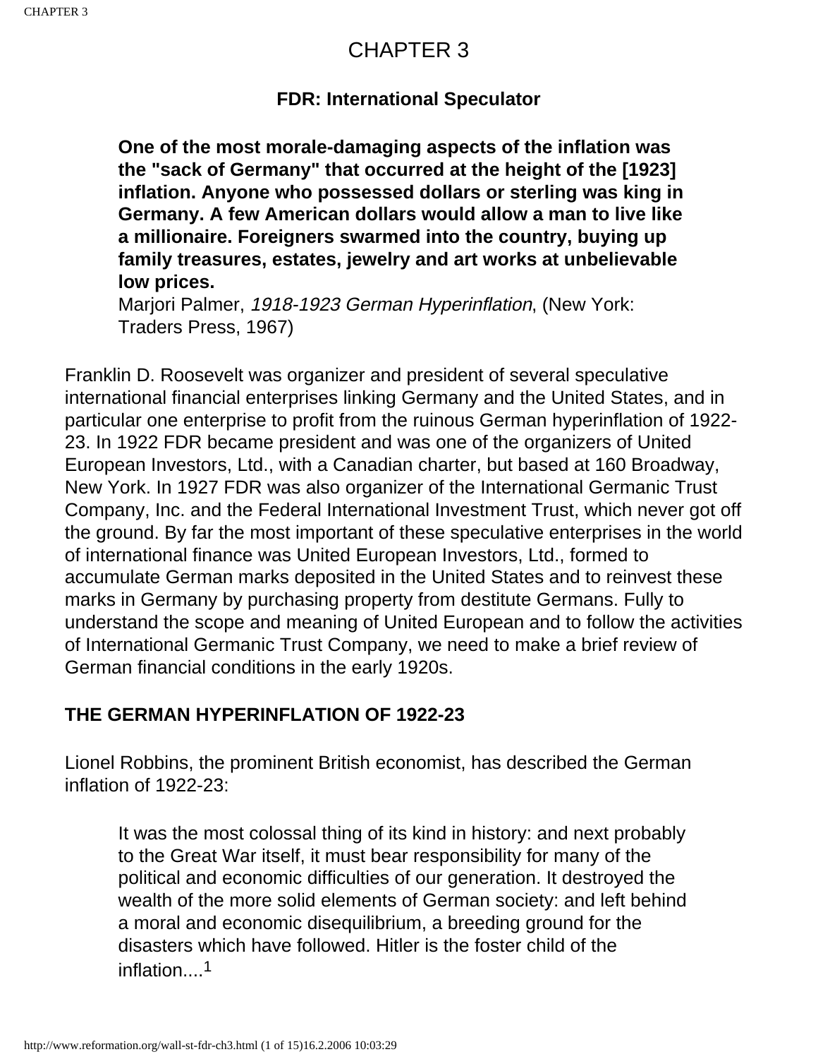# CHAPTER 3

### FDR: International Speculator

> **One of the most morale-damaging aspects of the inflation was the "sack of Germany" that occurred at the height of the [1923] inflation. Anyone who possessed dollars or sterling was king in Germany. A few American dollars would allow a man to live like a millionaire. Foreigners swarmed into the country, buying up family treasures, estates, jewelry and art works at unbelievable low prices.**
> Marjori Palmer, *1918-1923 German Hyperinflation*, (New York: Traders Press, 1967)

Franklin D. Roosevelt was organizer and president of several speculative international financial enterprises linking Germany and the United States, and in particular one enterprise to profit from the ruinous German hyperinflation of 1922-23. In 1922 FDR became president and was one of the organizers of United European Investors, Ltd., with a Canadian charter, but based at 160 Broadway, New York. In 1927 FDR was also organizer of the International Germanic Trust Company, Inc. and the Federal International Investment Trust, which never got off the ground. By far the most important of these speculative enterprises in the world of international finance was United European Investors, Ltd., formed to accumulate German marks deposited in the United States and to reinvest these marks in Germany by purchasing property from destitute Germans. Fully to understand the scope and meaning of United European and to follow the activities of International Germanic Trust Company, we need to make a brief review of German financial conditions in the early 1920s.

### THE GERMAN HYPERINFLATION OF 1922-23

Lionel Robbins, the prominent British economist, has described the German inflation of 1922-23:

> It was the most colossal thing of its kind in history: and next probably to the Great War itself, it must bear responsibility for many of the political and economic difficulties of our generation. It destroyed the wealth of the more solid elements of German society: and left behind a moral and economic disequilibrium, a breeding ground for the disasters which have followed. Hitler is the foster child of the inflation....[1]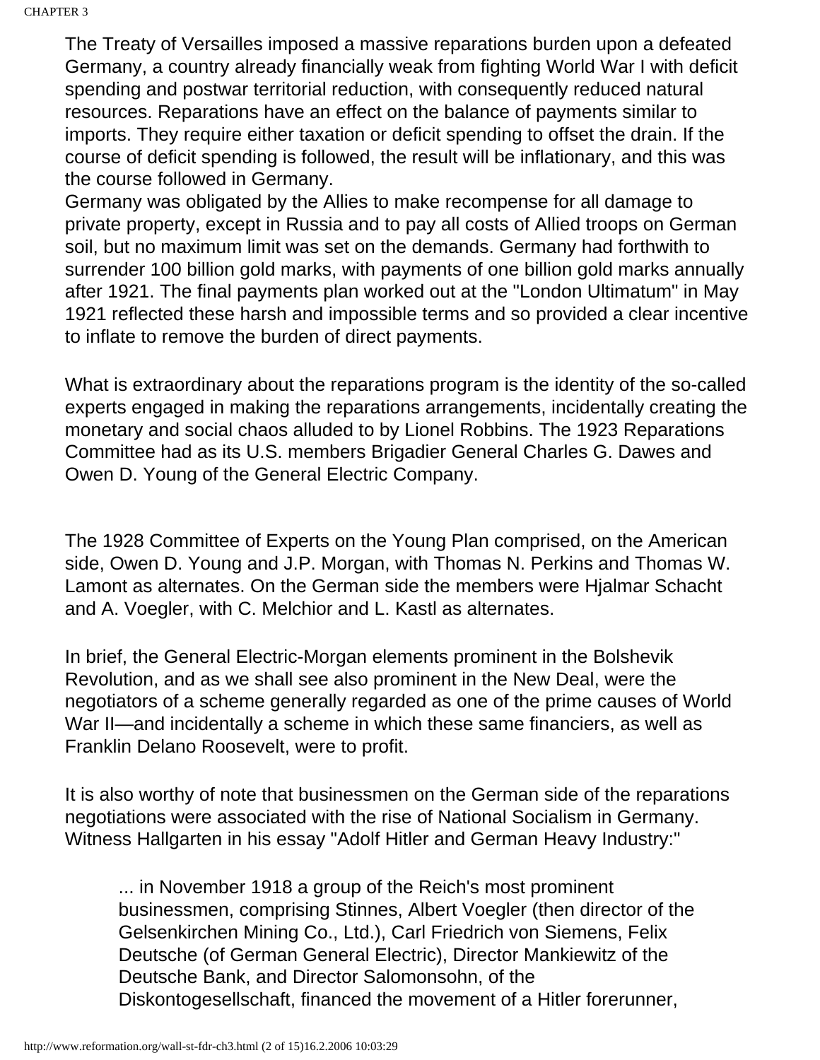The Treaty of Versailles imposed a massive reparations burden upon a defeated Germany, a country already financially weak from fighting World War I with deficit spending and postwar territorial reduction, with consequently reduced natural resources. Reparations have an effect on the balance of payments similar to imports. They require either taxation or deficit spending to offset the drain. If the course of deficit spending is followed, the result will be inflationary, and this was the course followed in Germany.
Germany was obligated by the Allies to make recompense for all damage to private property, except in Russia and to pay all costs of Allied troops on German soil, but no maximum limit was set on the demands. Germany had forthwith to surrender 100 billion gold marks, with payments of one billion gold marks annually after 1921. The final payments plan worked out at the "London Ultimatum" in May 1921 reflected these harsh and impossible terms and so provided a clear incentive to inflate to remove the burden of direct payments.

What is extraordinary about the reparations program is the identity of the so-called experts engaged in making the reparations arrangements, incidentally creating the monetary and social chaos alluded to by Lionel Robbins. The 1923 Reparations Committee had as its U.S. members Brigadier General Charles G. Dawes and Owen D. Young of the General Electric Company.

The 1928 Committee of Experts on the Young Plan comprised, on the American side, Owen D. Young and J.P. Morgan, with Thomas N. Perkins and Thomas W. Lamont as alternates. On the German side the members were Hjalmar Schacht and A. Voegler, with C. Melchior and L. Kastl as alternates.

In brief, the General Electric-Morgan elements prominent in the Bolshevik Revolution, and as we shall see also prominent in the New Deal, were the negotiators of a scheme generally regarded as one of the prime causes of World War II—and incidentally a scheme in which these same financiers, as well as Franklin Delano Roosevelt, were to profit.

It is also worthy of note that businessmen on the German side of the reparations negotiations were associated with the rise of National Socialism in Germany. Witness Hallgarten in his essay "Adolf Hitler and German Heavy Industry:"

> ... in November 1918 a group of the Reich's most prominent businessmen, comprising Stinnes, Albert Voegler (then director of the Gelsenkirchen Mining Co., Ltd.), Carl Friedrich von Siemens, Felix Deutsche (of German General Electric), Director Mankiewitz of the Deutsche Bank, and Director Salomonsohn, of the Diskontogesellschaft, financed the movement of a Hitler forerunner,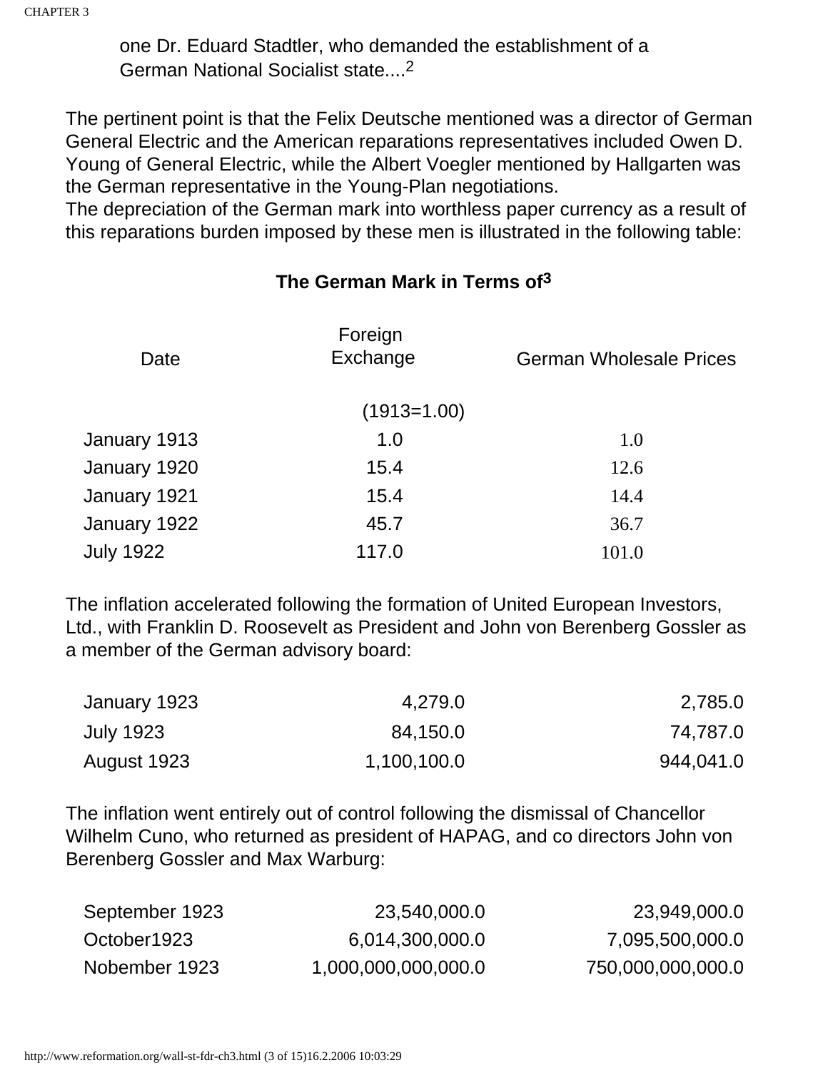one Dr. Eduard Stadtler, who demanded the establishment of a German National Socialist state....[2]

The pertinent point is that the Felix Deutsche mentioned was a director of German General Electric and the American reparations representatives included Owen D. Young of General Electric, while the Albert Voegler mentioned by Hallgarten was the German representative in the Young-Plan negotiations.
The depreciation of the German mark into worthless paper currency as a result of this reparations burden imposed by these men is illustrated in the following table:

**The German Mark in Terms of[3]**

| Date | Foreign Exchange | German Wholesale Prices |
|---|---|---|
| | (1913=1.00) | |
| January 1913 | 1.0 | 1.0 |
| January 1920 | 15.4 | 12.6 |
| January 1921 | 15.4 | 14.4 |
| January 1922 | 45.7 | 36.7 |
| July 1922 | 117.0 | 101.0 |

The inflation accelerated following the formation of United European Investors, Ltd., with Franklin D. Roosevelt as President and John von Berenberg Gossler as a member of the German advisory board:

| | | |
|---|---|---|
| January 1923 | 4,279.0 | 2,785.0 |
| July 1923 | 84,150.0 | 74,787.0 |
| August 1923 | 1,100,100.0 | 944,041.0 |

The inflation went entirely out of control following the dismissal of Chancellor Wilhelm Cuno, who returned as president of HAPAG, and co directors John von Berenberg Gossler and Max Warburg:

| | | |
|---|---|---|
| September 1923 | 23,540,000.0 | 23,949,000.0 |
| October1923 | 6,014,300,000.0 | 7,095,500,000.0 |
| Nobember 1923 | 1,000,000,000,000.0 | 750,000,000,000.0 |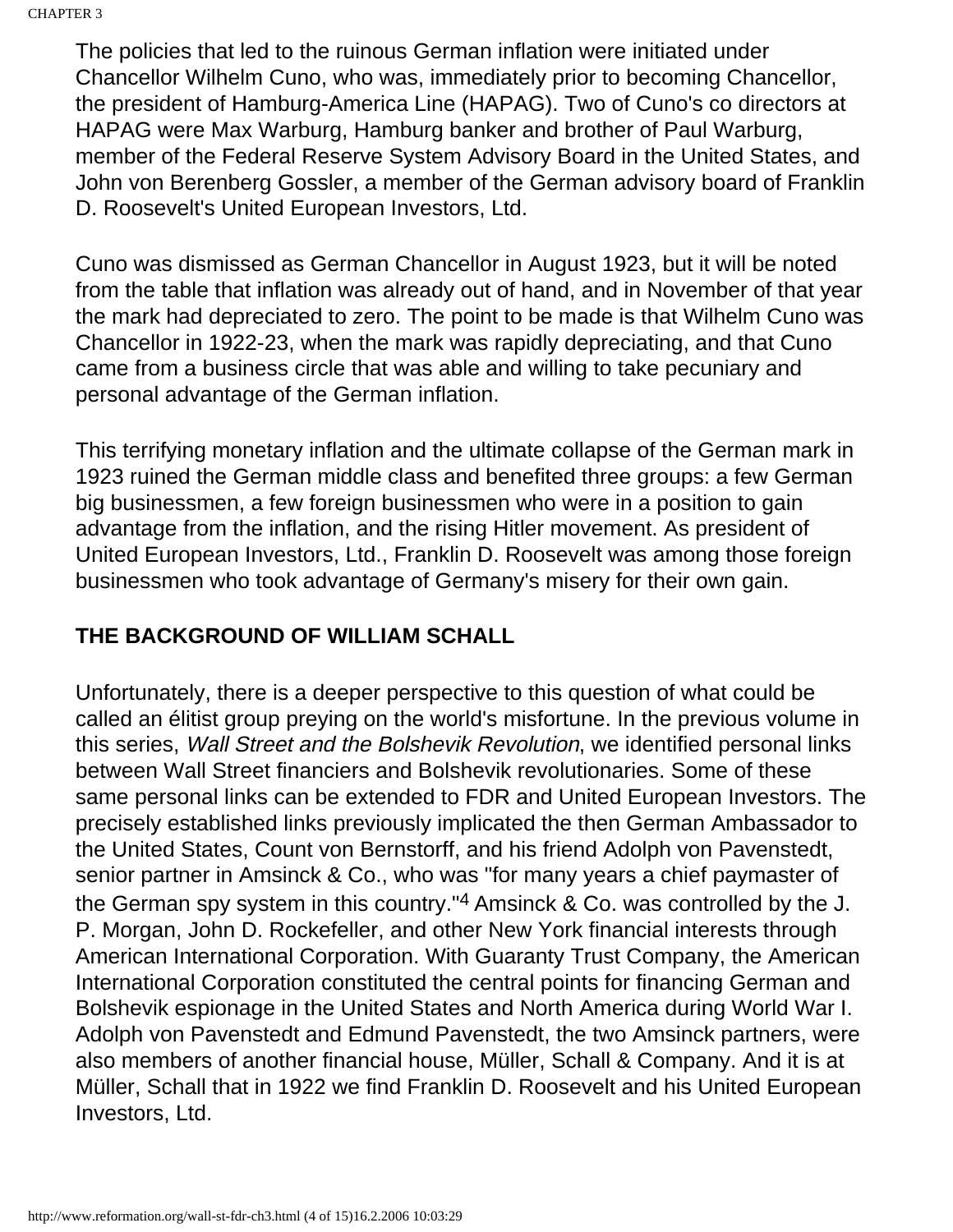The policies that led to the ruinous German inflation were initiated under Chancellor Wilhelm Cuno, who was, immediately prior to becoming Chancellor, the president of Hamburg-America Line (HAPAG). Two of Cuno's co directors at HAPAG were Max Warburg, Hamburg banker and brother of Paul Warburg, member of the Federal Reserve System Advisory Board in the United States, and John von Berenberg Gossler, a member of the German advisory board of Franklin D. Roosevelt's United European Investors, Ltd.

Cuno was dismissed as German Chancellor in August 1923, but it will be noted from the table that inflation was already out of hand, and in November of that year the mark had depreciated to zero. The point to be made is that Wilhelm Cuno was Chancellor in 1922-23, when the mark was rapidly depreciating, and that Cuno came from a business circle that was able and willing to take pecuniary and personal advantage of the German inflation.

This terrifying monetary inflation and the ultimate collapse of the German mark in 1923 ruined the German middle class and benefited three groups: a few German big businessmen, a few foreign businessmen who were in a position to gain advantage from the inflation, and the rising Hitler movement. As president of United European Investors, Ltd., Franklin D. Roosevelt was among those foreign businessmen who took advantage of Germany's misery for their own gain.

## THE BACKGROUND OF WILLIAM SCHALL

Unfortunately, there is a deeper perspective to this question of what could be called an élitist group preying on the world's misfortune. In the previous volume in this series, *Wall Street and the Bolshevik Revolution*, we identified personal links between Wall Street financiers and Bolshevik revolutionaries. Some of these same personal links can be extended to FDR and United European Investors. The precisely established links previously implicated the then German Ambassador to the United States, Count von Bernstorff, and his friend Adolph von Pavenstedt, senior partner in Amsinck & Co., who was "for many years a chief paymaster of the German spy system in this country."[4] Amsinck & Co. was controlled by the J. P. Morgan, John D. Rockefeller, and other New York financial interests through American International Corporation. With Guaranty Trust Company, the American International Corporation constituted the central points for financing German and Bolshevik espionage in the United States and North America during World War I. Adolph von Pavenstedt and Edmund Pavenstedt, the two Amsinck partners, were also members of another financial house, Müller, Schall & Company. And it is at Müller, Schall that in 1922 we find Franklin D. Roosevelt and his United European Investors, Ltd.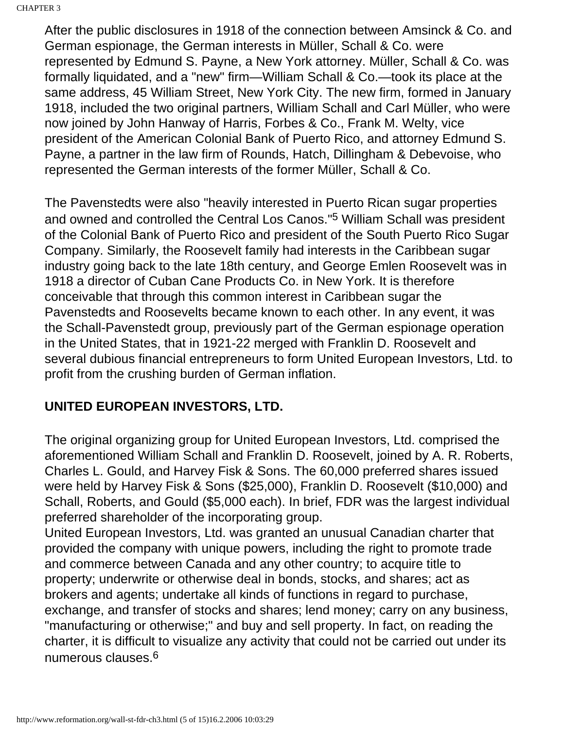After the public disclosures in 1918 of the connection between Amsinck & Co. and German espionage, the German interests in Müller, Schall & Co. were represented by Edmund S. Payne, a New York attorney. Müller, Schall & Co. was formally liquidated, and a "new" firm—William Schall & Co.—took its place at the same address, 45 William Street, New York City. The new firm, formed in January 1918, included the two original partners, William Schall and Carl Müller, who were now joined by John Hanway of Harris, Forbes & Co., Frank M. Welty, vice president of the American Colonial Bank of Puerto Rico, and attorney Edmund S. Payne, a partner in the law firm of Rounds, Hatch, Dillingham & Debevoise, who represented the German interests of the former Müller, Schall & Co.

The Pavenstedts were also "heavily interested in Puerto Rican sugar properties and owned and controlled the Central Los Canos."[5] William Schall was president of the Colonial Bank of Puerto Rico and president of the South Puerto Rico Sugar Company. Similarly, the Roosevelt family had interests in the Caribbean sugar industry going back to the late 18th century, and George Emlen Roosevelt was in 1918 a director of Cuban Cane Products Co. in New York. It is therefore conceivable that through this common interest in Caribbean sugar the Pavenstedts and Roosevelts became known to each other. In any event, it was the Schall-Pavenstedt group, previously part of the German espionage operation in the United States, that in 1921-22 merged with Franklin D. Roosevelt and several dubious financial entrepreneurs to form United European Investors, Ltd. to profit from the crushing burden of German inflation.

**UNITED EUROPEAN INVESTORS, LTD.**

The original organizing group for United European Investors, Ltd. comprised the aforementioned William Schall and Franklin D. Roosevelt, joined by A. R. Roberts, Charles L. Gould, and Harvey Fisk & Sons. The 60,000 preferred shares issued were held by Harvey Fisk & Sons ($25,000), Franklin D. Roosevelt ($10,000) and Schall, Roberts, and Gould ($5,000 each). In brief, FDR was the largest individual preferred shareholder of the incorporating group.

United European Investors, Ltd. was granted an unusual Canadian charter that provided the company with unique powers, including the right to promote trade and commerce between Canada and any other country; to acquire title to property; underwrite or otherwise deal in bonds, stocks, and shares; act as brokers and agents; undertake all kinds of functions in regard to purchase, exchange, and transfer of stocks and shares; lend money; carry on any business, "manufacturing or otherwise;" and buy and sell property. In fact, on reading the charter, it is difficult to visualize any activity that could not be carried out under its numerous clauses.[6]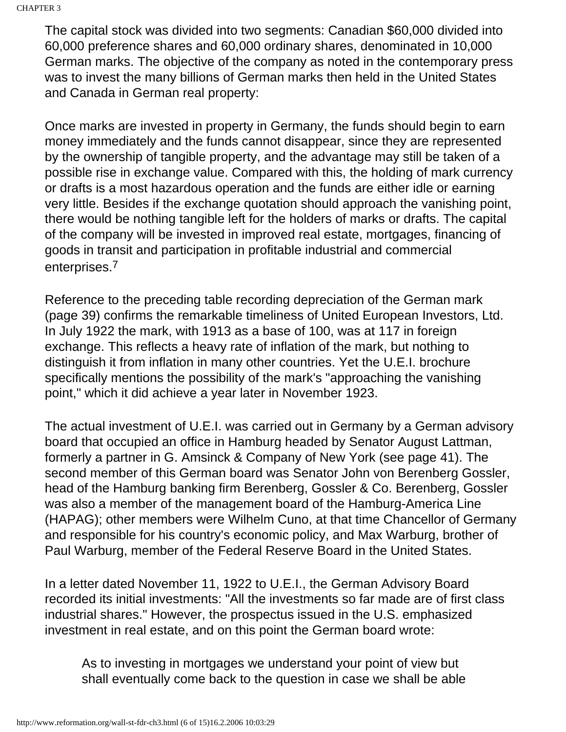The capital stock was divided into two segments: Canadian $60,000 divided into 60,000 preference shares and 60,000 ordinary shares, denominated in 10,000 German marks. The objective of the company as noted in the contemporary press was to invest the many billions of German marks then held in the United States and Canada in German real property:

Once marks are invested in property in Germany, the funds should begin to earn money immediately and the funds cannot disappear, since they are represented by the ownership of tangible property, and the advantage may still be taken of a possible rise in exchange value. Compared with this, the holding of mark currency or drafts is a most hazardous operation and the funds are either idle or earning very little. Besides if the exchange quotation should approach the vanishing point, there would be nothing tangible left for the holders of marks or drafts. The capital of the company will be invested in improved real estate, mortgages, financing of goods in transit and participation in profitable industrial and commercial enterprises.[7]

Reference to the preceding table recording depreciation of the German mark (page 39) confirms the remarkable timeliness of United European Investors, Ltd. In July 1922 the mark, with 1913 as a base of 100, was at 117 in foreign exchange. This reflects a heavy rate of inflation of the mark, but nothing to distinguish it from inflation in many other countries. Yet the U.E.I. brochure specifically mentions the possibility of the mark's "approaching the vanishing point," which it did achieve a year later in November 1923.

The actual investment of U.E.I. was carried out in Germany by a German advisory board that occupied an office in Hamburg headed by Senator August Lattman, formerly a partner in G. Amsinck & Company of New York (see page 41). The second member of this German board was Senator John von Berenberg Gossler, head of the Hamburg banking firm Berenberg, Gossler & Co. Berenberg, Gossler was also a member of the management board of the Hamburg-America Line (HAPAG); other members were Wilhelm Cuno, at that time Chancellor of Germany and responsible for his country's economic policy, and Max Warburg, brother of Paul Warburg, member of the Federal Reserve Board in the United States.

In a letter dated November 11, 1922 to U.E.I., the German Advisory Board recorded its initial investments: "All the investments so far made are of first class industrial shares." However, the prospectus issued in the U.S. emphasized investment in real estate, and on this point the German board wrote:

> As to investing in mortgages we understand your point of view but shall eventually come back to the question in case we shall be able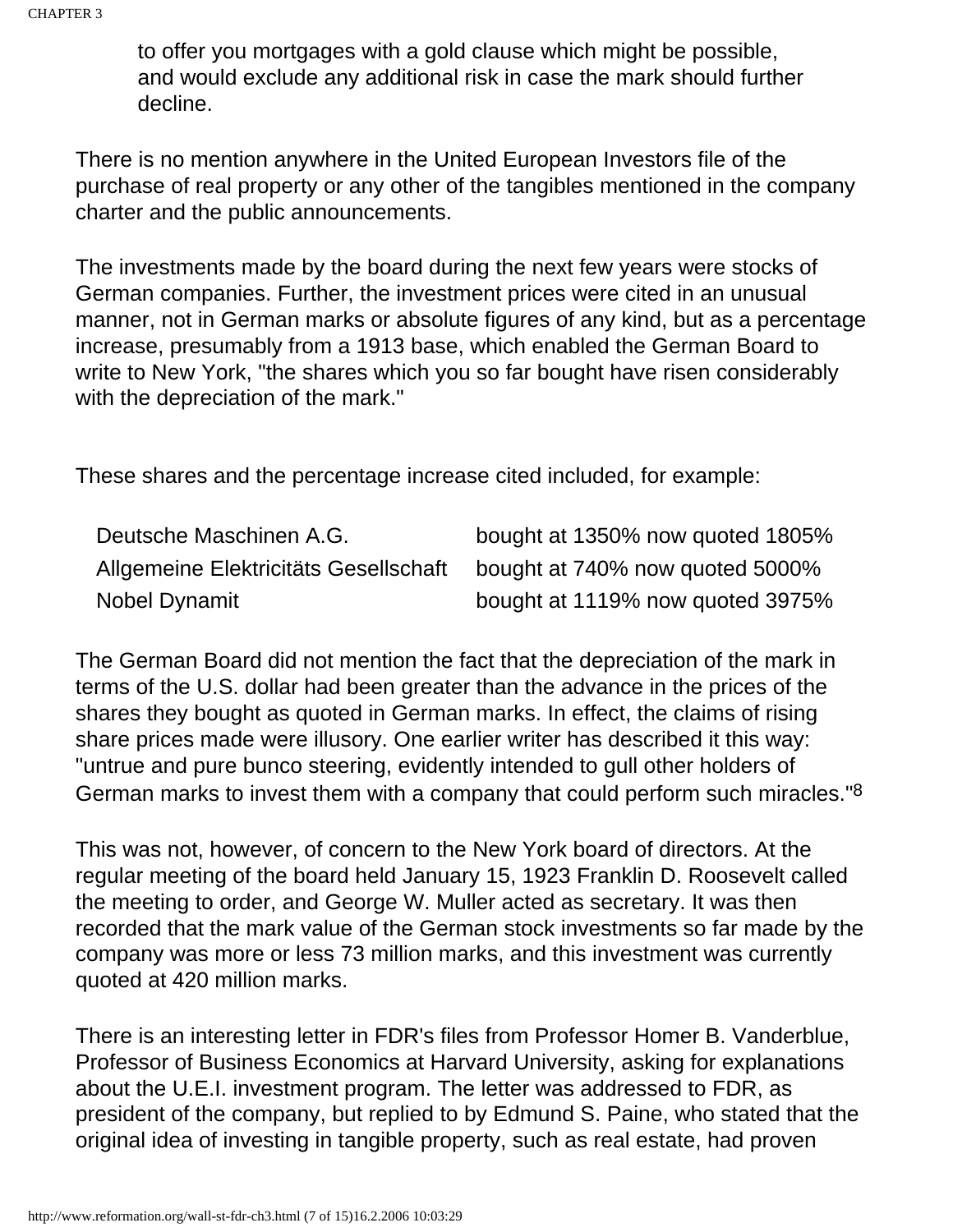to offer you mortgages with a gold clause which might be possible, and would exclude any additional risk in case the mark should further decline.

There is no mention anywhere in the United European Investors file of the purchase of real property or any other of the tangibles mentioned in the company charter and the public announcements.

The investments made by the board during the next few years were stocks of German companies. Further, the investment prices were cited in an unusual manner, not in German marks or absolute figures of any kind, but as a percentage increase, presumably from a 1913 base, which enabled the German Board to write to New York, "the shares which you so far bought have risen considerably with the depreciation of the mark."

These shares and the percentage increase cited included, for example:

| | |
|---|---|
| Deutsche Maschinen A.G. | bought at 1350% now quoted 1805% |
| Allgemeine Elektricitäts Gesellschaft | bought at 740% now quoted 5000% |
| Nobel Dynamit | bought at 1119% now quoted 3975% |

The German Board did not mention the fact that the depreciation of the mark in terms of the U.S. dollar had been greater than the advance in the prices of the shares they bought as quoted in German marks. In effect, the claims of rising share prices made were illusory. One earlier writer has described it this way: "untrue and pure bunco steering, evidently intended to gull other holders of German marks to invest them with a company that could perform such miracles."[8]

This was not, however, of concern to the New York board of directors. At the regular meeting of the board held January 15, 1923 Franklin D. Roosevelt called the meeting to order, and George W. Muller acted as secretary. It was then recorded that the mark value of the German stock investments so far made by the company was more or less 73 million marks, and this investment was currently quoted at 420 million marks.

There is an interesting letter in FDR's files from Professor Homer B. Vanderblue, Professor of Business Economics at Harvard University, asking for explanations about the U.E.I. investment program. The letter was addressed to FDR, as president of the company, but replied to by Edmund S. Paine, who stated that the original idea of investing in tangible property, such as real estate, had proven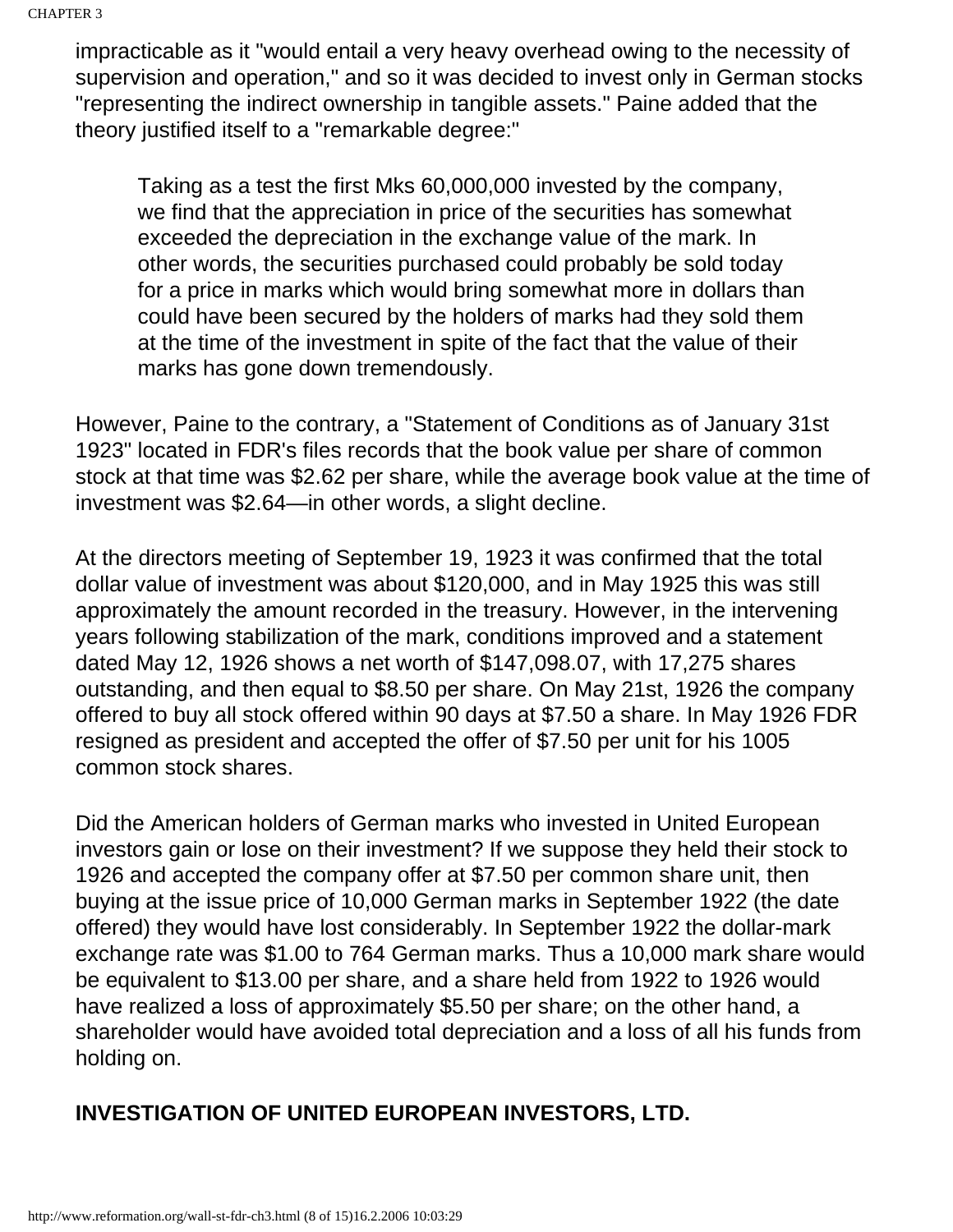impracticable as it "would entail a very heavy overhead owing to the necessity of supervision and operation," and so it was decided to invest only in German stocks "representing the indirect ownership in tangible assets." Paine added that the theory justified itself to a "remarkable degree:"

> Taking as a test the first Mks 60,000,000 invested by the company, we find that the appreciation in price of the securities has somewhat exceeded the depreciation in the exchange value of the mark. In other words, the securities purchased could probably be sold today for a price in marks which would bring somewhat more in dollars than could have been secured by the holders of marks had they sold them at the time of the investment in spite of the fact that the value of their marks has gone down tremendously.

However, Paine to the contrary, a "Statement of Conditions as of January 31st 1923" located in FDR's files records that the book value per share of common stock at that time was $2.62 per share, while the average book value at the time of investment was $2.64—in other words, a slight decline.

At the directors meeting of September 19, 1923 it was confirmed that the total dollar value of investment was about $120,000, and in May 1925 this was still approximately the amount recorded in the treasury. However, in the intervening years following stabilization of the mark, conditions improved and a statement dated May 12, 1926 shows a net worth of $147,098.07, with 17,275 shares outstanding, and then equal to $8.50 per share. On May 21st, 1926 the company offered to buy all stock offered within 90 days at $7.50 a share. In May 1926 FDR resigned as president and accepted the offer of $7.50 per unit for his 1005 common stock shares.

Did the American holders of German marks who invested in United European investors gain or lose on their investment? If we suppose they held their stock to 1926 and accepted the company offer at $7.50 per common share unit, then buying at the issue price of 10,000 German marks in September 1922 (the date offered) they would have lost considerably. In September 1922 the dollar-mark exchange rate was $1.00 to 764 German marks. Thus a 10,000 mark share would be equivalent to $13.00 per share, and a share held from 1922 to 1926 would have realized a loss of approximately $5.50 per share; on the other hand, a shareholder would have avoided total depreciation and a loss of all his funds from holding on.

## INVESTIGATION OF UNITED EUROPEAN INVESTORS, LTD.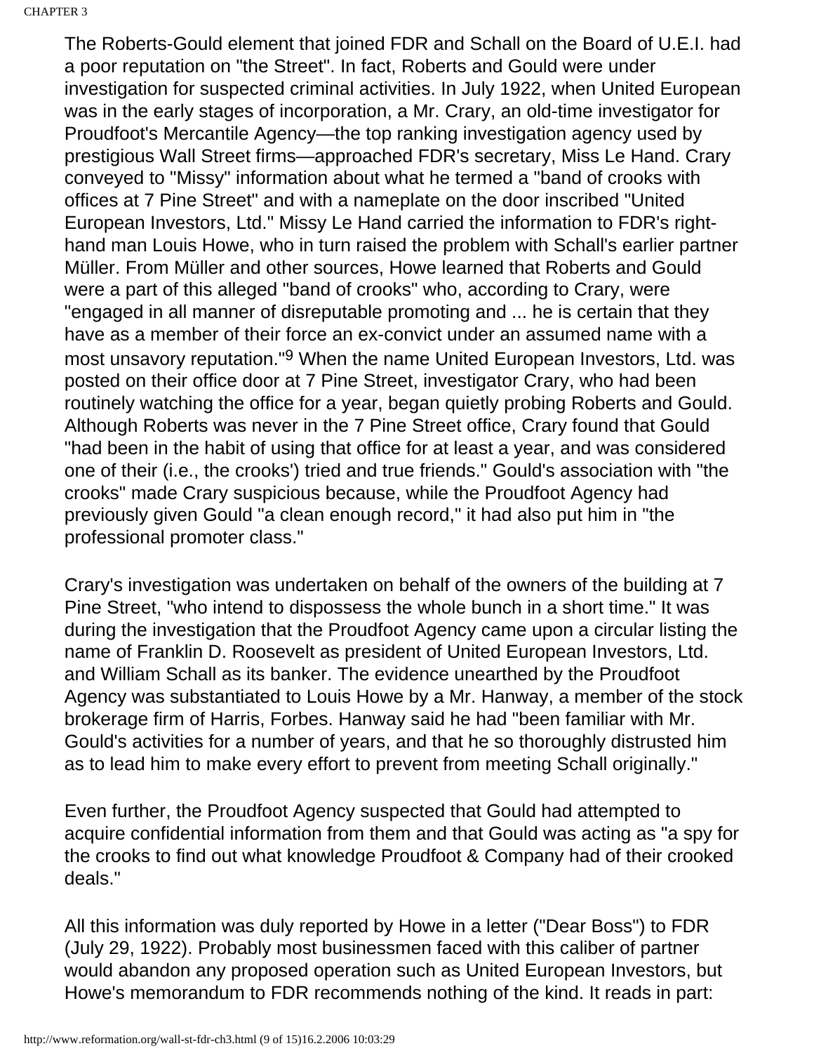The Roberts-Gould element that joined FDR and Schall on the Board of U.E.I. had a poor reputation on "the Street". In fact, Roberts and Gould were under investigation for suspected criminal activities. In July 1922, when United European was in the early stages of incorporation, a Mr. Crary, an old-time investigator for Proudfoot's Mercantile Agency—the top ranking investigation agency used by prestigious Wall Street firms—approached FDR's secretary, Miss Le Hand. Crary conveyed to "Missy" information about what he termed a "band of crooks with offices at 7 Pine Street" and with a nameplate on the door inscribed "United European Investors, Ltd." Missy Le Hand carried the information to FDR's right-hand man Louis Howe, who in turn raised the problem with Schall's earlier partner Müller. From Müller and other sources, Howe learned that Roberts and Gould were a part of this alleged "band of crooks" who, according to Crary, were "engaged in all manner of disreputable promoting and ... he is certain that they have as a member of their force an ex-convict under an assumed name with a most unsavory reputation."[9] When the name United European Investors, Ltd. was posted on their office door at 7 Pine Street, investigator Crary, who had been routinely watching the office for a year, began quietly probing Roberts and Gould. Although Roberts was never in the 7 Pine Street office, Crary found that Gould "had been in the habit of using that office for at least a year, and was considered one of their (i.e., the crooks') tried and true friends." Gould's association with "the crooks" made Crary suspicious because, while the Proudfoot Agency had previously given Gould "a clean enough record," it had also put him in "the professional promoter class."

Crary's investigation was undertaken on behalf of the owners of the building at 7 Pine Street, "who intend to dispossess the whole bunch in a short time." It was during the investigation that the Proudfoot Agency came upon a circular listing the name of Franklin D. Roosevelt as president of United European Investors, Ltd. and William Schall as its banker. The evidence unearthed by the Proudfoot Agency was substantiated to Louis Howe by a Mr. Hanway, a member of the stock brokerage firm of Harris, Forbes. Hanway said he had "been familiar with Mr. Gould's activities for a number of years, and that he so thoroughly distrusted him as to lead him to make every effort to prevent from meeting Schall originally."

Even further, the Proudfoot Agency suspected that Gould had attempted to acquire confidential information from them and that Gould was acting as "a spy for the crooks to find out what knowledge Proudfoot & Company had of their crooked deals."

All this information was duly reported by Howe in a letter ("Dear Boss") to FDR (July 29, 1922). Probably most businessmen faced with this caliber of partner would abandon any proposed operation such as United European Investors, but Howe's memorandum to FDR recommends nothing of the kind. It reads in part: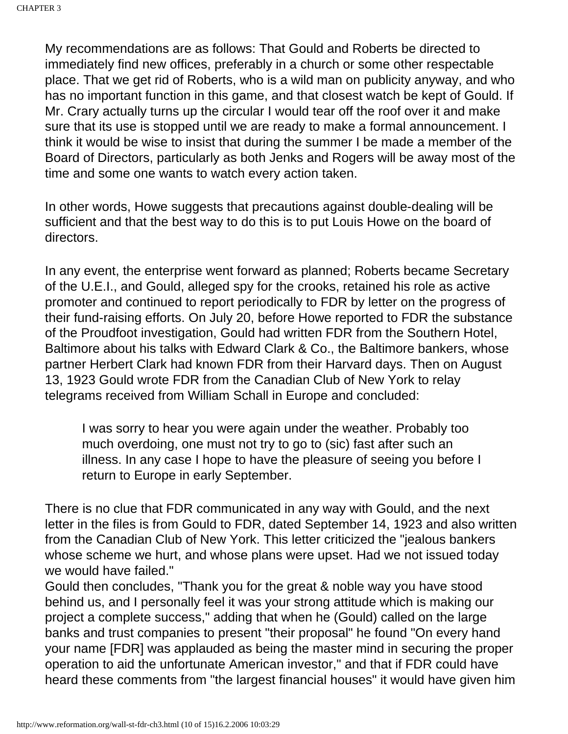> My recommendations are as follows: That Gould and Roberts be directed to immediately find new offices, preferably in a church or some other respectable place. That we get rid of Roberts, who is a wild man on publicity anyway, and who has no important function in this game, and that closest watch be kept of Gould. If Mr. Crary actually turns up the circular I would tear off the roof over it and make sure that its use is stopped until we are ready to make a formal announcement. I think it would be wise to insist that during the summer I be made a member of the Board of Directors, particularly as both Jenks and Rogers will be away most of the time and some one wants to watch every action taken.

In other words, Howe suggests that precautions against double-dealing will be sufficient and that the best way to do this is to put Louis Howe on the board of directors.

In any event, the enterprise went forward as planned; Roberts became Secretary of the U.E.I., and Gould, alleged spy for the crooks, retained his role as active promoter and continued to report periodically to FDR by letter on the progress of their fund-raising efforts. On July 20, before Howe reported to FDR the substance of the Proudfoot investigation, Gould had written FDR from the Southern Hotel, Baltimore about his talks with Edward Clark & Co., the Baltimore bankers, whose partner Herbert Clark had known FDR from their Harvard days. Then on August 13, 1923 Gould wrote FDR from the Canadian Club of New York to relay telegrams received from William Schall in Europe and concluded:

> I was sorry to hear you were again under the weather. Probably too much overdoing, one must not try to go to (sic) fast after such an illness. In any case I hope to have the pleasure of seeing you before I return to Europe in early September.

There is no clue that FDR communicated in any way with Gould, and the next letter in the files is from Gould to FDR, dated September 14, 1923 and also written from the Canadian Club of New York. This letter criticized the "jealous bankers whose scheme we hurt, and whose plans were upset. Had we not issued today we would have failed."
Gould then concludes, "Thank you for the great & noble way you have stood behind us, and I personally feel it was your strong attitude which is making our project a complete success," adding that when he (Gould) called on the large banks and trust companies to present "their proposal" he found "On every hand your name [FDR] was applauded as being the master mind in securing the proper operation to aid the unfortunate American investor," and that if FDR could have heard these comments from "the largest financial houses" it would have given him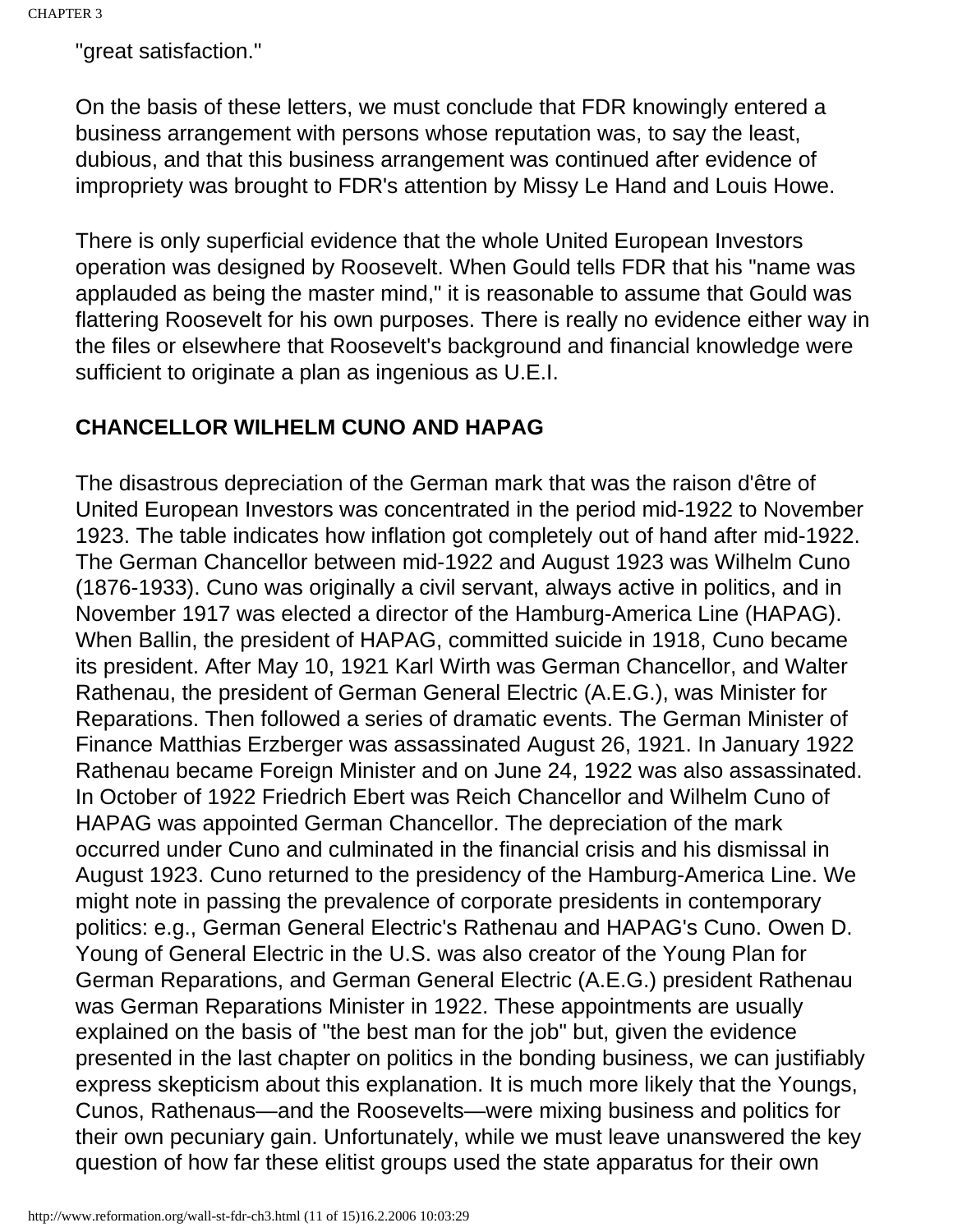"great satisfaction."

On the basis of these letters, we must conclude that FDR knowingly entered a business arrangement with persons whose reputation was, to say the least, dubious, and that this business arrangement was continued after evidence of impropriety was brought to FDR's attention by Missy Le Hand and Louis Howe.

There is only superficial evidence that the whole United European Investors operation was designed by Roosevelt. When Gould tells FDR that his "name was applauded as being the master mind," it is reasonable to assume that Gould was flattering Roosevelt for his own purposes. There is really no evidence either way in the files or elsewhere that Roosevelt's background and financial knowledge were sufficient to originate a plan as ingenious as U.E.I.

## CHANCELLOR WILHELM CUNO AND HAPAG

The disastrous depreciation of the German mark that was the raison d'être of United European Investors was concentrated in the period mid-1922 to November 1923. The table indicates how inflation got completely out of hand after mid-1922. The German Chancellor between mid-1922 and August 1923 was Wilhelm Cuno (1876-1933). Cuno was originally a civil servant, always active in politics, and in November 1917 was elected a director of the Hamburg-America Line (HAPAG). When Ballin, the president of HAPAG, committed suicide in 1918, Cuno became its president. After May 10, 1921 Karl Wirth was German Chancellor, and Walter Rathenau, the president of German General Electric (A.E.G.), was Minister for Reparations. Then followed a series of dramatic events. The German Minister of Finance Matthias Erzberger was assassinated August 26, 1921. In January 1922 Rathenau became Foreign Minister and on June 24, 1922 was also assassinated. In October of 1922 Friedrich Ebert was Reich Chancellor and Wilhelm Cuno of HAPAG was appointed German Chancellor. The depreciation of the mark occurred under Cuno and culminated in the financial crisis and his dismissal in August 1923. Cuno returned to the presidency of the Hamburg-America Line. We might note in passing the prevalence of corporate presidents in contemporary politics: e.g., German General Electric's Rathenau and HAPAG's Cuno. Owen D. Young of General Electric in the U.S. was also creator of the Young Plan for German Reparations, and German General Electric (A.E.G.) president Rathenau was German Reparations Minister in 1922. These appointments are usually explained on the basis of "the best man for the job" but, given the evidence presented in the last chapter on politics in the bonding business, we can justifiably express skepticism about this explanation. It is much more likely that the Youngs, Cunos, Rathenaus—and the Roosevelts—were mixing business and politics for their own pecuniary gain. Unfortunately, while we must leave unanswered the key question of how far these elitist groups used the state apparatus for their own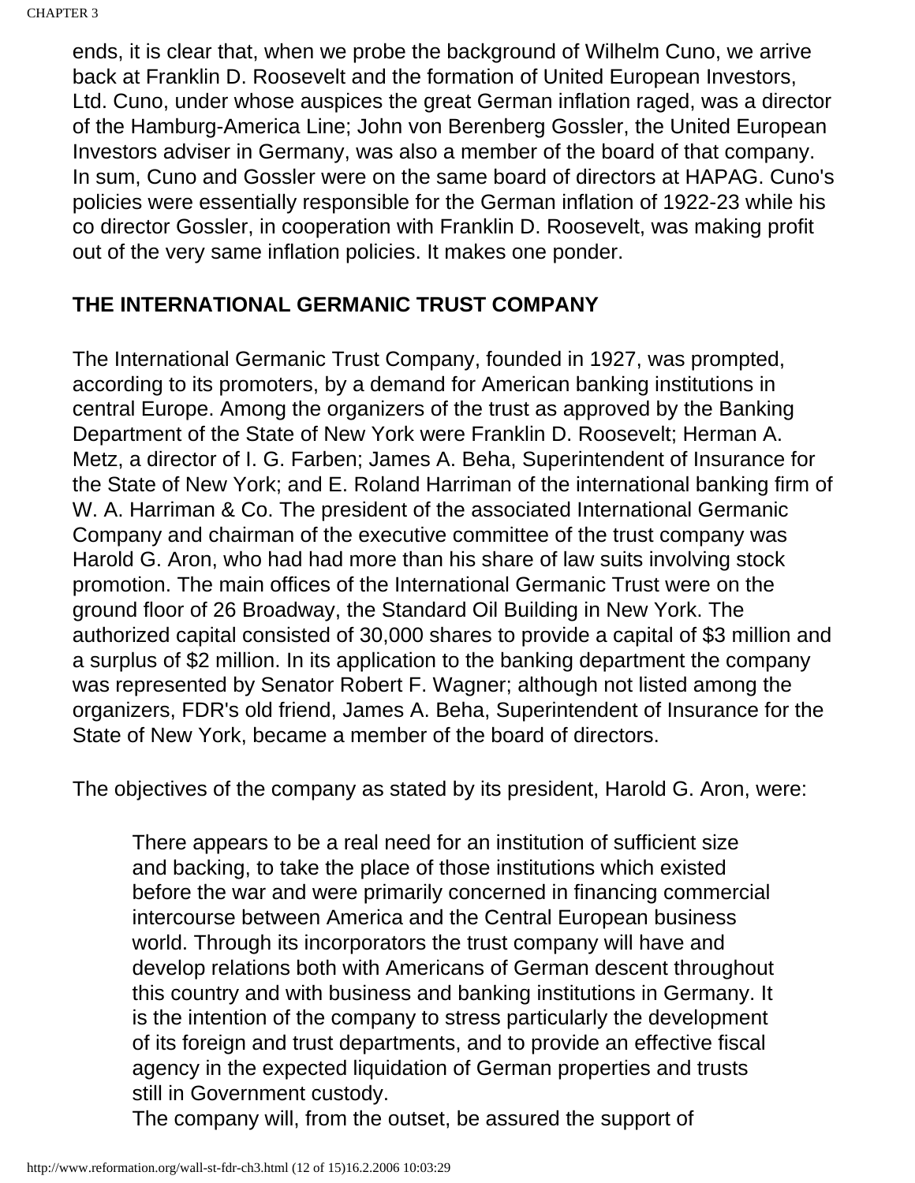ends, it is clear that, when we probe the background of Wilhelm Cuno, we arrive back at Franklin D. Roosevelt and the formation of United European Investors, Ltd. Cuno, under whose auspices the great German inflation raged, was a director of the Hamburg-America Line; John von Berenberg Gossler, the United European Investors adviser in Germany, was also a member of the board of that company. In sum, Cuno and Gossler were on the same board of directors at HAPAG. Cuno's policies were essentially responsible for the German inflation of 1922-23 while his co director Gossler, in cooperation with Franklin D. Roosevelt, was making profit out of the very same inflation policies. It makes one ponder.

**THE INTERNATIONAL GERMANIC TRUST COMPANY**

The International Germanic Trust Company, founded in 1927, was prompted, according to its promoters, by a demand for American banking institutions in central Europe. Among the organizers of the trust as approved by the Banking Department of the State of New York were Franklin D. Roosevelt; Herman A. Metz, a director of I. G. Farben; James A. Beha, Superintendent of Insurance for the State of New York; and E. Roland Harriman of the international banking firm of W. A. Harriman & Co. The president of the associated International Germanic Company and chairman of the executive committee of the trust company was Harold G. Aron, who had had more than his share of law suits involving stock promotion. The main offices of the International Germanic Trust were on the ground floor of 26 Broadway, the Standard Oil Building in New York. The authorized capital consisted of 30,000 shares to provide a capital of $3 million and a surplus of $2 million. In its application to the banking department the company was represented by Senator Robert F. Wagner; although not listed among the organizers, FDR's old friend, James A. Beha, Superintendent of Insurance for the State of New York, became a member of the board of directors.

The objectives of the company as stated by its president, Harold G. Aron, were:

> There appears to be a real need for an institution of sufficient size and backing, to take the place of those institutions which existed before the war and were primarily concerned in financing commercial intercourse between America and the Central European business world. Through its incorporators the trust company will have and develop relations both with Americans of German descent throughout this country and with business and banking institutions in Germany. It is the intention of the company to stress particularly the development of its foreign and trust departments, and to provide an effective fiscal agency in the expected liquidation of German properties and trusts still in Government custody.
>
> The company will, from the outset, be assured the support of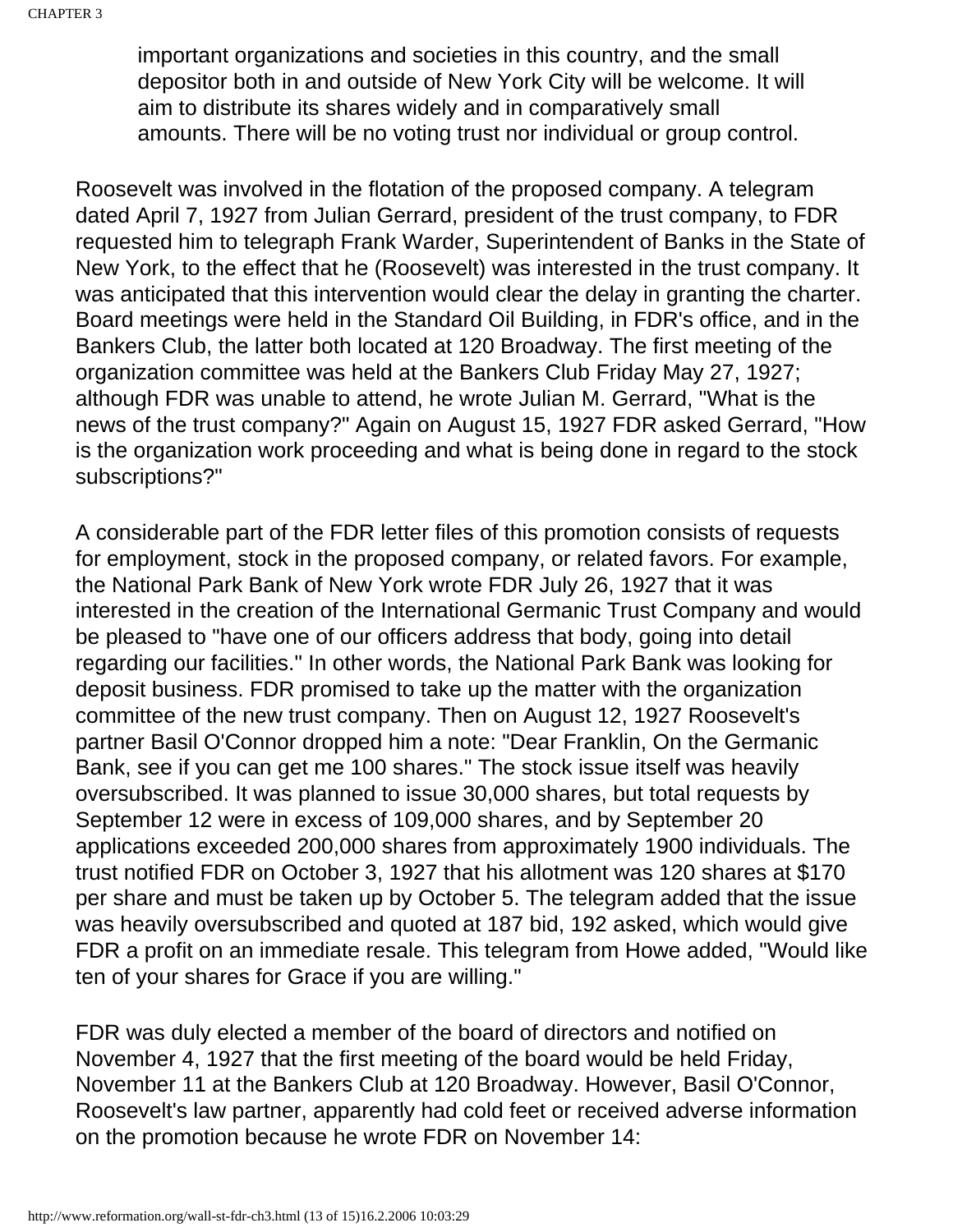> important organizations and societies in this country, and the small depositor both in and outside of New York City will be welcome. It will aim to distribute its shares widely and in comparatively small amounts. There will be no voting trust nor individual or group control.

Roosevelt was involved in the flotation of the proposed company. A telegram dated April 7, 1927 from Julian Gerrard, president of the trust company, to FDR requested him to telegraph Frank Warder, Superintendent of Banks in the State of New York, to the effect that he (Roosevelt) was interested in the trust company. It was anticipated that this intervention would clear the delay in granting the charter. Board meetings were held in the Standard Oil Building, in FDR's office, and in the Bankers Club, the latter both located at 120 Broadway. The first meeting of the organization committee was held at the Bankers Club Friday May 27, 1927; although FDR was unable to attend, he wrote Julian M. Gerrard, "What is the news of the trust company?" Again on August 15, 1927 FDR asked Gerrard, "How is the organization work proceeding and what is being done in regard to the stock subscriptions?"

A considerable part of the FDR letter files of this promotion consists of requests for employment, stock in the proposed company, or related favors. For example, the National Park Bank of New York wrote FDR July 26, 1927 that it was interested in the creation of the International Germanic Trust Company and would be pleased to "have one of our officers address that body, going into detail regarding our facilities." In other words, the National Park Bank was looking for deposit business. FDR promised to take up the matter with the organization committee of the new trust company. Then on August 12, 1927 Roosevelt's partner Basil O'Connor dropped him a note: "Dear Franklin, On the Germanic Bank, see if you can get me 100 shares." The stock issue itself was heavily oversubscribed. It was planned to issue 30,000 shares, but total requests by September 12 were in excess of 109,000 shares, and by September 20 applications exceeded 200,000 shares from approximately 1900 individuals. The trust notified FDR on October 3, 1927 that his allotment was 120 shares at $170 per share and must be taken up by October 5. The telegram added that the issue was heavily oversubscribed and quoted at 187 bid, 192 asked, which would give FDR a profit on an immediate resale. This telegram from Howe added, "Would like ten of your shares for Grace if you are willing."

FDR was duly elected a member of the board of directors and notified on November 4, 1927 that the first meeting of the board would be held Friday, November 11 at the Bankers Club at 120 Broadway. However, Basil O'Connor, Roosevelt's law partner, apparently had cold feet or received adverse information on the promotion because he wrote FDR on November 14: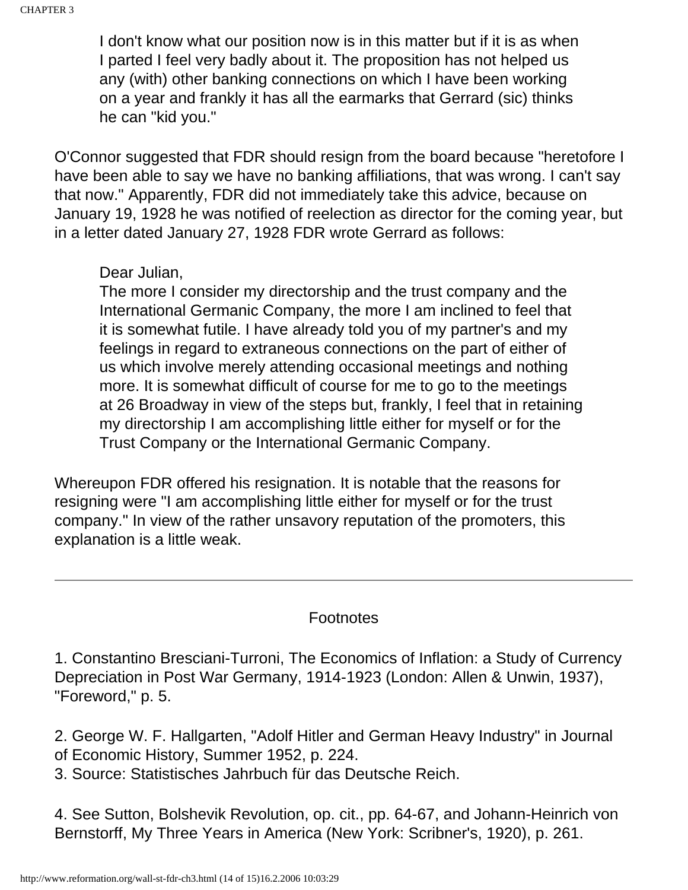> I don't know what our position now is in this matter but if it is as when I parted I feel very badly about it. The proposition has not helped us any (with) other banking connections on which I have been working on a year and frankly it has all the earmarks that Gerrard (sic) thinks he can "kid you."

O'Connor suggested that FDR should resign from the board because "heretofore I have been able to say we have no banking affiliations, that was wrong. I can't say that now." Apparently, FDR did not immediately take this advice, because on January 19, 1928 he was notified of reelection as director for the coming year, but in a letter dated January 27, 1928 FDR wrote Gerrard as follows:

> Dear Julian,
> The more I consider my directorship and the trust company and the International Germanic Company, the more I am inclined to feel that it is somewhat futile. I have already told you of my partner's and my feelings in regard to extraneous connections on the part of either of us which involve merely attending occasional meetings and nothing more. It is somewhat difficult of course for me to go to the meetings at 26 Broadway in view of the steps but, frankly, I feel that in retaining my directorship I am accomplishing little either for myself or for the Trust Company or the International Germanic Company.

Whereupon FDR offered his resignation. It is notable that the reasons for resigning were "I am accomplishing little either for myself or for the trust company." In view of the rather unsavory reputation of the promoters, this explanation is a little weak.

---

## Footnotes

1. Constantino Bresciani-Turroni, The Economics of Inflation: a Study of Currency Depreciation in Post War Germany, 1914-1923 (London: Allen & Unwin, 1937), "Foreword," p. 5.

2. George W. F. Hallgarten, "Adolf Hitler and German Heavy Industry" in Journal of Economic History, Summer 1952, p. 224.

3. Source: Statistisches Jahrbuch für das Deutsche Reich.

4. See Sutton, Bolshevik Revolution, op. cit., pp. 64-67, and Johann-Heinrich von Bernstorff, My Three Years in America (New York: Scribner's, 1920), p. 261.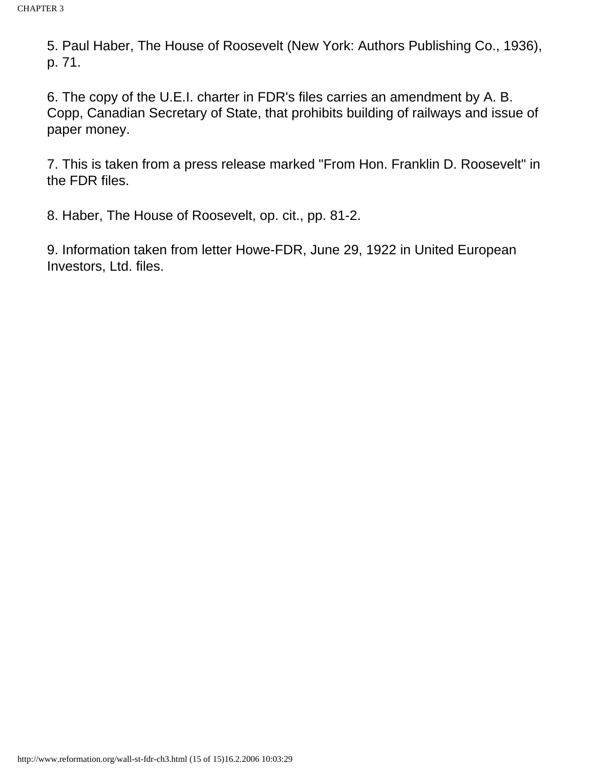5. Paul Haber, The House of Roosevelt (New York: Authors Publishing Co., 1936), p. 71.

6. The copy of the U.E.I. charter in FDR's files carries an amendment by A. B. Copp, Canadian Secretary of State, that prohibits building of railways and issue of paper money.

7. This is taken from a press release marked "From Hon. Franklin D. Roosevelt" in the FDR files.

8. Haber, The House of Roosevelt, op. cit., pp. 81-2.

9. Information taken from letter Howe-FDR, June 29, 1922 in United European Investors, Ltd. files.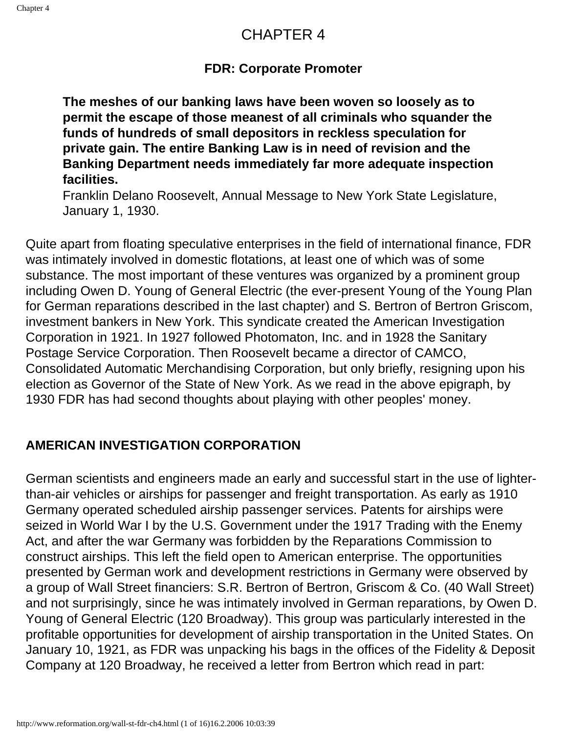# CHAPTER 4

## FDR: Corporate Promoter

> **The meshes of our banking laws have been woven so loosely as to permit the escape of those meanest of all criminals who squander the funds of hundreds of small depositors in reckless speculation for private gain. The entire Banking Law is in need of revision and the Banking Department needs immediately far more adequate inspection facilities.**
> Franklin Delano Roosevelt, Annual Message to New York State Legislature, January 1, 1930.

Quite apart from floating speculative enterprises in the field of international finance, FDR was intimately involved in domestic flotations, at least one of which was of some substance. The most important of these ventures was organized by a prominent group including Owen D. Young of General Electric (the ever-present Young of the Young Plan for German reparations described in the last chapter) and S. Bertron of Bertron Griscom, investment bankers in New York. This syndicate created the American Investigation Corporation in 1921. In 1927 followed Photomaton, Inc. and in 1928 the Sanitary Postage Service Corporation. Then Roosevelt became a director of CAMCO, Consolidated Automatic Merchandising Corporation, but only briefly, resigning upon his election as Governor of the State of New York. As we read in the above epigraph, by 1930 FDR has had second thoughts about playing with other peoples' money.

## AMERICAN INVESTIGATION CORPORATION

German scientists and engineers made an early and successful start in the use of lighter-than-air vehicles or airships for passenger and freight transportation. As early as 1910 Germany operated scheduled airship passenger services. Patents for airships were seized in World War I by the U.S. Government under the 1917 Trading with the Enemy Act, and after the war Germany was forbidden by the Reparations Commission to construct airships. This left the field open to American enterprise. The opportunities presented by German work and development restrictions in Germany were observed by a group of Wall Street financiers: S.R. Bertron of Bertron, Griscom & Co. (40 Wall Street) and not surprisingly, since he was intimately involved in German reparations, by Owen D. Young of General Electric (120 Broadway). This group was particularly interested in the profitable opportunities for development of airship transportation in the United States. On January 10, 1921, as FDR was unpacking his bags in the offices of the Fidelity & Deposit Company at 120 Broadway, he received a letter from Bertron which read in part: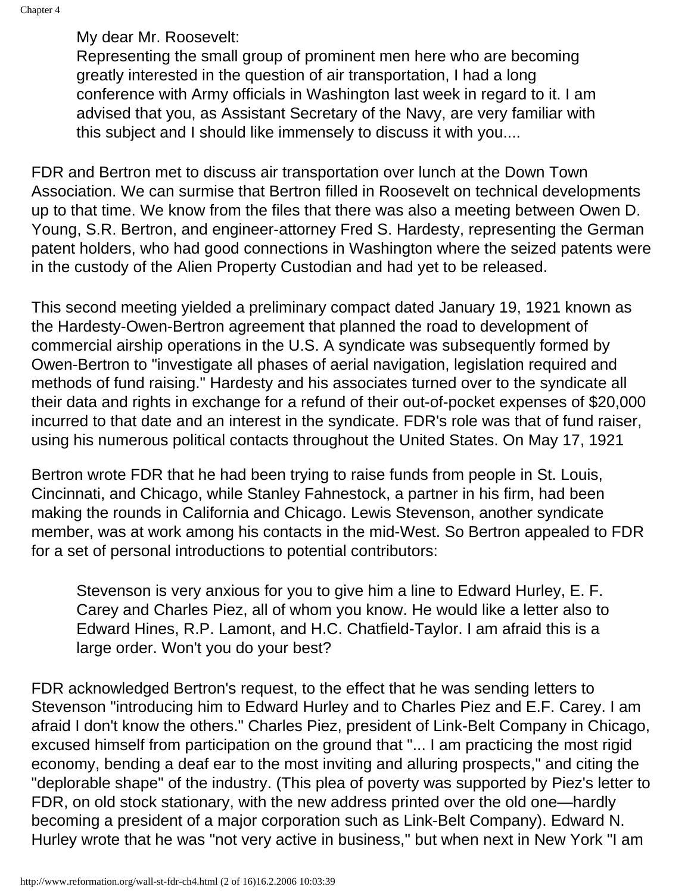> My dear Mr. Roosevelt:
> Representing the small group of prominent men here who are becoming greatly interested in the question of air transportation, I had a long conference with Army officials in Washington last week in regard to it. I am advised that you, as Assistant Secretary of the Navy, are very familiar with this subject and I should like immensely to discuss it with you....

FDR and Bertron met to discuss air transportation over lunch at the Down Town Association. We can surmise that Bertron filled in Roosevelt on technical developments up to that time. We know from the files that there was also a meeting between Owen D. Young, S.R. Bertron, and engineer-attorney Fred S. Hardesty, representing the German patent holders, who had good connections in Washington where the seized patents were in the custody of the Alien Property Custodian and had yet to be released.

This second meeting yielded a preliminary compact dated January 19, 1921 known as the Hardesty-Owen-Bertron agreement that planned the road to development of commercial airship operations in the U.S. A syndicate was subsequently formed by Owen-Bertron to "investigate all phases of aerial navigation, legislation required and methods of fund raising." Hardesty and his associates turned over to the syndicate all their data and rights in exchange for a refund of their out-of-pocket expenses of $20,000 incurred to that date and an interest in the syndicate. FDR's role was that of fund raiser, using his numerous political contacts throughout the United States. On May 17, 1921

Bertron wrote FDR that he had been trying to raise funds from people in St. Louis, Cincinnati, and Chicago, while Stanley Fahnestock, a partner in his firm, had been making the rounds in California and Chicago. Lewis Stevenson, another syndicate member, was at work among his contacts in the mid-West. So Bertron appealed to FDR for a set of personal introductions to potential contributors:

> Stevenson is very anxious for you to give him a line to Edward Hurley, E. F. Carey and Charles Piez, all of whom you know. He would like a letter also to Edward Hines, R.P. Lamont, and H.C. Chatfield-Taylor. I am afraid this is a large order. Won't you do your best?

FDR acknowledged Bertron's request, to the effect that he was sending letters to Stevenson "introducing him to Edward Hurley and to Charles Piez and E.F. Carey. I am afraid I don't know the others." Charles Piez, president of Link-Belt Company in Chicago, excused himself from participation on the ground that "... I am practicing the most rigid economy, bending a deaf ear to the most inviting and alluring prospects," and citing the "deplorable shape" of the industry. (This plea of poverty was supported by Piez's letter to FDR, on old stock stationary, with the new address printed over the old one—hardly becoming a president of a major corporation such as Link-Belt Company). Edward N. Hurley wrote that he was "not very active in business," but when next in New York "I am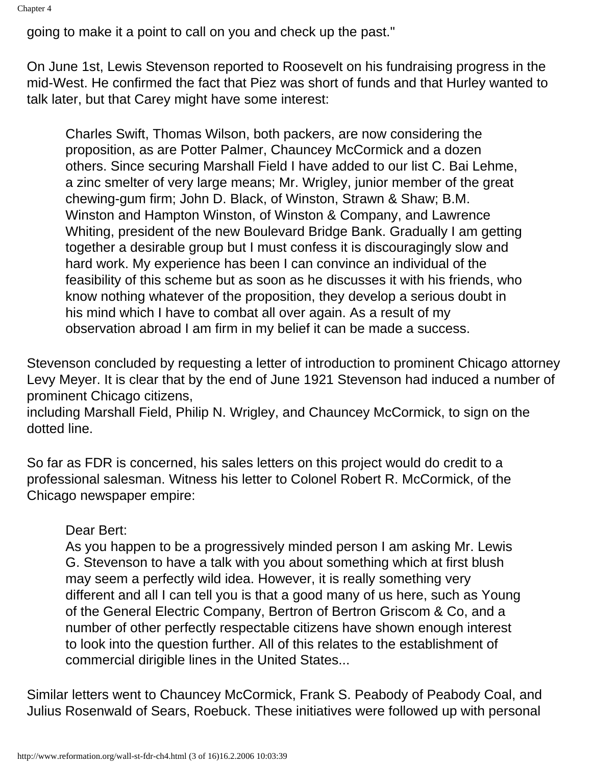going to make it a point to call on you and check up the past."

On June 1st, Lewis Stevenson reported to Roosevelt on his fundraising progress in the mid-West. He confirmed the fact that Piez was short of funds and that Hurley wanted to talk later, but that Carey might have some interest:

> Charles Swift, Thomas Wilson, both packers, are now considering the proposition, as are Potter Palmer, Chauncey McCormick and a dozen others. Since securing Marshall Field I have added to our list C. Bai Lehme, a zinc smelter of very large means; Mr. Wrigley, junior member of the great chewing-gum firm; John D. Black, of Winston, Strawn & Shaw; B.M. Winston and Hampton Winston, of Winston & Company, and Lawrence Whiting, president of the new Boulevard Bridge Bank. Gradually I am getting together a desirable group but I must confess it is discouragingly slow and hard work. My experience has been I can convince an individual of the feasibility of this scheme but as soon as he discusses it with his friends, who know nothing whatever of the proposition, they develop a serious doubt in his mind which I have to combat all over again. As a result of my observation abroad I am firm in my belief it can be made a success.

Stevenson concluded by requesting a letter of introduction to prominent Chicago attorney Levy Meyer. It is clear that by the end of June 1921 Stevenson had induced a number of prominent Chicago citizens,
including Marshall Field, Philip N. Wrigley, and Chauncey McCormick, to sign on the dotted line.

So far as FDR is concerned, his sales letters on this project would do credit to a professional salesman. Witness his letter to Colonel Robert R. McCormick, of the Chicago newspaper empire:

> Dear Bert:
> As you happen to be a progressively minded person I am asking Mr. Lewis G. Stevenson to have a talk with you about something which at first blush may seem a perfectly wild idea. However, it is really something very different and all I can tell you is that a good many of us here, such as Young of the General Electric Company, Bertron of Bertron Griscom & Co, and a number of other perfectly respectable citizens have shown enough interest to look into the question further. All of this relates to the establishment of commercial dirigible lines in the United States...

Similar letters went to Chauncey McCormick, Frank S. Peabody of Peabody Coal, and Julius Rosenwald of Sears, Roebuck. These initiatives were followed up with personal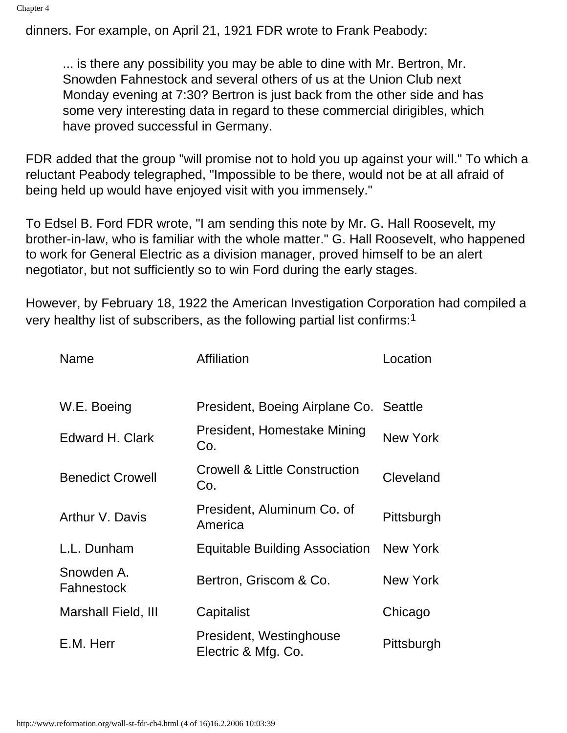dinners. For example, on April 21, 1921 FDR wrote to Frank Peabody:

> ... is there any possibility you may be able to dine with Mr. Bertron, Mr. Snowden Fahnestock and several others of us at the Union Club next Monday evening at 7:30? Bertron is just back from the other side and has some very interesting data in regard to these commercial dirigibles, which have proved successful in Germany.

FDR added that the group "will promise not to hold you up against your will." To which a reluctant Peabody telegraphed, "Impossible to be there, would not be at all afraid of being held up would have enjoyed visit with you immensely."

To Edsel B. Ford FDR wrote, "I am sending this note by Mr. G. Hall Roosevelt, my brother-in-law, who is familiar with the whole matter." G. Hall Roosevelt, who happened to work for General Electric as a division manager, proved himself to be an alert negotiator, but not sufficiently so to win Ford during the early stages.

However, by February 18, 1922 the American Investigation Corporation had compiled a very healthy list of subscribers, as the following partial list confirms:[1]

| Name | Affiliation | Location |
|---|---|---|
| W.E. Boeing | President, Boeing Airplane Co. | Seattle |
| Edward H. Clark | President, Homestake Mining Co. | New York |
| Benedict Crowell | Crowell & Little Construction Co. | Cleveland |
| Arthur V. Davis | President, Aluminum Co. of America | Pittsburgh |
| L.L. Dunham | Equitable Building Association | New York |
| Snowden A. Fahnestock | Bertron, Griscom & Co. | New York |
| Marshall Field, III | Capitalist | Chicago |
| E.M. Herr | President, Westinghouse Electric & Mfg. Co. | Pittsburgh |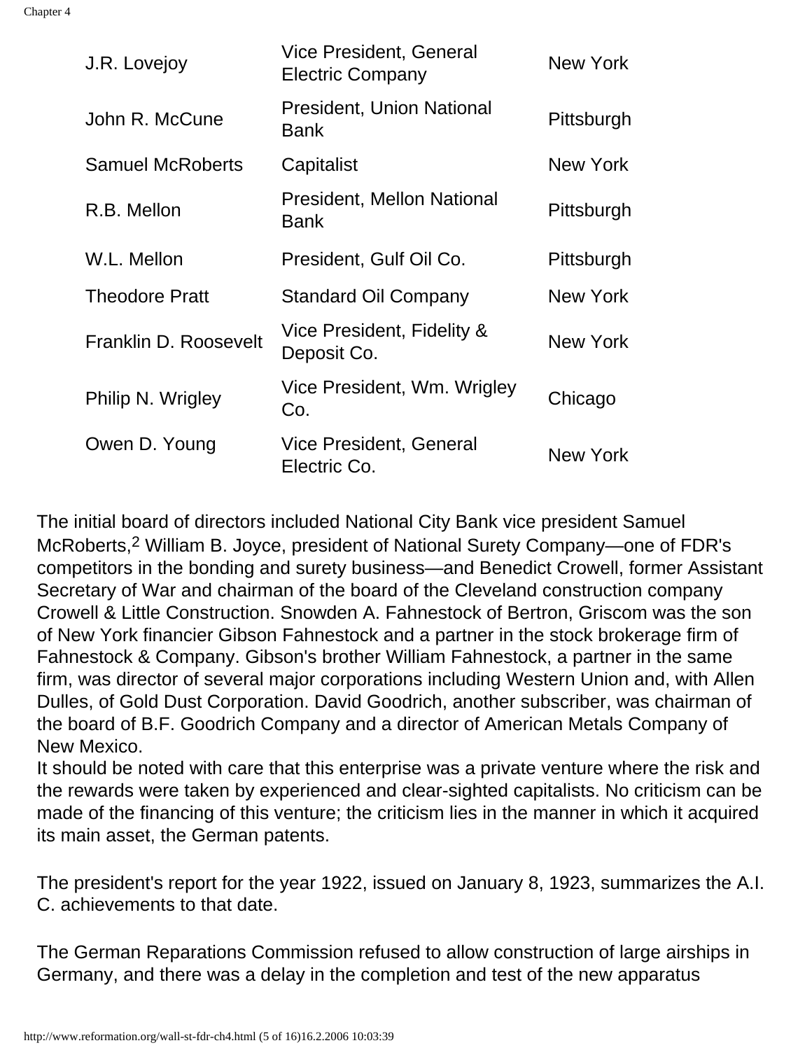| | | |
|---|---|---|
| J.R. Lovejoy | Vice President, General Electric Company | New York |
| John R. McCune | President, Union National Bank | Pittsburgh |
| Samuel McRoberts | Capitalist | New York |
| R.B. Mellon | President, Mellon National Bank | Pittsburgh |
| W.L. Mellon | President, Gulf Oil Co. | Pittsburgh |
| Theodore Pratt | Standard Oil Company | New York |
| Franklin D. Roosevelt | Vice President, Fidelity & Deposit Co. | New York |
| Philip N. Wrigley | Vice President, Wm. Wrigley Co. | Chicago |
| Owen D. Young | Vice President, General Electric Co. | New York |

The initial board of directors included National City Bank vice president Samuel McRoberts,[2] William B. Joyce, president of National Surety Company—one of FDR's competitors in the bonding and surety business—and Benedict Crowell, former Assistant Secretary of War and chairman of the board of the Cleveland construction company Crowell & Little Construction. Snowden A. Fahnestock of Bertron, Griscom was the son of New York financier Gibson Fahnestock and a partner in the stock brokerage firm of Fahnestock & Company. Gibson's brother William Fahnestock, a partner in the same firm, was director of several major corporations including Western Union and, with Allen Dulles, of Gold Dust Corporation. David Goodrich, another subscriber, was chairman of the board of B.F. Goodrich Company and a director of American Metals Company of New Mexico.
It should be noted with care that this enterprise was a private venture where the risk and the rewards were taken by experienced and clear-sighted capitalists. No criticism can be made of the financing of this venture; the criticism lies in the manner in which it acquired its main asset, the German patents.

The president's report for the year 1922, issued on January 8, 1923, summarizes the A.I.C. achievements to that date.

The German Reparations Commission refused to allow construction of large airships in Germany, and there was a delay in the completion and test of the new apparatus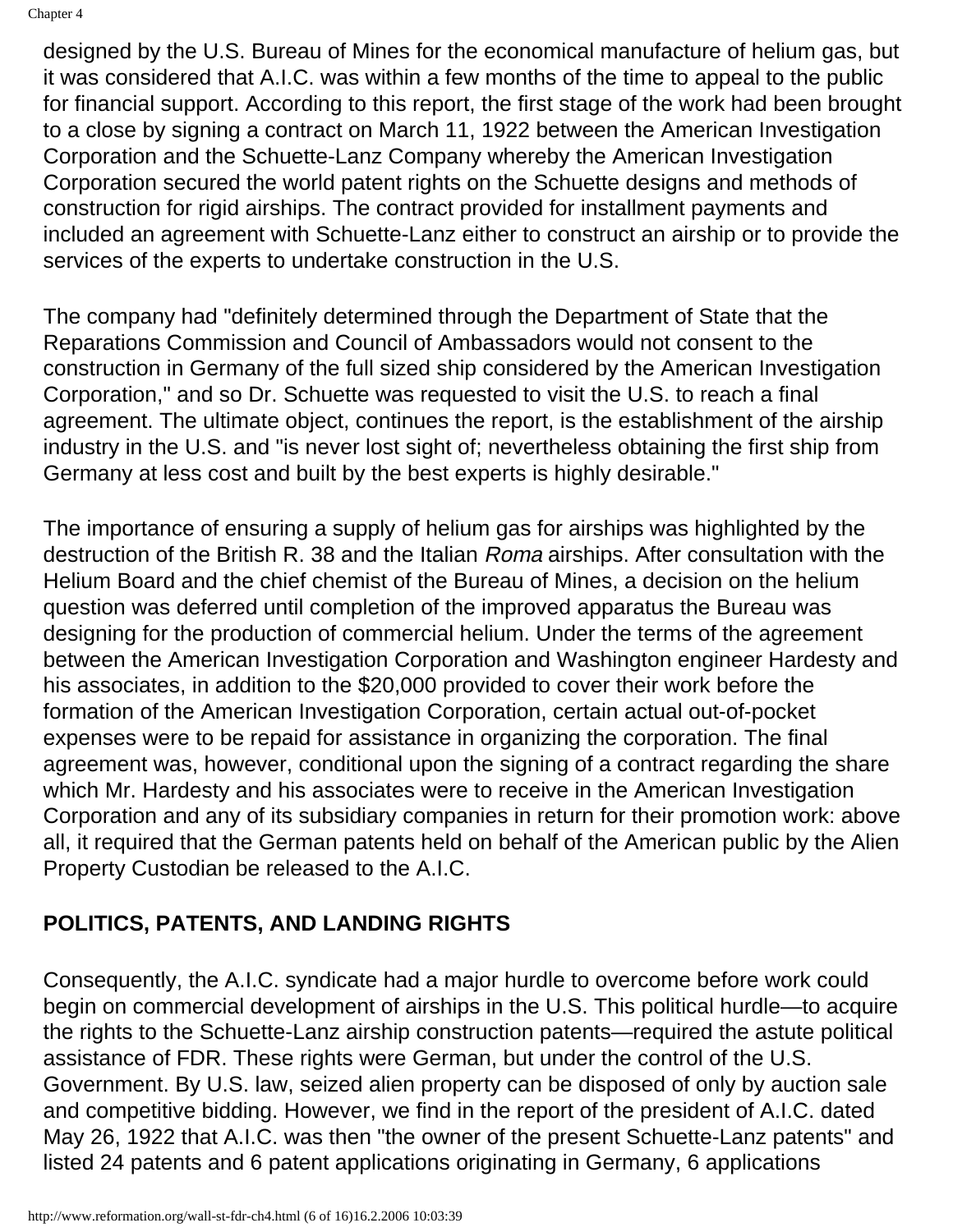designed by the U.S. Bureau of Mines for the economical manufacture of helium gas, but it was considered that A.I.C. was within a few months of the time to appeal to the public for financial support. According to this report, the first stage of the work had been brought to a close by signing a contract on March 11, 1922 between the American Investigation Corporation and the Schuette-Lanz Company whereby the American Investigation Corporation secured the world patent rights on the Schuette designs and methods of construction for rigid airships. The contract provided for installment payments and included an agreement with Schuette-Lanz either to construct an airship or to provide the services of the experts to undertake construction in the U.S.

The company had "definitely determined through the Department of State that the Reparations Commission and Council of Ambassadors would not consent to the construction in Germany of the full sized ship considered by the American Investigation Corporation," and so Dr. Schuette was requested to visit the U.S. to reach a final agreement. The ultimate object, continues the report, is the establishment of the airship industry in the U.S. and "is never lost sight of; nevertheless obtaining the first ship from Germany at less cost and built by the best experts is highly desirable."

The importance of ensuring a supply of helium gas for airships was highlighted by the destruction of the British R. 38 and the Italian *Roma* airships. After consultation with the Helium Board and the chief chemist of the Bureau of Mines, a decision on the helium question was deferred until completion of the improved apparatus the Bureau was designing for the production of commercial helium. Under the terms of the agreement between the American Investigation Corporation and Washington engineer Hardesty and his associates, in addition to the $20,000 provided to cover their work before the formation of the American Investigation Corporation, certain actual out-of-pocket expenses were to be repaid for assistance in organizing the corporation. The final agreement was, however, conditional upon the signing of a contract regarding the share which Mr. Hardesty and his associates were to receive in the American Investigation Corporation and any of its subsidiary companies in return for their promotion work: above all, it required that the German patents held on behalf of the American public by the Alien Property Custodian be released to the A.I.C.

## POLITICS, PATENTS, AND LANDING RIGHTS

Consequently, the A.I.C. syndicate had a major hurdle to overcome before work could begin on commercial development of airships in the U.S. This political hurdle—to acquire the rights to the Schuette-Lanz airship construction patents—required the astute political assistance of FDR. These rights were German, but under the control of the U.S. Government. By U.S. law, seized alien property can be disposed of only by auction sale and competitive bidding. However, we find in the report of the president of A.I.C. dated May 26, 1922 that A.I.C. was then "the owner of the present Schuette-Lanz patents" and listed 24 patents and 6 patent applications originating in Germany, 6 applications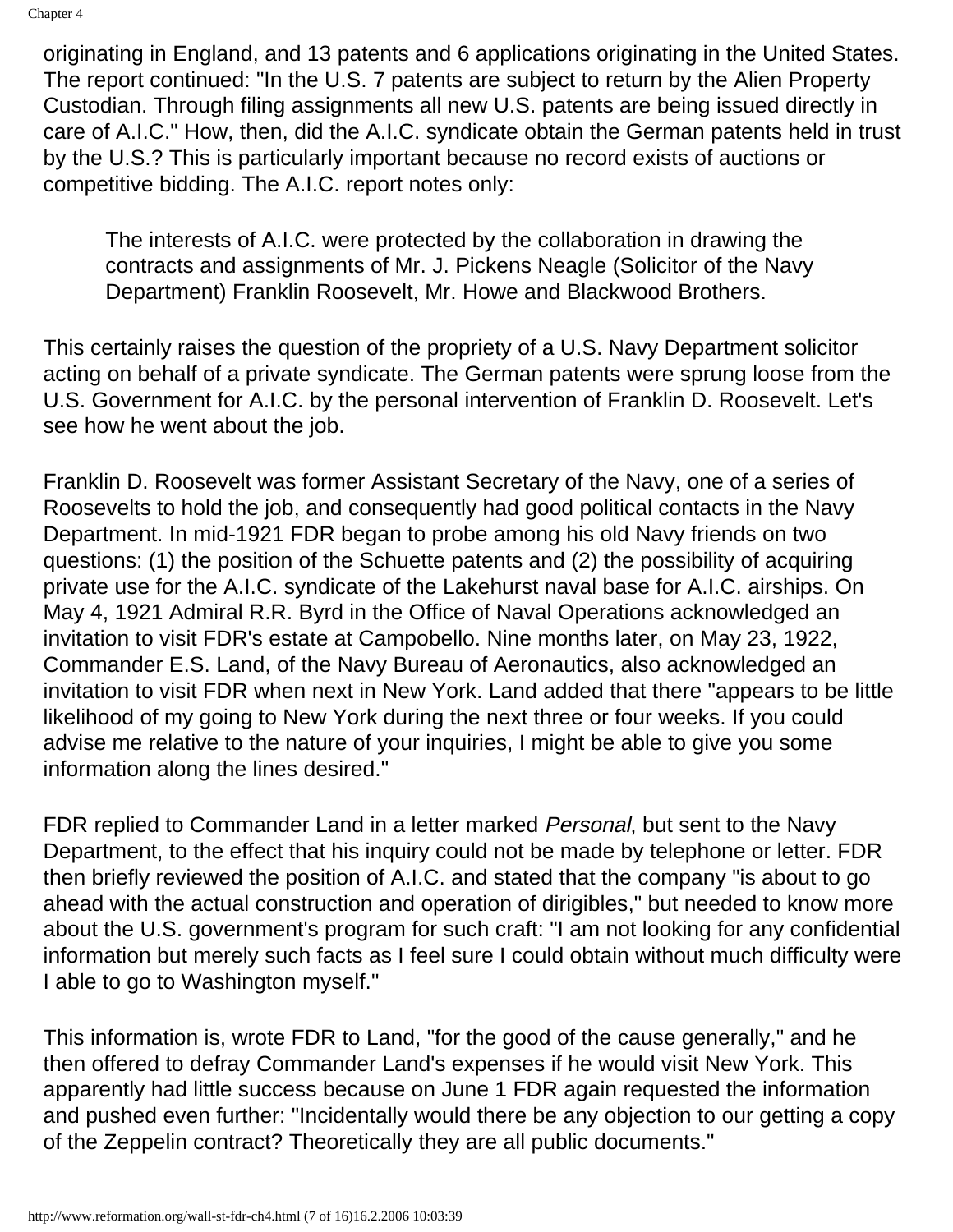originating in England, and 13 patents and 6 applications originating in the United States. The report continued: "In the U.S. 7 patents are subject to return by the Alien Property Custodian. Through filing assignments all new U.S. patents are being issued directly in care of A.I.C." How, then, did the A.I.C. syndicate obtain the German patents held in trust by the U.S.? This is particularly important because no record exists of auctions or competitive bidding. The A.I.C. report notes only:

> The interests of A.I.C. were protected by the collaboration in drawing the contracts and assignments of Mr. J. Pickens Neagle (Solicitor of the Navy Department) Franklin Roosevelt, Mr. Howe and Blackwood Brothers.

This certainly raises the question of the propriety of a U.S. Navy Department solicitor acting on behalf of a private syndicate. The German patents were sprung loose from the U.S. Government for A.I.C. by the personal intervention of Franklin D. Roosevelt. Let's see how he went about the job.

Franklin D. Roosevelt was former Assistant Secretary of the Navy, one of a series of Roosevelts to hold the job, and consequently had good political contacts in the Navy Department. In mid-1921 FDR began to probe among his old Navy friends on two questions: (1) the position of the Schuette patents and (2) the possibility of acquiring private use for the A.I.C. syndicate of the Lakehurst naval base for A.I.C. airships. On May 4, 1921 Admiral R.R. Byrd in the Office of Naval Operations acknowledged an invitation to visit FDR's estate at Campobello. Nine months later, on May 23, 1922, Commander E.S. Land, of the Navy Bureau of Aeronautics, also acknowledged an invitation to visit FDR when next in New York. Land added that there "appears to be little likelihood of my going to New York during the next three or four weeks. If you could advise me relative to the nature of your inquiries, I might be able to give you some information along the lines desired."

FDR replied to Commander Land in a letter marked *Personal*, but sent to the Navy Department, to the effect that his inquiry could not be made by telephone or letter. FDR then briefly reviewed the position of A.I.C. and stated that the company "is about to go ahead with the actual construction and operation of dirigibles," but needed to know more about the U.S. government's program for such craft: "I am not looking for any confidential information but merely such facts as I feel sure I could obtain without much difficulty were I able to go to Washington myself."

This information is, wrote FDR to Land, "for the good of the cause generally," and he then offered to defray Commander Land's expenses if he would visit New York. This apparently had little success because on June 1 FDR again requested the information and pushed even further: "Incidentally would there be any objection to our getting a copy of the Zeppelin contract? Theoretically they are all public documents."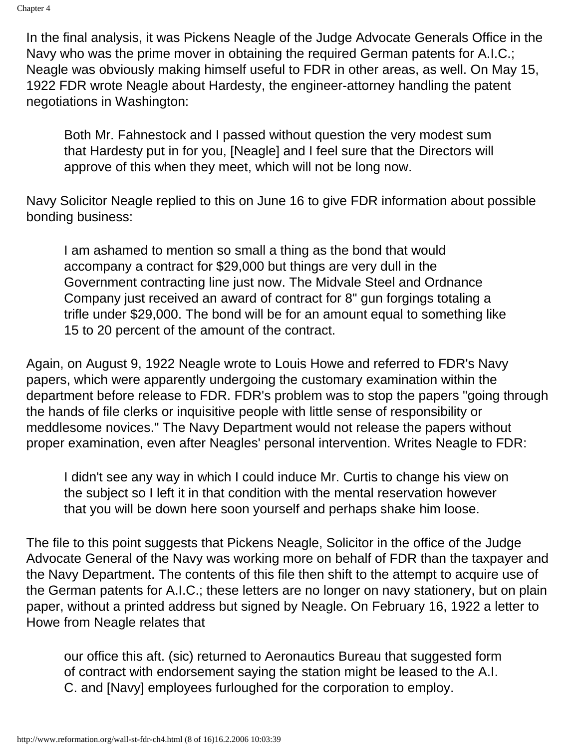In the final analysis, it was Pickens Neagle of the Judge Advocate Generals Office in the Navy who was the prime mover in obtaining the required German patents for A.I.C.; Neagle was obviously making himself useful to FDR in other areas, as well. On May 15, 1922 FDR wrote Neagle about Hardesty, the engineer-attorney handling the patent negotiations in Washington:

> Both Mr. Fahnestock and I passed without question the very modest sum that Hardesty put in for you, [Neagle] and I feel sure that the Directors will approve of this when they meet, which will not be long now.

Navy Solicitor Neagle replied to this on June 16 to give FDR information about possible bonding business:

> I am ashamed to mention so small a thing as the bond that would accompany a contract for $29,000 but things are very dull in the Government contracting line just now. The Midvale Steel and Ordnance Company just received an award of contract for 8" gun forgings totaling a trifle under $29,000. The bond will be for an amount equal to something like 15 to 20 percent of the amount of the contract.

Again, on August 9, 1922 Neagle wrote to Louis Howe and referred to FDR's Navy papers, which were apparently undergoing the customary examination within the department before release to FDR. FDR's problem was to stop the papers "going through the hands of file clerks or inquisitive people with little sense of responsibility or meddlesome novices." The Navy Department would not release the papers without proper examination, even after Neagles' personal intervention. Writes Neagle to FDR:

> I didn't see any way in which I could induce Mr. Curtis to change his view on the subject so I left it in that condition with the mental reservation however that you will be down here soon yourself and perhaps shake him loose.

The file to this point suggests that Pickens Neagle, Solicitor in the office of the Judge Advocate General of the Navy was working more on behalf of FDR than the taxpayer and the Navy Department. The contents of this file then shift to the attempt to acquire use of the German patents for A.I.C.; these letters are no longer on navy stationery, but on plain paper, without a printed address but signed by Neagle. On February 16, 1922 a letter to Howe from Neagle relates that

> our office this aft. (sic) returned to Aeronautics Bureau that suggested form of contract with endorsement saying the station might be leased to the A.I. C. and [Navy] employees furloughed for the corporation to employ.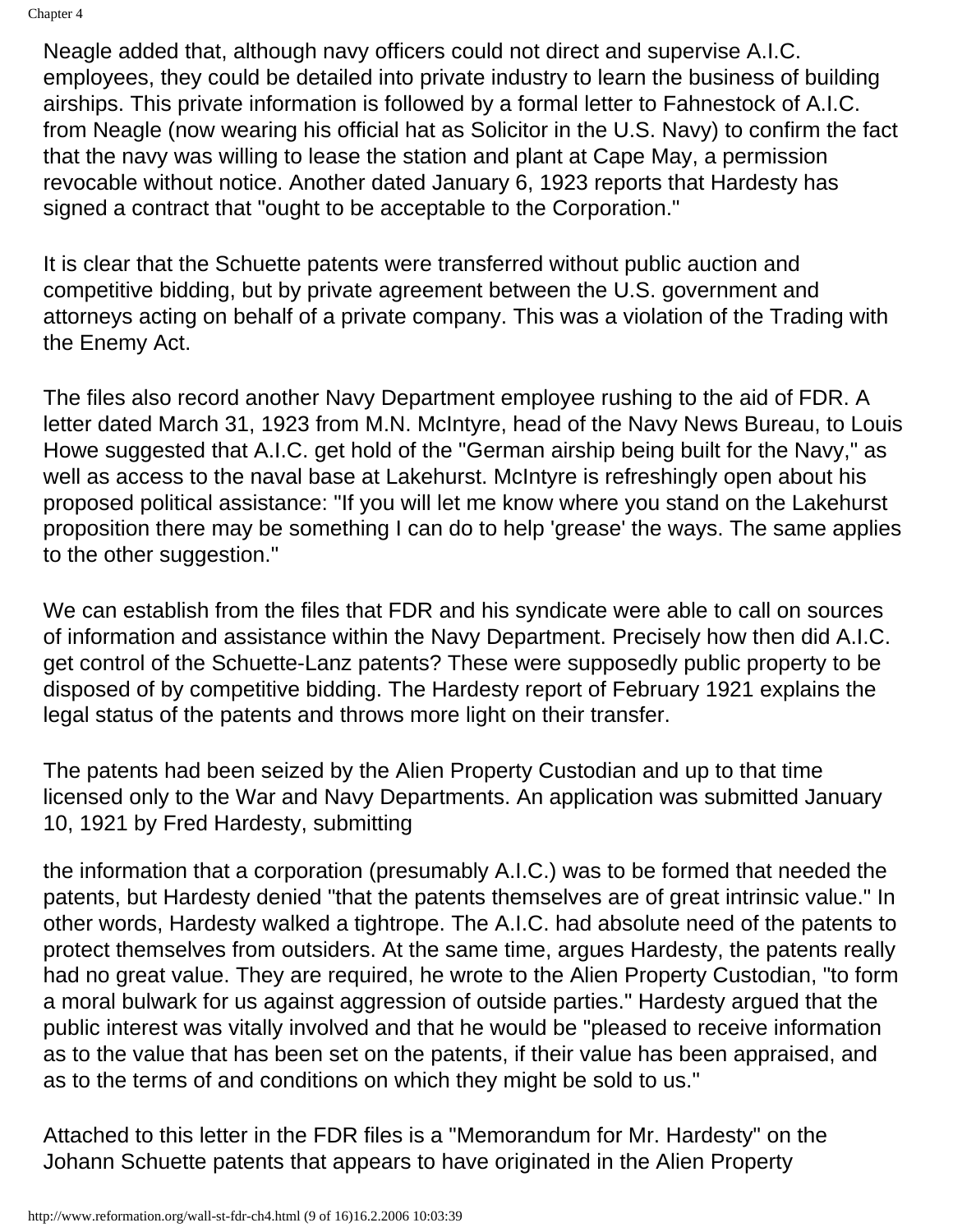Neagle added that, although navy officers could not direct and supervise A.I.C. employees, they could be detailed into private industry to learn the business of building airships. This private information is followed by a formal letter to Fahnestock of A.I.C. from Neagle (now wearing his official hat as Solicitor in the U.S. Navy) to confirm the fact that the navy was willing to lease the station and plant at Cape May, a permission revocable without notice. Another dated January 6, 1923 reports that Hardesty has signed a contract that "ought to be acceptable to the Corporation."

It is clear that the Schuette patents were transferred without public auction and competitive bidding, but by private agreement between the U.S. government and attorneys acting on behalf of a private company. This was a violation of the Trading with the Enemy Act.

The files also record another Navy Department employee rushing to the aid of FDR. A letter dated March 31, 1923 from M.N. McIntyre, head of the Navy News Bureau, to Louis Howe suggested that A.I.C. get hold of the "German airship being built for the Navy," as well as access to the naval base at Lakehurst. McIntyre is refreshingly open about his proposed political assistance: "If you will let me know where you stand on the Lakehurst proposition there may be something I can do to help 'grease' the ways. The same applies to the other suggestion."

We can establish from the files that FDR and his syndicate were able to call on sources of information and assistance within the Navy Department. Precisely how then did A.I.C. get control of the Schuette-Lanz patents? These were supposedly public property to be disposed of by competitive bidding. The Hardesty report of February 1921 explains the legal status of the patents and throws more light on their transfer.

The patents had been seized by the Alien Property Custodian and up to that time licensed only to the War and Navy Departments. An application was submitted January 10, 1921 by Fred Hardesty, submitting the information that a corporation (presumably A.I.C.) was to be formed that needed the patents, but Hardesty denied "that the patents themselves are of great intrinsic value." In other words, Hardesty walked a tightrope. The A.I.C. had absolute need of the patents to protect themselves from outsiders. At the same time, argues Hardesty, the patents really had no great value. They are required, he wrote to the Alien Property Custodian, "to form a moral bulwark for us against aggression of outside parties." Hardesty argued that the public interest was vitally involved and that he would be "pleased to receive information as to the value that has been set on the patents, if their value has been appraised, and as to the terms of and conditions on which they might be sold to us."

Attached to this letter in the FDR files is a "Memorandum for Mr. Hardesty" on the Johann Schuette patents that appears to have originated in the Alien Property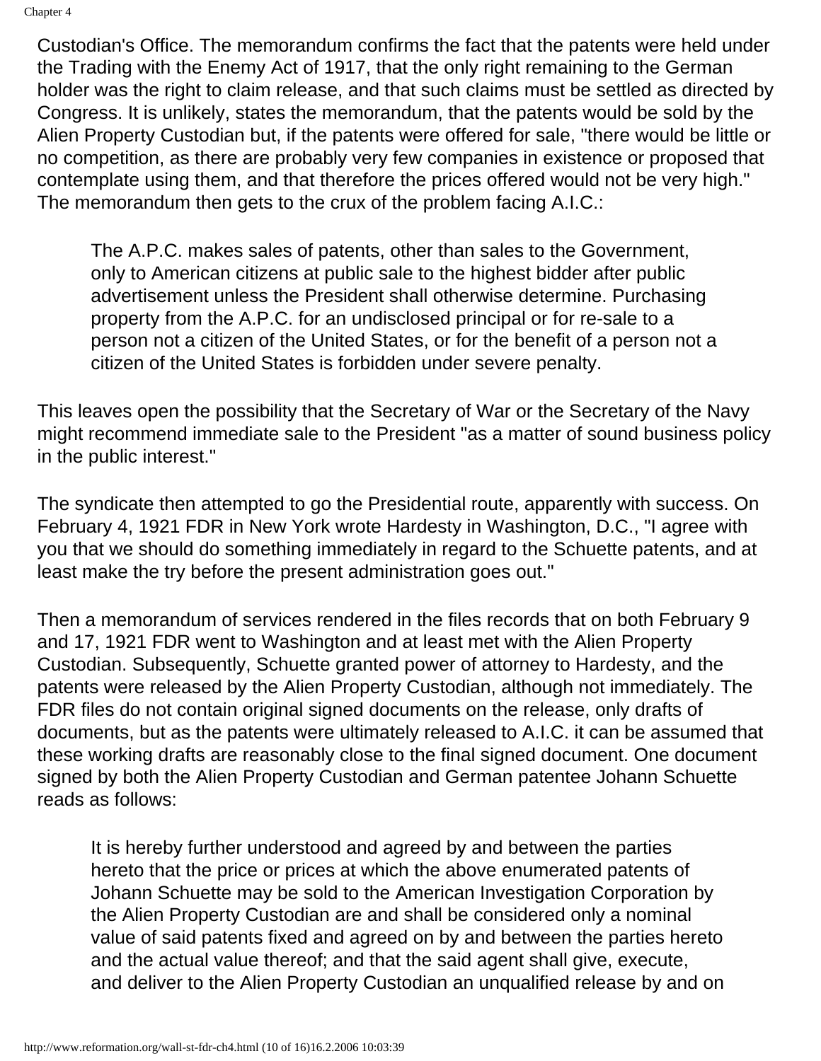Custodian's Office. The memorandum confirms the fact that the patents were held under the Trading with the Enemy Act of 1917, that the only right remaining to the German holder was the right to claim release, and that such claims must be settled as directed by Congress. It is unlikely, states the memorandum, that the patents would be sold by the Alien Property Custodian but, if the patents were offered for sale, "there would be little or no competition, as there are probably very few companies in existence or proposed that contemplate using them, and that therefore the prices offered would not be very high." The memorandum then gets to the crux of the problem facing A.I.C.:

> The A.P.C. makes sales of patents, other than sales to the Government, only to American citizens at public sale to the highest bidder after public advertisement unless the President shall otherwise determine. Purchasing property from the A.P.C. for an undisclosed principal or for re-sale to a person not a citizen of the United States, or for the benefit of a person not a citizen of the United States is forbidden under severe penalty.

This leaves open the possibility that the Secretary of War or the Secretary of the Navy might recommend immediate sale to the President "as a matter of sound business policy in the public interest."

The syndicate then attempted to go the Presidential route, apparently with success. On February 4, 1921 FDR in New York wrote Hardesty in Washington, D.C., "I agree with you that we should do something immediately in regard to the Schuette patents, and at least make the try before the present administration goes out."

Then a memorandum of services rendered in the files records that on both February 9 and 17, 1921 FDR went to Washington and at least met with the Alien Property Custodian. Subsequently, Schuette granted power of attorney to Hardesty, and the patents were released by the Alien Property Custodian, although not immediately. The FDR files do not contain original signed documents on the release, only drafts of documents, but as the patents were ultimately released to A.I.C. it can be assumed that these working drafts are reasonably close to the final signed document. One document signed by both the Alien Property Custodian and German patentee Johann Schuette reads as follows:

> It is hereby further understood and agreed by and between the parties hereto that the price or prices at which the above enumerated patents of Johann Schuette may be sold to the American Investigation Corporation by the Alien Property Custodian are and shall be considered only a nominal value of said patents fixed and agreed on by and between the parties hereto and the actual value thereof; and that the said agent shall give, execute, and deliver to the Alien Property Custodian an unqualified release by and on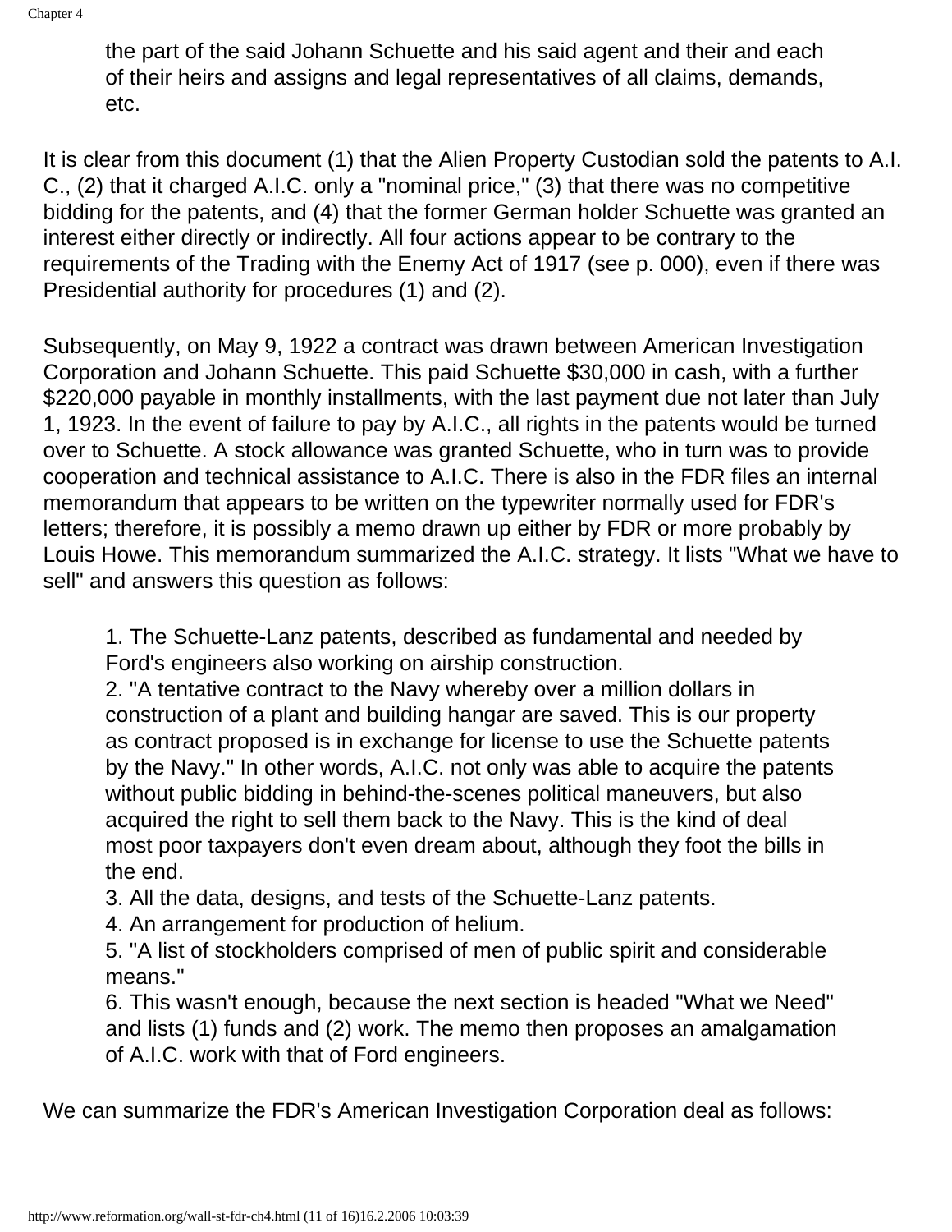> the part of the said Johann Schuette and his said agent and their and each of their heirs and assigns and legal representatives of all claims, demands, etc.

It is clear from this document (1) that the Alien Property Custodian sold the patents to A.I. C., (2) that it charged A.I.C. only a "nominal price," (3) that there was no competitive bidding for the patents, and (4) that the former German holder Schuette was granted an interest either directly or indirectly. All four actions appear to be contrary to the requirements of the Trading with the Enemy Act of 1917 (see p. 000), even if there was Presidential authority for procedures (1) and (2).

Subsequently, on May 9, 1922 a contract was drawn between American Investigation Corporation and Johann Schuette. This paid Schuette $30,000 in cash, with a further $220,000 payable in monthly installments, with the last payment due not later than July 1, 1923. In the event of failure to pay by A.I.C., all rights in the patents would be turned over to Schuette. A stock allowance was granted Schuette, who in turn was to provide cooperation and technical assistance to A.I.C. There is also in the FDR files an internal memorandum that appears to be written on the typewriter normally used for FDR's letters; therefore, it is possibly a memo drawn up either by FDR or more probably by Louis Howe. This memorandum summarized the A.I.C. strategy. It lists "What we have to sell" and answers this question as follows:

> 1. The Schuette-Lanz patents, described as fundamental and needed by Ford's engineers also working on airship construction.
> 2. "A tentative contract to the Navy whereby over a million dollars in construction of a plant and building hangar are saved. This is our property as contract proposed is in exchange for license to use the Schuette patents by the Navy." In other words, A.I.C. not only was able to acquire the patents without public bidding in behind-the-scenes political maneuvers, but also acquired the right to sell them back to the Navy. This is the kind of deal most poor taxpayers don't even dream about, although they foot the bills in the end.
> 3. All the data, designs, and tests of the Schuette-Lanz patents.
> 4. An arrangement for production of helium.
> 5. "A list of stockholders comprised of men of public spirit and considerable means."
> 6. This wasn't enough, because the next section is headed "What we Need" and lists (1) funds and (2) work. The memo then proposes an amalgamation of A.I.C. work with that of Ford engineers.

We can summarize the FDR's American Investigation Corporation deal as follows: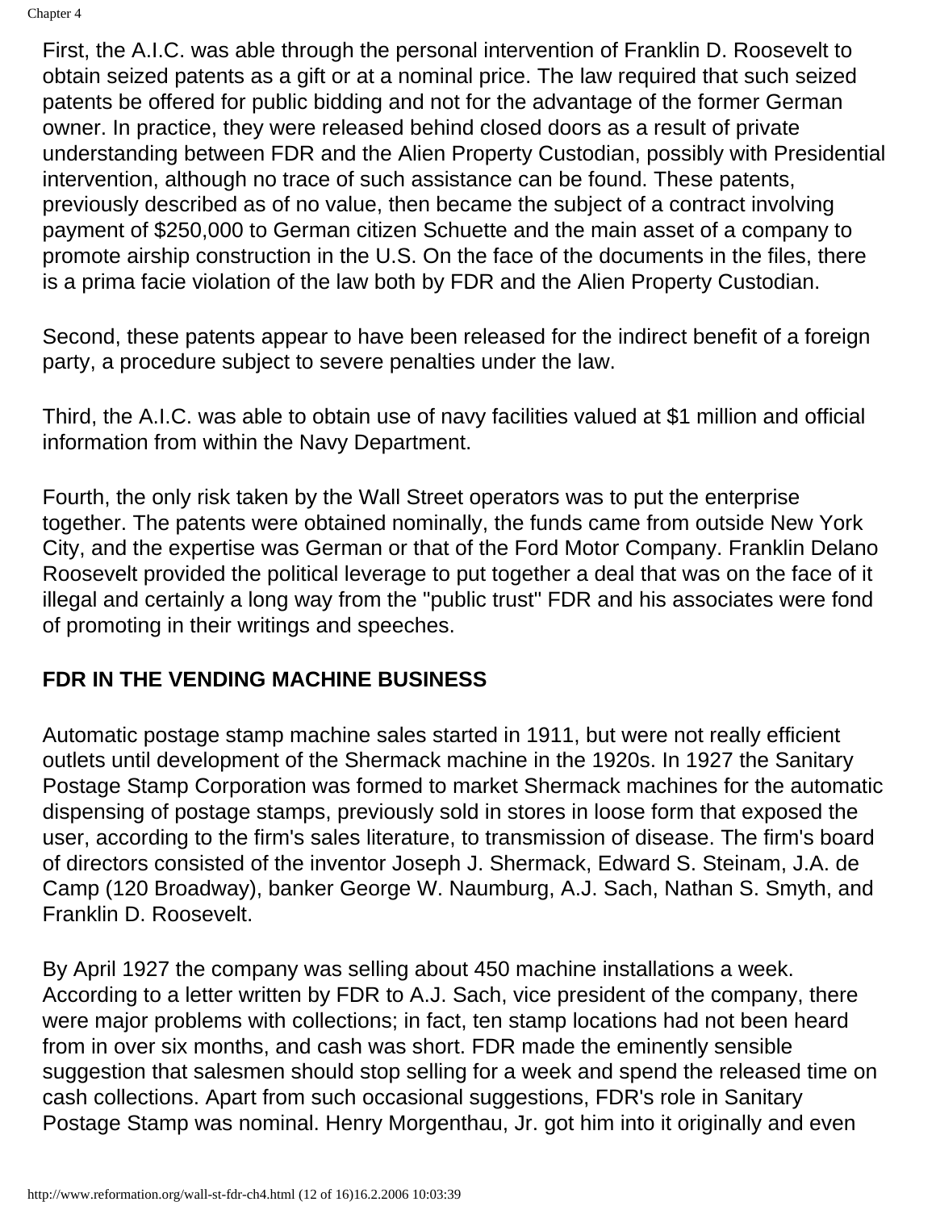First, the A.I.C. was able through the personal intervention of Franklin D. Roosevelt to obtain seized patents as a gift or at a nominal price. The law required that such seized patents be offered for public bidding and not for the advantage of the former German owner. In practice, they were released behind closed doors as a result of private understanding between FDR and the Alien Property Custodian, possibly with Presidential intervention, although no trace of such assistance can be found. These patents, previously described as of no value, then became the subject of a contract involving payment of $250,000 to German citizen Schuette and the main asset of a company to promote airship construction in the U.S. On the face of the documents in the files, there is a prima facie violation of the law both by FDR and the Alien Property Custodian.

Second, these patents appear to have been released for the indirect benefit of a foreign party, a procedure subject to severe penalties under the law.

Third, the A.I.C. was able to obtain use of navy facilities valued at $1 million and official information from within the Navy Department.

Fourth, the only risk taken by the Wall Street operators was to put the enterprise together. The patents were obtained nominally, the funds came from outside New York City, and the expertise was German or that of the Ford Motor Company. Franklin Delano Roosevelt provided the political leverage to put together a deal that was on the face of it illegal and certainly a long way from the "public trust" FDR and his associates were fond of promoting in their writings and speeches.

## FDR IN THE VENDING MACHINE BUSINESS

Automatic postage stamp machine sales started in 1911, but were not really efficient outlets until development of the Shermack machine in the 1920s. In 1927 the Sanitary Postage Stamp Corporation was formed to market Shermack machines for the automatic dispensing of postage stamps, previously sold in stores in loose form that exposed the user, according to the firm's sales literature, to transmission of disease. The firm's board of directors consisted of the inventor Joseph J. Shermack, Edward S. Steinam, J.A. de Camp (120 Broadway), banker George W. Naumburg, A.J. Sach, Nathan S. Smyth, and Franklin D. Roosevelt.

By April 1927 the company was selling about 450 machine installations a week. According to a letter written by FDR to A.J. Sach, vice president of the company, there were major problems with collections; in fact, ten stamp locations had not been heard from in over six months, and cash was short. FDR made the eminently sensible suggestion that salesmen should stop selling for a week and spend the released time on cash collections. Apart from such occasional suggestions, FDR's role in Sanitary Postage Stamp was nominal. Henry Morgenthau, Jr. got him into it originally and even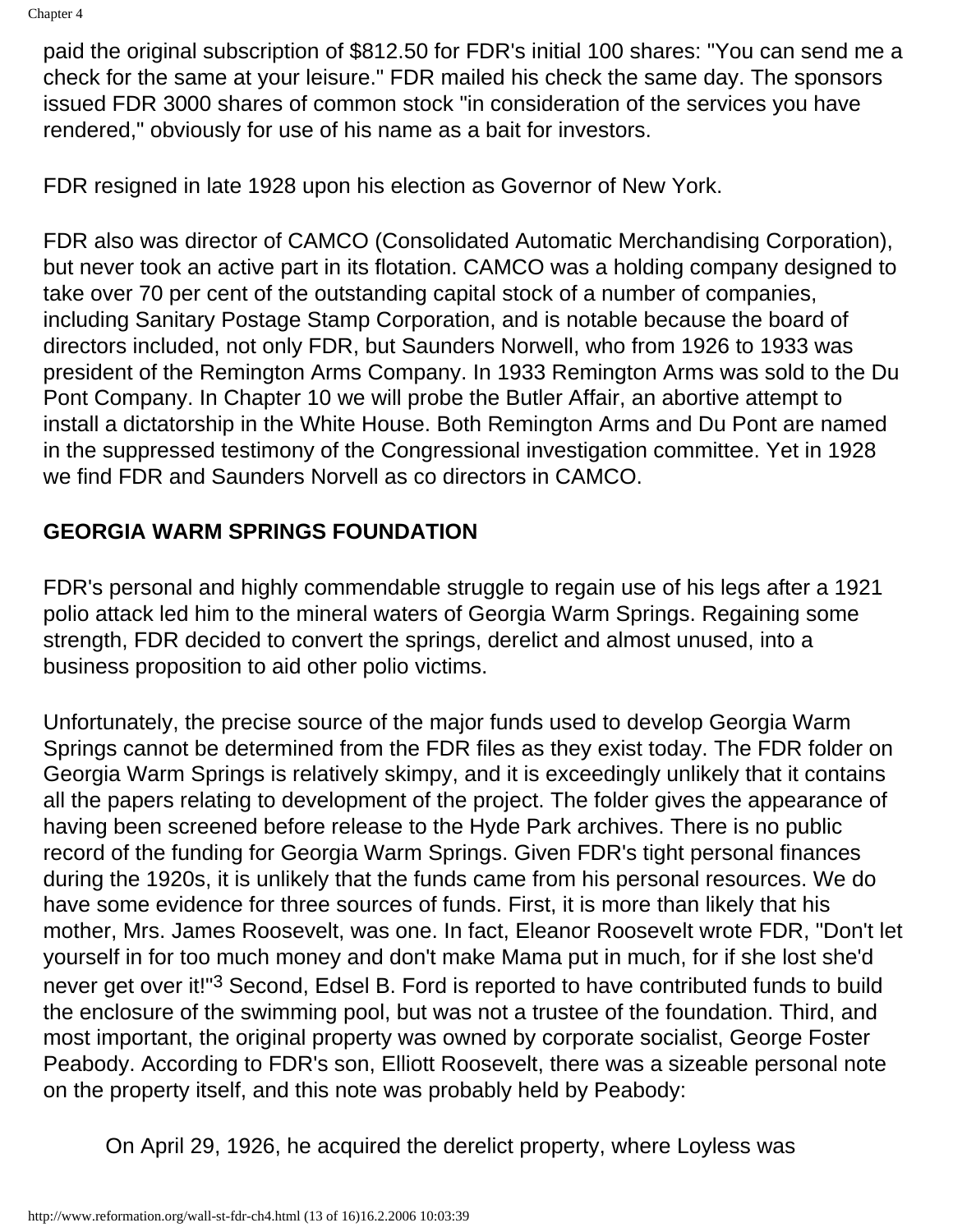paid the original subscription of $812.50 for FDR's initial 100 shares: "You can send me a check for the same at your leisure." FDR mailed his check the same day. The sponsors issued FDR 3000 shares of common stock "in consideration of the services you have rendered," obviously for use of his name as a bait for investors.

FDR resigned in late 1928 upon his election as Governor of New York.

FDR also was director of CAMCO (Consolidated Automatic Merchandising Corporation), but never took an active part in its flotation. CAMCO was a holding company designed to take over 70 per cent of the outstanding capital stock of a number of companies, including Sanitary Postage Stamp Corporation, and is notable because the board of directors included, not only FDR, but Saunders Norwell, who from 1926 to 1933 was president of the Remington Arms Company. In 1933 Remington Arms was sold to the Du Pont Company. In Chapter 10 we will probe the Butler Affair, an abortive attempt to install a dictatorship in the White House. Both Remington Arms and Du Pont are named in the suppressed testimony of the Congressional investigation committee. Yet in 1928 we find FDR and Saunders Norvell as co directors in CAMCO.

## GEORGIA WARM SPRINGS FOUNDATION

FDR's personal and highly commendable struggle to regain use of his legs after a 1921 polio attack led him to the mineral waters of Georgia Warm Springs. Regaining some strength, FDR decided to convert the springs, derelict and almost unused, into a business proposition to aid other polio victims.

Unfortunately, the precise source of the major funds used to develop Georgia Warm Springs cannot be determined from the FDR files as they exist today. The FDR folder on Georgia Warm Springs is relatively skimpy, and it is exceedingly unlikely that it contains all the papers relating to development of the project. The folder gives the appearance of having been screened before release to the Hyde Park archives. There is no public record of the funding for Georgia Warm Springs. Given FDR's tight personal finances during the 1920s, it is unlikely that the funds came from his personal resources. We do have some evidence for three sources of funds. First, it is more than likely that his mother, Mrs. James Roosevelt, was one. In fact, Eleanor Roosevelt wrote FDR, "Don't let yourself in for too much money and don't make Mama put in much, for if she lost she'd never get over it!"[3] Second, Edsel B. Ford is reported to have contributed funds to build the enclosure of the swimming pool, but was not a trustee of the foundation. Third, and most important, the original property was owned by corporate socialist, George Foster Peabody. According to FDR's son, Elliott Roosevelt, there was a sizeable personal note on the property itself, and this note was probably held by Peabody:

> On April 29, 1926, he acquired the derelict property, where Loyless was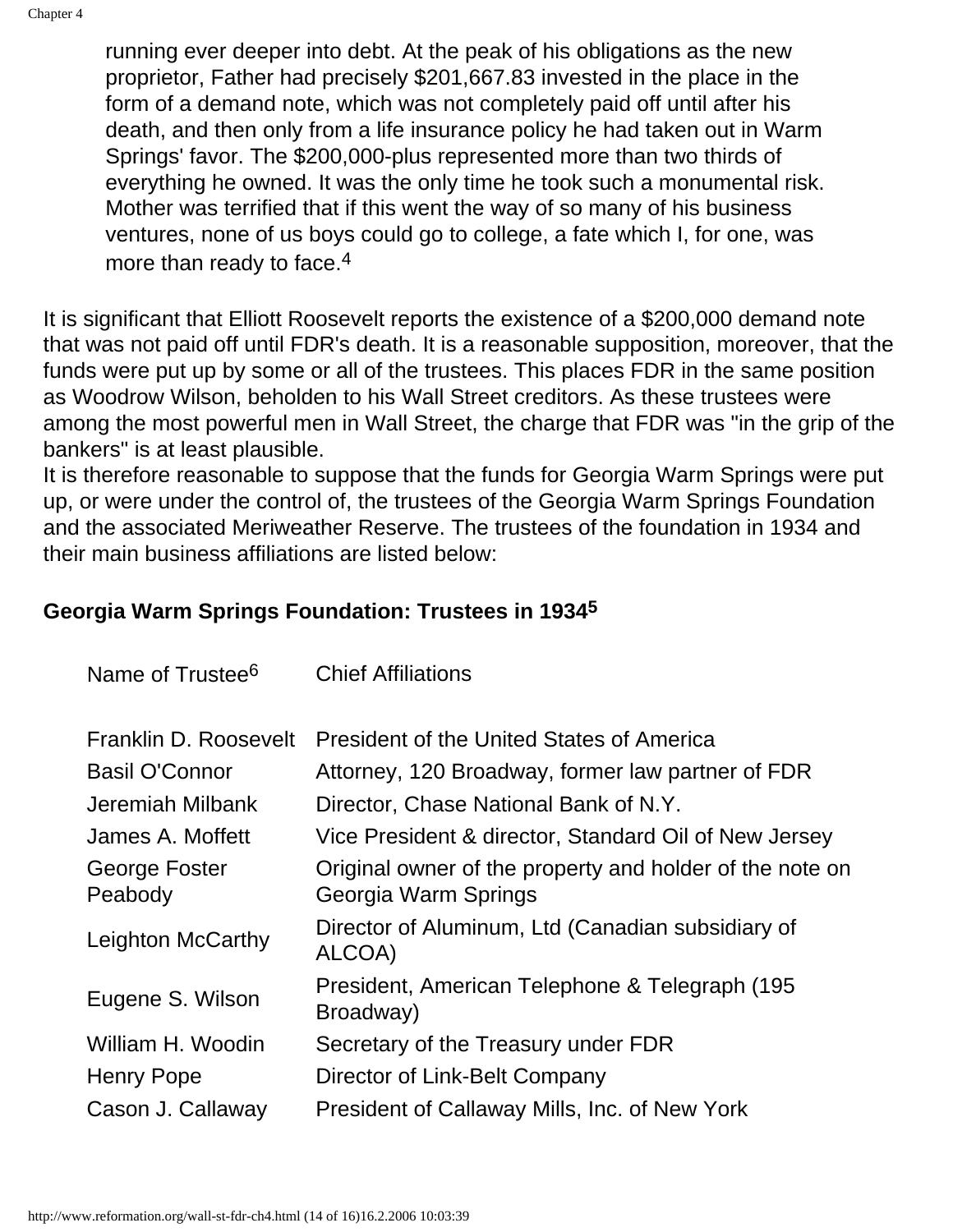> running ever deeper into debt. At the peak of his obligations as the new proprietor, Father had precisely $201,667.83 invested in the place in the form of a demand note, which was not completely paid off until after his death, and then only from a life insurance policy he had taken out in Warm Springs' favor. The $200,000-plus represented more than two thirds of everything he owned. It was the only time he took such a monumental risk. Mother was terrified that if this went the way of so many of his business ventures, none of us boys could go to college, a fate which I, for one, was more than ready to face.[4]

It is significant that Elliott Roosevelt reports the existence of a $200,000 demand note that was not paid off until FDR's death. It is a reasonable supposition, moreover, that the funds were put up by some or all of the trustees. This places FDR in the same position as Woodrow Wilson, beholden to his Wall Street creditors. As these trustees were among the most powerful men in Wall Street, the charge that FDR was "in the grip of the bankers" is at least plausible.

It is therefore reasonable to suppose that the funds for Georgia Warm Springs were put up, or were under the control of, the trustees of the Georgia Warm Springs Foundation and the associated Meriweather Reserve. The trustees of the foundation in 1934 and their main business affiliations are listed below:

**Georgia Warm Springs Foundation: Trustees in 1934[5]**

| Name of Trustee[6] | Chief Affiliations |
|---|---|
| Franklin D. Roosevelt | President of the United States of America |
| Basil O'Connor | Attorney, 120 Broadway, former law partner of FDR |
| Jeremiah Milbank | Director, Chase National Bank of N.Y. |
| James A. Moffett | Vice President & director, Standard Oil of New Jersey |
| George Foster Peabody | Original owner of the property and holder of the note on Georgia Warm Springs |
| Leighton McCarthy | Director of Aluminum, Ltd (Canadian subsidiary of ALCOA) |
| Eugene S. Wilson | President, American Telephone & Telegraph (195 Broadway) |
| William H. Woodin | Secretary of the Treasury under FDR |
| Henry Pope | Director of Link-Belt Company |
| Cason J. Callaway | President of Callaway Mills, Inc. of New York |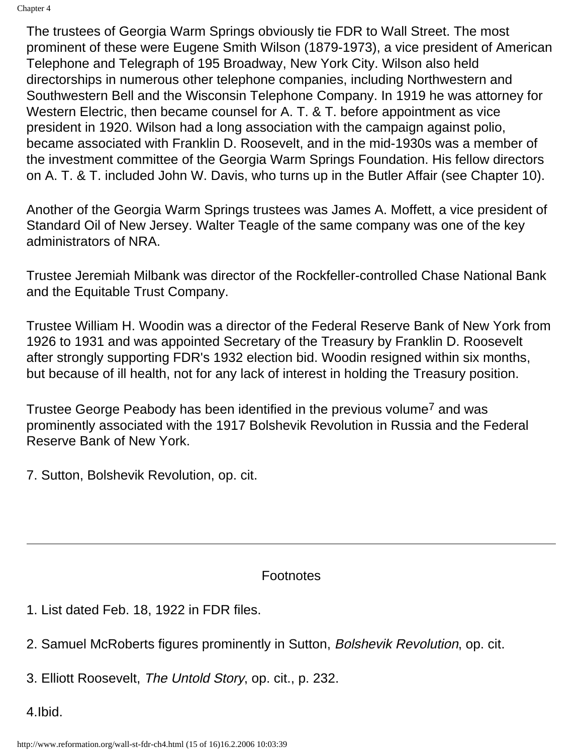The trustees of Georgia Warm Springs obviously tie FDR to Wall Street. The most prominent of these were Eugene Smith Wilson (1879-1973), a vice president of American Telephone and Telegraph of 195 Broadway, New York City. Wilson also held directorships in numerous other telephone companies, including Northwestern and Southwestern Bell and the Wisconsin Telephone Company. In 1919 he was attorney for Western Electric, then became counsel for A. T. & T. before appointment as vice president in 1920. Wilson had a long association with the campaign against polio, became associated with Franklin D. Roosevelt, and in the mid-1930s was a member of the investment committee of the Georgia Warm Springs Foundation. His fellow directors on A. T. & T. included John W. Davis, who turns up in the Butler Affair (see Chapter 10).

Another of the Georgia Warm Springs trustees was James A. Moffett, a vice president of Standard Oil of New Jersey. Walter Teagle of the same company was one of the key administrators of NRA.

Trustee Jeremiah Milbank was director of the Rockfeller-controlled Chase National Bank and the Equitable Trust Company.

Trustee William H. Woodin was a director of the Federal Reserve Bank of New York from 1926 to 1931 and was appointed Secretary of the Treasury by Franklin D. Roosevelt after strongly supporting FDR's 1932 election bid. Woodin resigned within six months, but because of ill health, not for any lack of interest in holding the Treasury position.

Trustee George Peabody has been identified in the previous volume[7] and was prominently associated with the 1917 Bolshevik Revolution in Russia and the Federal Reserve Bank of New York.

7. Sutton, Bolshevik Revolution, op. cit.

---

Footnotes

1. List dated Feb. 18, 1922 in FDR files.

2. Samuel McRoberts figures prominently in Sutton, *Bolshevik Revolution*, op. cit.

3. Elliott Roosevelt, *The Untold Story*, op. cit., p. 232.

4. Ibid.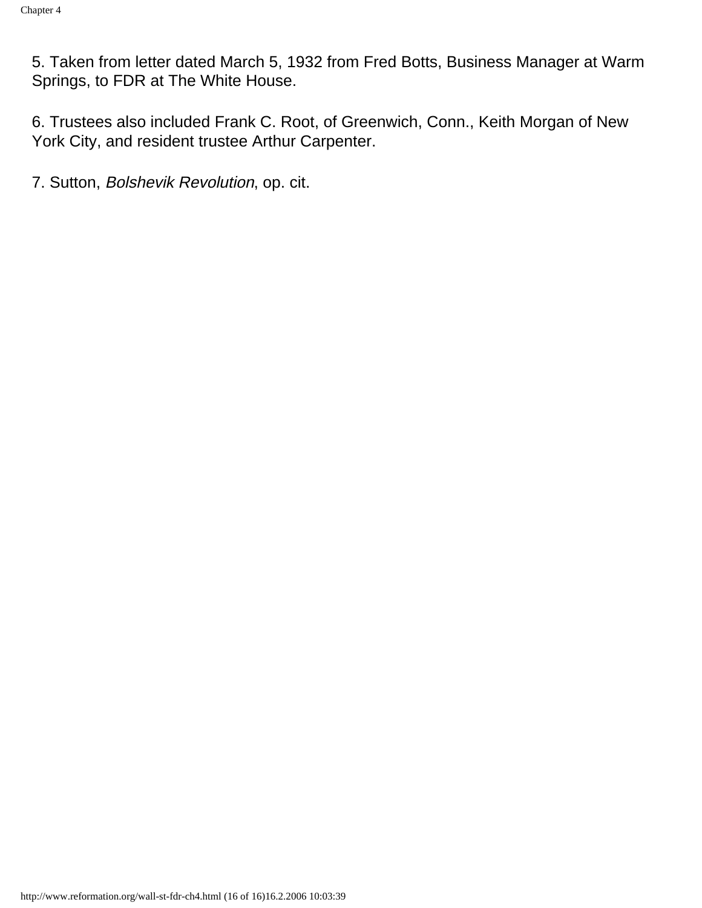5. Taken from letter dated March 5, 1932 from Fred Botts, Business Manager at Warm Springs, to FDR at The White House.

6. Trustees also included Frank C. Root, of Greenwich, Conn., Keith Morgan of New York City, and resident trustee Arthur Carpenter.

7. Sutton, *Bolshevik Revolution*, op. cit.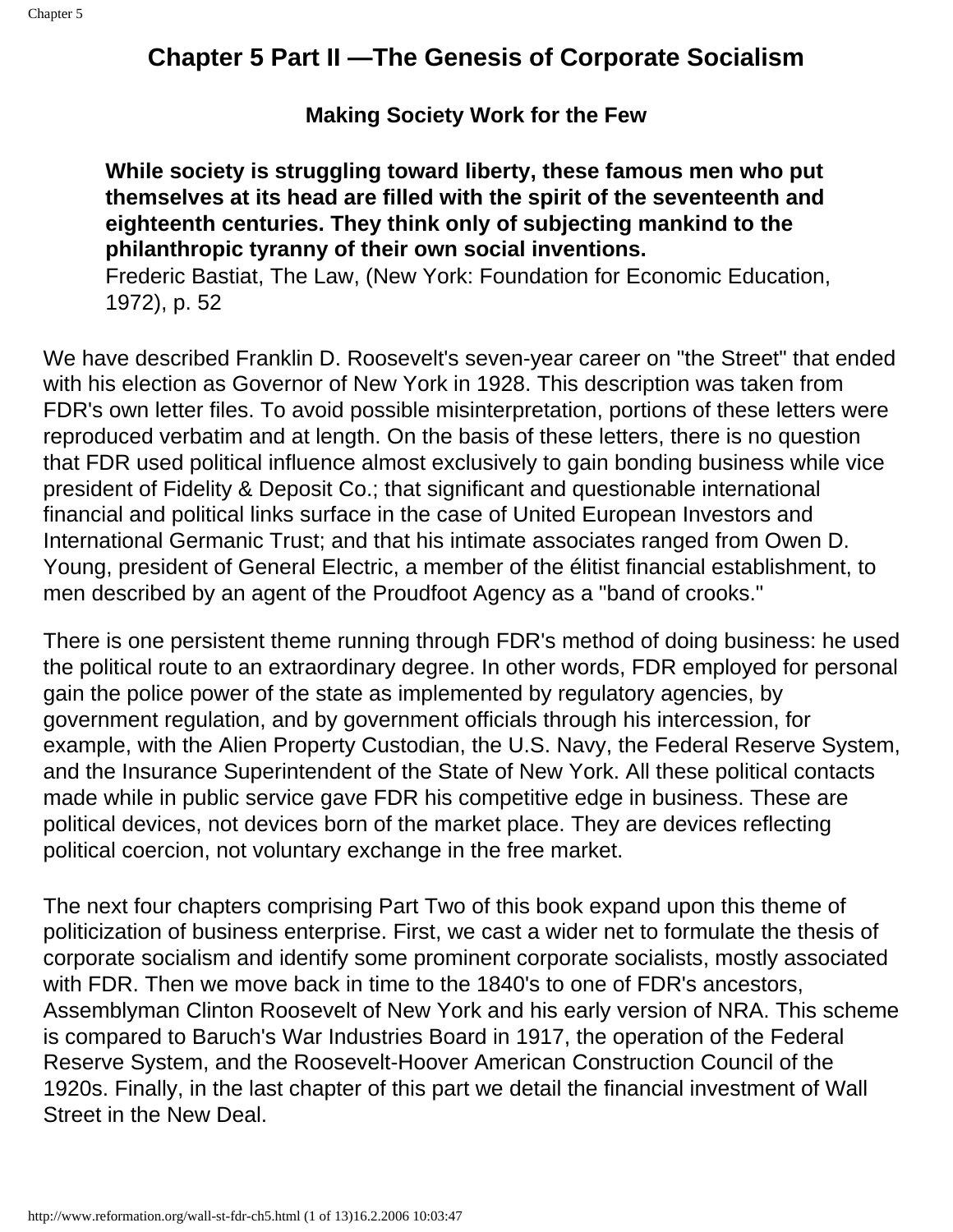# Chapter 5 Part II —The Genesis of Corporate Socialism

### Making Society Work for the Few

> **While society is struggling toward liberty, these famous men who put themselves at its head are filled with the spirit of the seventeenth and eighteenth centuries. They think only of subjecting mankind to the philanthropic tyranny of their own social inventions.**
> Frederic Bastiat, The Law, (New York: Foundation for Economic Education, 1972), p. 52

We have described Franklin D. Roosevelt's seven-year career on "the Street" that ended with his election as Governor of New York in 1928. This description was taken from FDR's own letter files. To avoid possible misinterpretation, portions of these letters were reproduced verbatim and at length. On the basis of these letters, there is no question that FDR used political influence almost exclusively to gain bonding business while vice president of Fidelity & Deposit Co.; that significant and questionable international financial and political links surface in the case of United European Investors and International Germanic Trust; and that his intimate associates ranged from Owen D. Young, president of General Electric, a member of the élitist financial establishment, to men described by an agent of the Proudfoot Agency as a "band of crooks."

There is one persistent theme running through FDR's method of doing business: he used the political route to an extraordinary degree. In other words, FDR employed for personal gain the police power of the state as implemented by regulatory agencies, by government regulation, and by government officials through his intercession, for example, with the Alien Property Custodian, the U.S. Navy, the Federal Reserve System, and the Insurance Superintendent of the State of New York. All these political contacts made while in public service gave FDR his competitive edge in business. These are political devices, not devices born of the market place. They are devices reflecting political coercion, not voluntary exchange in the free market.

The next four chapters comprising Part Two of this book expand upon this theme of politicization of business enterprise. First, we cast a wider net to formulate the thesis of corporate socialism and identify some prominent corporate socialists, mostly associated with FDR. Then we move back in time to the 1840's to one of FDR's ancestors, Assemblyman Clinton Roosevelt of New York and his early version of NRA. This scheme is compared to Baruch's War Industries Board in 1917, the operation of the Federal Reserve System, and the Roosevelt-Hoover American Construction Council of the 1920s. Finally, in the last chapter of this part we detail the financial investment of Wall Street in the New Deal.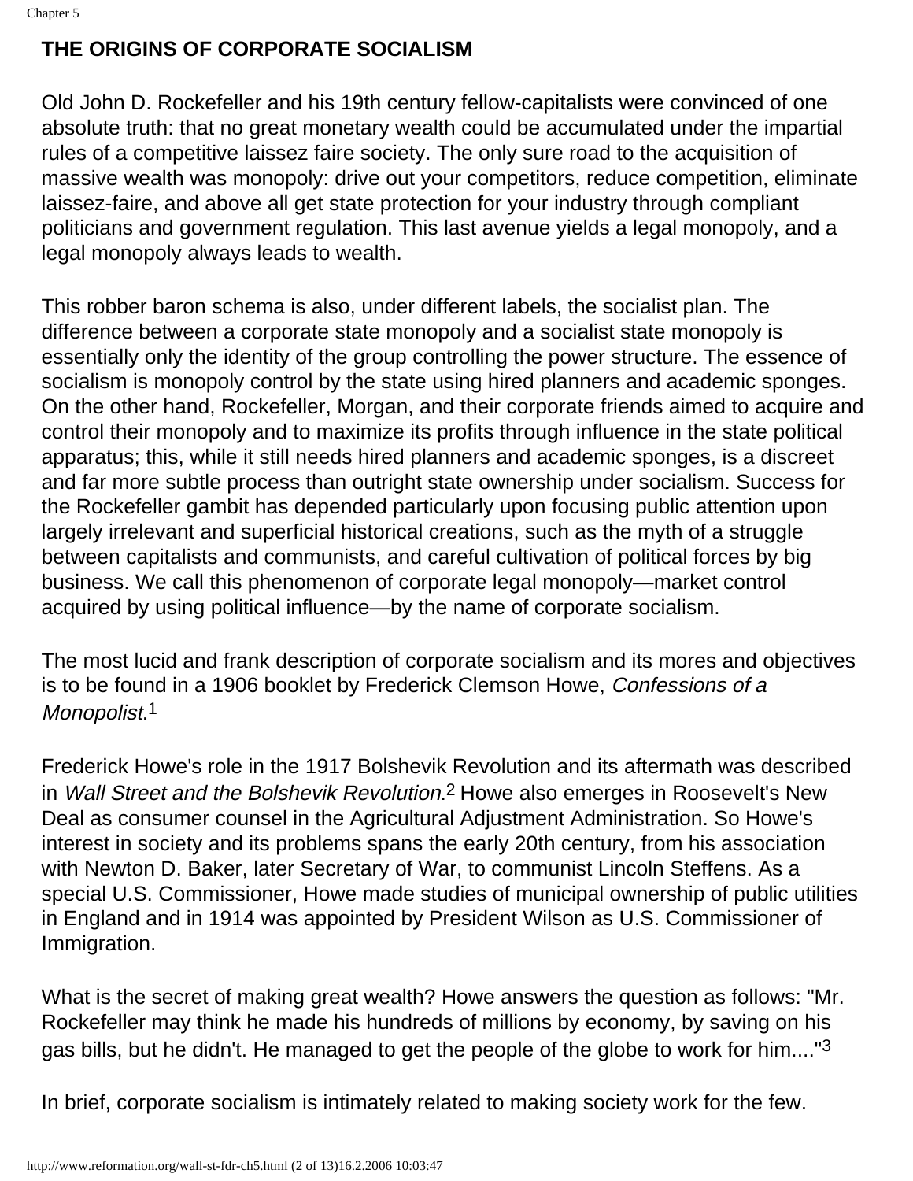## THE ORIGINS OF CORPORATE SOCIALISM

Old John D. Rockefeller and his 19th century fellow-capitalists were convinced of one absolute truth: that no great monetary wealth could be accumulated under the impartial rules of a competitive laissez faire society. The only sure road to the acquisition of massive wealth was monopoly: drive out your competitors, reduce competition, eliminate laissez-faire, and above all get state protection for your industry through compliant politicians and government regulation. This last avenue yields a legal monopoly, and a legal monopoly always leads to wealth.

This robber baron schema is also, under different labels, the socialist plan. The difference between a corporate state monopoly and a socialist state monopoly is essentially only the identity of the group controlling the power structure. The essence of socialism is monopoly control by the state using hired planners and academic sponges. On the other hand, Rockefeller, Morgan, and their corporate friends aimed to acquire and control their monopoly and to maximize its profits through influence in the state political apparatus; this, while it still needs hired planners and academic sponges, is a discreet and far more subtle process than outright state ownership under socialism. Success for the Rockefeller gambit has depended particularly upon focusing public attention upon largely irrelevant and superficial historical creations, such as the myth of a struggle between capitalists and communists, and careful cultivation of political forces by big business. We call this phenomenon of corporate legal monopoly—market control acquired by using political influence—by the name of corporate socialism.

The most lucid and frank description of corporate socialism and its mores and objectives is to be found in a 1906 booklet by Frederick Clemson Howe, *Confessions of a Monopolist*.[1]

Frederick Howe's role in the 1917 Bolshevik Revolution and its aftermath was described in *Wall Street and the Bolshevik Revolution*.[2] Howe also emerges in Roosevelt's New Deal as consumer counsel in the Agricultural Adjustment Administration. So Howe's interest in society and its problems spans the early 20th century, from his association with Newton D. Baker, later Secretary of War, to communist Lincoln Steffens. As a special U.S. Commissioner, Howe made studies of municipal ownership of public utilities in England and in 1914 was appointed by President Wilson as U.S. Commissioner of Immigration.

What is the secret of making great wealth? Howe answers the question as follows: "Mr. Rockefeller may think he made his hundreds of millions by economy, by saving on his gas bills, but he didn't. He managed to get the people of the globe to work for him...."[3]

In brief, corporate socialism is intimately related to making society work for the few.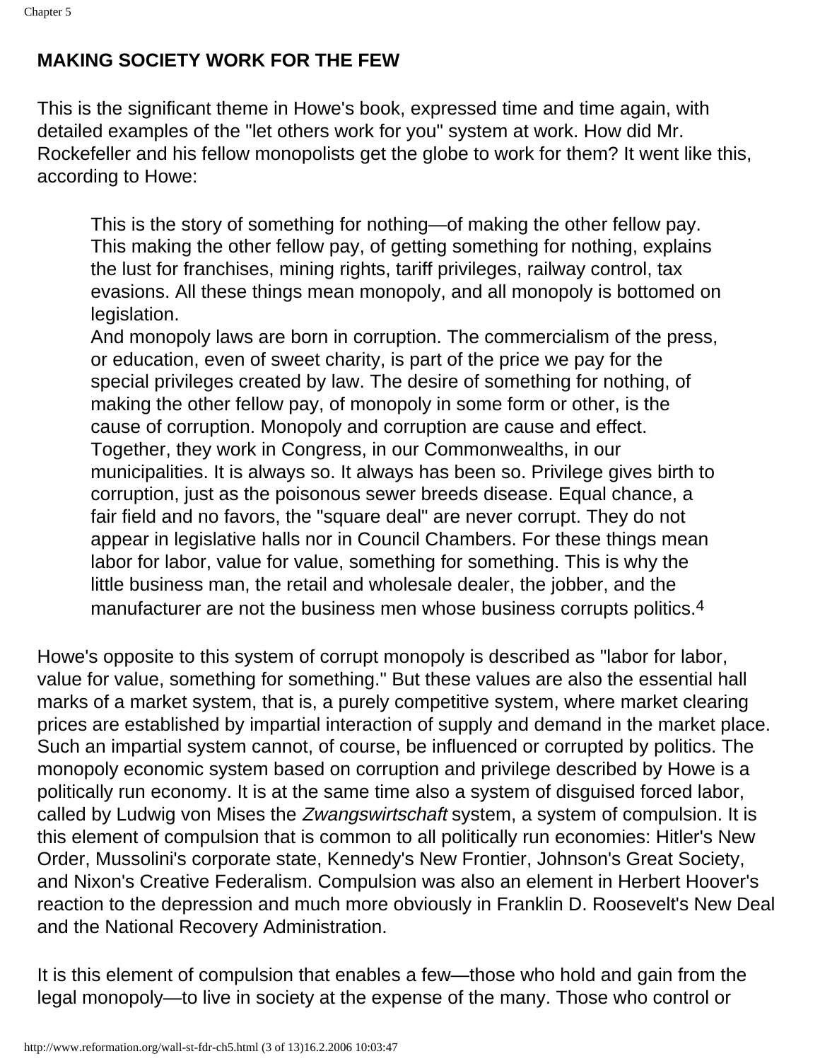## MAKING SOCIETY WORK FOR THE FEW

This is the significant theme in Howe's book, expressed time and time again, with detailed examples of the "let others work for you" system at work. How did Mr. Rockefeller and his fellow monopolists get the globe to work for them? It went like this, according to Howe:

> This is the story of something for nothing—of making the other fellow pay. This making the other fellow pay, of getting something for nothing, explains the lust for franchises, mining rights, tariff privileges, railway control, tax evasions. All these things mean monopoly, and all monopoly is bottomed on legislation.
>
> And monopoly laws are born in corruption. The commercialism of the press, or education, even of sweet charity, is part of the price we pay for the special privileges created by law. The desire of something for nothing, of making the other fellow pay, of monopoly in some form or other, is the cause of corruption. Monopoly and corruption are cause and effect. Together, they work in Congress, in our Commonwealths, in our municipalities. It is always so. It always has been so. Privilege gives birth to corruption, just as the poisonous sewer breeds disease. Equal chance, a fair field and no favors, the "square deal" are never corrupt. They do not appear in legislative halls nor in Council Chambers. For these things mean labor for labor, value for value, something for something. This is why the little business man, the retail and wholesale dealer, the jobber, and the manufacturer are not the business men whose business corrupts politics.[4]

Howe's opposite to this system of corrupt monopoly is described as "labor for labor, value for value, something for something." But these values are also the essential hall marks of a market system, that is, a purely competitive system, where market clearing prices are established by impartial interaction of supply and demand in the market place. Such an impartial system cannot, of course, be influenced or corrupted by politics. The monopoly economic system based on corruption and privilege described by Howe is a politically run economy. It is at the same time also a system of disguised forced labor, called by Ludwig von Mises the *Zwangswirtschaft* system, a system of compulsion. It is this element of compulsion that is common to all politically run economies: Hitler's New Order, Mussolini's corporate state, Kennedy's New Frontier, Johnson's Great Society, and Nixon's Creative Federalism. Compulsion was also an element in Herbert Hoover's reaction to the depression and much more obviously in Franklin D. Roosevelt's New Deal and the National Recovery Administration.

It is this element of compulsion that enables a few—those who hold and gain from the legal monopoly—to live in society at the expense of the many. Those who control or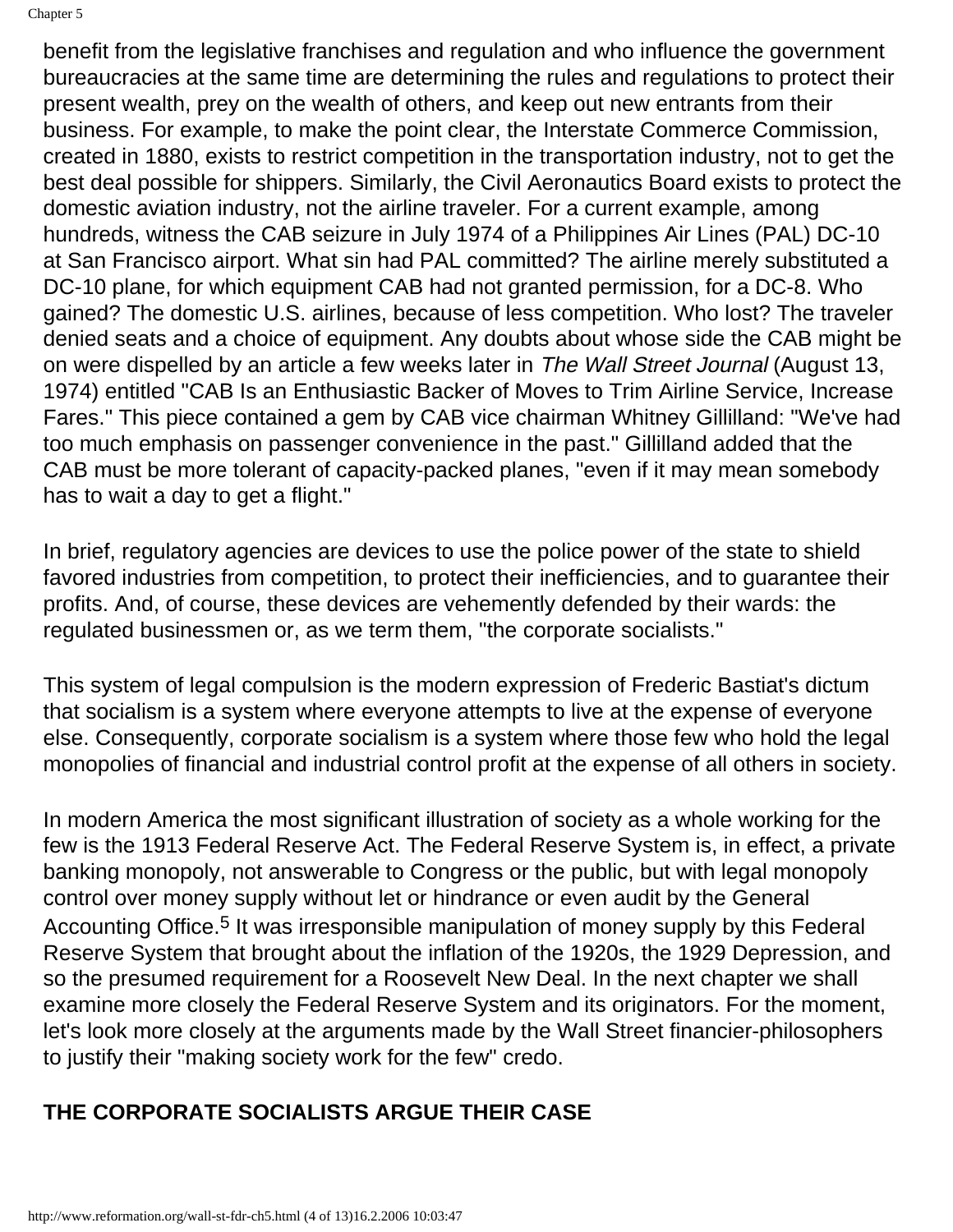benefit from the legislative franchises and regulation and who influence the government bureaucracies at the same time are determining the rules and regulations to protect their present wealth, prey on the wealth of others, and keep out new entrants from their business. For example, to make the point clear, the Interstate Commerce Commission, created in 1880, exists to restrict competition in the transportation industry, not to get the best deal possible for shippers. Similarly, the Civil Aeronautics Board exists to protect the domestic aviation industry, not the airline traveler. For a current example, among hundreds, witness the CAB seizure in July 1974 of a Philippines Air Lines (PAL) DC-10 at San Francisco airport. What sin had PAL committed? The airline merely substituted a DC-10 plane, for which equipment CAB had not granted permission, for a DC-8. Who gained? The domestic U.S. airlines, because of less competition. Who lost? The traveler denied seats and a choice of equipment. Any doubts about whose side the CAB might be on were dispelled by an article a few weeks later in *The Wall Street Journal* (August 13, 1974) entitled "CAB Is an Enthusiastic Backer of Moves to Trim Airline Service, Increase Fares." This piece contained a gem by CAB vice chairman Whitney Gillilland: "We've had too much emphasis on passenger convenience in the past." Gillilland added that the CAB must be more tolerant of capacity-packed planes, "even if it may mean somebody has to wait a day to get a flight."

In brief, regulatory agencies are devices to use the police power of the state to shield favored industries from competition, to protect their inefficiencies, and to guarantee their profits. And, of course, these devices are vehemently defended by their wards: the regulated businessmen or, as we term them, "the corporate socialists."

This system of legal compulsion is the modern expression of Frederic Bastiat's dictum that socialism is a system where everyone attempts to live at the expense of everyone else. Consequently, corporate socialism is a system where those few who hold the legal monopolies of financial and industrial control profit at the expense of all others in society.

In modern America the most significant illustration of society as a whole working for the few is the 1913 Federal Reserve Act. The Federal Reserve System is, in effect, a private banking monopoly, not answerable to Congress or the public, but with legal monopoly control over money supply without let or hindrance or even audit by the General Accounting Office.[5] It was irresponsible manipulation of money supply by this Federal Reserve System that brought about the inflation of the 1920s, the 1929 Depression, and so the presumed requirement for a Roosevelt New Deal. In the next chapter we shall examine more closely the Federal Reserve System and its originators. For the moment, let's look more closely at the arguments made by the Wall Street financier-philosophers to justify their "making society work for the few" credo.

## THE CORPORATE SOCIALISTS ARGUE THEIR CASE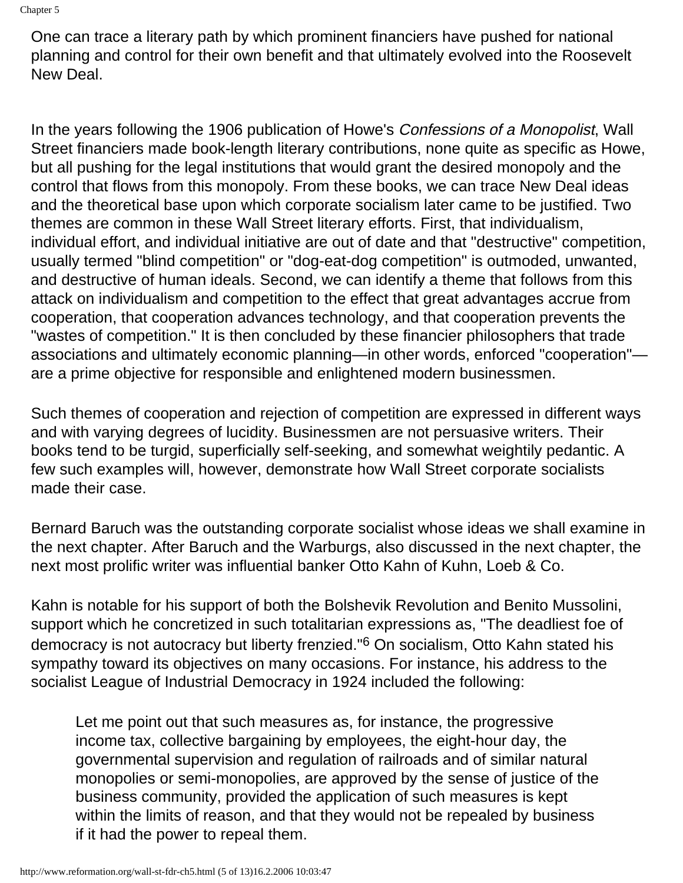One can trace a literary path by which prominent financiers have pushed for national planning and control for their own benefit and that ultimately evolved into the Roosevelt New Deal.

In the years following the 1906 publication of Howe's *Confessions of a Monopolist*, Wall Street financiers made book-length literary contributions, none quite as specific as Howe, but all pushing for the legal institutions that would grant the desired monopoly and the control that flows from this monopoly. From these books, we can trace New Deal ideas and the theoretical base upon which corporate socialism later came to be justified. Two themes are common in these Wall Street literary efforts. First, that individualism, individual effort, and individual initiative are out of date and that "destructive" competition, usually termed "blind competition" or "dog-eat-dog competition" is outmoded, unwanted, and destructive of human ideals. Second, we can identify a theme that follows from this attack on individualism and competition to the effect that great advantages accrue from cooperation, that cooperation advances technology, and that cooperation prevents the "wastes of competition." It is then concluded by these financier philosophers that trade associations and ultimately economic planning—in other words, enforced "cooperation"—are a prime objective for responsible and enlightened modern businessmen.

Such themes of cooperation and rejection of competition are expressed in different ways and with varying degrees of lucidity. Businessmen are not persuasive writers. Their books tend to be turgid, superficially self-seeking, and somewhat weightily pedantic. A few such examples will, however, demonstrate how Wall Street corporate socialists made their case.

Bernard Baruch was the outstanding corporate socialist whose ideas we shall examine in the next chapter. After Baruch and the Warburgs, also discussed in the next chapter, the next most prolific writer was influential banker Otto Kahn of Kuhn, Loeb & Co.

Kahn is notable for his support of both the Bolshevik Revolution and Benito Mussolini, support which he concretized in such totalitarian expressions as, "The deadliest foe of democracy is not autocracy but liberty frenzied."[6] On socialism, Otto Kahn stated his sympathy toward its objectives on many occasions. For instance, his address to the socialist League of Industrial Democracy in 1924 included the following:

> Let me point out that such measures as, for instance, the progressive income tax, collective bargaining by employees, the eight-hour day, the governmental supervision and regulation of railroads and of similar natural monopolies or semi-monopolies, are approved by the sense of justice of the business community, provided the application of such measures is kept within the limits of reason, and that they would not be repealed by business if it had the power to repeal them.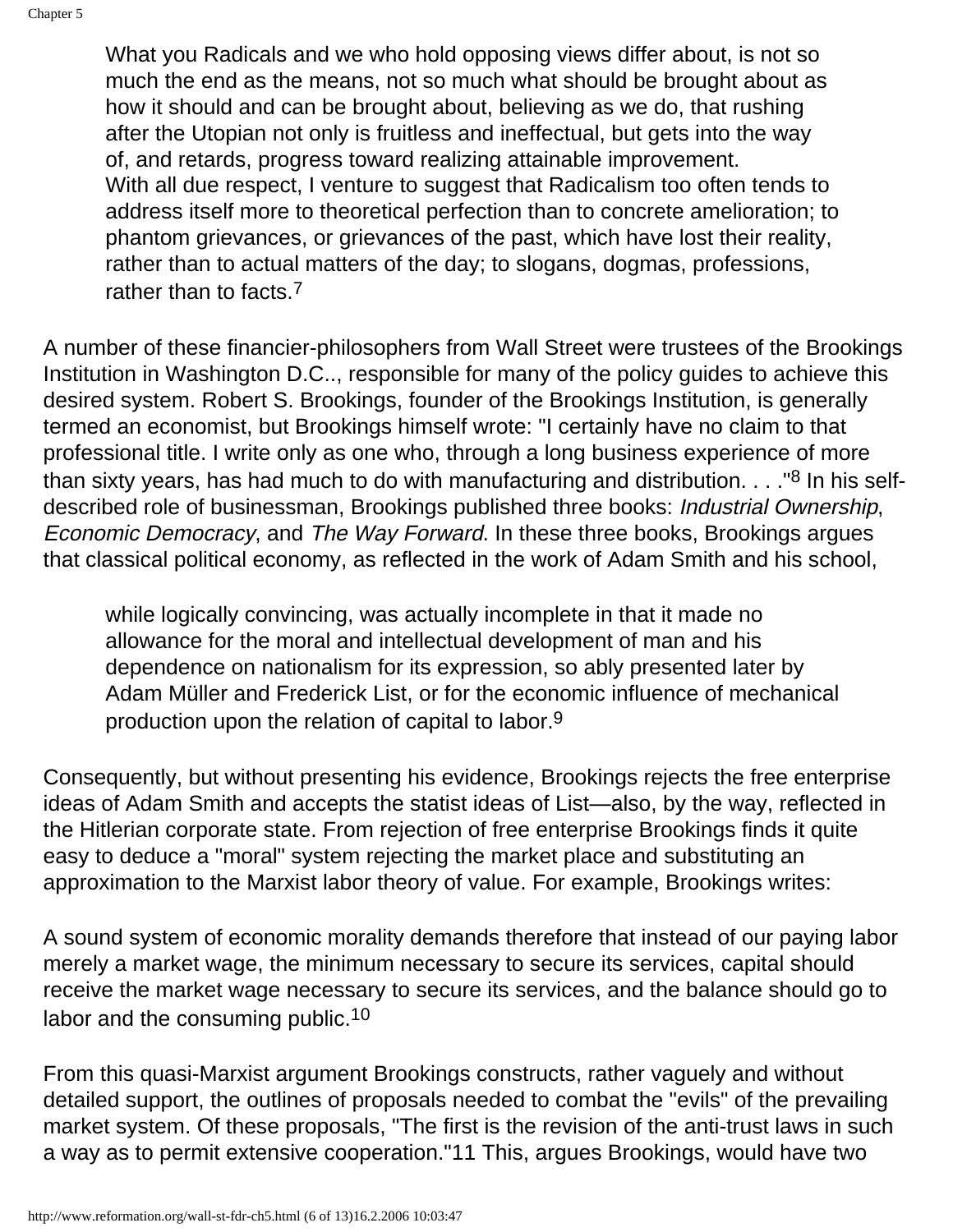> What you Radicals and we who hold opposing views differ about, is not so much the end as the means, not so much what should be brought about as how it should and can be brought about, believing as we do, that rushing after the Utopian not only is fruitless and ineffectual, but gets into the way of, and retards, progress toward realizing attainable improvement.
> With all due respect, I venture to suggest that Radicalism too often tends to address itself more to theoretical perfection than to concrete amelioration; to phantom grievances, or grievances of the past, which have lost their reality, rather than to actual matters of the day; to slogans, dogmas, professions, rather than to facts.[7]

A number of these financier-philosophers from Wall Street were trustees of the Brookings Institution in Washington D.C.., responsible for many of the policy guides to achieve this desired system. Robert S. Brookings, founder of the Brookings Institution, is generally termed an economist, but Brookings himself wrote: "I certainly have no claim to that professional title. I write only as one who, through a long business experience of more than sixty years, has had much to do with manufacturing and distribution. . . ."[8] In his self-described role of businessman, Brookings published three books: *Industrial Ownership*, *Economic Democracy*, and *The Way Forward*. In these three books, Brookings argues that classical political economy, as reflected in the work of Adam Smith and his school,

> while logically convincing, was actually incomplete in that it made no allowance for the moral and intellectual development of man and his dependence on nationalism for its expression, so ably presented later by Adam Müller and Frederick List, or for the economic influence of mechanical production upon the relation of capital to labor.[9]

Consequently, but without presenting his evidence, Brookings rejects the free enterprise ideas of Adam Smith and accepts the statist ideas of List—also, by the way, reflected in the Hitlerian corporate state. From rejection of free enterprise Brookings finds it quite easy to deduce a "moral" system rejecting the market place and substituting an approximation to the Marxist labor theory of value. For example, Brookings writes:

A sound system of economic morality demands therefore that instead of our paying labor merely a market wage, the minimum necessary to secure its services, capital should receive the market wage necessary to secure its services, and the balance should go to labor and the consuming public.[10]

From this quasi-Marxist argument Brookings constructs, rather vaguely and without detailed support, the outlines of proposals needed to combat the "evils" of the prevailing market system. Of these proposals, "The first is the revision of the anti-trust laws in such a way as to permit extensive cooperation."11 This, argues Brookings, would have two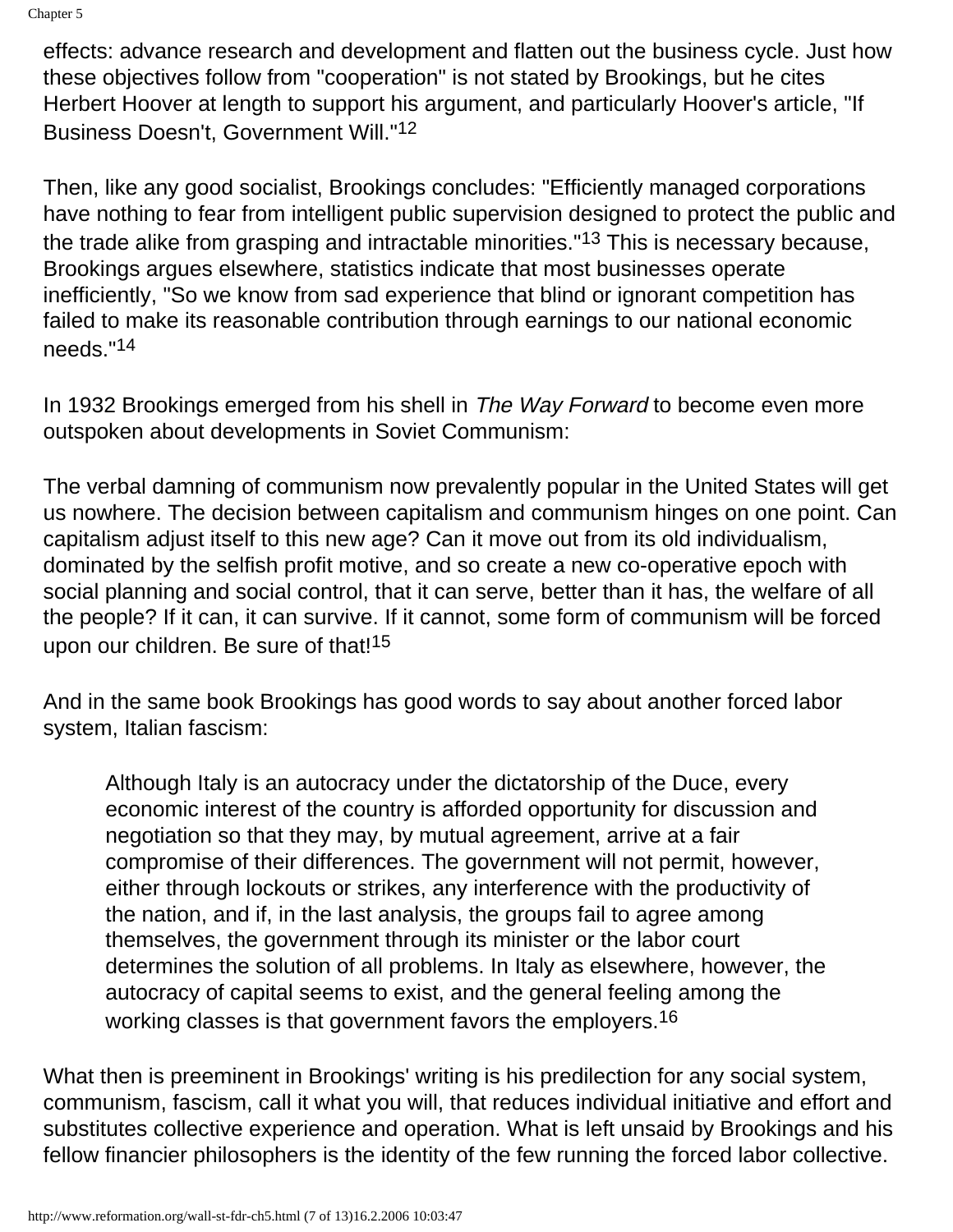effects: advance research and development and flatten out the business cycle. Just how these objectives follow from "cooperation" is not stated by Brookings, but he cites Herbert Hoover at length to support his argument, and particularly Hoover's article, "If Business Doesn't, Government Will."[12]

Then, like any good socialist, Brookings concludes: "Efficiently managed corporations have nothing to fear from intelligent public supervision designed to protect the public and the trade alike from grasping and intractable minorities."[13] This is necessary because, Brookings argues elsewhere, statistics indicate that most businesses operate inefficiently, "So we know from sad experience that blind or ignorant competition has failed to make its reasonable contribution through earnings to our national economic needs."[14]

In 1932 Brookings emerged from his shell in *The Way Forward* to become even more outspoken about developments in Soviet Communism:

The verbal damning of communism now prevalently popular in the United States will get us nowhere. The decision between capitalism and communism hinges on one point. Can capitalism adjust itself to this new age? Can it move out from its old individualism, dominated by the selfish profit motive, and so create a new co-operative epoch with social planning and social control, that it can serve, better than it has, the welfare of all the people? If it can, it can survive. If it cannot, some form of communism will be forced upon our children. Be sure of that![15]

And in the same book Brookings has good words to say about another forced labor system, Italian fascism:

> Although Italy is an autocracy under the dictatorship of the Duce, every economic interest of the country is afforded opportunity for discussion and negotiation so that they may, by mutual agreement, arrive at a fair compromise of their differences. The government will not permit, however, either through lockouts or strikes, any interference with the productivity of the nation, and if, in the last analysis, the groups fail to agree among themselves, the government through its minister or the labor court determines the solution of all problems. In Italy as elsewhere, however, the autocracy of capital seems to exist, and the general feeling among the working classes is that government favors the employers.[16]

What then is preeminent in Brookings' writing is his predilection for any social system, communism, fascism, call it what you will, that reduces individual initiative and effort and substitutes collective experience and operation. What is left unsaid by Brookings and his fellow financier philosophers is the identity of the few running the forced labor collective.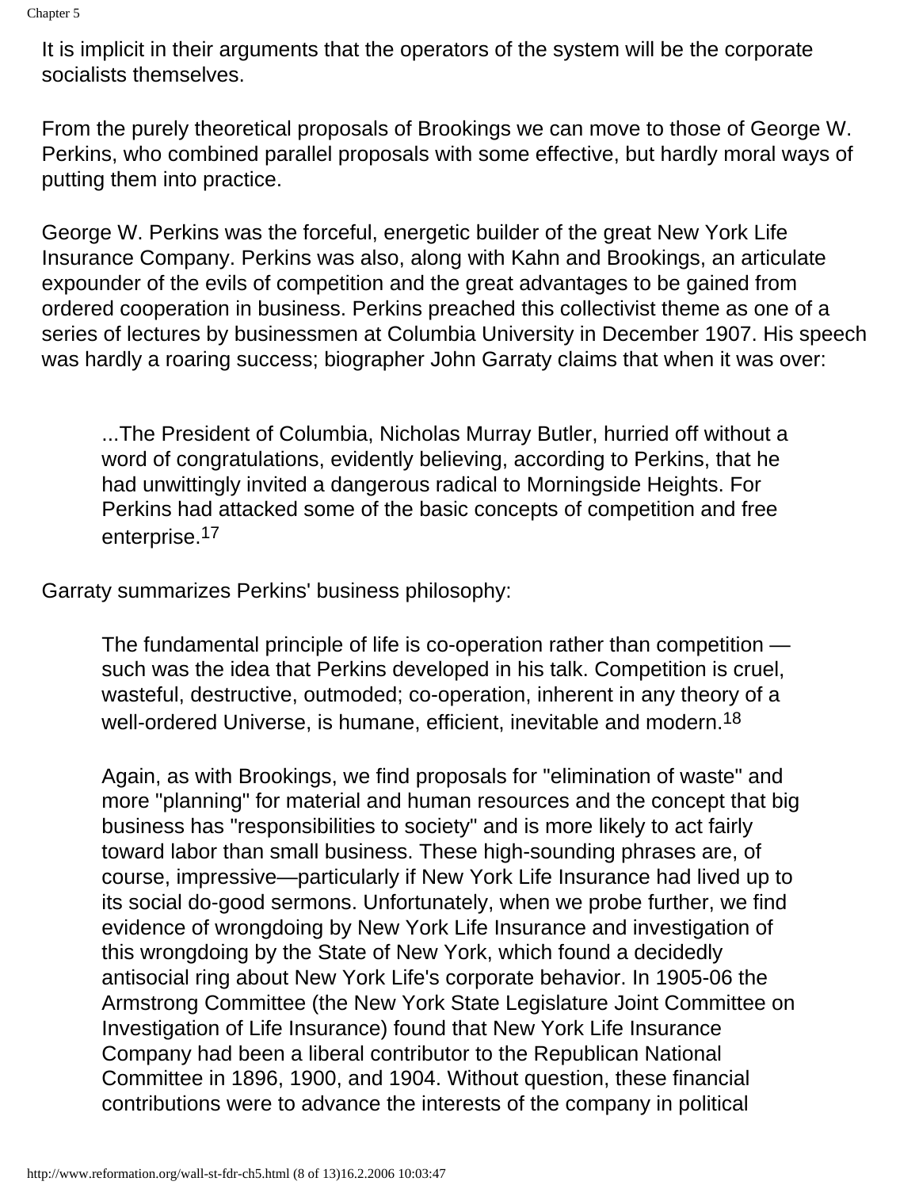It is implicit in their arguments that the operators of the system will be the corporate socialists themselves.

From the purely theoretical proposals of Brookings we can move to those of George W. Perkins, who combined parallel proposals with some effective, but hardly moral ways of putting them into practice.

George W. Perkins was the forceful, energetic builder of the great New York Life Insurance Company. Perkins was also, along with Kahn and Brookings, an articulate expounder of the evils of competition and the great advantages to be gained from ordered cooperation in business. Perkins preached this collectivist theme as one of a series of lectures by businessmen at Columbia University in December 1907. His speech was hardly a roaring success; biographer John Garraty claims that when it was over:

> ...The President of Columbia, Nicholas Murray Butler, hurried off without a word of congratulations, evidently believing, according to Perkins, that he had unwittingly invited a dangerous radical to Morningside Heights. For Perkins had attacked some of the basic concepts of competition and free enterprise.[17]

Garraty summarizes Perkins' business philosophy:

> The fundamental principle of life is co-operation rather than competition — such was the idea that Perkins developed in his talk. Competition is cruel, wasteful, destructive, outmoded; co-operation, inherent in any theory of a well-ordered Universe, is humane, efficient, inevitable and modern.[18]
>
> Again, as with Brookings, we find proposals for "elimination of waste" and more "planning" for material and human resources and the concept that big business has "responsibilities to society" and is more likely to act fairly toward labor than small business. These high-sounding phrases are, of course, impressive—particularly if New York Life Insurance had lived up to its social do-good sermons. Unfortunately, when we probe further, we find evidence of wrongdoing by New York Life Insurance and investigation of this wrongdoing by the State of New York, which found a decidedly antisocial ring about New York Life's corporate behavior. In 1905-06 the Armstrong Committee (the New York State Legislature Joint Committee on Investigation of Life Insurance) found that New York Life Insurance Company had been a liberal contributor to the Republican National Committee in 1896, 1900, and 1904. Without question, these financial contributions were to advance the interests of the company in political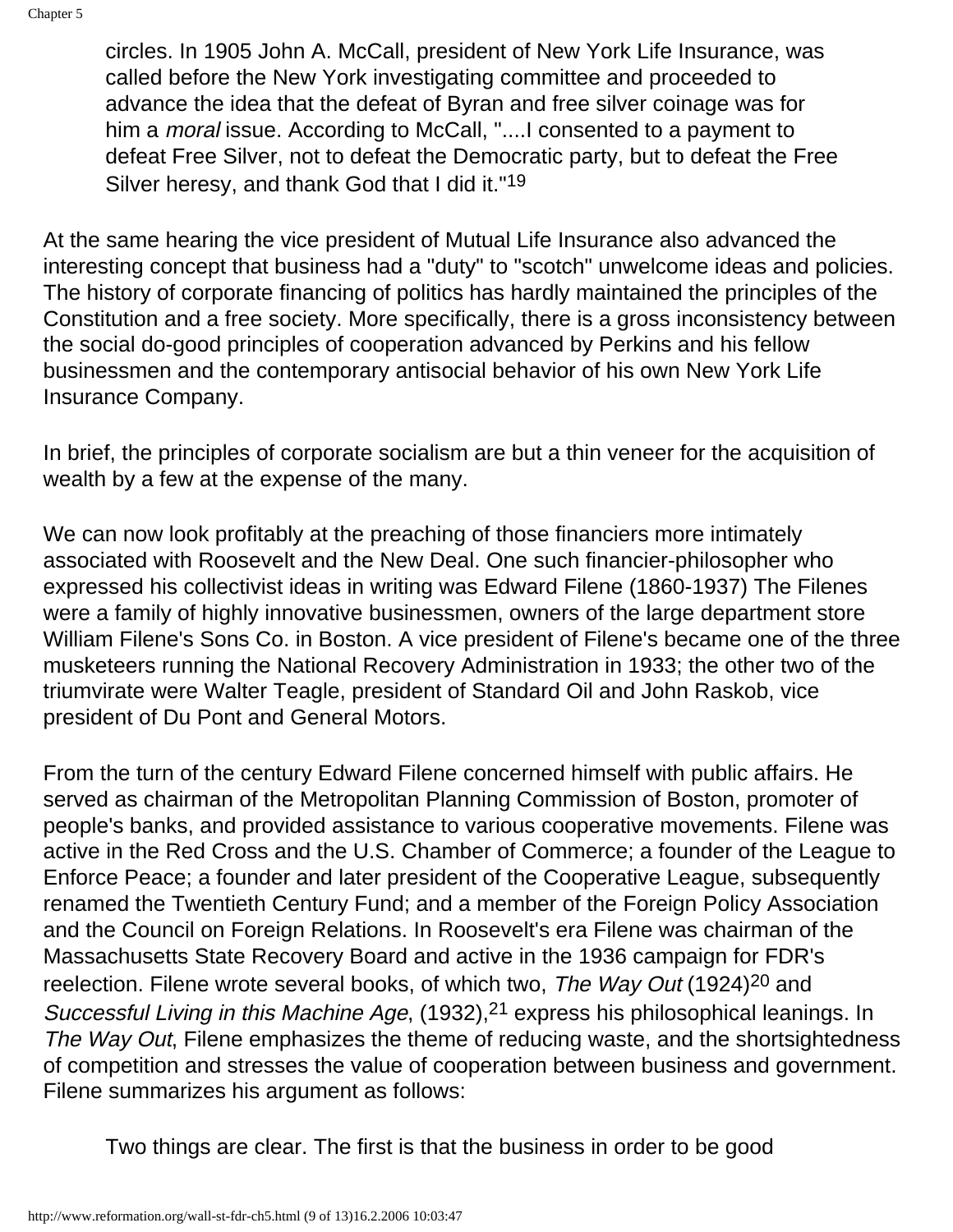circles. In 1905 John A. McCall, president of New York Life Insurance, was called before the New York investigating committee and proceeded to advance the idea that the defeat of Byran and free silver coinage was for him a *moral* issue. According to McCall, "....I consented to a payment to defeat Free Silver, not to defeat the Democratic party, but to defeat the Free Silver heresy, and thank God that I did it."[19]

At the same hearing the vice president of Mutual Life Insurance also advanced the interesting concept that business had a "duty" to "scotch" unwelcome ideas and policies. The history of corporate financing of politics has hardly maintained the principles of the Constitution and a free society. More specifically, there is a gross inconsistency between the social do-good principles of cooperation advanced by Perkins and his fellow businessmen and the contemporary antisocial behavior of his own New York Life Insurance Company.

In brief, the principles of corporate socialism are but a thin veneer for the acquisition of wealth by a few at the expense of the many.

We can now look profitably at the preaching of those financiers more intimately associated with Roosevelt and the New Deal. One such financier-philosopher who expressed his collectivist ideas in writing was Edward Filene (1860-1937) The Filenes were a family of highly innovative businessmen, owners of the large department store William Filene's Sons Co. in Boston. A vice president of Filene's became one of the three musketeers running the National Recovery Administration in 1933; the other two of the triumvirate were Walter Teagle, president of Standard Oil and John Raskob, vice president of Du Pont and General Motors.

From the turn of the century Edward Filene concerned himself with public affairs. He served as chairman of the Metropolitan Planning Commission of Boston, promoter of people's banks, and provided assistance to various cooperative movements. Filene was active in the Red Cross and the U.S. Chamber of Commerce; a founder of the League to Enforce Peace; a founder and later president of the Cooperative League, subsequently renamed the Twentieth Century Fund; and a member of the Foreign Policy Association and the Council on Foreign Relations. In Roosevelt's era Filene was chairman of the Massachusetts State Recovery Board and active in the 1936 campaign for FDR's reelection. Filene wrote several books, of which two, *The Way Out* (1924)[20] and *Successful Living in this Machine Age*, (1932),[21] express his philosophical leanings. In *The Way Out*, Filene emphasizes the theme of reducing waste, and the shortsightedness of competition and stresses the value of cooperation between business and government. Filene summarizes his argument as follows:

Two things are clear. The first is that the business in order to be good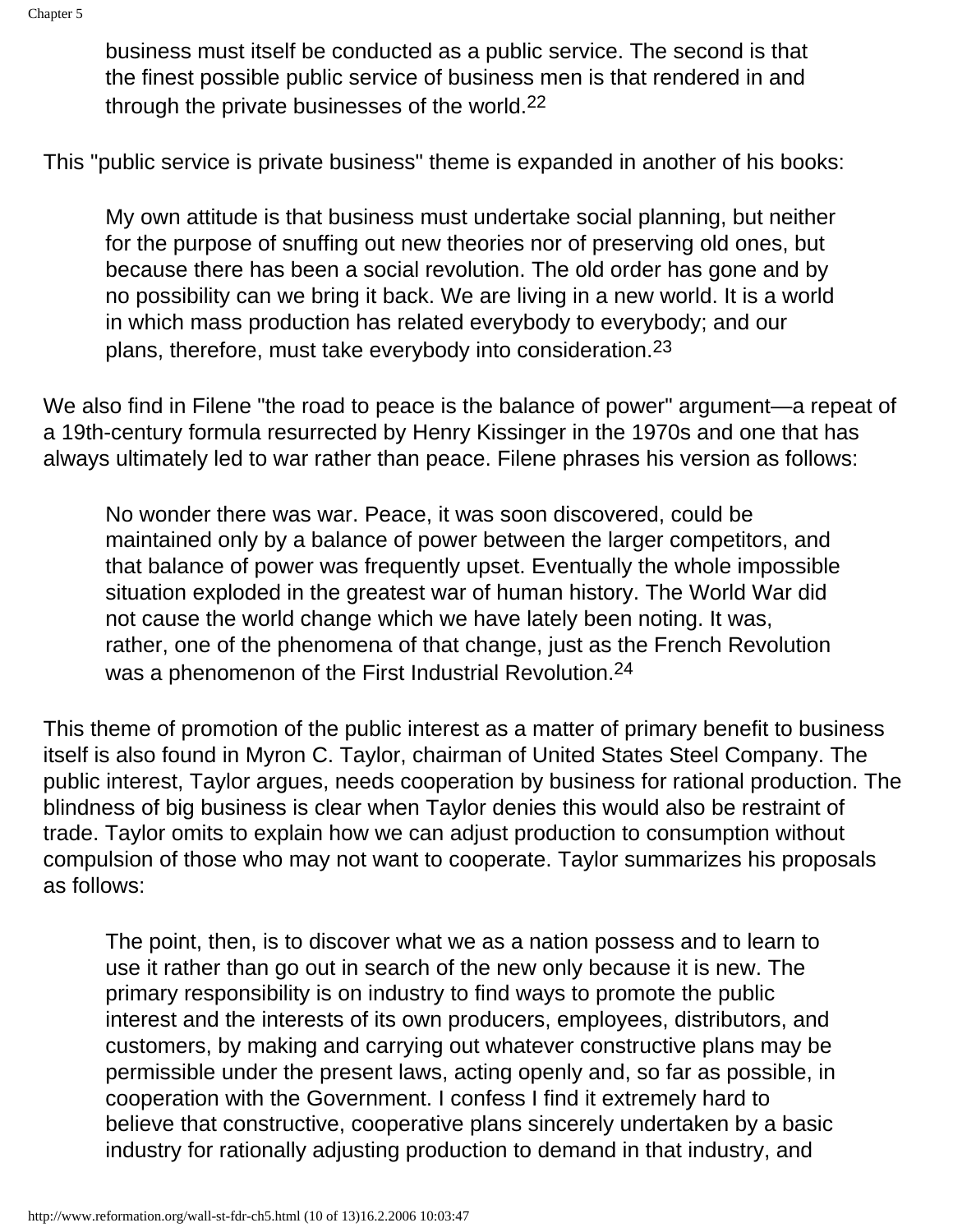> business must itself be conducted as a public service. The second is that the finest possible public service of business men is that rendered in and through the private businesses of the world.[22]

This "public service is private business" theme is expanded in another of his books:

> My own attitude is that business must undertake social planning, but neither for the purpose of snuffing out new theories nor of preserving old ones, but because there has been a social revolution. The old order has gone and by no possibility can we bring it back. We are living in a new world. It is a world in which mass production has related everybody to everybody; and our plans, therefore, must take everybody into consideration.[23]

We also find in Filene "the road to peace is the balance of power" argument—a repeat of a 19th-century formula resurrected by Henry Kissinger in the 1970s and one that has always ultimately led to war rather than peace. Filene phrases his version as follows:

> No wonder there was war. Peace, it was soon discovered, could be maintained only by a balance of power between the larger competitors, and that balance of power was frequently upset. Eventually the whole impossible situation exploded in the greatest war of human history. The World War did not cause the world change which we have lately been noting. It was, rather, one of the phenomena of that change, just as the French Revolution was a phenomenon of the First Industrial Revolution.[24]

This theme of promotion of the public interest as a matter of primary benefit to business itself is also found in Myron C. Taylor, chairman of United States Steel Company. The public interest, Taylor argues, needs cooperation by business for rational production. The blindness of big business is clear when Taylor denies this would also be restraint of trade. Taylor omits to explain how we can adjust production to consumption without compulsion of those who may not want to cooperate. Taylor summarizes his proposals as follows:

> The point, then, is to discover what we as a nation possess and to learn to use it rather than go out in search of the new only because it is new. The primary responsibility is on industry to find ways to promote the public interest and the interests of its own producers, employees, distributors, and customers, by making and carrying out whatever constructive plans may be permissible under the present laws, acting openly and, so far as possible, in cooperation with the Government. I confess I find it extremely hard to believe that constructive, cooperative plans sincerely undertaken by a basic industry for rationally adjusting production to demand in that industry, and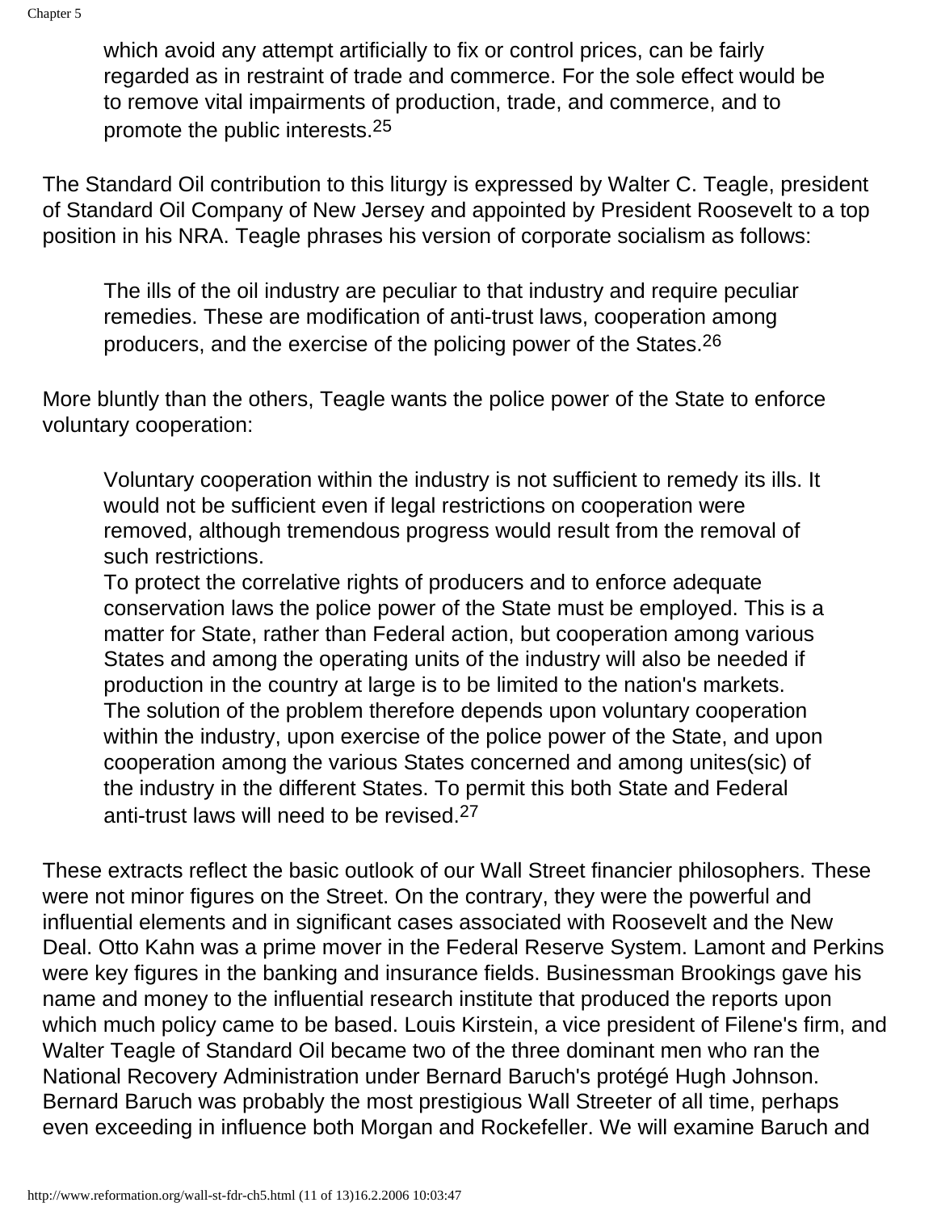which avoid any attempt artificially to fix or control prices, can be fairly regarded as in restraint of trade and commerce. For the sole effect would be to remove vital impairments of production, trade, and commerce, and to promote the public interests.[25]

The Standard Oil contribution to this liturgy is expressed by Walter C. Teagle, president of Standard Oil Company of New Jersey and appointed by President Roosevelt to a top position in his NRA. Teagle phrases his version of corporate socialism as follows:

> The ills of the oil industry are peculiar to that industry and require peculiar remedies. These are modification of anti-trust laws, cooperation among producers, and the exercise of the policing power of the States.[26]

More bluntly than the others, Teagle wants the police power of the State to enforce voluntary cooperation:

> Voluntary cooperation within the industry is not sufficient to remedy its ills. It would not be sufficient even if legal restrictions on cooperation were removed, although tremendous progress would result from the removal of such restrictions.
>
> To protect the correlative rights of producers and to enforce adequate conservation laws the police power of the State must be employed. This is a matter for State, rather than Federal action, but cooperation among various States and among the operating units of the industry will also be needed if production in the country at large is to be limited to the nation's markets. The solution of the problem therefore depends upon voluntary cooperation within the industry, upon exercise of the police power of the State, and upon cooperation among the various States concerned and among unites(sic) of the industry in the different States. To permit this both State and Federal anti-trust laws will need to be revised.[27]

These extracts reflect the basic outlook of our Wall Street financier philosophers. These were not minor figures on the Street. On the contrary, they were the powerful and influential elements and in significant cases associated with Roosevelt and the New Deal. Otto Kahn was a prime mover in the Federal Reserve System. Lamont and Perkins were key figures in the banking and insurance fields. Businessman Brookings gave his name and money to the influential research institute that produced the reports upon which much policy came to be based. Louis Kirstein, a vice president of Filene's firm, and Walter Teagle of Standard Oil became two of the three dominant men who ran the National Recovery Administration under Bernard Baruch's protégé Hugh Johnson. Bernard Baruch was probably the most prestigious Wall Streeter of all time, perhaps even exceeding in influence both Morgan and Rockefeller. We will examine Baruch and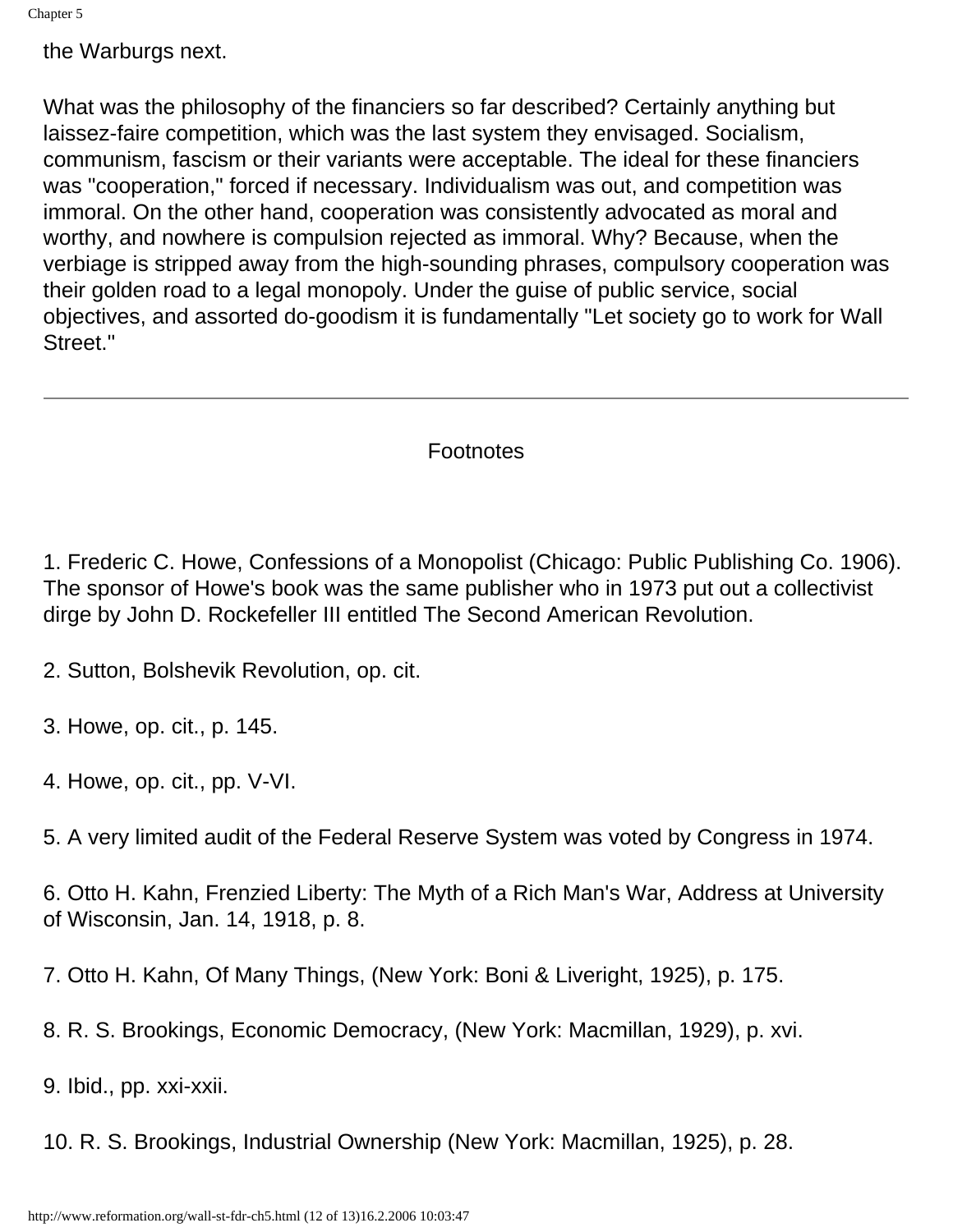the Warburgs next.

What was the philosophy of the financiers so far described? Certainly anything but laissez-faire competition, which was the last system they envisaged. Socialism, communism, fascism or their variants were acceptable. The ideal for these financiers was "cooperation," forced if necessary. Individualism was out, and competition was immoral. On the other hand, cooperation was consistently advocated as moral and worthy, and nowhere is compulsion rejected as immoral. Why? Because, when the verbiage is stripped away from the high-sounding phrases, compulsory cooperation was their golden road to a legal monopoly. Under the guise of public service, social objectives, and assorted do-goodism it is fundamentally "Let society go to work for Wall Street."

---

Footnotes

1. Frederic C. Howe, Confessions of a Monopolist (Chicago: Public Publishing Co. 1906). The sponsor of Howe's book was the same publisher who in 1973 put out a collectivist dirge by John D. Rockefeller III entitled The Second American Revolution.

2. Sutton, Bolshevik Revolution, op. cit.

3. Howe, op. cit., p. 145.

4. Howe, op. cit., pp. V-VI.

5. A very limited audit of the Federal Reserve System was voted by Congress in 1974.

6. Otto H. Kahn, Frenzied Liberty: The Myth of a Rich Man's War, Address at University of Wisconsin, Jan. 14, 1918, p. 8.

7. Otto H. Kahn, Of Many Things, (New York: Boni & Liveright, 1925), p. 175.

8. R. S. Brookings, Economic Democracy, (New York: Macmillan, 1929), p. xvi.

9. Ibid., pp. xxi-xxii.

10. R. S. Brookings, Industrial Ownership (New York: Macmillan, 1925), p. 28.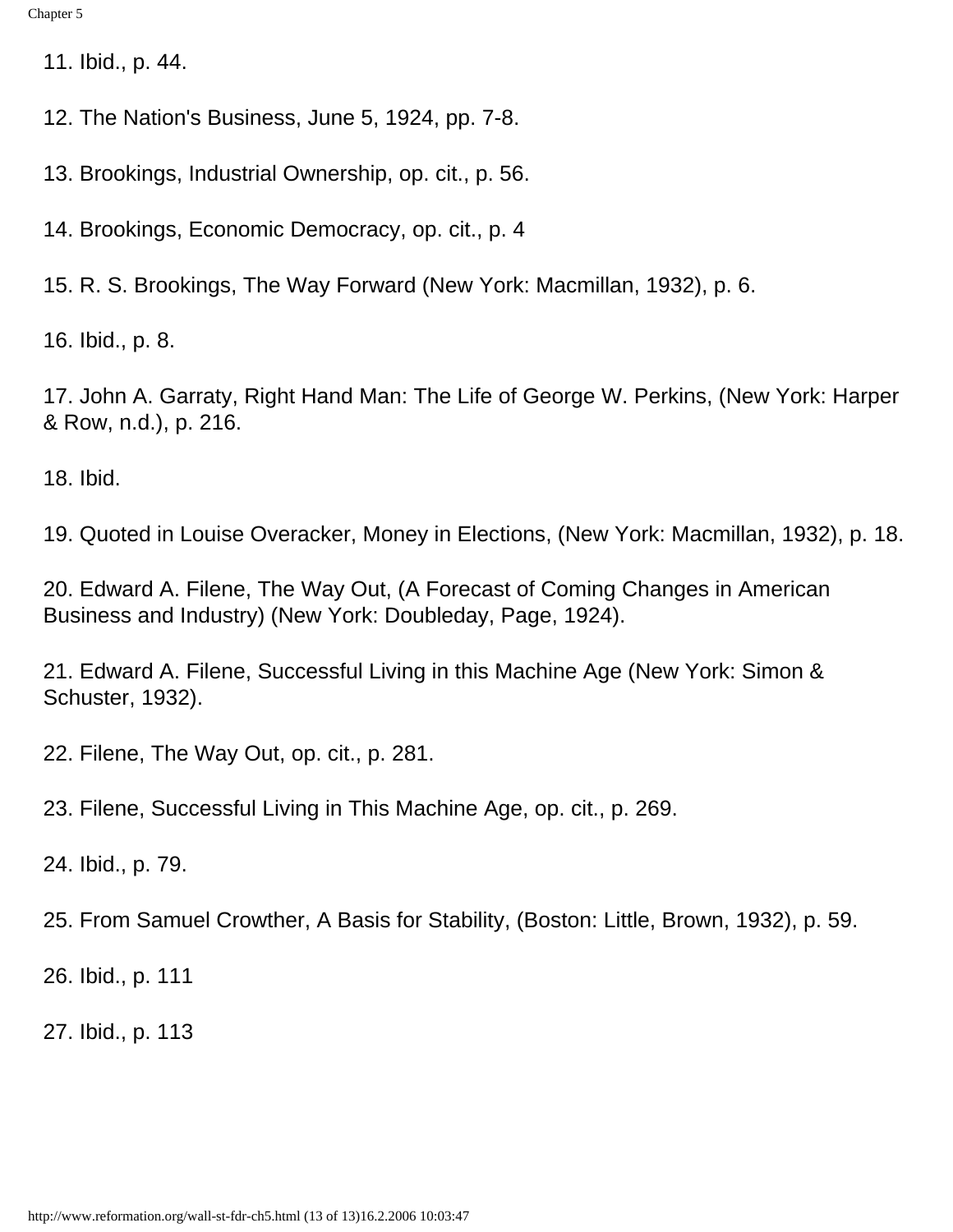11. Ibid., p. 44.

12. The Nation's Business, June 5, 1924, pp. 7-8.

13. Brookings, Industrial Ownership, op. cit., p. 56.

14. Brookings, Economic Democracy, op. cit., p. 4

15. R. S. Brookings, The Way Forward (New York: Macmillan, 1932), p. 6.

16. Ibid., p. 8.

17. John A. Garraty, Right Hand Man: The Life of George W. Perkins, (New York: Harper & Row, n.d.), p. 216.

18. Ibid.

19. Quoted in Louise Overacker, Money in Elections, (New York: Macmillan, 1932), p. 18.

20. Edward A. Filene, The Way Out, (A Forecast of Coming Changes in American Business and Industry) (New York: Doubleday, Page, 1924).

21. Edward A. Filene, Successful Living in this Machine Age (New York: Simon & Schuster, 1932).

22. Filene, The Way Out, op. cit., p. 281.

23. Filene, Successful Living in This Machine Age, op. cit., p. 269.

24. Ibid., p. 79.

25. From Samuel Crowther, A Basis for Stability, (Boston: Little, Brown, 1932), p. 59.

26. Ibid., p. 111

27. Ibid., p. 113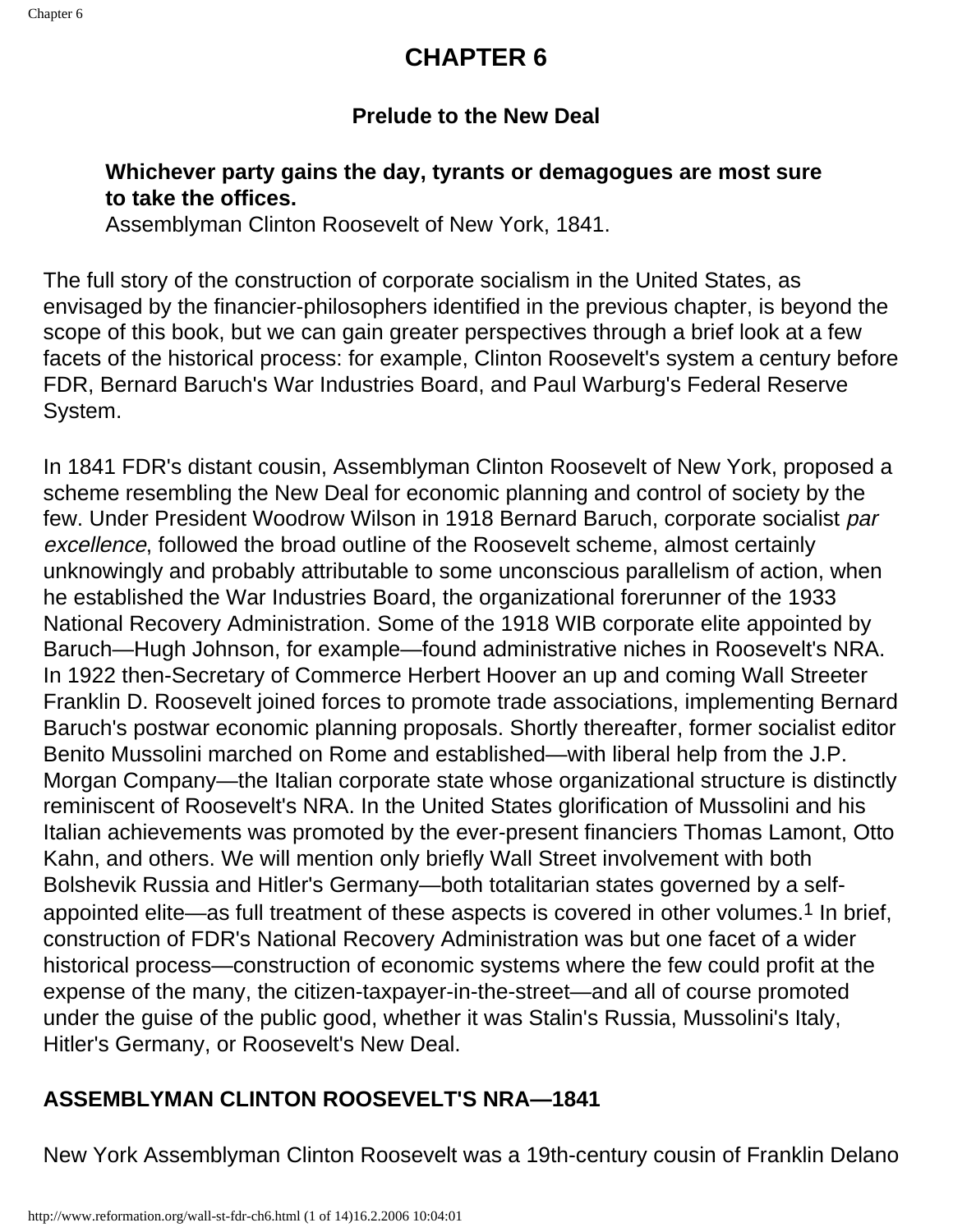# CHAPTER 6

### Prelude to the New Deal

> **Whichever party gains the day, tyrants or demagogues are most sure to take the offices.**
> Assemblyman Clinton Roosevelt of New York, 1841.

The full story of the construction of corporate socialism in the United States, as envisaged by the financier-philosophers identified in the previous chapter, is beyond the scope of this book, but we can gain greater perspectives through a brief look at a few facets of the historical process: for example, Clinton Roosevelt's system a century before FDR, Bernard Baruch's War Industries Board, and Paul Warburg's Federal Reserve System.

In 1841 FDR's distant cousin, Assemblyman Clinton Roosevelt of New York, proposed a scheme resembling the New Deal for economic planning and control of society by the few. Under President Woodrow Wilson in 1918 Bernard Baruch, corporate socialist *par excellence*, followed the broad outline of the Roosevelt scheme, almost certainly unknowingly and probably attributable to some unconscious parallelism of action, when he established the War Industries Board, the organizational forerunner of the 1933 National Recovery Administration. Some of the 1918 WIB corporate elite appointed by Baruch—Hugh Johnson, for example—found administrative niches in Roosevelt's NRA. In 1922 then-Secretary of Commerce Herbert Hoover an up and coming Wall Streeter Franklin D. Roosevelt joined forces to promote trade associations, implementing Bernard Baruch's postwar economic planning proposals. Shortly thereafter, former socialist editor Benito Mussolini marched on Rome and established—with liberal help from the J.P. Morgan Company—the Italian corporate state whose organizational structure is distinctly reminiscent of Roosevelt's NRA. In the United States glorification of Mussolini and his Italian achievements was promoted by the ever-present financiers Thomas Lamont, Otto Kahn, and others. We will mention only briefly Wall Street involvement with both Bolshevik Russia and Hitler's Germany—both totalitarian states governed by a self-appointed elite—as full treatment of these aspects is covered in other volumes.[1] In brief, construction of FDR's National Recovery Administration was but one facet of a wider historical process—construction of economic systems where the few could profit at the expense of the many, the citizen-taxpayer-in-the-street—and all of course promoted under the guise of the public good, whether it was Stalin's Russia, Mussolini's Italy, Hitler's Germany, or Roosevelt's New Deal.

## ASSEMBLYMAN CLINTON ROOSEVELT'S NRA—1841

New York Assemblyman Clinton Roosevelt was a 19th-century cousin of Franklin Delano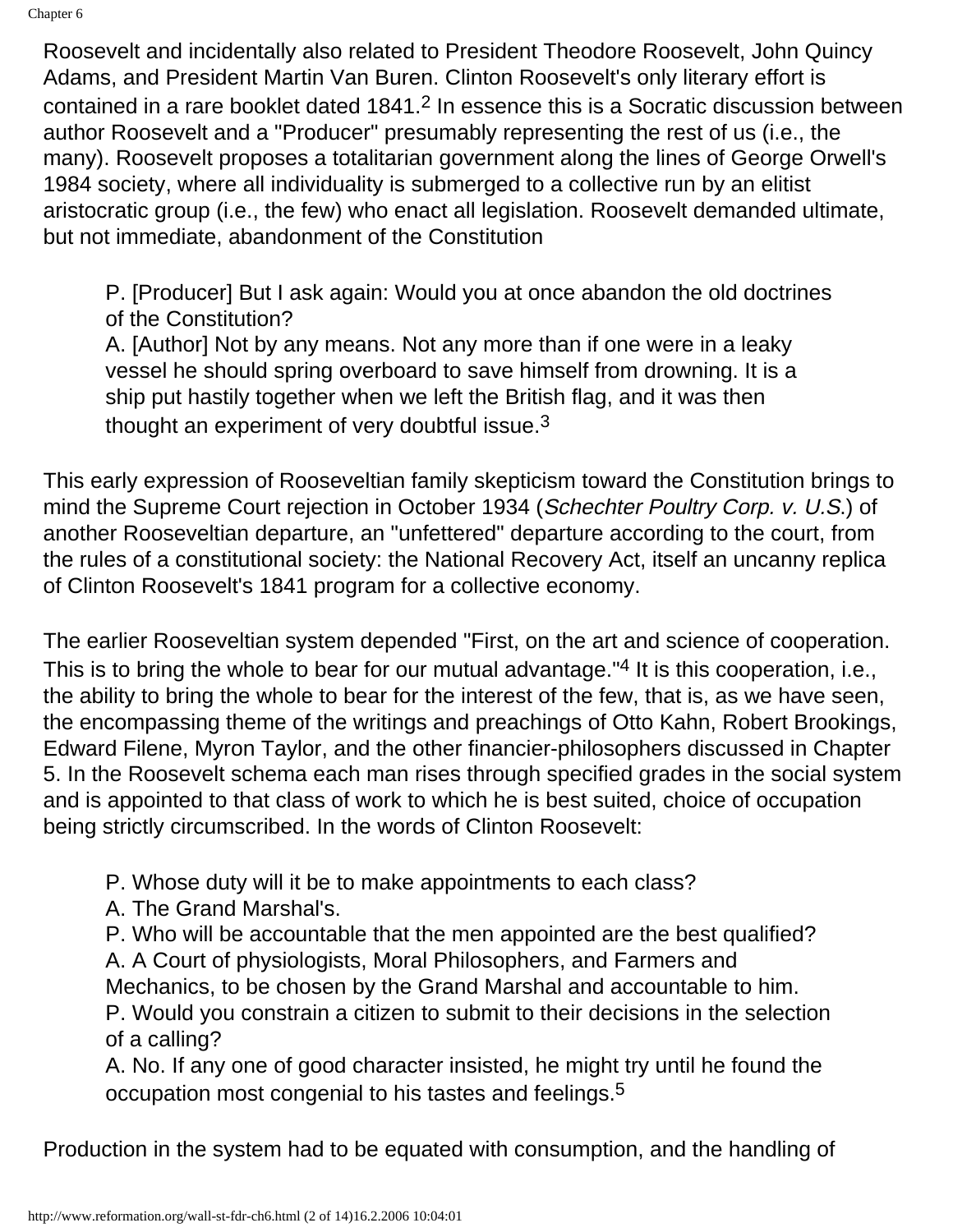Roosevelt and incidentally also related to President Theodore Roosevelt, John Quincy Adams, and President Martin Van Buren. Clinton Roosevelt's only literary effort is contained in a rare booklet dated 1841.[2] In essence this is a Socratic discussion between author Roosevelt and a "Producer" presumably representing the rest of us (i.e., the many). Roosevelt proposes a totalitarian government along the lines of George Orwell's 1984 society, where all individuality is submerged to a collective run by an elitist aristocratic group (i.e., the few) who enact all legislation. Roosevelt demanded ultimate, but not immediate, abandonment of the Constitution

> P. [Producer] But I ask again: Would you at once abandon the old doctrines of the Constitution?
> A. [Author] Not by any means. Not any more than if one were in a leaky vessel he should spring overboard to save himself from drowning. It is a ship put hastily together when we left the British flag, and it was then thought an experiment of very doubtful issue.[3]

This early expression of Rooseveltian family skepticism toward the Constitution brings to mind the Supreme Court rejection in October 1934 (*Schechter Poultry Corp. v. U.S.*) of another Rooseveltian departure, an "unfettered" departure according to the court, from the rules of a constitutional society: the National Recovery Act, itself an uncanny replica of Clinton Roosevelt's 1841 program for a collective economy.

The earlier Rooseveltian system depended "First, on the art and science of cooperation. This is to bring the whole to bear for our mutual advantage."[4] It is this cooperation, i.e., the ability to bring the whole to bear for the interest of the few, that is, as we have seen, the encompassing theme of the writings and preachings of Otto Kahn, Robert Brookings, Edward Filene, Myron Taylor, and the other financier-philosophers discussed in Chapter 5. In the Roosevelt schema each man rises through specified grades in the social system and is appointed to that class of work to which he is best suited, choice of occupation being strictly circumscribed. In the words of Clinton Roosevelt:

> P. Whose duty will it be to make appointments to each class?
> A. The Grand Marshal's.
> P. Who will be accountable that the men appointed are the best qualified?
> A. A Court of physiologists, Moral Philosophers, and Farmers and Mechanics, to be chosen by the Grand Marshal and accountable to him.
> P. Would you constrain a citizen to submit to their decisions in the selection of a calling?
> A. No. If any one of good character insisted, he might try until he found the occupation most congenial to his tastes and feelings.[5]

Production in the system had to be equated with consumption, and the handling of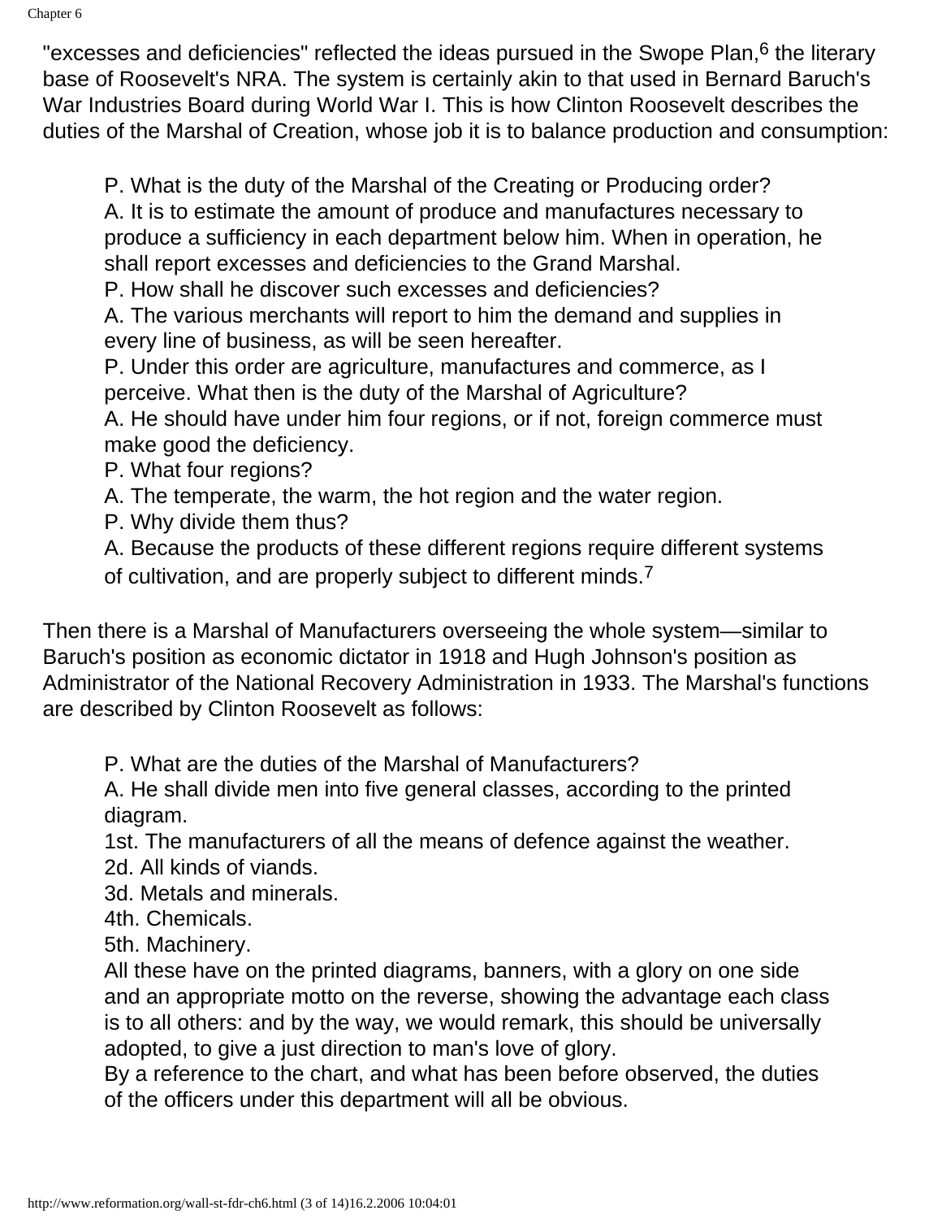"excesses and deficiencies" reflected the ideas pursued in the Swope Plan,[6] the literary base of Roosevelt's NRA. The system is certainly akin to that used in Bernard Baruch's War Industries Board during World War I. This is how Clinton Roosevelt describes the duties of the Marshal of Creation, whose job it is to balance production and consumption:

> P. What is the duty of the Marshal of the Creating or Producing order?
> A. It is to estimate the amount of produce and manufactures necessary to produce a sufficiency in each department below him. When in operation, he shall report excesses and deficiencies to the Grand Marshal.
> P. How shall he discover such excesses and deficiencies?
> A. The various merchants will report to him the demand and supplies in every line of business, as will be seen hereafter.
> P. Under this order are agriculture, manufactures and commerce, as I perceive. What then is the duty of the Marshal of Agriculture?
> A. He should have under him four regions, or if not, foreign commerce must make good the deficiency.
> P. What four regions?
> A. The temperate, the warm, the hot region and the water region.
> P. Why divide them thus?
> A. Because the products of these different regions require different systems of cultivation, and are properly subject to different minds.[7]

Then there is a Marshal of Manufacturers overseeing the whole system—similar to Baruch's position as economic dictator in 1918 and Hugh Johnson's position as Administrator of the National Recovery Administration in 1933. The Marshal's functions are described by Clinton Roosevelt as follows:

> P. What are the duties of the Marshal of Manufacturers?
> A. He shall divide men into five general classes, according to the printed diagram.
> 1st. The manufacturers of all the means of defence against the weather.
> 2d. All kinds of viands.
> 3d. Metals and minerals.
> 4th. Chemicals.
> 5th. Machinery.
> All these have on the printed diagrams, banners, with a glory on one side and an appropriate motto on the reverse, showing the advantage each class is to all others: and by the way, we would remark, this should be universally adopted, to give a just direction to man's love of glory.
> By a reference to the chart, and what has been before observed, the duties of the officers under this department will all be obvious.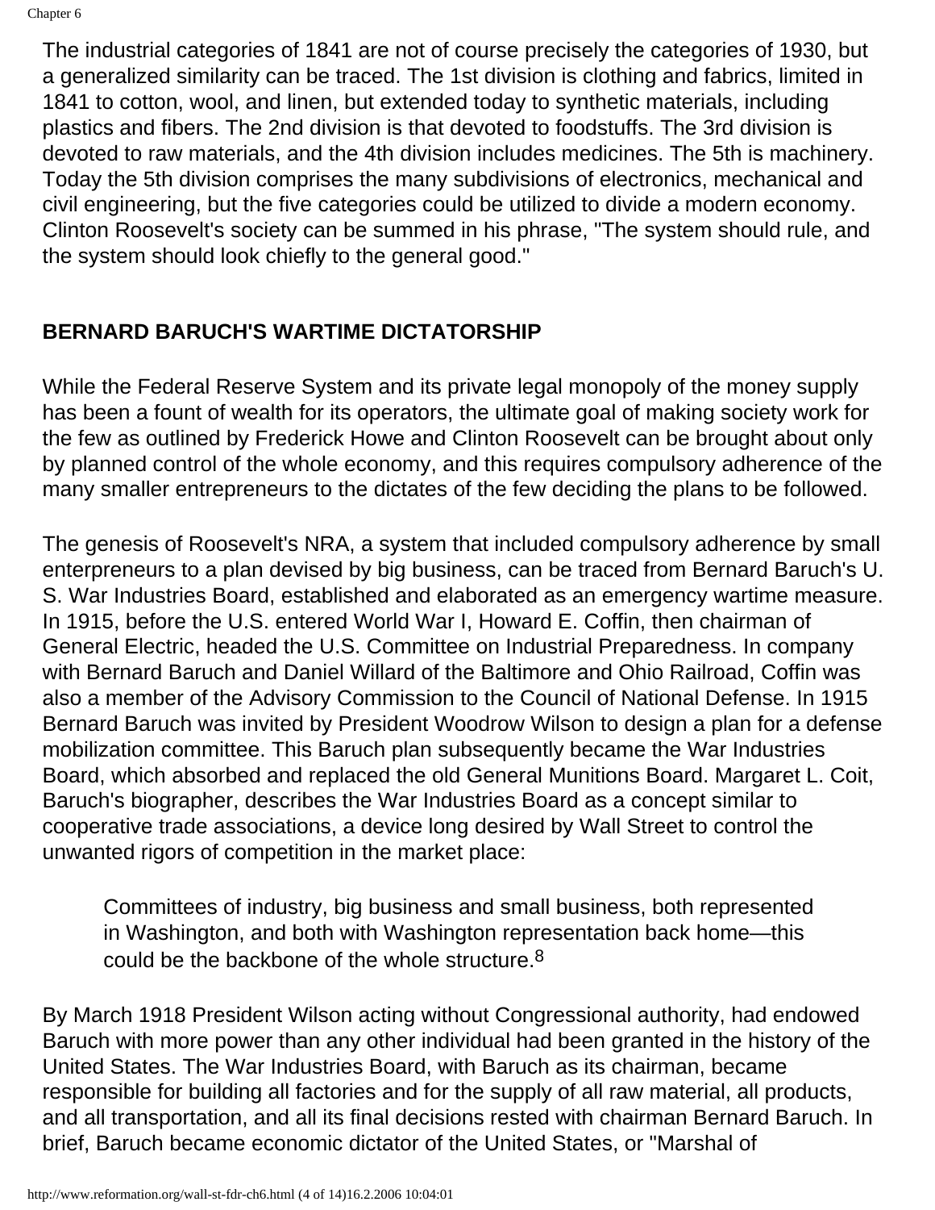The industrial categories of 1841 are not of course precisely the categories of 1930, but a generalized similarity can be traced. The 1st division is clothing and fabrics, limited in 1841 to cotton, wool, and linen, but extended today to synthetic materials, including plastics and fibers. The 2nd division is that devoted to foodstuffs. The 3rd division is devoted to raw materials, and the 4th division includes medicines. The 5th is machinery. Today the 5th division comprises the many subdivisions of electronics, mechanical and civil engineering, but the five categories could be utilized to divide a modern economy. Clinton Roosevelt's society can be summed in his phrase, "The system should rule, and the system should look chiefly to the general good."

### BERNARD BARUCH'S WARTIME DICTATORSHIP

While the Federal Reserve System and its private legal monopoly of the money supply has been a fount of wealth for its operators, the ultimate goal of making society work for the few as outlined by Frederick Howe and Clinton Roosevelt can be brought about only by planned control of the whole economy, and this requires compulsory adherence of the many smaller entrepreneurs to the dictates of the few deciding the plans to be followed.

The genesis of Roosevelt's NRA, a system that included compulsory adherence by small enterpreneurs to a plan devised by big business, can be traced from Bernard Baruch's U. S. War Industries Board, established and elaborated as an emergency wartime measure. In 1915, before the U.S. entered World War I, Howard E. Coffin, then chairman of General Electric, headed the U.S. Committee on Industrial Preparedness. In company with Bernard Baruch and Daniel Willard of the Baltimore and Ohio Railroad, Coffin was also a member of the Advisory Commission to the Council of National Defense. In 1915 Bernard Baruch was invited by President Woodrow Wilson to design a plan for a defense mobilization committee. This Baruch plan subsequently became the War Industries Board, which absorbed and replaced the old General Munitions Board. Margaret L. Coit, Baruch's biographer, describes the War Industries Board as a concept similar to cooperative trade associations, a device long desired by Wall Street to control the unwanted rigors of competition in the market place:

> Committees of industry, big business and small business, both represented in Washington, and both with Washington representation back home—this could be the backbone of the whole structure.[8]

By March 1918 President Wilson acting without Congressional authority, had endowed Baruch with more power than any other individual had been granted in the history of the United States. The War Industries Board, with Baruch as its chairman, became responsible for building all factories and for the supply of all raw material, all products, and all transportation, and all its final decisions rested with chairman Bernard Baruch. In brief, Baruch became economic dictator of the United States, or "Marshal of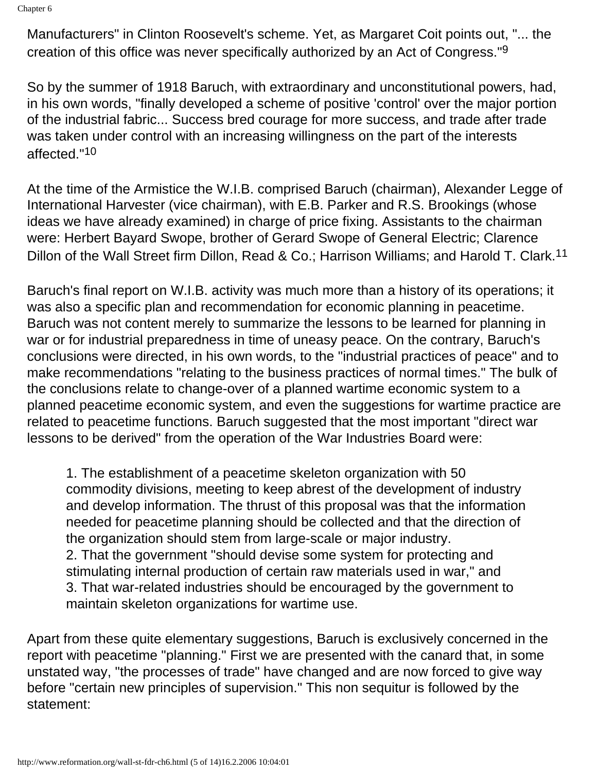Manufacturers" in Clinton Roosevelt's scheme. Yet, as Margaret Coit points out, "... the creation of this office was never specifically authorized by an Act of Congress."[9]

So by the summer of 1918 Baruch, with extraordinary and unconstitutional powers, had, in his own words, "finally developed a scheme of positive 'control' over the major portion of the industrial fabric... Success bred courage for more success, and trade after trade was taken under control with an increasing willingness on the part of the interests affected."[10]

At the time of the Armistice the W.I.B. comprised Baruch (chairman), Alexander Legge of International Harvester (vice chairman), with E.B. Parker and R.S. Brookings (whose ideas we have already examined) in charge of price fixing. Assistants to the chairman were: Herbert Bayard Swope, brother of Gerard Swope of General Electric; Clarence Dillon of the Wall Street firm Dillon, Read & Co.; Harrison Williams; and Harold T. Clark.[11]

Baruch's final report on W.I.B. activity was much more than a history of its operations; it was also a specific plan and recommendation for economic planning in peacetime. Baruch was not content merely to summarize the lessons to be learned for planning in war or for industrial preparedness in time of uneasy peace. On the contrary, Baruch's conclusions were directed, in his own words, to the "industrial practices of peace" and to make recommendations "relating to the business practices of normal times." The bulk of the conclusions relate to change-over of a planned wartime economic system to a planned peacetime economic system, and even the suggestions for wartime practice are related to peacetime functions. Baruch suggested that the most important "direct war lessons to be derived" from the operation of the War Industries Board were:

> 1. The establishment of a peacetime skeleton organization with 50 commodity divisions, meeting to keep abrest of the development of industry and develop information. The thrust of this proposal was that the information needed for peacetime planning should be collected and that the direction of the organization should stem from large-scale or major industry.
> 2. That the government "should devise some system for protecting and stimulating internal production of certain raw materials used in war," and
> 3. That war-related industries should be encouraged by the government to maintain skeleton organizations for wartime use.

Apart from these quite elementary suggestions, Baruch is exclusively concerned in the report with peacetime "planning." First we are presented with the canard that, in some unstated way, "the processes of trade" have changed and are now forced to give way before "certain new principles of supervision." This non sequitur is followed by the statement: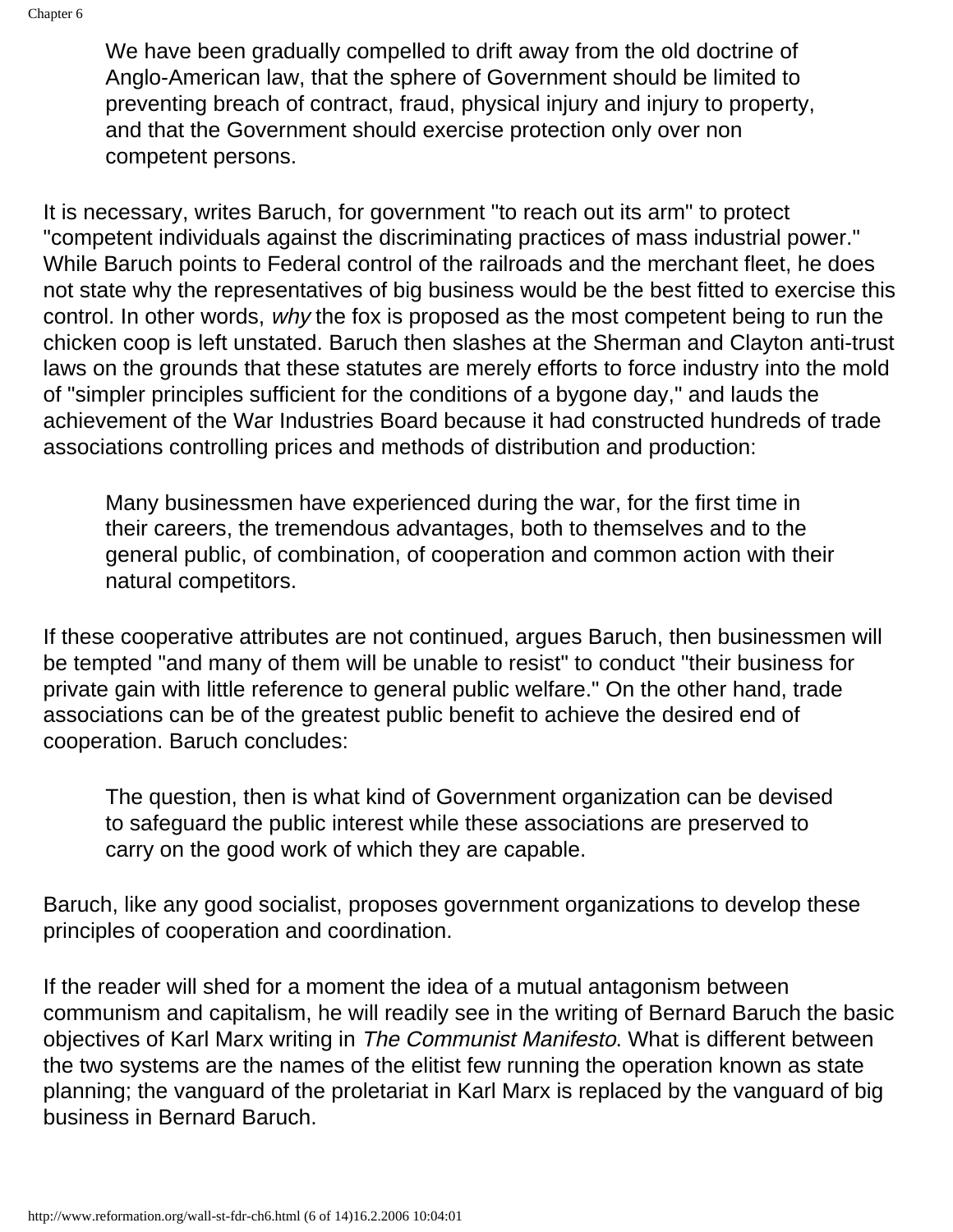> We have been gradually compelled to drift away from the old doctrine of Anglo-American law, that the sphere of Government should be limited to preventing breach of contract, fraud, physical injury and injury to property, and that the Government should exercise protection only over non competent persons.

It is necessary, writes Baruch, for government "to reach out its arm" to protect "competent individuals against the discriminating practices of mass industrial power." While Baruch points to Federal control of the railroads and the merchant fleet, he does not state why the representatives of big business would be the best fitted to exercise this control. In other words, *why* the fox is proposed as the most competent being to run the chicken coop is left unstated. Baruch then slashes at the Sherman and Clayton anti-trust laws on the grounds that these statutes are merely efforts to force industry into the mold of "simpler principles sufficient for the conditions of a bygone day," and lauds the achievement of the War Industries Board because it had constructed hundreds of trade associations controlling prices and methods of distribution and production:

> Many businessmen have experienced during the war, for the first time in their careers, the tremendous advantages, both to themselves and to the general public, of combination, of cooperation and common action with their natural competitors.

If these cooperative attributes are not continued, argues Baruch, then businessmen will be tempted "and many of them will be unable to resist" to conduct "their business for private gain with little reference to general public welfare." On the other hand, trade associations can be of the greatest public benefit to achieve the desired end of cooperation. Baruch concludes:

> The question, then is what kind of Government organization can be devised to safeguard the public interest while these associations are preserved to carry on the good work of which they are capable.

Baruch, like any good socialist, proposes government organizations to develop these principles of cooperation and coordination.

If the reader will shed for a moment the idea of a mutual antagonism between communism and capitalism, he will readily see in the writing of Bernard Baruch the basic objectives of Karl Marx writing in *The Communist Manifesto*. What is different between the two systems are the names of the elitist few running the operation known as state planning; the vanguard of the proletariat in Karl Marx is replaced by the vanguard of big business in Bernard Baruch.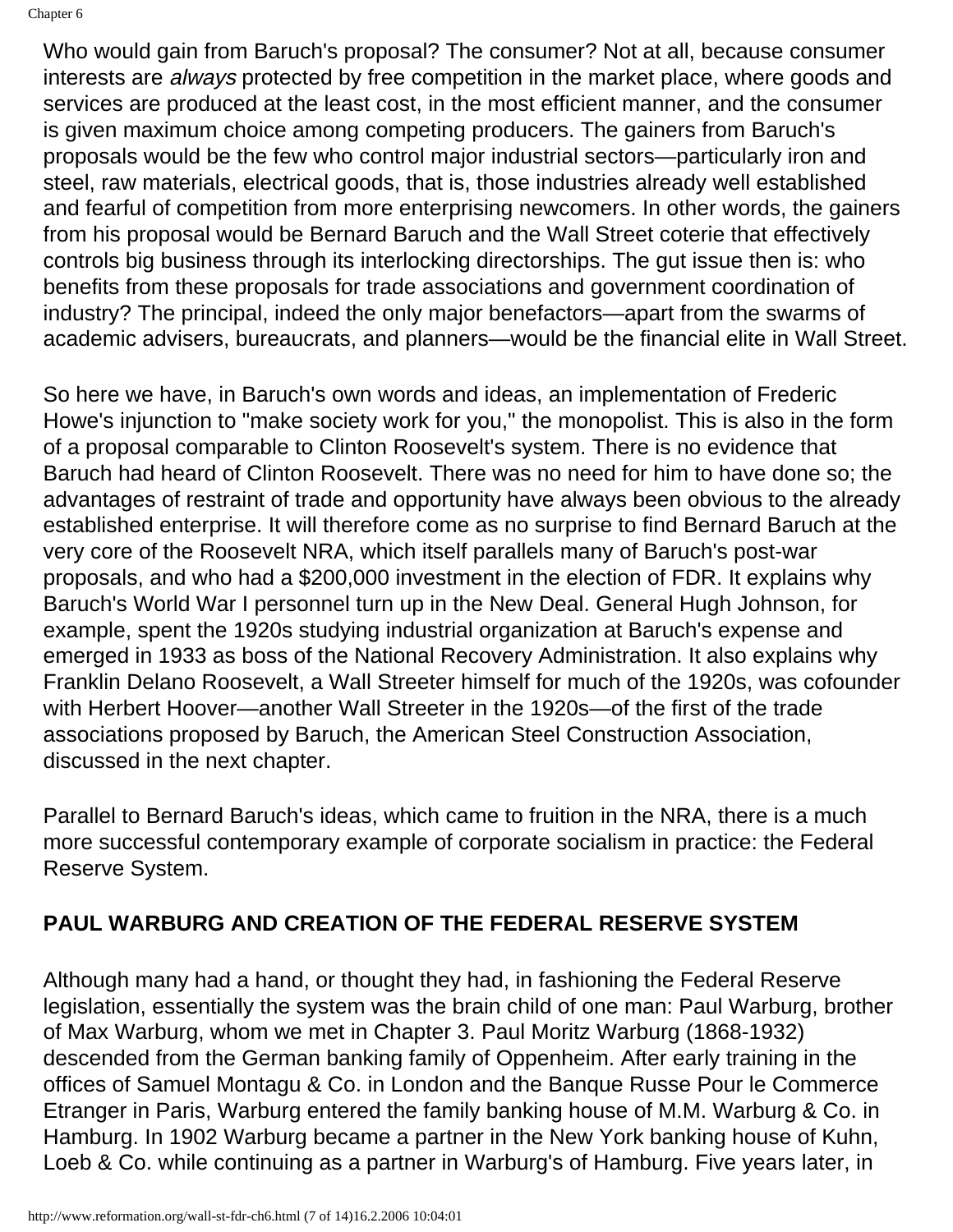Who would gain from Baruch's proposal? The consumer? Not at all, because consumer interests are *always* protected by free competition in the market place, where goods and services are produced at the least cost, in the most efficient manner, and the consumer is given maximum choice among competing producers. The gainers from Baruch's proposals would be the few who control major industrial sectors—particularly iron and steel, raw materials, electrical goods, that is, those industries already well established and fearful of competition from more enterprising newcomers. In other words, the gainers from his proposal would be Bernard Baruch and the Wall Street coterie that effectively controls big business through its interlocking directorships. The gut issue then is: who benefits from these proposals for trade associations and government coordination of industry? The principal, indeed the only major benefactors—apart from the swarms of academic advisers, bureaucrats, and planners—would be the financial elite in Wall Street.

So here we have, in Baruch's own words and ideas, an implementation of Frederic Howe's injunction to "make society work for you," the monopolist. This is also in the form of a proposal comparable to Clinton Roosevelt's system. There is no evidence that Baruch had heard of Clinton Roosevelt. There was no need for him to have done so; the advantages of restraint of trade and opportunity have always been obvious to the already established enterprise. It will therefore come as no surprise to find Bernard Baruch at the very core of the Roosevelt NRA, which itself parallels many of Baruch's post-war proposals, and who had a $200,000 investment in the election of FDR. It explains why Baruch's World War I personnel turn up in the New Deal. General Hugh Johnson, for example, spent the 1920s studying industrial organization at Baruch's expense and emerged in 1933 as boss of the National Recovery Administration. It also explains why Franklin Delano Roosevelt, a Wall Streeter himself for much of the 1920s, was cofounder with Herbert Hoover—another Wall Streeter in the 1920s—of the first of the trade associations proposed by Baruch, the American Steel Construction Association, discussed in the next chapter.

Parallel to Bernard Baruch's ideas, which came to fruition in the NRA, there is a much more successful contemporary example of corporate socialism in practice: the Federal Reserve System.

## PAUL WARBURG AND CREATION OF THE FEDERAL RESERVE SYSTEM

Although many had a hand, or thought they had, in fashioning the Federal Reserve legislation, essentially the system was the brain child of one man: Paul Warburg, brother of Max Warburg, whom we met in Chapter 3. Paul Moritz Warburg (1868-1932) descended from the German banking family of Oppenheim. After early training in the offices of Samuel Montagu & Co. in London and the Banque Russe Pour le Commerce Etranger in Paris, Warburg entered the family banking house of M.M. Warburg & Co. in Hamburg. In 1902 Warburg became a partner in the New York banking house of Kuhn, Loeb & Co. while continuing as a partner in Warburg's of Hamburg. Five years later, in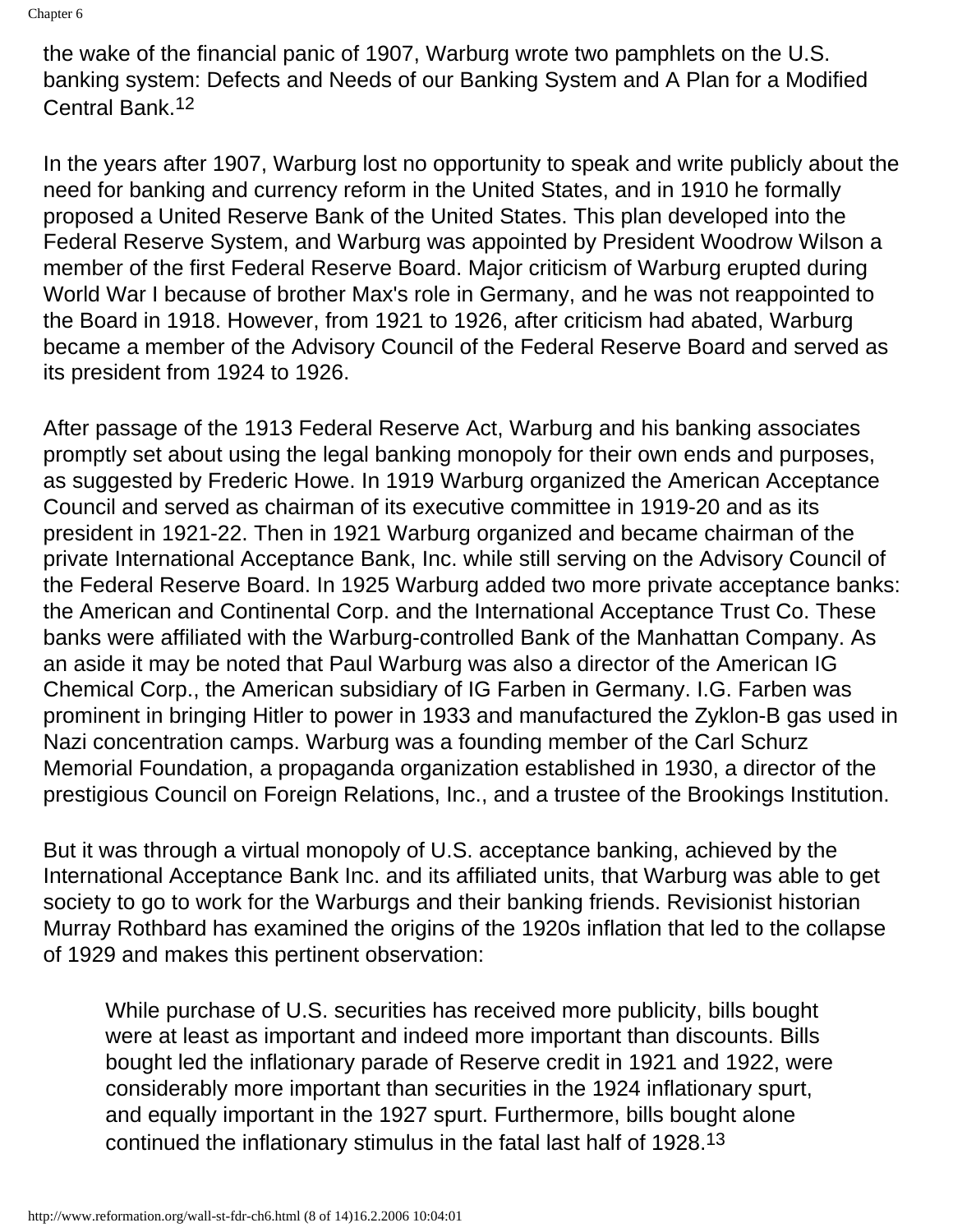the wake of the financial panic of 1907, Warburg wrote two pamphlets on the U.S. banking system: Defects and Needs of our Banking System and A Plan for a Modified Central Bank.[12]

In the years after 1907, Warburg lost no opportunity to speak and write publicly about the need for banking and currency reform in the United States, and in 1910 he formally proposed a United Reserve Bank of the United States. This plan developed into the Federal Reserve System, and Warburg was appointed by President Woodrow Wilson a member of the first Federal Reserve Board. Major criticism of Warburg erupted during World War I because of brother Max's role in Germany, and he was not reappointed to the Board in 1918. However, from 1921 to 1926, after criticism had abated, Warburg became a member of the Advisory Council of the Federal Reserve Board and served as its president from 1924 to 1926.

After passage of the 1913 Federal Reserve Act, Warburg and his banking associates promptly set about using the legal banking monopoly for their own ends and purposes, as suggested by Frederic Howe. In 1919 Warburg organized the American Acceptance Council and served as chairman of its executive committee in 1919-20 and as its president in 1921-22. Then in 1921 Warburg organized and became chairman of the private International Acceptance Bank, Inc. while still serving on the Advisory Council of the Federal Reserve Board. In 1925 Warburg added two more private acceptance banks: the American and Continental Corp. and the International Acceptance Trust Co. These banks were affiliated with the Warburg-controlled Bank of the Manhattan Company. As an aside it may be noted that Paul Warburg was also a director of the American IG Chemical Corp., the American subsidiary of IG Farben in Germany. I.G. Farben was prominent in bringing Hitler to power in 1933 and manufactured the Zyklon-B gas used in Nazi concentration camps. Warburg was a founding member of the Carl Schurz Memorial Foundation, a propaganda organization established in 1930, a director of the prestigious Council on Foreign Relations, Inc., and a trustee of the Brookings Institution.

But it was through a virtual monopoly of U.S. acceptance banking, achieved by the International Acceptance Bank Inc. and its affiliated units, that Warburg was able to get society to go to work for the Warburgs and their banking friends. Revisionist historian Murray Rothbard has examined the origins of the 1920s inflation that led to the collapse of 1929 and makes this pertinent observation:

> While purchase of U.S. securities has received more publicity, bills bought were at least as important and indeed more important than discounts. Bills bought led the inflationary parade of Reserve credit in 1921 and 1922, were considerably more important than securities in the 1924 inflationary spurt, and equally important in the 1927 spurt. Furthermore, bills bought alone continued the inflationary stimulus in the fatal last half of 1928.[13]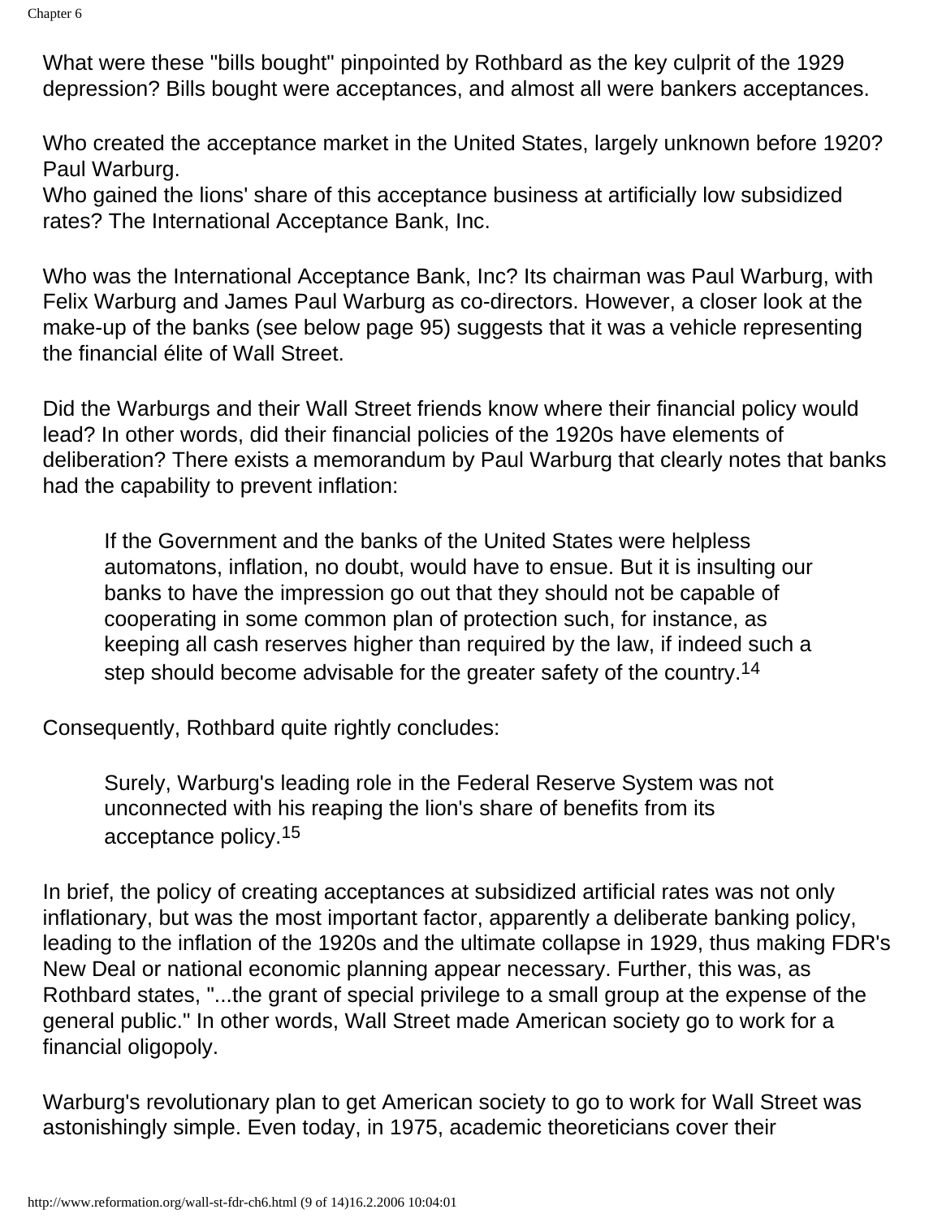What were these "bills bought" pinpointed by Rothbard as the key culprit of the 1929 depression? Bills bought were acceptances, and almost all were bankers acceptances.

Who created the acceptance market in the United States, largely unknown before 1920? Paul Warburg.
Who gained the lions' share of this acceptance business at artificially low subsidized rates? The International Acceptance Bank, Inc.

Who was the International Acceptance Bank, Inc? Its chairman was Paul Warburg, with Felix Warburg and James Paul Warburg as co-directors. However, a closer look at the make-up of the banks (see below page 95) suggests that it was a vehicle representing the financial élite of Wall Street.

Did the Warburgs and their Wall Street friends know where their financial policy would lead? In other words, did their financial policies of the 1920s have elements of deliberation? There exists a memorandum by Paul Warburg that clearly notes that banks had the capability to prevent inflation:

> If the Government and the banks of the United States were helpless automatons, inflation, no doubt, would have to ensue. But it is insulting our banks to have the impression go out that they should not be capable of cooperating in some common plan of protection such, for instance, as keeping all cash reserves higher than required by the law, if indeed such a step should become advisable for the greater safety of the country.[14]

Consequently, Rothbard quite rightly concludes:

> Surely, Warburg's leading role in the Federal Reserve System was not unconnected with his reaping the lion's share of benefits from its acceptance policy.[15]

In brief, the policy of creating acceptances at subsidized artificial rates was not only inflationary, but was the most important factor, apparently a deliberate banking policy, leading to the inflation of the 1920s and the ultimate collapse in 1929, thus making FDR's New Deal or national economic planning appear necessary. Further, this was, as Rothbard states, "...the grant of special privilege to a small group at the expense of the general public." In other words, Wall Street made American society go to work for a financial oligopoly.

Warburg's revolutionary plan to get American society to go to work for Wall Street was astonishingly simple. Even today, in 1975, academic theoreticians cover their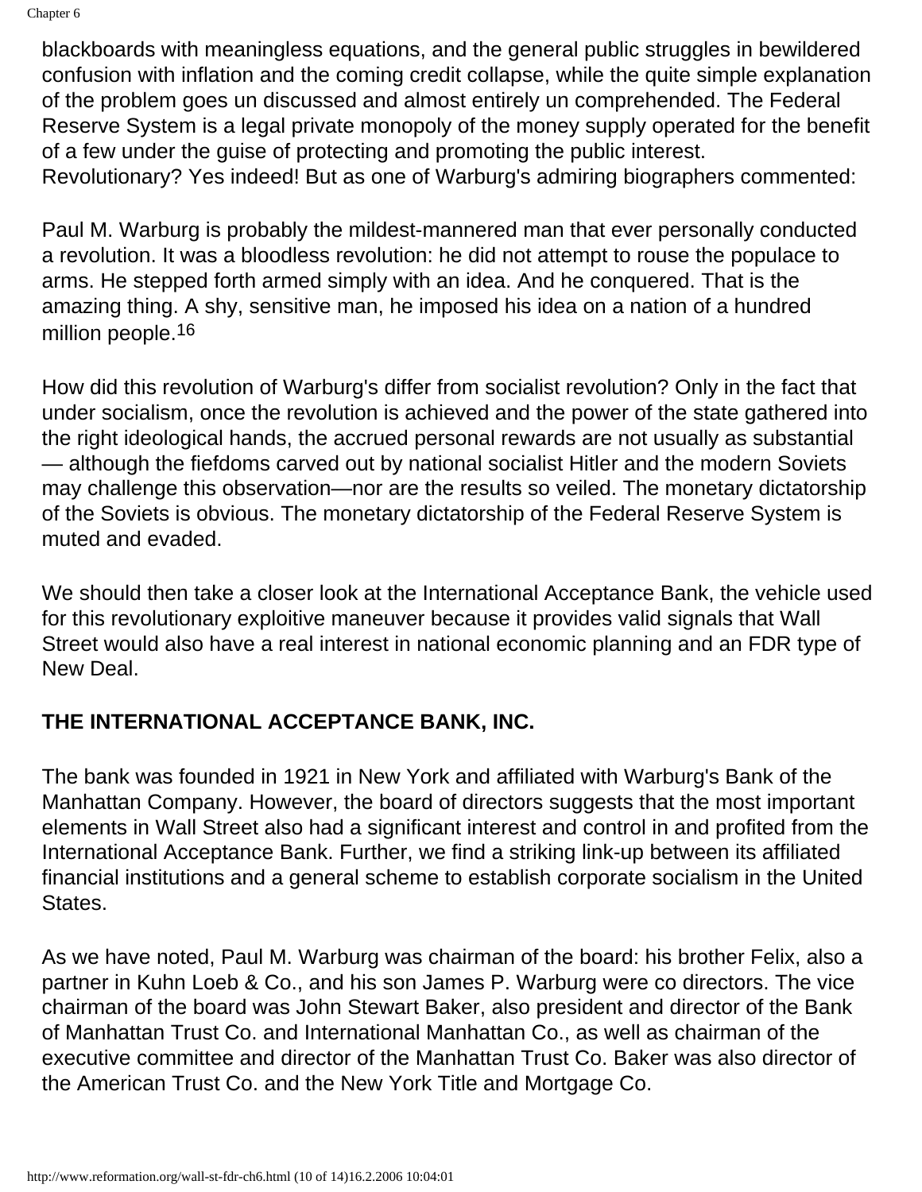blackboards with meaningless equations, and the general public struggles in bewildered confusion with inflation and the coming credit collapse, while the quite simple explanation of the problem goes un discussed and almost entirely un comprehended. The Federal Reserve System is a legal private monopoly of the money supply operated for the benefit of a few under the guise of protecting and promoting the public interest.
Revolutionary? Yes indeed! But as one of Warburg's admiring biographers commented:

Paul M. Warburg is probably the mildest-mannered man that ever personally conducted a revolution. It was a bloodless revolution: he did not attempt to rouse the populace to arms. He stepped forth armed simply with an idea. And he conquered. That is the amazing thing. A shy, sensitive man, he imposed his idea on a nation of a hundred million people.[16]

How did this revolution of Warburg's differ from socialist revolution? Only in the fact that under socialism, once the revolution is achieved and the power of the state gathered into the right ideological hands, the accrued personal rewards are not usually as substantial — although the fiefdoms carved out by national socialist Hitler and the modern Soviets may challenge this observation—nor are the results so veiled. The monetary dictatorship of the Soviets is obvious. The monetary dictatorship of the Federal Reserve System is muted and evaded.

We should then take a closer look at the International Acceptance Bank, the vehicle used for this revolutionary exploitive maneuver because it provides valid signals that Wall Street would also have a real interest in national economic planning and an FDR type of New Deal.

## THE INTERNATIONAL ACCEPTANCE BANK, INC.

The bank was founded in 1921 in New York and affiliated with Warburg's Bank of the Manhattan Company. However, the board of directors suggests that the most important elements in Wall Street also had a significant interest and control in and profited from the International Acceptance Bank. Further, we find a striking link-up between its affiliated financial institutions and a general scheme to establish corporate socialism in the United States.

As we have noted, Paul M. Warburg was chairman of the board: his brother Felix, also a partner in Kuhn Loeb & Co., and his son James P. Warburg were co directors. The vice chairman of the board was John Stewart Baker, also president and director of the Bank of Manhattan Trust Co. and International Manhattan Co., as well as chairman of the executive committee and director of the Manhattan Trust Co. Baker was also director of the American Trust Co. and the New York Title and Mortgage Co.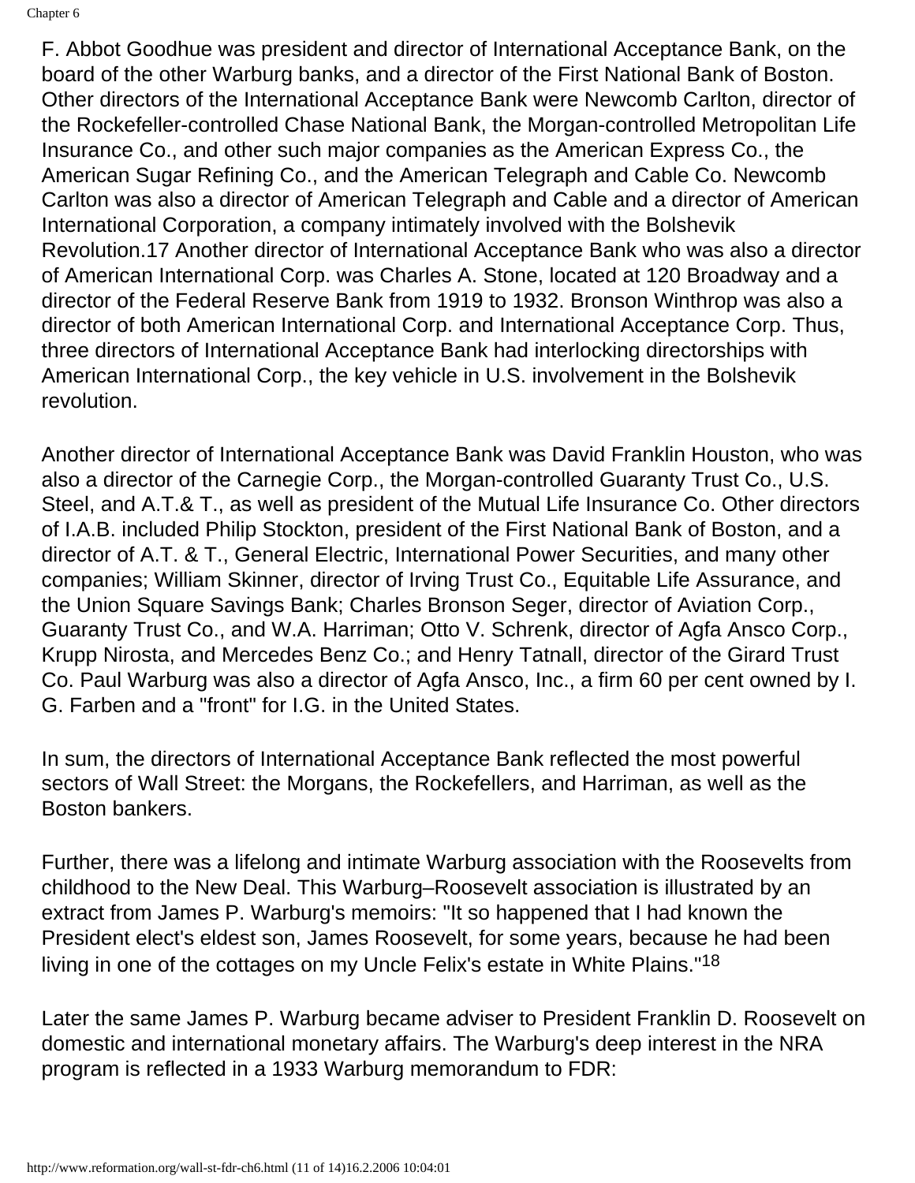F. Abbot Goodhue was president and director of International Acceptance Bank, on the board of the other Warburg banks, and a director of the First National Bank of Boston. Other directors of the International Acceptance Bank were Newcomb Carlton, director of the Rockefeller-controlled Chase National Bank, the Morgan-controlled Metropolitan Life Insurance Co., and other such major companies as the American Express Co., the American Sugar Refining Co., and the American Telegraph and Cable Co. Newcomb Carlton was also a director of American Telegraph and Cable and a director of American International Corporation, a company intimately involved with the Bolshevik Revolution.17 Another director of International Acceptance Bank who was also a director of American International Corp. was Charles A. Stone, located at 120 Broadway and a director of the Federal Reserve Bank from 1919 to 1932. Bronson Winthrop was also a director of both American International Corp. and International Acceptance Corp. Thus, three directors of International Acceptance Bank had interlocking directorships with American International Corp., the key vehicle in U.S. involvement in the Bolshevik revolution.

Another director of International Acceptance Bank was David Franklin Houston, who was also a director of the Carnegie Corp., the Morgan-controlled Guaranty Trust Co., U.S. Steel, and A.T.& T., as well as president of the Mutual Life Insurance Co. Other directors of I.A.B. included Philip Stockton, president of the First National Bank of Boston, and a director of A.T. & T., General Electric, International Power Securities, and many other companies; William Skinner, director of Irving Trust Co., Equitable Life Assurance, and the Union Square Savings Bank; Charles Bronson Seger, director of Aviation Corp., Guaranty Trust Co., and W.A. Harriman; Otto V. Schrenk, director of Agfa Ansco Corp., Krupp Nirosta, and Mercedes Benz Co.; and Henry Tatnall, director of the Girard Trust Co. Paul Warburg was also a director of Agfa Ansco, Inc., a firm 60 per cent owned by I. G. Farben and a "front" for I.G. in the United States.

In sum, the directors of International Acceptance Bank reflected the most powerful sectors of Wall Street: the Morgans, the Rockefellers, and Harriman, as well as the Boston bankers.

Further, there was a lifelong and intimate Warburg association with the Roosevelts from childhood to the New Deal. This Warburg–Roosevelt association is illustrated by an extract from James P. Warburg's memoirs: "It so happened that I had known the President elect's eldest son, James Roosevelt, for some years, because he had been living in one of the cottages on my Uncle Felix's estate in White Plains."[18]

Later the same James P. Warburg became adviser to President Franklin D. Roosevelt on domestic and international monetary affairs. The Warburg's deep interest in the NRA program is reflected in a 1933 Warburg memorandum to FDR: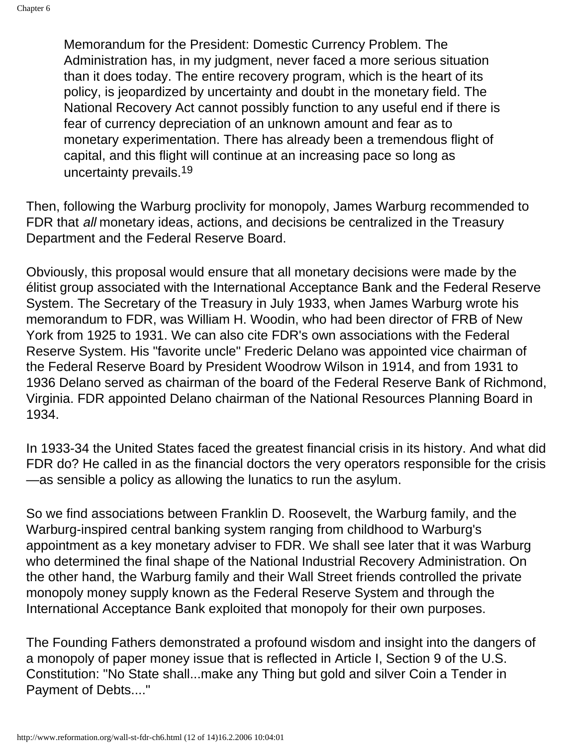> Memorandum for the President: Domestic Currency Problem. The Administration has, in my judgment, never faced a more serious situation than it does today. The entire recovery program, which is the heart of its policy, is jeopardized by uncertainty and doubt in the monetary field. The National Recovery Act cannot possibly function to any useful end if there is fear of currency depreciation of an unknown amount and fear as to monetary experimentation. There has already been a tremendous flight of capital, and this flight will continue at an increasing pace so long as uncertainty prevails.[19]

Then, following the Warburg proclivity for monopoly, James Warburg recommended to FDR that *all* monetary ideas, actions, and decisions be centralized in the Treasury Department and the Federal Reserve Board.

Obviously, this proposal would ensure that all monetary decisions were made by the élitist group associated with the International Acceptance Bank and the Federal Reserve System. The Secretary of the Treasury in July 1933, when James Warburg wrote his memorandum to FDR, was William H. Woodin, who had been director of FRB of New York from 1925 to 1931. We can also cite FDR's own associations with the Federal Reserve System. His "favorite uncle" Frederic Delano was appointed vice chairman of the Federal Reserve Board by President Woodrow Wilson in 1914, and from 1931 to 1936 Delano served as chairman of the board of the Federal Reserve Bank of Richmond, Virginia. FDR appointed Delano chairman of the National Resources Planning Board in 1934.

In 1933-34 the United States faced the greatest financial crisis in its history. And what did FDR do? He called in as the financial doctors the very operators responsible for the crisis —as sensible a policy as allowing the lunatics to run the asylum.

So we find associations between Franklin D. Roosevelt, the Warburg family, and the Warburg-inspired central banking system ranging from childhood to Warburg's appointment as a key monetary adviser to FDR. We shall see later that it was Warburg who determined the final shape of the National Industrial Recovery Administration. On the other hand, the Warburg family and their Wall Street friends controlled the private monopoly money supply known as the Federal Reserve System and through the International Acceptance Bank exploited that monopoly for their own purposes.

The Founding Fathers demonstrated a profound wisdom and insight into the dangers of a monopoly of paper money issue that is reflected in Article I, Section 9 of the U.S. Constitution: "No State shall...make any Thing but gold and silver Coin a Tender in Payment of Debts...."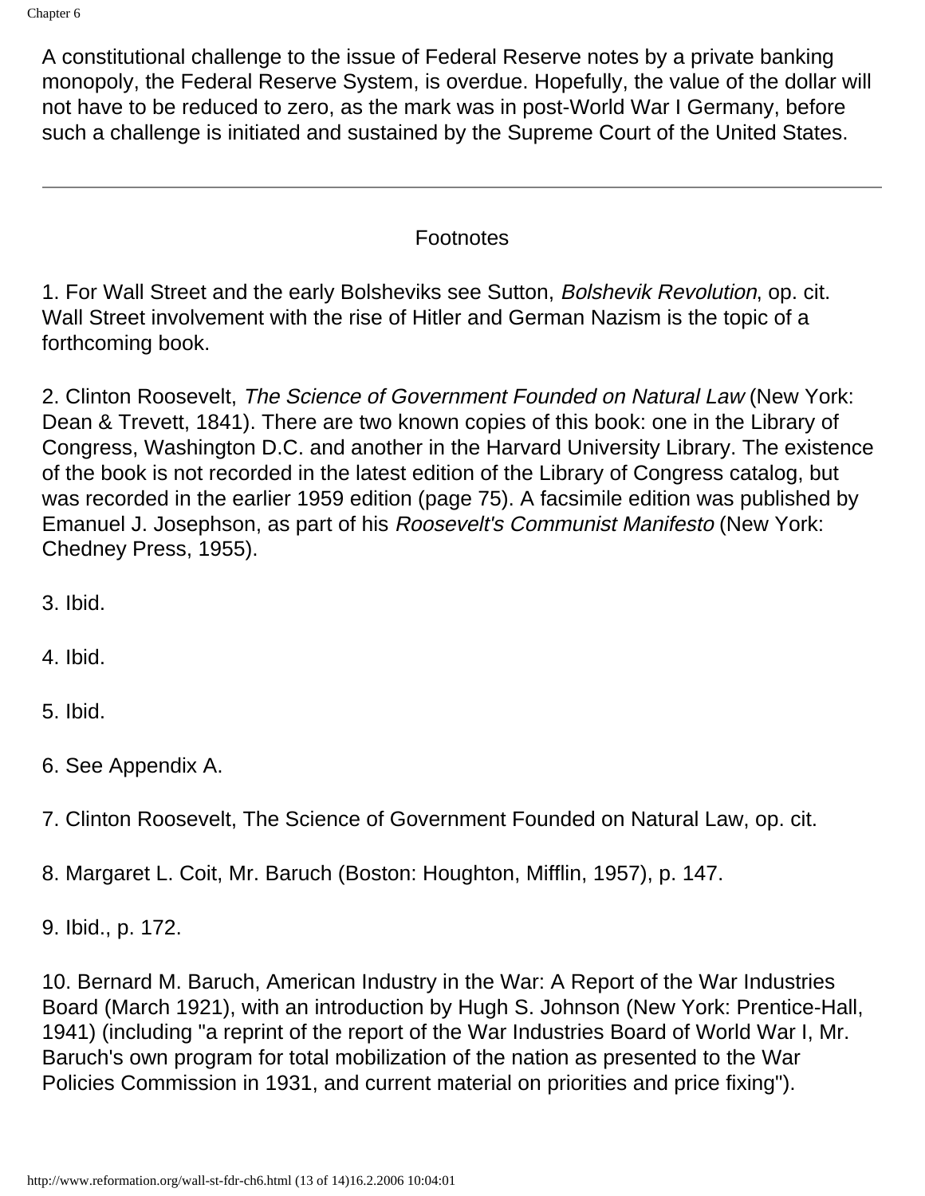A constitutional challenge to the issue of Federal Reserve notes by a private banking monopoly, the Federal Reserve System, is overdue. Hopefully, the value of the dollar will not have to be reduced to zero, as the mark was in post-World War I Germany, before such a challenge is initiated and sustained by the Supreme Court of the United States.

---

Footnotes

1. For Wall Street and the early Bolsheviks see Sutton, *Bolshevik Revolution*, op. cit. Wall Street involvement with the rise of Hitler and German Nazism is the topic of a forthcoming book.

2. Clinton Roosevelt, *The Science of Government Founded on Natural Law* (New York: Dean & Trevett, 1841). There are two known copies of this book: one in the Library of Congress, Washington D.C. and another in the Harvard University Library. The existence of the book is not recorded in the latest edition of the Library of Congress catalog, but was recorded in the earlier 1959 edition (page 75). A facsimile edition was published by Emanuel J. Josephson, as part of his *Roosevelt's Communist Manifesto* (New York: Chedney Press, 1955).

3. Ibid.

4. Ibid.

5. Ibid.

6. See Appendix A.

7. Clinton Roosevelt, The Science of Government Founded on Natural Law, op. cit.

8. Margaret L. Coit, Mr. Baruch (Boston: Houghton, Mifflin, 1957), p. 147.

9. Ibid., p. 172.

10. Bernard M. Baruch, American Industry in the War: A Report of the War Industries Board (March 1921), with an introduction by Hugh S. Johnson (New York: Prentice-Hall, 1941) (including "a reprint of the report of the War Industries Board of World War I, Mr. Baruch's own program for total mobilization of the nation as presented to the War Policies Commission in 1931, and current material on priorities and price fixing").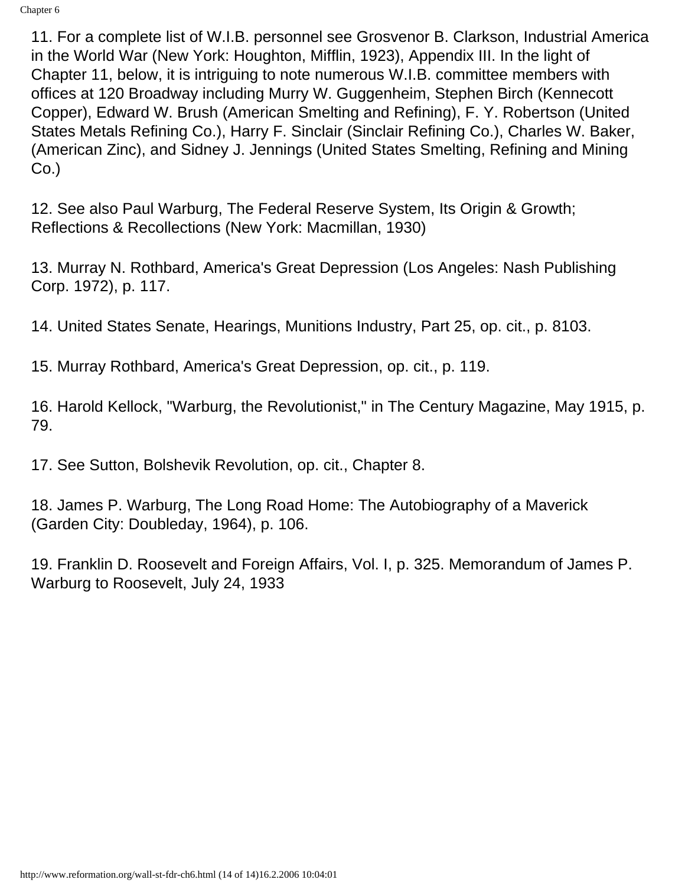11. For a complete list of W.I.B. personnel see Grosvenor B. Clarkson, Industrial America in the World War (New York: Houghton, Mifflin, 1923), Appendix III. In the light of Chapter 11, below, it is intriguing to note numerous W.I.B. committee members with offices at 120 Broadway including Murry W. Guggenheim, Stephen Birch (Kennecott Copper), Edward W. Brush (American Smelting and Refining), F. Y. Robertson (United States Metals Refining Co.), Harry F. Sinclair (Sinclair Refining Co.), Charles W. Baker, (American Zinc), and Sidney J. Jennings (United States Smelting, Refining and Mining Co.)

12. See also Paul Warburg, The Federal Reserve System, Its Origin & Growth; Reflections & Recollections (New York: Macmillan, 1930)

13. Murray N. Rothbard, America's Great Depression (Los Angeles: Nash Publishing Corp. 1972), p. 117.

14. United States Senate, Hearings, Munitions Industry, Part 25, op. cit., p. 8103.

15. Murray Rothbard, America's Great Depression, op. cit., p. 119.

16. Harold Kellock, "Warburg, the Revolutionist," in The Century Magazine, May 1915, p. 79.

17. See Sutton, Bolshevik Revolution, op. cit., Chapter 8.

18. James P. Warburg, The Long Road Home: The Autobiography of a Maverick (Garden City: Doubleday, 1964), p. 106.

19. Franklin D. Roosevelt and Foreign Affairs, Vol. I, p. 325. Memorandum of James P. Warburg to Roosevelt, July 24, 1933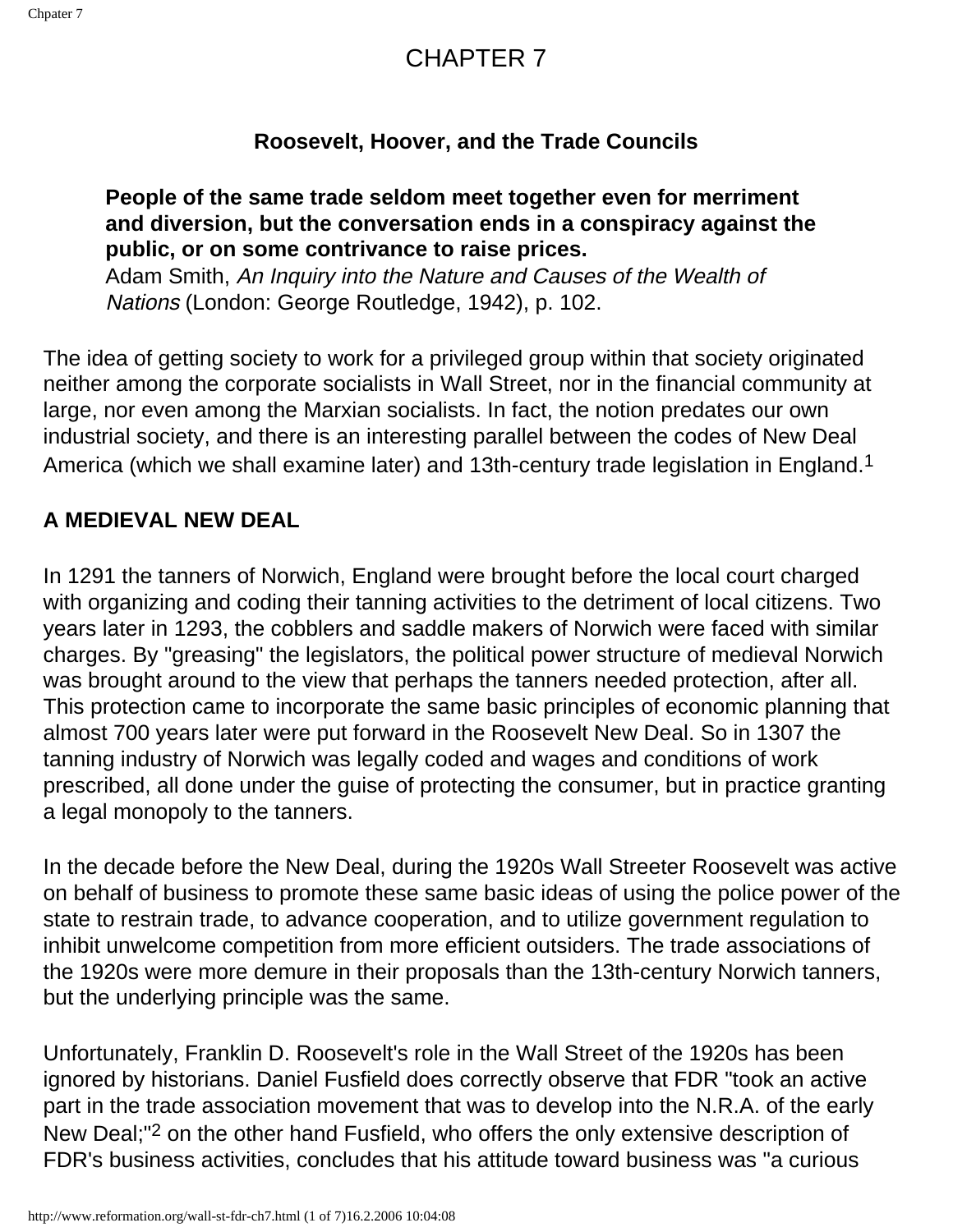# CHAPTER 7

### Roosevelt, Hoover, and the Trade Councils

> **People of the same trade seldom meet together even for merriment and diversion, but the conversation ends in a conspiracy against the public, or on some contrivance to raise prices.**
> Adam Smith, *An Inquiry into the Nature and Causes of the Wealth of Nations* (London: George Routledge, 1942), p. 102.

The idea of getting society to work for a privileged group within that society originated neither among the corporate socialists in Wall Street, nor in the financial community at large, nor even among the Marxian socialists. In fact, the notion predates our own industrial society, and there is an interesting parallel between the codes of New Deal America (which we shall examine later) and 13th-century trade legislation in England.[1]

### A MEDIEVAL NEW DEAL

In 1291 the tanners of Norwich, England were brought before the local court charged with organizing and coding their tanning activities to the detriment of local citizens. Two years later in 1293, the cobblers and saddle makers of Norwich were faced with similar charges. By "greasing" the legislators, the political power structure of medieval Norwich was brought around to the view that perhaps the tanners needed protection, after all. This protection came to incorporate the same basic principles of economic planning that almost 700 years later were put forward in the Roosevelt New Deal. So in 1307 the tanning industry of Norwich was legally coded and wages and conditions of work prescribed, all done under the guise of protecting the consumer, but in practice granting a legal monopoly to the tanners.

In the decade before the New Deal, during the 1920s Wall Streeter Roosevelt was active on behalf of business to promote these same basic ideas of using the police power of the state to restrain trade, to advance cooperation, and to utilize government regulation to inhibit unwelcome competition from more efficient outsiders. The trade associations of the 1920s were more demure in their proposals than the 13th-century Norwich tanners, but the underlying principle was the same.

Unfortunately, Franklin D. Roosevelt's role in the Wall Street of the 1920s has been ignored by historians. Daniel Fusfield does correctly observe that FDR "took an active part in the trade association movement that was to develop into the N.R.A. of the early New Deal;"[2] on the other hand Fusfield, who offers the only extensive description of FDR's business activities, concludes that his attitude toward business was "a curious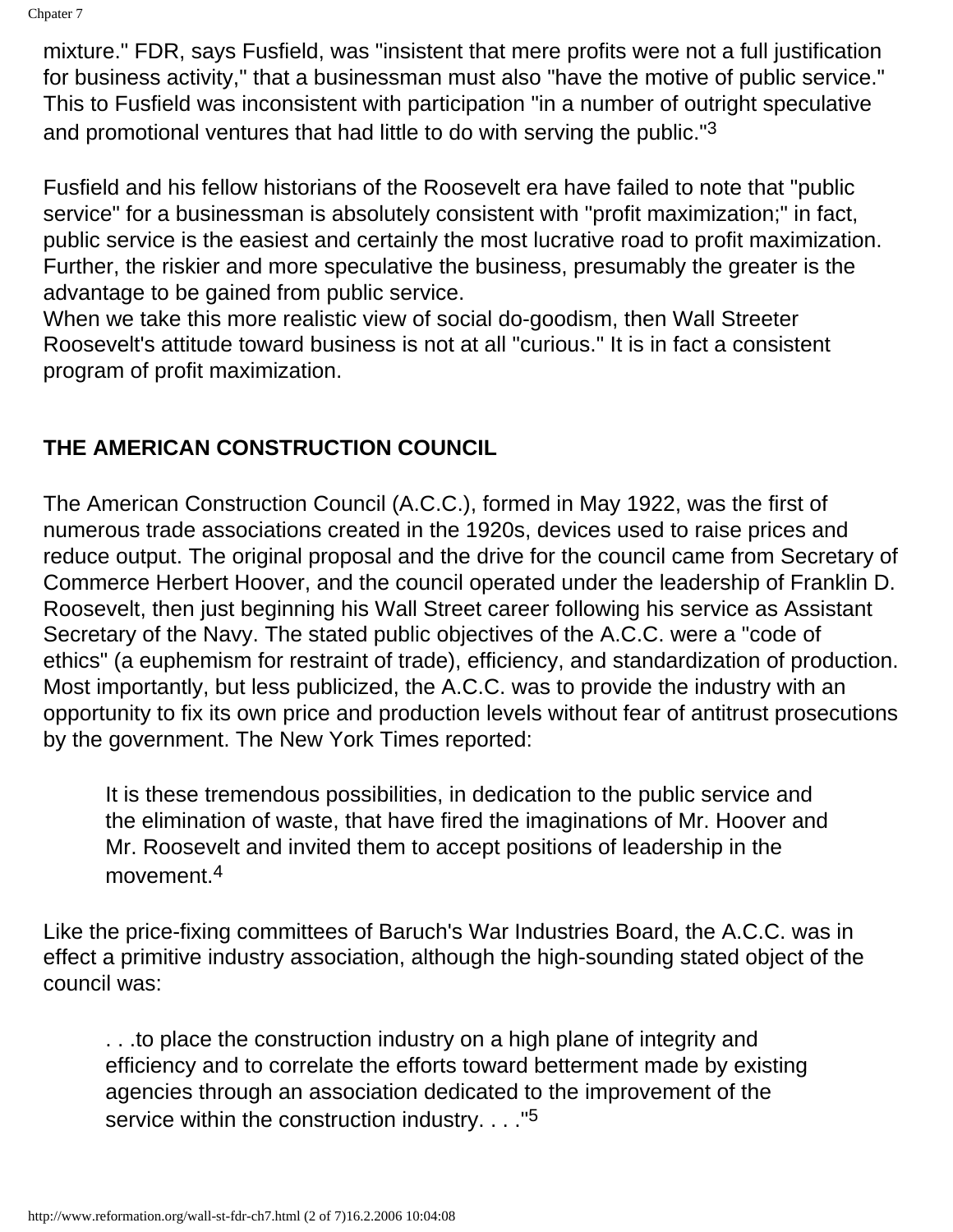mixture." FDR, says Fusfield, was "insistent that mere profits were not a full justification for business activity," that a businessman must also "have the motive of public service." This to Fusfield was inconsistent with participation "in a number of outright speculative and promotional ventures that had little to do with serving the public."[3]

Fusfield and his fellow historians of the Roosevelt era have failed to note that "public service" for a businessman is absolutely consistent with "profit maximization;" in fact, public service is the easiest and certainly the most lucrative road to profit maximization. Further, the riskier and more speculative the business, presumably the greater is the advantage to be gained from public service.

When we take this more realistic view of social do-goodism, then Wall Streeter Roosevelt's attitude toward business is not at all "curious." It is in fact a consistent program of profit maximization.

## THE AMERICAN CONSTRUCTION COUNCIL

The American Construction Council (A.C.C.), formed in May 1922, was the first of numerous trade associations created in the 1920s, devices used to raise prices and reduce output. The original proposal and the drive for the council came from Secretary of Commerce Herbert Hoover, and the council operated under the leadership of Franklin D. Roosevelt, then just beginning his Wall Street career following his service as Assistant Secretary of the Navy. The stated public objectives of the A.C.C. were a "code of ethics" (a euphemism for restraint of trade), efficiency, and standardization of production. Most importantly, but less publicized, the A.C.C. was to provide the industry with an opportunity to fix its own price and production levels without fear of antitrust prosecutions by the government. The New York Times reported:

> It is these tremendous possibilities, in dedication to the public service and the elimination of waste, that have fired the imaginations of Mr. Hoover and Mr. Roosevelt and invited them to accept positions of leadership in the movement.[4]

Like the price-fixing committees of Baruch's War Industries Board, the A.C.C. was in effect a primitive industry association, although the high-sounding stated object of the council was:

> . . .to place the construction industry on a high plane of integrity and efficiency and to correlate the efforts toward betterment made by existing agencies through an association dedicated to the improvement of the service within the construction industry. . . ."[5]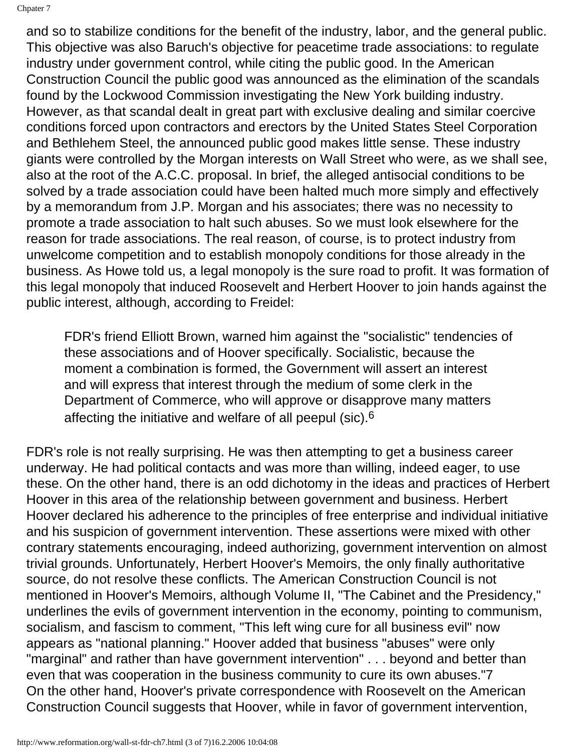and so to stabilize conditions for the benefit of the industry, labor, and the general public. This objective was also Baruch's objective for peacetime trade associations: to regulate industry under government control, while citing the public good. In the American Construction Council the public good was announced as the elimination of the scandals found by the Lockwood Commission investigating the New York building industry. However, as that scandal dealt in great part with exclusive dealing and similar coercive conditions forced upon contractors and erectors by the United States Steel Corporation and Bethlehem Steel, the announced public good makes little sense. These industry giants were controlled by the Morgan interests on Wall Street who were, as we shall see, also at the root of the A.C.C. proposal. In brief, the alleged antisocial conditions to be solved by a trade association could have been halted much more simply and effectively by a memorandum from J.P. Morgan and his associates; there was no necessity to promote a trade association to halt such abuses. So we must look elsewhere for the reason for trade associations. The real reason, of course, is to protect industry from unwelcome competition and to establish monopoly conditions for those already in the business. As Howe told us, a legal monopoly is the sure road to profit. It was formation of this legal monopoly that induced Roosevelt and Herbert Hoover to join hands against the public interest, although, according to Freidel:

> FDR's friend Elliott Brown, warned him against the "socialistic" tendencies of these associations and of Hoover specifically. Socialistic, because the moment a combination is formed, the Government will assert an interest and will express that interest through the medium of some clerk in the Department of Commerce, who will approve or disapprove many matters affecting the initiative and welfare of all peepul (sic).[6]

FDR's role is not really surprising. He was then attempting to get a business career underway. He had political contacts and was more than willing, indeed eager, to use these. On the other hand, there is an odd dichotomy in the ideas and practices of Herbert Hoover in this area of the relationship between government and business. Herbert Hoover declared his adherence to the principles of free enterprise and individual initiative and his suspicion of government intervention. These assertions were mixed with other contrary statements encouraging, indeed authorizing, government intervention on almost trivial grounds. Unfortunately, Herbert Hoover's Memoirs, the only finally authoritative source, do not resolve these conflicts. The American Construction Council is not mentioned in Hoover's Memoirs, although Volume II, "The Cabinet and the Presidency," underlines the evils of government intervention in the economy, pointing to communism, socialism, and fascism to comment, "This left wing cure for all business evil" now appears as "national planning." Hoover added that business "abuses" were only "marginal" and rather than have government intervention" . . . beyond and better than even that was cooperation in the business community to cure its own abuses."7
On the other hand, Hoover's private correspondence with Roosevelt on the American Construction Council suggests that Hoover, while in favor of government intervention,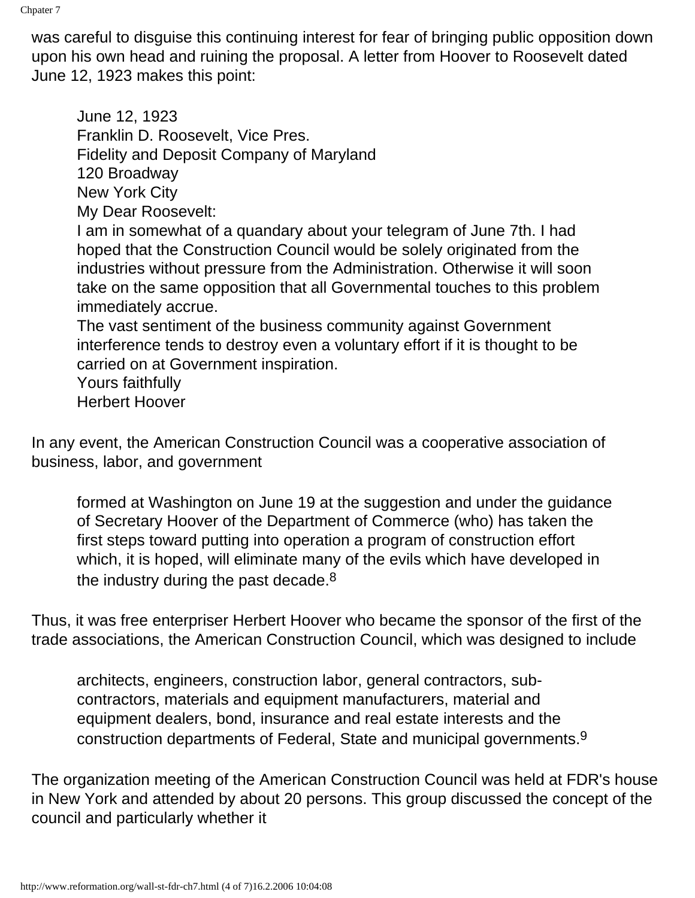was careful to disguise this continuing interest for fear of bringing public opposition down upon his own head and ruining the proposal. A letter from Hoover to Roosevelt dated June 12, 1923 makes this point:

> June 12, 1923
> Franklin D. Roosevelt, Vice Pres.
> Fidelity and Deposit Company of Maryland
> 120 Broadway
> New York City
> My Dear Roosevelt:
> I am in somewhat of a quandary about your telegram of June 7th. I had hoped that the Construction Council would be solely originated from the industries without pressure from the Administration. Otherwise it will soon take on the same opposition that all Governmental touches to this problem immediately accrue.
> The vast sentiment of the business community against Government interference tends to destroy even a voluntary effort if it is thought to be carried on at Government inspiration.
> Yours faithfully
> Herbert Hoover

In any event, the American Construction Council was a cooperative association of business, labor, and government

> formed at Washington on June 19 at the suggestion and under the guidance of Secretary Hoover of the Department of Commerce (who) has taken the first steps toward putting into operation a program of construction effort which, it is hoped, will eliminate many of the evils which have developed in the industry during the past decade.[8]

Thus, it was free enterpriser Herbert Hoover who became the sponsor of the first of the trade associations, the American Construction Council, which was designed to include

> architects, engineers, construction labor, general contractors, sub-contractors, materials and equipment manufacturers, material and equipment dealers, bond, insurance and real estate interests and the construction departments of Federal, State and municipal governments.[9]

The organization meeting of the American Construction Council was held at FDR's house in New York and attended by about 20 persons. This group discussed the concept of the council and particularly whether it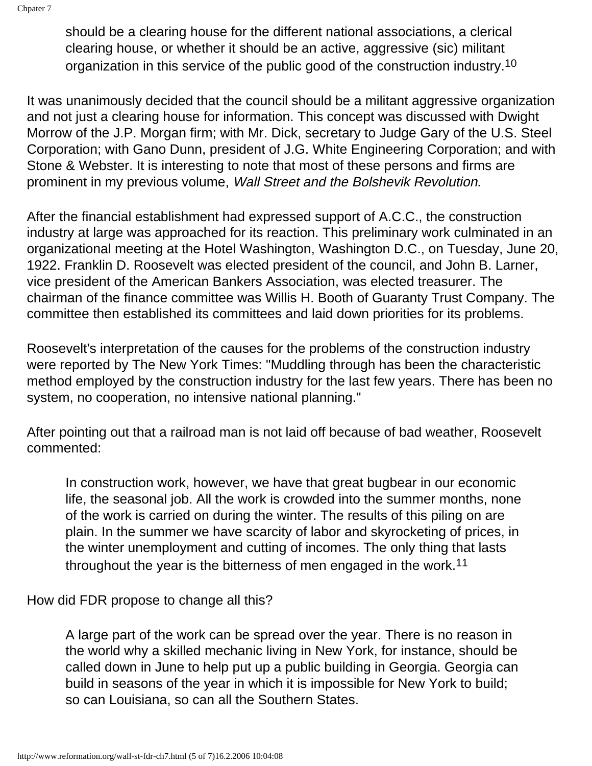> should be a clearing house for the different national associations, a clerical clearing house, or whether it should be an active, aggressive (sic) militant organization in this service of the public good of the construction industry.[10]

It was unanimously decided that the council should be a militant aggressive organization and not just a clearing house for information. This concept was discussed with Dwight Morrow of the J.P. Morgan firm; with Mr. Dick, secretary to Judge Gary of the U.S. Steel Corporation; with Gano Dunn, president of J.G. White Engineering Corporation; and with Stone & Webster. It is interesting to note that most of these persons and firms are prominent in my previous volume, *Wall Street and the Bolshevik Revolution*.

After the financial establishment had expressed support of A.C.C., the construction industry at large was approached for its reaction. This preliminary work culminated in an organizational meeting at the Hotel Washington, Washington D.C., on Tuesday, June 20, 1922. Franklin D. Roosevelt was elected president of the council, and John B. Larner, vice president of the American Bankers Association, was elected treasurer. The chairman of the finance committee was Willis H. Booth of Guaranty Trust Company. The committee then established its committees and laid down priorities for its problems.

Roosevelt's interpretation of the causes for the problems of the construction industry were reported by The New York Times: "Muddling through has been the characteristic method employed by the construction industry for the last few years. There has been no system, no cooperation, no intensive national planning."

After pointing out that a railroad man is not laid off because of bad weather, Roosevelt commented:

> In construction work, however, we have that great bugbear in our economic life, the seasonal job. All the work is crowded into the summer months, none of the work is carried on during the winter. The results of this piling on are plain. In the summer we have scarcity of labor and skyrocketing of prices, in the winter unemployment and cutting of incomes. The only thing that lasts throughout the year is the bitterness of men engaged in the work.[11]

How did FDR propose to change all this?

> A large part of the work can be spread over the year. There is no reason in the world why a skilled mechanic living in New York, for instance, should be called down in June to help put up a public building in Georgia. Georgia can build in seasons of the year in which it is impossible for New York to build; so can Louisiana, so can all the Southern States.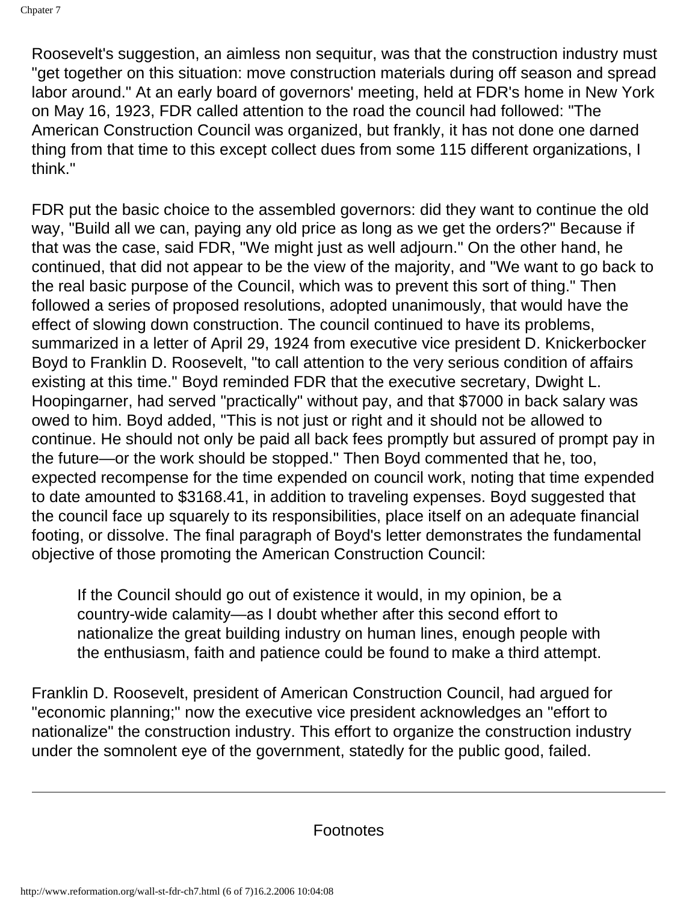Roosevelt's suggestion, an aimless non sequitur, was that the construction industry must "get together on this situation: move construction materials during off season and spread labor around." At an early board of governors' meeting, held at FDR's home in New York on May 16, 1923, FDR called attention to the road the council had followed: "The American Construction Council was organized, but frankly, it has not done one darned thing from that time to this except collect dues from some 115 different organizations, I think."

FDR put the basic choice to the assembled governors: did they want to continue the old way, "Build all we can, paying any old price as long as we get the orders?" Because if that was the case, said FDR, "We might just as well adjourn." On the other hand, he continued, that did not appear to be the view of the majority, and "We want to go back to the real basic purpose of the Council, which was to prevent this sort of thing." Then followed a series of proposed resolutions, adopted unanimously, that would have the effect of slowing down construction. The council continued to have its problems, summarized in a letter of April 29, 1924 from executive vice president D. Knickerbocker Boyd to Franklin D. Roosevelt, "to call attention to the very serious condition of affairs existing at this time." Boyd reminded FDR that the executive secretary, Dwight L. Hoopingarner, had served "practically" without pay, and that $7000 in back salary was owed to him. Boyd added, "This is not just or right and it should not be allowed to continue. He should not only be paid all back fees promptly but assured of prompt pay in the future—or the work should be stopped." Then Boyd commented that he, too, expected recompense for the time expended on council work, noting that time expended to date amounted to $3168.41, in addition to traveling expenses. Boyd suggested that the council face up squarely to its responsibilities, place itself on an adequate financial footing, or dissolve. The final paragraph of Boyd's letter demonstrates the fundamental objective of those promoting the American Construction Council:

> If the Council should go out of existence it would, in my opinion, be a country-wide calamity—as I doubt whether after this second effort to nationalize the great building industry on human lines, enough people with the enthusiasm, faith and patience could be found to make a third attempt.

Franklin D. Roosevelt, president of American Construction Council, had argued for "economic planning;" now the executive vice president acknowledges an "effort to nationalize" the construction industry. This effort to organize the construction industry under the somnolent eye of the government, statedly for the public good, failed.

---

Footnotes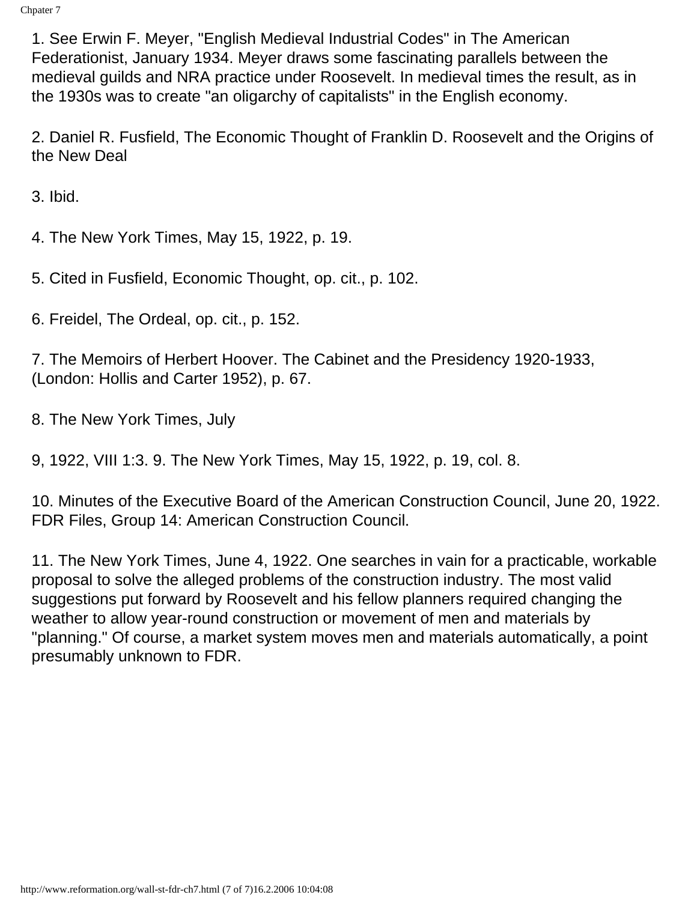1. See Erwin F. Meyer, "English Medieval Industrial Codes" in The American Federationist, January 1934. Meyer draws some fascinating parallels between the medieval guilds and NRA practice under Roosevelt. In medieval times the result, as in the 1930s was to create "an oligarchy of capitalists" in the English economy.

2. Daniel R. Fusfield, The Economic Thought of Franklin D. Roosevelt and the Origins of the New Deal

3. Ibid.

4. The New York Times, May 15, 1922, p. 19.

5. Cited in Fusfield, Economic Thought, op. cit., p. 102.

6. Freidel, The Ordeal, op. cit., p. 152.

7. The Memoirs of Herbert Hoover. The Cabinet and the Presidency 1920-1933, (London: Hollis and Carter 1952), p. 67.

8. The New York Times, July

9, 1922, VIII 1:3. 9. The New York Times, May 15, 1922, p. 19, col. 8.

10. Minutes of the Executive Board of the American Construction Council, June 20, 1922. FDR Files, Group 14: American Construction Council.

11. The New York Times, June 4, 1922. One searches in vain for a practicable, workable proposal to solve the alleged problems of the construction industry. The most valid suggestions put forward by Roosevelt and his fellow planners required changing the weather to allow year-round construction or movement of men and materials by "planning." Of course, a market system moves men and materials automatically, a point presumably unknown to FDR.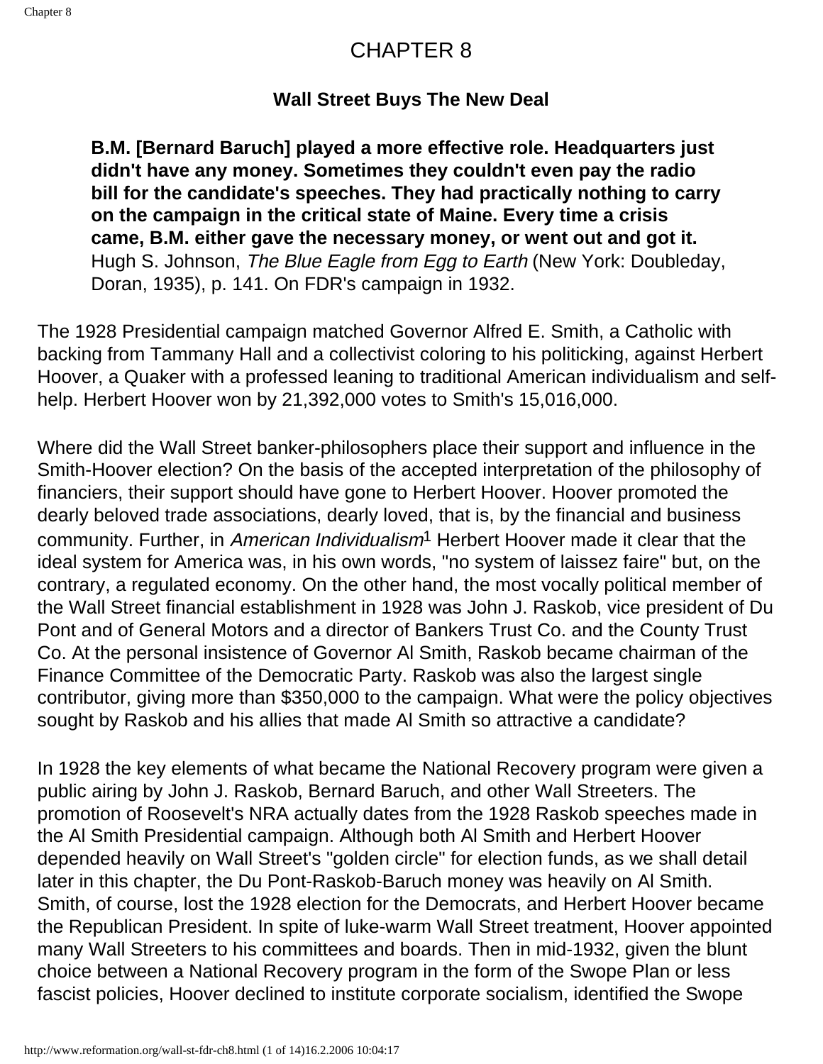# CHAPTER 8

## Wall Street Buys The New Deal

> **B.M. [Bernard Baruch] played a more effective role. Headquarters just didn't have any money. Sometimes they couldn't even pay the radio bill for the candidate's speeches. They had practically nothing to carry on the campaign in the critical state of Maine. Every time a crisis came, B.M. either gave the necessary money, or went out and got it.**
> Hugh S. Johnson, *The Blue Eagle from Egg to Earth* (New York: Doubleday, Doran, 1935), p. 141. On FDR's campaign in 1932.

The 1928 Presidential campaign matched Governor Alfred E. Smith, a Catholic with backing from Tammany Hall and a collectivist coloring to his politicking, against Herbert Hoover, a Quaker with a professed leaning to traditional American individualism and self-help. Herbert Hoover won by 21,392,000 votes to Smith's 15,016,000.

Where did the Wall Street banker-philosophers place their support and influence in the Smith-Hoover election? On the basis of the accepted interpretation of the philosophy of financiers, their support should have gone to Herbert Hoover. Hoover promoted the dearly beloved trade associations, dearly loved, that is, by the financial and business community. Further, in *American Individualism*[1] Herbert Hoover made it clear that the ideal system for America was, in his own words, "no system of laissez faire" but, on the contrary, a regulated economy. On the other hand, the most vocally political member of the Wall Street financial establishment in 1928 was John J. Raskob, vice president of Du Pont and of General Motors and a director of Bankers Trust Co. and the County Trust Co. At the personal insistence of Governor Al Smith, Raskob became chairman of the Finance Committee of the Democratic Party. Raskob was also the largest single contributor, giving more than $350,000 to the campaign. What were the policy objectives sought by Raskob and his allies that made Al Smith so attractive a candidate?

In 1928 the key elements of what became the National Recovery program were given a public airing by John J. Raskob, Bernard Baruch, and other Wall Streeters. The promotion of Roosevelt's NRA actually dates from the 1928 Raskob speeches made in the Al Smith Presidential campaign. Although both Al Smith and Herbert Hoover depended heavily on Wall Street's "golden circle" for election funds, as we shall detail later in this chapter, the Du Pont-Raskob-Baruch money was heavily on Al Smith. Smith, of course, lost the 1928 election for the Democrats, and Herbert Hoover became the Republican President. In spite of luke-warm Wall Street treatment, Hoover appointed many Wall Streeters to his committees and boards. Then in mid-1932, given the blunt choice between a National Recovery program in the form of the Swope Plan or less fascist policies, Hoover declined to institute corporate socialism, identified the Swope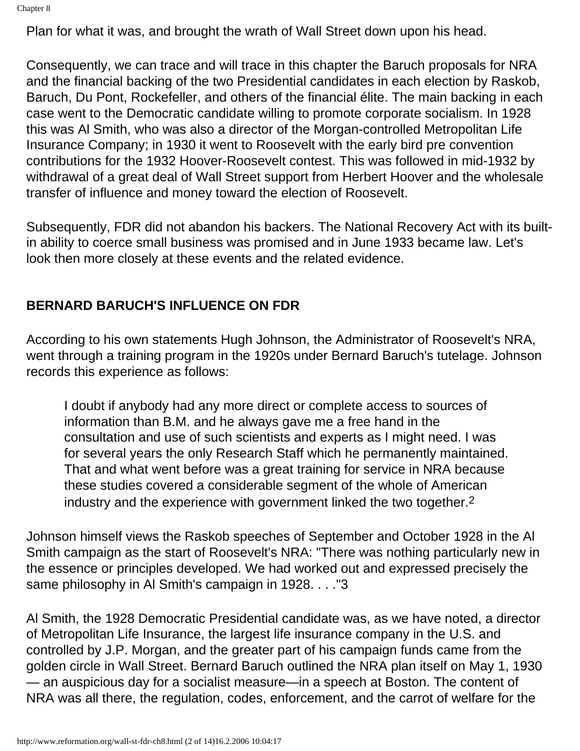Plan for what it was, and brought the wrath of Wall Street down upon his head.

Consequently, we can trace and will trace in this chapter the Baruch proposals for NRA and the financial backing of the two Presidential candidates in each election by Raskob, Baruch, Du Pont, Rockefeller, and others of the financial élite. The main backing in each case went to the Democratic candidate willing to promote corporate socialism. In 1928 this was Al Smith, who was also a director of the Morgan-controlled Metropolitan Life Insurance Company; in 1930 it went to Roosevelt with the early bird pre convention contributions for the 1932 Hoover-Roosevelt contest. This was followed in mid-1932 by withdrawal of a great deal of Wall Street support from Herbert Hoover and the wholesale transfer of influence and money toward the election of Roosevelt.

Subsequently, FDR did not abandon his backers. The National Recovery Act with its built-in ability to coerce small business was promised and in June 1933 became law. Let's look then more closely at these events and the related evidence.

## BERNARD BARUCH'S INFLUENCE ON FDR

According to his own statements Hugh Johnson, the Administrator of Roosevelt's NRA, went through a training program in the 1920s under Bernard Baruch's tutelage. Johnson records this experience as follows:

> I doubt if anybody had any more direct or complete access to sources of information than B.M. and he always gave me a free hand in the consultation and use of such scientists and experts as I might need. I was for several years the only Research Staff which he permanently maintained. That and what went before was a great training for service in NRA because these studies covered a considerable segment of the whole of American industry and the experience with government linked the two together.[2]

Johnson himself views the Raskob speeches of September and October 1928 in the Al Smith campaign as the start of Roosevelt's NRA: "There was nothing particularly new in the essence or principles developed. We had worked out and expressed precisely the same philosophy in Al Smith's campaign in 1928. . . ."[3]

Al Smith, the 1928 Democratic Presidential candidate was, as we have noted, a director of Metropolitan Life Insurance, the largest life insurance company in the U.S. and controlled by J.P. Morgan, and the greater part of his campaign funds came from the golden circle in Wall Street. Bernard Baruch outlined the NRA plan itself on May 1, 1930 — an auspicious day for a socialist measure—in a speech at Boston. The content of NRA was all there, the regulation, codes, enforcement, and the carrot of welfare for the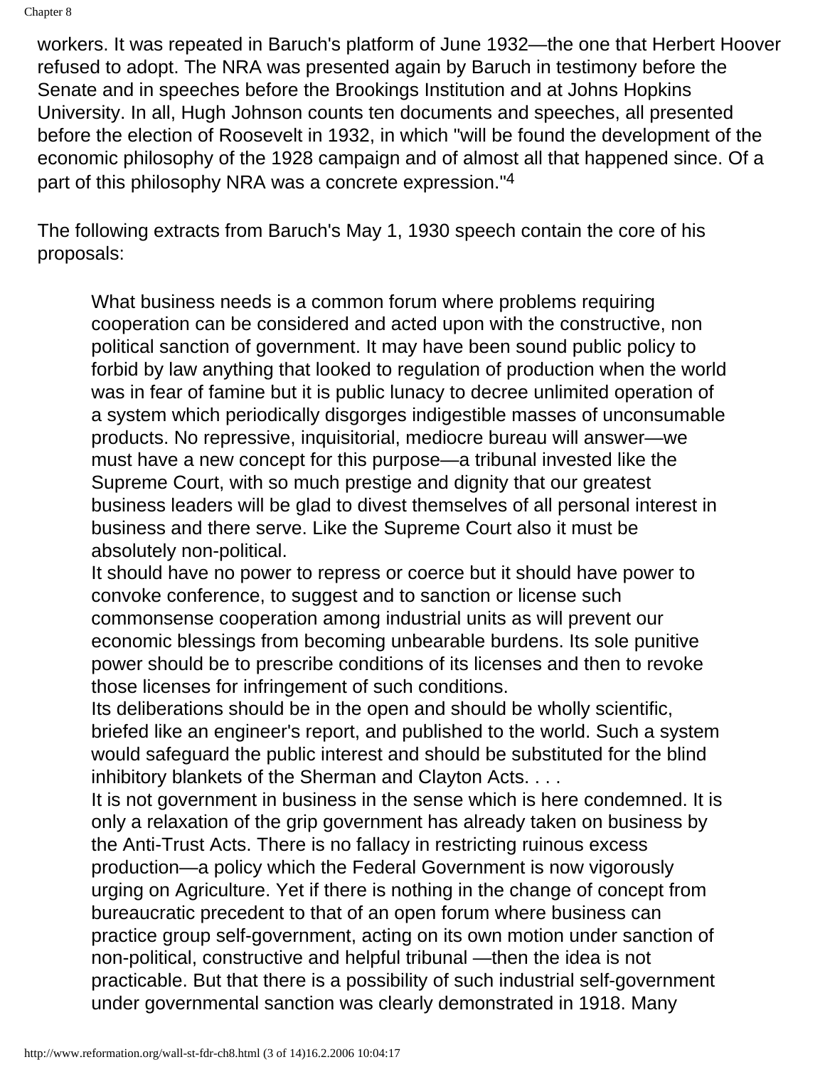workers. It was repeated in Baruch's platform of June 1932—the one that Herbert Hoover refused to adopt. The NRA was presented again by Baruch in testimony before the Senate and in speeches before the Brookings Institution and at Johns Hopkins University. In all, Hugh Johnson counts ten documents and speeches, all presented before the election of Roosevelt in 1932, in which "will be found the development of the economic philosophy of the 1928 campaign and of almost all that happened since. Of a part of this philosophy NRA was a concrete expression."[4]

The following extracts from Baruch's May 1, 1930 speech contain the core of his proposals:

> What business needs is a common forum where problems requiring cooperation can be considered and acted upon with the constructive, non political sanction of government. It may have been sound public policy to forbid by law anything that looked to regulation of production when the world was in fear of famine but it is public lunacy to decree unlimited operation of a system which periodically disgorges indigestible masses of unconsumable products. No repressive, inquisitorial, mediocre bureau will answer—we must have a new concept for this purpose—a tribunal invested like the Supreme Court, with so much prestige and dignity that our greatest business leaders will be glad to divest themselves of all personal interest in business and there serve. Like the Supreme Court also it must be absolutely non-political.
>
> It should have no power to repress or coerce but it should have power to convoke conference, to suggest and to sanction or license such commonsense cooperation among industrial units as will prevent our economic blessings from becoming unbearable burdens. Its sole punitive power should be to prescribe conditions of its licenses and then to revoke those licenses for infringement of such conditions.
>
> Its deliberations should be in the open and should be wholly scientific, briefed like an engineer's report, and published to the world. Such a system would safeguard the public interest and should be substituted for the blind inhibitory blankets of the Sherman and Clayton Acts. . . .
>
> It is not government in business in the sense which is here condemned. It is only a relaxation of the grip government has already taken on business by the Anti-Trust Acts. There is no fallacy in restricting ruinous excess production—a policy which the Federal Government is now vigorously urging on Agriculture. Yet if there is nothing in the change of concept from bureaucratic precedent to that of an open forum where business can practice group self-government, acting on its own motion under sanction of non-political, constructive and helpful tribunal —then the idea is not practicable. But that there is a possibility of such industrial self-government under governmental sanction was clearly demonstrated in 1918. Many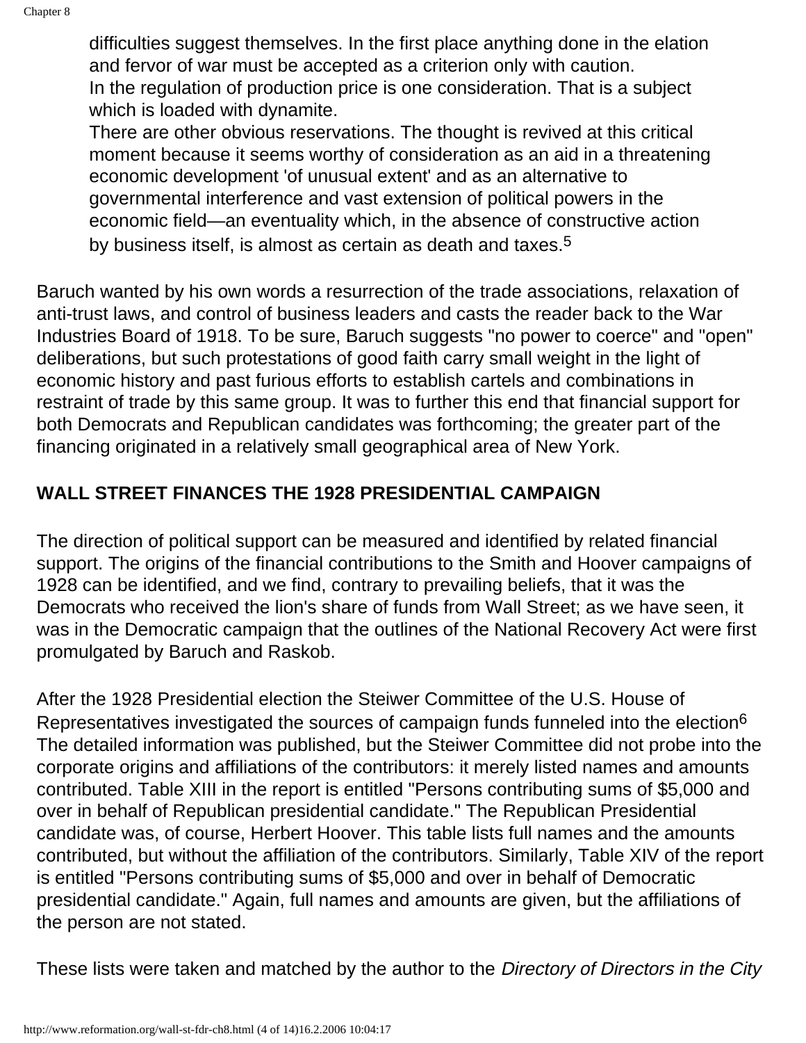> difficulties suggest themselves. In the first place anything done in the elation and fervor of war must be accepted as a criterion only with caution.
> In the regulation of production price is one consideration. That is a subject which is loaded with dynamite.
> There are other obvious reservations. The thought is revived at this critical moment because it seems worthy of consideration as an aid in a threatening economic development 'of unusual extent' and as an alternative to governmental interference and vast extension of political powers in the economic field—an eventuality which, in the absence of constructive action by business itself, is almost as certain as death and taxes.[5]

Baruch wanted by his own words a resurrection of the trade associations, relaxation of anti-trust laws, and control of business leaders and casts the reader back to the War Industries Board of 1918. To be sure, Baruch suggests "no power to coerce" and "open" deliberations, but such protestations of good faith carry small weight in the light of economic history and past furious efforts to establish cartels and combinations in restraint of trade by this same group. It was to further this end that financial support for both Democrats and Republican candidates was forthcoming; the greater part of the financing originated in a relatively small geographical area of New York.

### WALL STREET FINANCES THE 1928 PRESIDENTIAL CAMPAIGN

The direction of political support can be measured and identified by related financial support. The origins of the financial contributions to the Smith and Hoover campaigns of 1928 can be identified, and we find, contrary to prevailing beliefs, that it was the Democrats who received the lion's share of funds from Wall Street; as we have seen, it was in the Democratic campaign that the outlines of the National Recovery Act were first promulgated by Baruch and Raskob.

After the 1928 Presidential election the Steiwer Committee of the U.S. House of Representatives investigated the sources of campaign funds funneled into the election[6] The detailed information was published, but the Steiwer Committee did not probe into the corporate origins and affiliations of the contributors: it merely listed names and amounts contributed. Table XIII in the report is entitled "Persons contributing sums of $5,000 and over in behalf of Republican presidential candidate." The Republican Presidential candidate was, of course, Herbert Hoover. This table lists full names and the amounts contributed, but without the affiliation of the contributors. Similarly, Table XIV of the report is entitled "Persons contributing sums of $5,000 and over in behalf of Democratic presidential candidate." Again, full names and amounts are given, but the affiliations of the person are not stated.

These lists were taken and matched by the author to the *Directory of Directors in the City*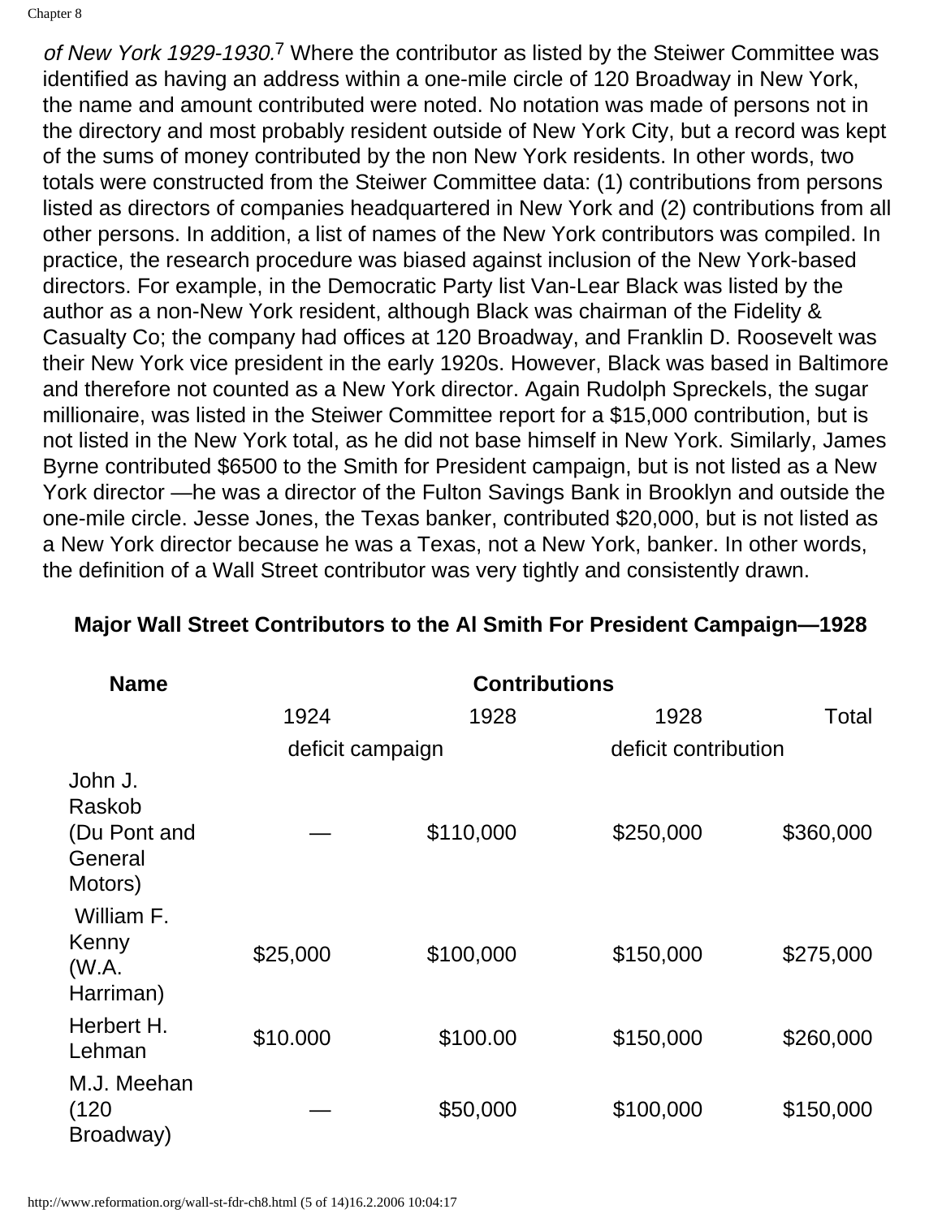*of New York 1929-1930.*[7] Where the contributor as listed by the Steiwer Committee was identified as having an address within a one-mile circle of 120 Broadway in New York, the name and amount contributed were noted. No notation was made of persons not in the directory and most probably resident outside of New York City, but a record was kept of the sums of money contributed by the non New York residents. In other words, two totals were constructed from the Steiwer Committee data: (1) contributions from persons listed as directors of companies headquartered in New York and (2) contributions from all other persons. In addition, a list of names of the New York contributors was compiled. In practice, the research procedure was biased against inclusion of the New York-based directors. For example, in the Democratic Party list Van-Lear Black was listed by the author as a non-New York resident, although Black was chairman of the Fidelity & Casualty Co; the company had offices at 120 Broadway, and Franklin D. Roosevelt was their New York vice president in the early 1920s. However, Black was based in Baltimore and therefore not counted as a New York director. Again Rudolph Spreckels, the sugar millionaire, was listed in the Steiwer Committee report for a $15,000 contribution, but is not listed in the New York total, as he did not base himself in New York. Similarly, James Byrne contributed $6500 to the Smith for President campaign, but is not listed as a New York director —he was a director of the Fulton Savings Bank in Brooklyn and outside the one-mile circle. Jesse Jones, the Texas banker, contributed $20,000, but is not listed as a New York director because he was a Texas, not a New York, banker. In other words, the definition of a Wall Street contributor was very tightly and consistently drawn.

**Major Wall Street Contributors to the Al Smith For President Campaign—1928**

| Name | Contributions | | | |
|---|---|---|---|---|
| | 1924 deficit | 1928 campaign | 1928 deficit contribution | Total |
| John J. Raskob (Du Pont and General Motors) | — | $110,000 | $250,000 | $360,000 |
| William F. Kenny (W.A. Harriman) | $25,000 | $100,000 | $150,000 | $275,000 |
| Herbert H. Lehman | $10.000 | $100.00 | $150,000 | $260,000 |
| M.J. Meehan (120 Broadway) | — | $50,000 | $100,000 | $150,000 |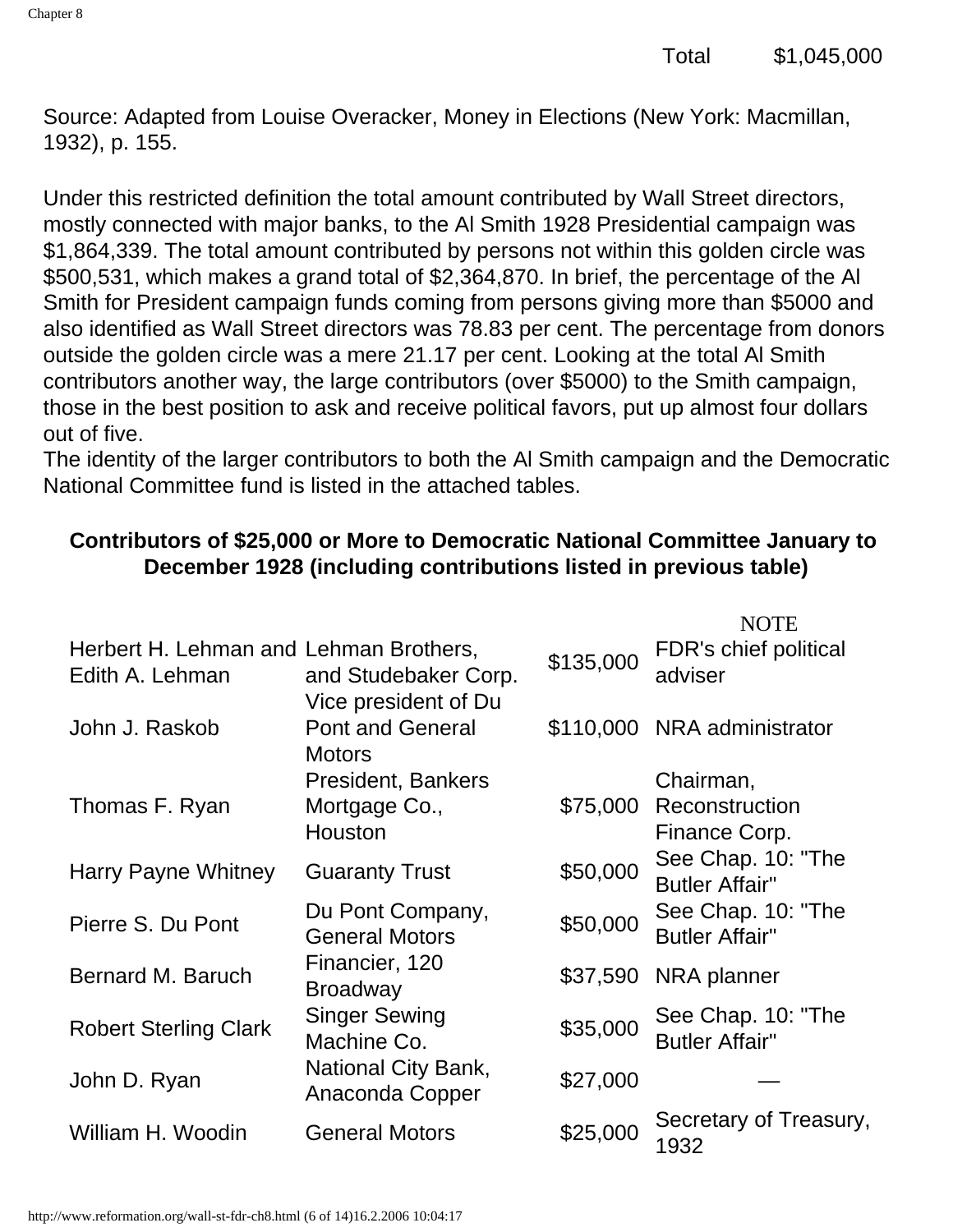| | |
|---|---|
| Total | $1,045,000 |

Source: Adapted from Louise Overacker, Money in Elections (New York: Macmillan, 1932), p. 155.

Under this restricted definition the total amount contributed by Wall Street directors, mostly connected with major banks, to the Al Smith 1928 Presidential campaign was $1,864,339. The total amount contributed by persons not within this golden circle was $500,531, which makes a grand total of $2,364,870. In brief, the percentage of the Al Smith for President campaign funds coming from persons giving more than $5000 and also identified as Wall Street directors was 78.83 per cent. The percentage from donors outside the golden circle was a mere 21.17 per cent. Looking at the total Al Smith contributors another way, the large contributors (over $5000) to the Smith campaign, those in the best position to ask and receive political favors, put up almost four dollars out of five.
The identity of the larger contributors to both the Al Smith campaign and the Democratic National Committee fund is listed in the attached tables.

**Contributors of $25,000 or More to Democratic National Committee January to December 1928 (including contributions listed in previous table)**

| | | | NOTE |
|---|---|---|---|
| Herbert H. Lehman and Edith A. Lehman | Lehman Brothers, and Studebaker Corp. | $135,000 | FDR's chief political adviser |
| John J. Raskob | Vice president of Du Pont and General Motors | $110,000 | NRA administrator |
| Thomas F. Ryan | President, Bankers Mortgage Co., Houston | $75,000 | Chairman, Reconstruction Finance Corp. |
| Harry Payne Whitney | Guaranty Trust | $50,000 | See Chap. 10: "The Butler Affair" |
| Pierre S. Du Pont | Du Pont Company, General Motors | $50,000 | See Chap. 10: "The Butler Affair" |
| Bernard M. Baruch | Financier, 120 Broadway | $37,590 | NRA planner |
| Robert Sterling Clark | Singer Sewing Machine Co. | $35,000 | See Chap. 10: "The Butler Affair" |
| John D. Ryan | National City Bank, Anaconda Copper | $27,000 | — |
| William H. Woodin | General Motors | $25,000 | Secretary of Treasury, 1932 |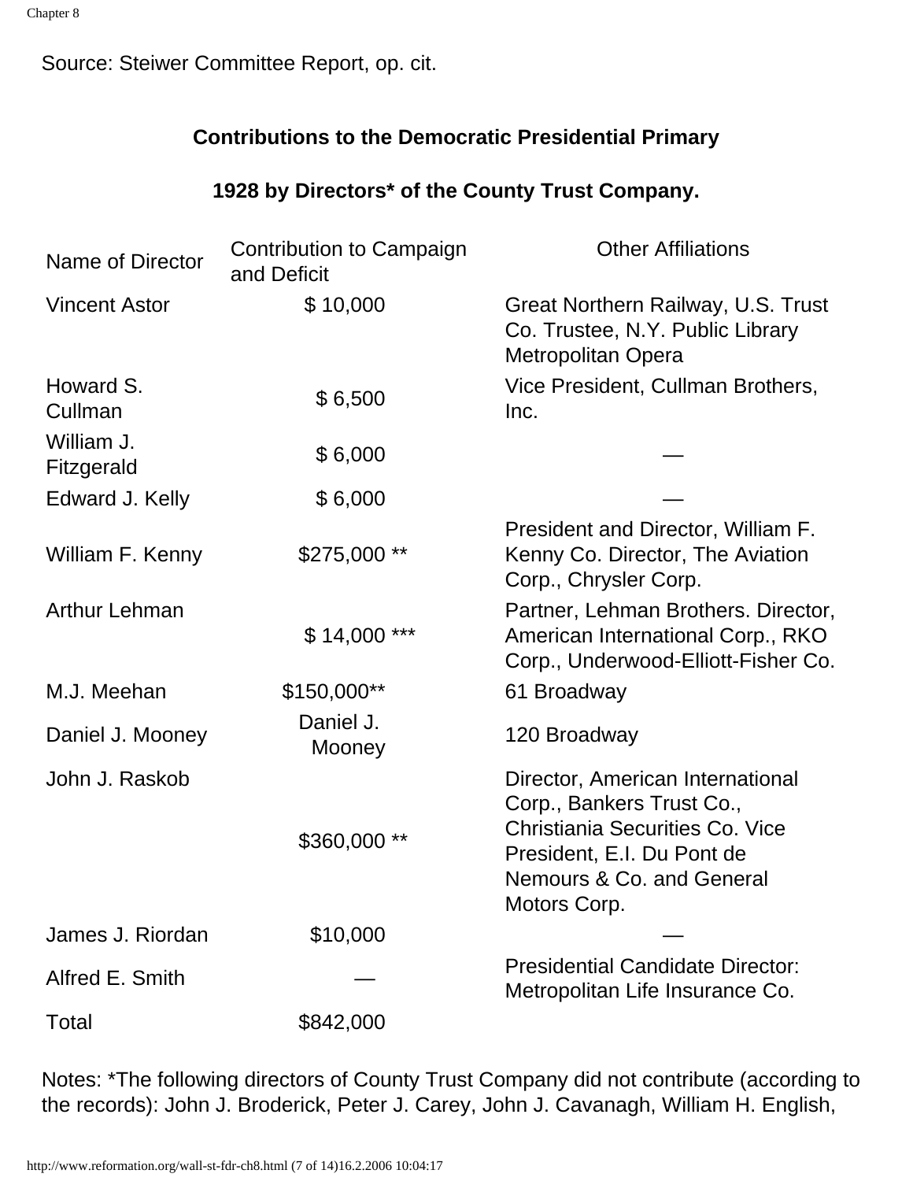Source: Steiwer Committee Report, op. cit.

**Contributions to the Democratic Presidential Primary**

**1928 by Directors* of the County Trust Company.**

| Name of Director | Contribution to Campaign and Deficit | Other Affiliations |
|---|---|---|
| Vincent Astor | $ 10,000 | Great Northern Railway, U.S. Trust Co. Trustee, N.Y. Public Library Metropolitan Opera |
| Howard S. Cullman | $ 6,500 | Vice President, Cullman Brothers, Inc. |
| William J. Fitzgerald | $ 6,000 | — |
| Edward J. Kelly | $ 6,000 | — |
| William F. Kenny | $275,000 ** | President and Director, William F. Kenny Co. Director, The Aviation Corp., Chrysler Corp. |
| Arthur Lehman | $ 14,000 *** | Partner, Lehman Brothers. Director, American International Corp., RKO Corp., Underwood-Elliott-Fisher Co. |
| M.J. Meehan | $150,000** | 61 Broadway |
| Daniel J. Mooney | Daniel J. Mooney | 120 Broadway |
| John J. Raskob | $360,000 ** | Director, American International Corp., Bankers Trust Co., Christiania Securities Co. Vice President, E.I. Du Pont de Nemours & Co. and General Motors Corp. |
| James J. Riordan | $10,000 | — |
| Alfred E. Smith | — | Presidential Candidate Director: Metropolitan Life Insurance Co. |
| Total | $842,000 | |

Notes: *The following directors of County Trust Company did not contribute (according to the records): John J. Broderick, Peter J. Carey, John J. Cavanagh, William H. English,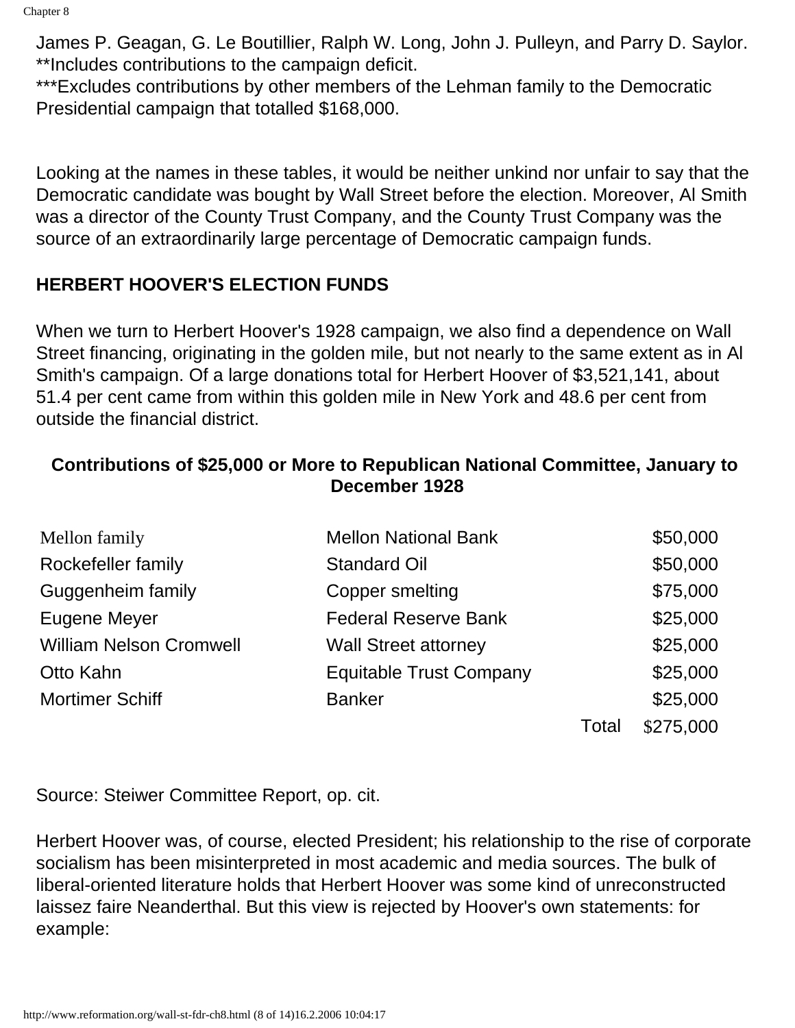James P. Geagan, G. Le Boutillier, Ralph W. Long, John J. Pulleyn, and Parry D. Saylor.
**Includes contributions to the campaign deficit.
***Excludes contributions by other members of the Lehman family to the Democratic Presidential campaign that totalled $168,000.

Looking at the names in these tables, it would be neither unkind nor unfair to say that the Democratic candidate was bought by Wall Street before the election. Moreover, Al Smith was a director of the County Trust Company, and the County Trust Company was the source of an extraordinarily large percentage of Democratic campaign funds.

## HERBERT HOOVER'S ELECTION FUNDS

When we turn to Herbert Hoover's 1928 campaign, we also find a dependence on Wall Street financing, originating in the golden mile, but not nearly to the same extent as in Al Smith's campaign. Of a large donations total for Herbert Hoover of $3,521,141, about 51.4 per cent came from within this golden mile in New York and 48.6 per cent from outside the financial district.

**Contributions of $25,000 or More to Republican National Committee, January to December 1928**

| | | |
|---|---|---|
| Mellon family | Mellon National Bank | $50,000 |
| Rockefeller family | Standard Oil | $50,000 |
| Guggenheim family | Copper smelting | $75,000 |
| Eugene Meyer | Federal Reserve Bank | $25,000 |
| William Nelson Cromwell | Wall Street attorney | $25,000 |
| Otto Kahn | Equitable Trust Company | $25,000 |
| Mortimer Schiff | Banker | $25,000 |
| | Total | $275,000 |

Source: Steiwer Committee Report, op. cit.

Herbert Hoover was, of course, elected President; his relationship to the rise of corporate socialism has been misinterpreted in most academic and media sources. The bulk of liberal-oriented literature holds that Herbert Hoover was some kind of unreconstructed laissez faire Neanderthal. But this view is rejected by Hoover's own statements: for example: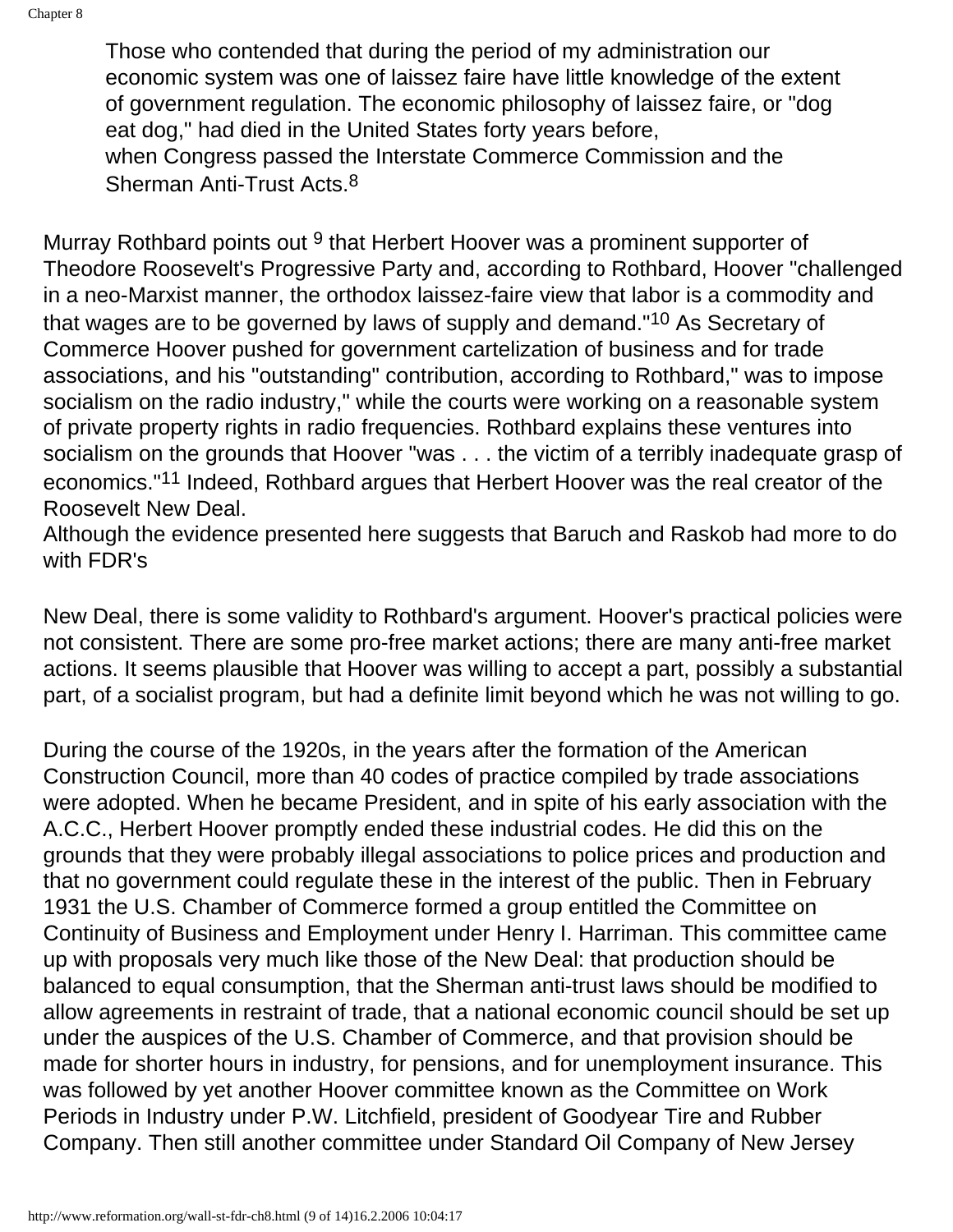> Those who contended that during the period of my administration our economic system was one of laissez faire have little knowledge of the extent of government regulation. The economic philosophy of laissez faire, or "dog eat dog," had died in the United States forty years before, when Congress passed the Interstate Commerce Commission and the Sherman Anti-Trust Acts.[8]

Murray Rothbard points out [9] that Herbert Hoover was a prominent supporter of Theodore Roosevelt's Progressive Party and, according to Rothbard, Hoover "challenged in a neo-Marxist manner, the orthodox laissez-faire view that labor is a commodity and that wages are to be governed by laws of supply and demand."[10] As Secretary of Commerce Hoover pushed for government cartelization of business and for trade associations, and his "outstanding" contribution, according to Rothbard," was to impose socialism on the radio industry," while the courts were working on a reasonable system of private property rights in radio frequencies. Rothbard explains these ventures into socialism on the grounds that Hoover "was . . . the victim of a terribly inadequate grasp of economics."[11] Indeed, Rothbard argues that Herbert Hoover was the real creator of the Roosevelt New Deal.

Although the evidence presented here suggests that Baruch and Raskob had more to do with FDR's New Deal, there is some validity to Rothbard's argument. Hoover's practical policies were not consistent. There are some pro-free market actions; there are many anti-free market actions. It seems plausible that Hoover was willing to accept a part, possibly a substantial part, of a socialist program, but had a definite limit beyond which he was not willing to go.

During the course of the 1920s, in the years after the formation of the American Construction Council, more than 40 codes of practice compiled by trade associations were adopted. When he became President, and in spite of his early association with the A.C.C., Herbert Hoover promptly ended these industrial codes. He did this on the grounds that they were probably illegal associations to police prices and production and that no government could regulate these in the interest of the public. Then in February 1931 the U.S. Chamber of Commerce formed a group entitled the Committee on Continuity of Business and Employment under Henry I. Harriman. This committee came up with proposals very much like those of the New Deal: that production should be balanced to equal consumption, that the Sherman anti-trust laws should be modified to allow agreements in restraint of trade, that a national economic council should be set up under the auspices of the U.S. Chamber of Commerce, and that provision should be made for shorter hours in industry, for pensions, and for unemployment insurance. This was followed by yet another Hoover committee known as the Committee on Work Periods in Industry under P.W. Litchfield, president of Goodyear Tire and Rubber Company. Then still another committee under Standard Oil Company of New Jersey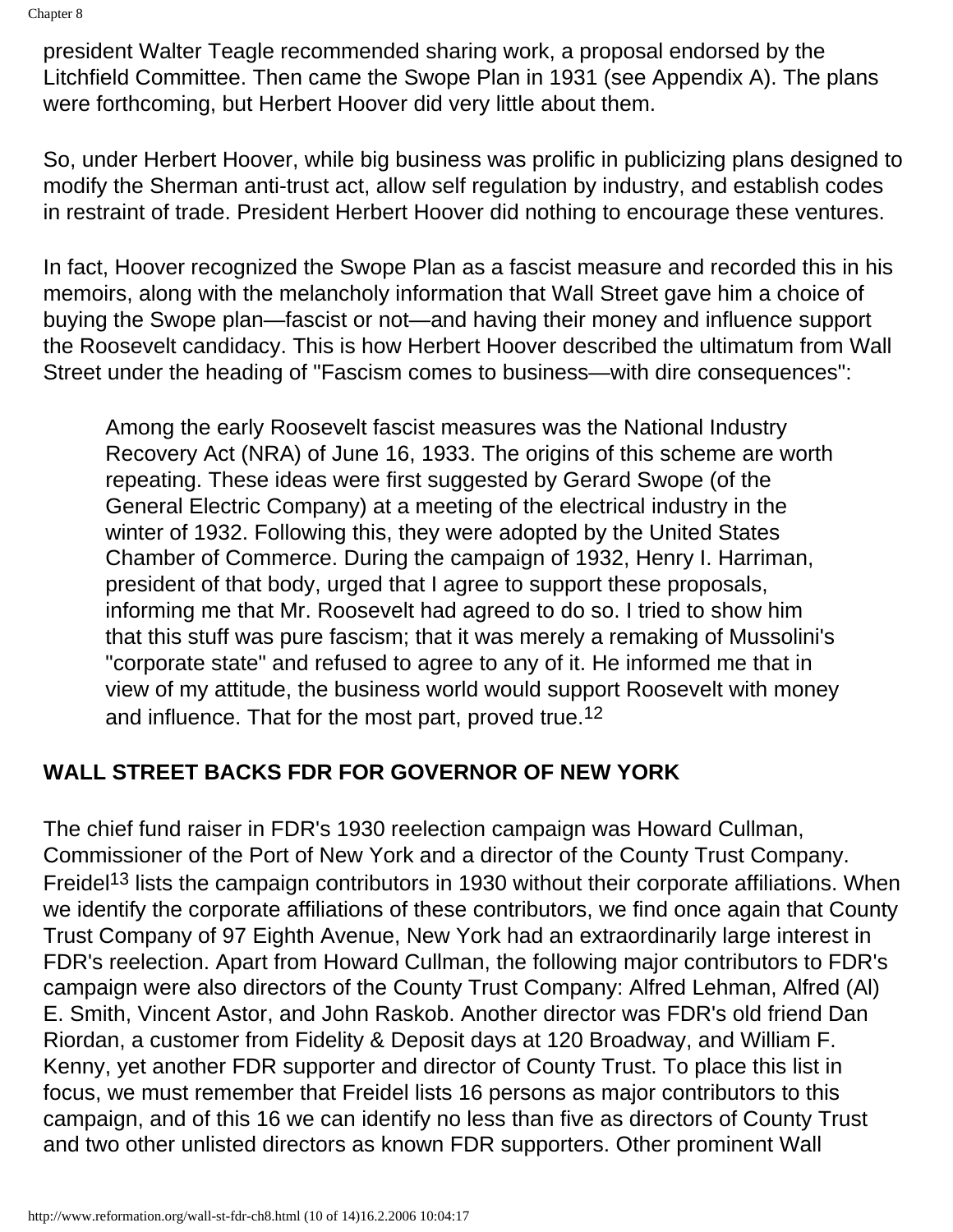president Walter Teagle recommended sharing work, a proposal endorsed by the Litchfield Committee. Then came the Swope Plan in 1931 (see Appendix A). The plans were forthcoming, but Herbert Hoover did very little about them.

So, under Herbert Hoover, while big business was prolific in publicizing plans designed to modify the Sherman anti-trust act, allow self regulation by industry, and establish codes in restraint of trade. President Herbert Hoover did nothing to encourage these ventures.

In fact, Hoover recognized the Swope Plan as a fascist measure and recorded this in his memoirs, along with the melancholy information that Wall Street gave him a choice of buying the Swope plan—fascist or not—and having their money and influence support the Roosevelt candidacy. This is how Herbert Hoover described the ultimatum from Wall Street under the heading of "Fascism comes to business—with dire consequences":

> Among the early Roosevelt fascist measures was the National Industry Recovery Act (NRA) of June 16, 1933. The origins of this scheme are worth repeating. These ideas were first suggested by Gerard Swope (of the General Electric Company) at a meeting of the electrical industry in the winter of 1932. Following this, they were adopted by the United States Chamber of Commerce. During the campaign of 1932, Henry I. Harriman, president of that body, urged that I agree to support these proposals, informing me that Mr. Roosevelt had agreed to do so. I tried to show him that this stuff was pure fascism; that it was merely a remaking of Mussolini's "corporate state" and refused to agree to any of it. He informed me that in view of my attitude, the business world would support Roosevelt with money and influence. That for the most part, proved true.[12]

## WALL STREET BACKS FDR FOR GOVERNOR OF NEW YORK

The chief fund raiser in FDR's 1930 reelection campaign was Howard Cullman, Commissioner of the Port of New York and a director of the County Trust Company. Freidel[13] lists the campaign contributors in 1930 without their corporate affiliations. When we identify the corporate affiliations of these contributors, we find once again that County Trust Company of 97 Eighth Avenue, New York had an extraordinarily large interest in FDR's reelection. Apart from Howard Cullman, the following major contributors to FDR's campaign were also directors of the County Trust Company: Alfred Lehman, Alfred (Al) E. Smith, Vincent Astor, and John Raskob. Another director was FDR's old friend Dan Riordan, a customer from Fidelity & Deposit days at 120 Broadway, and William F. Kenny, yet another FDR supporter and director of County Trust. To place this list in focus, we must remember that Freidel lists 16 persons as major contributors to this campaign, and of this 16 we can identify no less than five as directors of County Trust and two other unlisted directors as known FDR supporters. Other prominent Wall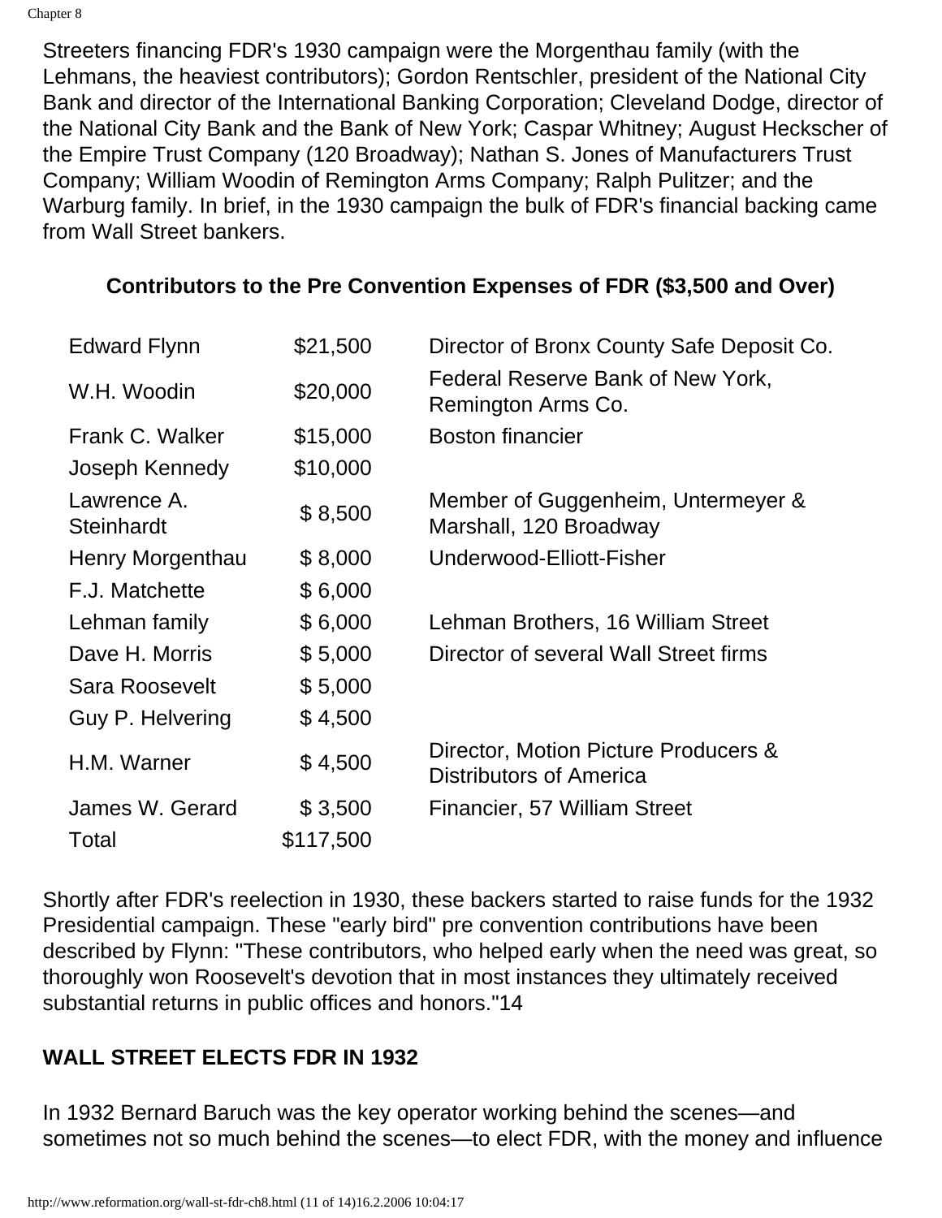Streeters financing FDR's 1930 campaign were the Morgenthau family (with the Lehmans, the heaviest contributors); Gordon Rentschler, president of the National City Bank and director of the International Banking Corporation; Cleveland Dodge, director of the National City Bank and the Bank of New York; Caspar Whitney; August Heckscher of the Empire Trust Company (120 Broadway); Nathan S. Jones of Manufacturers Trust Company; William Woodin of Remington Arms Company; Ralph Pulitzer; and the Warburg family. In brief, in the 1930 campaign the bulk of FDR's financial backing came from Wall Street bankers.

**Contributors to the Pre Convention Expenses of FDR ($3,500 and Over)**

| | | |
|---|---|---|
| Edward Flynn | $21,500 | Director of Bronx County Safe Deposit Co. |
| W.H. Woodin | $20,000 | Federal Reserve Bank of New York, Remington Arms Co. |
| Frank C. Walker | $15,000 | Boston financier |
| Joseph Kennedy | $10,000 | |
| Lawrence A. Steinhardt | $ 8,500 | Member of Guggenheim, Untermeyer & Marshall, 120 Broadway |
| Henry Morgenthau | $ 8,000 | Underwood-Elliott-Fisher |
| F.J. Matchette | $ 6,000 | |
| Lehman family | $ 6,000 | Lehman Brothers, 16 William Street |
| Dave H. Morris | $ 5,000 | Director of several Wall Street firms |
| Sara Roosevelt | $ 5,000 | |
| Guy P. Helvering | $ 4,500 | |
| H.M. Warner | $ 4,500 | Director, Motion Picture Producers & Distributors of America |
| James W. Gerard | $ 3,500 | Financier, 57 William Street |
| Total | $117,500 | |

Shortly after FDR's reelection in 1930, these backers started to raise funds for the 1932 Presidential campaign. These "early bird" pre convention contributions have been described by Flynn: "These contributors, who helped early when the need was great, so thoroughly won Roosevelt's devotion that in most instances they ultimately received substantial returns in public offices and honors."14

## WALL STREET ELECTS FDR IN 1932

In 1932 Bernard Baruch was the key operator working behind the scenes—and sometimes not so much behind the scenes—to elect FDR, with the money and influence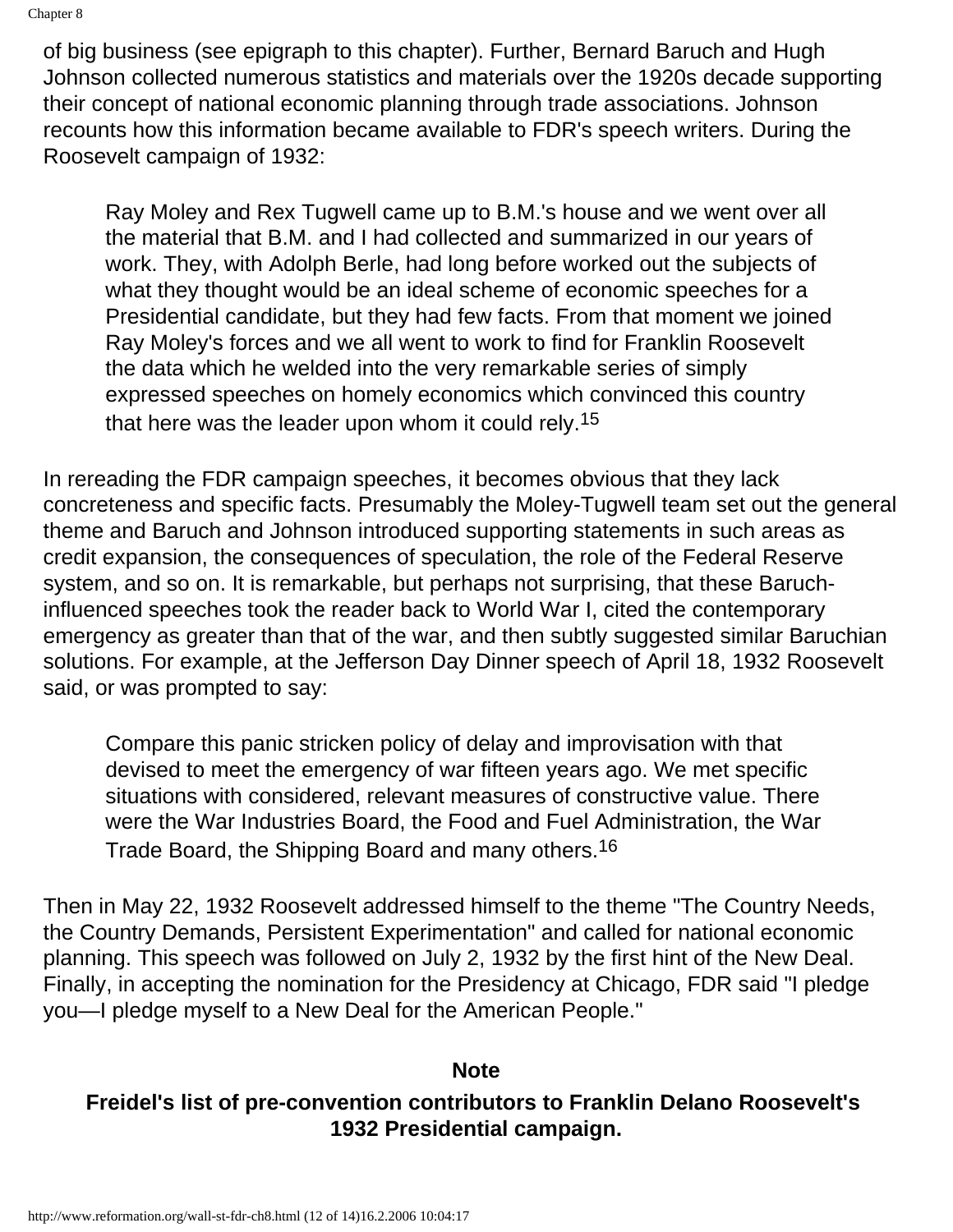of big business (see epigraph to this chapter). Further, Bernard Baruch and Hugh Johnson collected numerous statistics and materials over the 1920s decade supporting their concept of national economic planning through trade associations. Johnson recounts how this information became available to FDR's speech writers. During the Roosevelt campaign of 1932:

> Ray Moley and Rex Tugwell came up to B.M.'s house and we went over all the material that B.M. and I had collected and summarized in our years of work. They, with Adolph Berle, had long before worked out the subjects of what they thought would be an ideal scheme of economic speeches for a Presidential candidate, but they had few facts. From that moment we joined Ray Moley's forces and we all went to work to find for Franklin Roosevelt the data which he welded into the very remarkable series of simply expressed speeches on homely economics which convinced this country that here was the leader upon whom it could rely.[15]

In rereading the FDR campaign speeches, it becomes obvious that they lack concreteness and specific facts. Presumably the Moley-Tugwell team set out the general theme and Baruch and Johnson introduced supporting statements in such areas as credit expansion, the consequences of speculation, the role of the Federal Reserve system, and so on. It is remarkable, but perhaps not surprising, that these Baruch-influenced speeches took the reader back to World War I, cited the contemporary emergency as greater than that of the war, and then subtly suggested similar Baruchian solutions. For example, at the Jefferson Day Dinner speech of April 18, 1932 Roosevelt said, or was prompted to say:

> Compare this panic stricken policy of delay and improvisation with that devised to meet the emergency of war fifteen years ago. We met specific situations with considered, relevant measures of constructive value. There were the War Industries Board, the Food and Fuel Administration, the War Trade Board, the Shipping Board and many others.[16]

Then in May 22, 1932 Roosevelt addressed himself to the theme "The Country Needs, the Country Demands, Persistent Experimentation" and called for national economic planning. This speech was followed on July 2, 1932 by the first hint of the New Deal. Finally, in accepting the nomination for the Presidency at Chicago, FDR said "I pledge you—I pledge myself to a New Deal for the American People."

## Note

### Freidel's list of pre-convention contributors to Franklin Delano Roosevelt's 1932 Presidential campaign.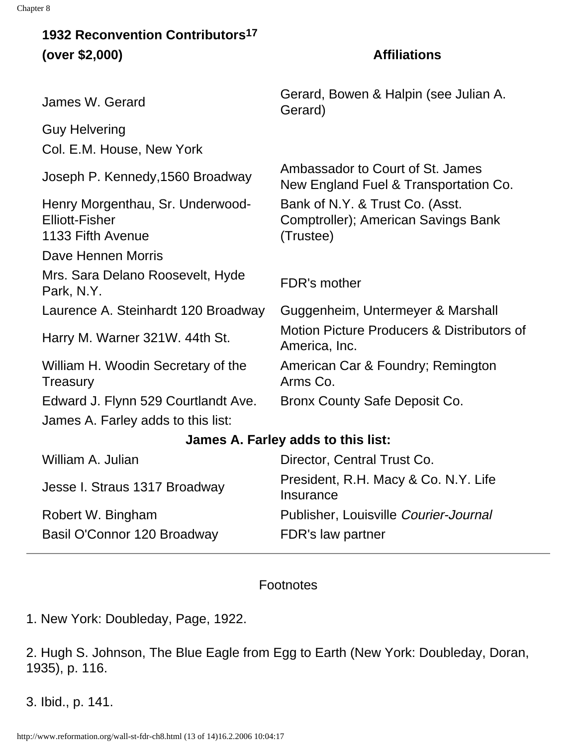| 1932 Reconvention Contributors[17] (over $2,000) | Affiliations |
|---|---|
| James W. Gerard | Gerard, Bowen & Halpin (see Julian A. Gerard) |
| Guy Helvering | |
| Col. E.M. House, New York | |
| Joseph P. Kennedy,1560 Broadway | Ambassador to Court of St. James New England Fuel & Transportation Co. |
| Henry Morgenthau, Sr. Underwood-Elliott-Fisher 1133 Fifth Avenue | Bank of N.Y. & Trust Co. (Asst. Comptroller); American Savings Bank (Trustee) |
| Dave Hennen Morris | |
| Mrs. Sara Delano Roosevelt, Hyde Park, N.Y. | FDR's mother |
| Laurence A. Steinhardt 120 Broadway | Guggenheim, Untermeyer & Marshall |
| Harry M. Warner 321W. 44th St. | Motion Picture Producers & Distributors of America, Inc. |
| William H. Woodin Secretary of the Treasury | American Car & Foundry; Remington Arms Co. |
| Edward J. Flynn 529 Courtlandt Ave. | Bronx County Safe Deposit Co. |
| James A. Farley adds to this list: | |
| **James A. Farley adds to this list:** | |
| William A. Julian | Director, Central Trust Co. |
| Jesse I. Straus 1317 Broadway | President, R.H. Macy & Co. N.Y. Life Insurance |
| Robert W. Bingham | Publisher, Louisville *Courier-Journal* |
| Basil O'Connor 120 Broadway | FDR's law partner |

---

Footnotes

1. New York: Doubleday, Page, 1922.

2. Hugh S. Johnson, The Blue Eagle from Egg to Earth (New York: Doubleday, Doran, 1935), p. 116.

3. Ibid., p. 141.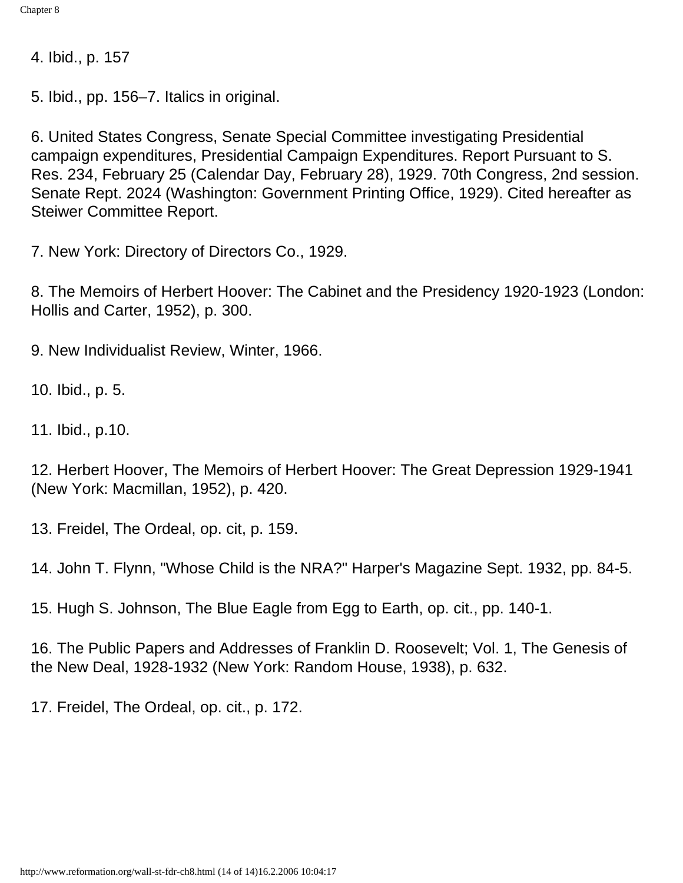4. Ibid., p. 157

5. Ibid., pp. 156–7. Italics in original.

6. United States Congress, Senate Special Committee investigating Presidential campaign expenditures, Presidential Campaign Expenditures. Report Pursuant to S. Res. 234, February 25 (Calendar Day, February 28), 1929. 70th Congress, 2nd session. Senate Rept. 2024 (Washington: Government Printing Office, 1929). Cited hereafter as Steiwer Committee Report.

7. New York: Directory of Directors Co., 1929.

8. The Memoirs of Herbert Hoover: The Cabinet and the Presidency 1920-1923 (London: Hollis and Carter, 1952), p. 300.

9. New Individualist Review, Winter, 1966.

10. Ibid., p. 5.

11. Ibid., p.10.

12. Herbert Hoover, The Memoirs of Herbert Hoover: The Great Depression 1929-1941 (New York: Macmillan, 1952), p. 420.

13. Freidel, The Ordeal, op. cit, p. 159.

14. John T. Flynn, "Whose Child is the NRA?" Harper's Magazine Sept. 1932, pp. 84-5.

15. Hugh S. Johnson, The Blue Eagle from Egg to Earth, op. cit., pp. 140-1.

16. The Public Papers and Addresses of Franklin D. Roosevelt; Vol. 1, The Genesis of the New Deal, 1928-1932 (New York: Random House, 1938), p. 632.

17. Freidel, The Ordeal, op. cit., p. 172.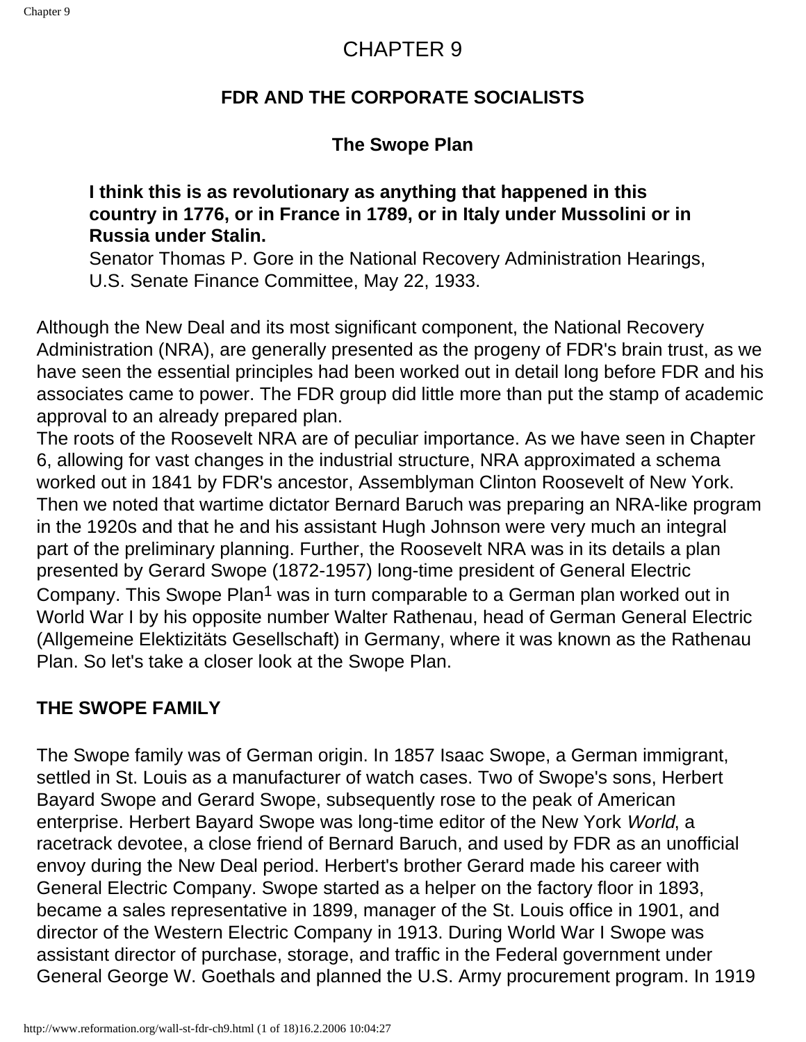# CHAPTER 9

## FDR AND THE CORPORATE SOCIALISTS

### The Swope Plan

> **I think this is as revolutionary as anything that happened in this country in 1776, or in France in 1789, or in Italy under Mussolini or in Russia under Stalin.**
> Senator Thomas P. Gore in the National Recovery Administration Hearings, U.S. Senate Finance Committee, May 22, 1933.

Although the New Deal and its most significant component, the National Recovery Administration (NRA), are generally presented as the progeny of FDR's brain trust, as we have seen the essential principles had been worked out in detail long before FDR and his associates came to power. The FDR group did little more than put the stamp of academic approval to an already prepared plan.

The roots of the Roosevelt NRA are of peculiar importance. As we have seen in Chapter 6, allowing for vast changes in the industrial structure, NRA approximated a schema worked out in 1841 by FDR's ancestor, Assemblyman Clinton Roosevelt of New York. Then we noted that wartime dictator Bernard Baruch was preparing an NRA-like program in the 1920s and that he and his assistant Hugh Johnson were very much an integral part of the preliminary planning. Further, the Roosevelt NRA was in its details a plan presented by Gerard Swope (1872-1957) long-time president of General Electric Company. This Swope Plan[1] was in turn comparable to a German plan worked out in World War I by his opposite number Walter Rathenau, head of German General Electric (Allgemeine Elektizitäts Gesellschaft) in Germany, where it was known as the Rathenau Plan. So let's take a closer look at the Swope Plan.

### THE SWOPE FAMILY

The Swope family was of German origin. In 1857 Isaac Swope, a German immigrant, settled in St. Louis as a manufacturer of watch cases. Two of Swope's sons, Herbert Bayard Swope and Gerard Swope, subsequently rose to the peak of American enterprise. Herbert Bayard Swope was long-time editor of the New York *World*, a racetrack devotee, a close friend of Bernard Baruch, and used by FDR as an unofficial envoy during the New Deal period. Herbert's brother Gerard made his career with General Electric Company. Swope started as a helper on the factory floor in 1893, became a sales representative in 1899, manager of the St. Louis office in 1901, and director of the Western Electric Company in 1913. During World War I Swope was assistant director of purchase, storage, and traffic in the Federal government under General George W. Goethals and planned the U.S. Army procurement program. In 1919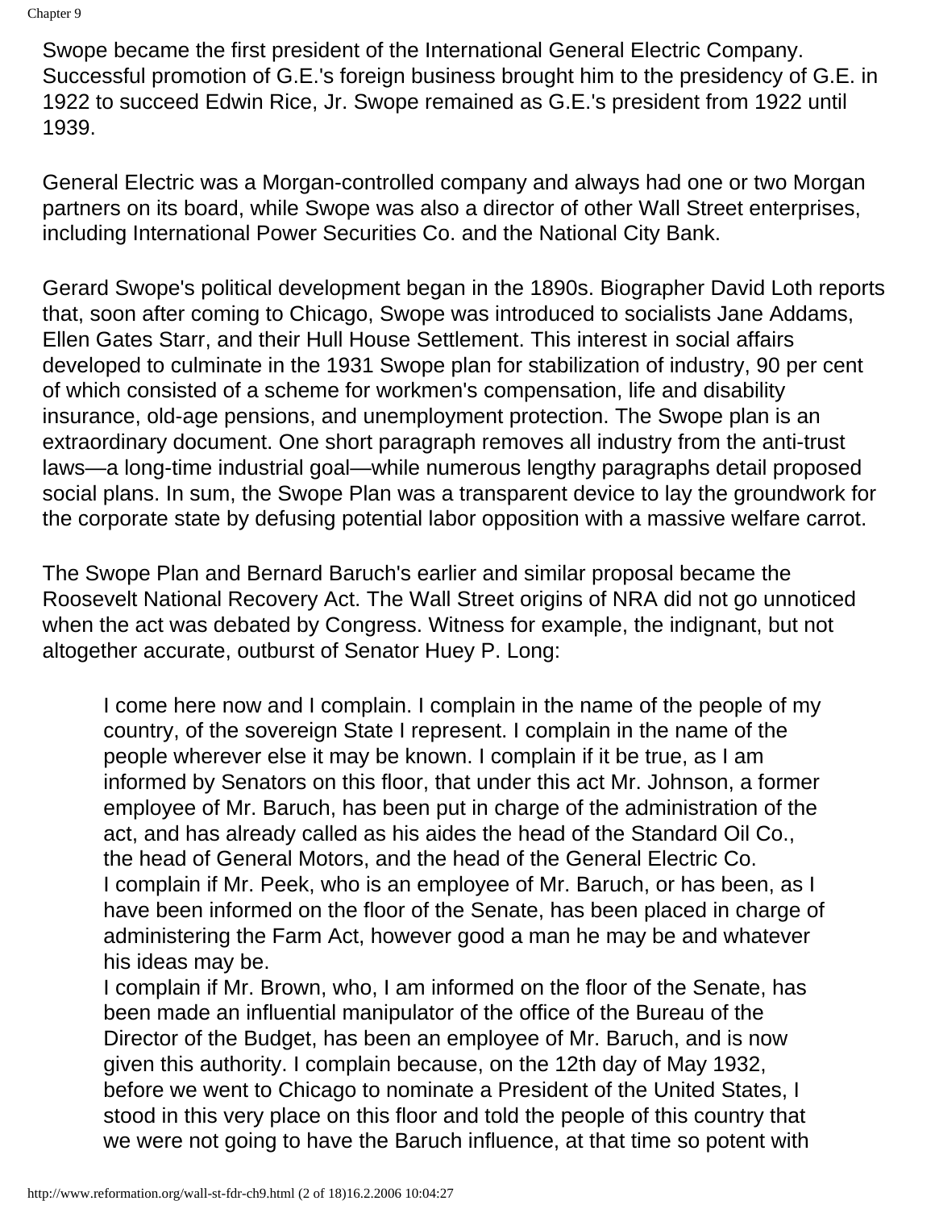Swope became the first president of the International General Electric Company. Successful promotion of G.E.'s foreign business brought him to the presidency of G.E. in 1922 to succeed Edwin Rice, Jr. Swope remained as G.E.'s president from 1922 until 1939.

General Electric was a Morgan-controlled company and always had one or two Morgan partners on its board, while Swope was also a director of other Wall Street enterprises, including International Power Securities Co. and the National City Bank.

Gerard Swope's political development began in the 1890s. Biographer David Loth reports that, soon after coming to Chicago, Swope was introduced to socialists Jane Addams, Ellen Gates Starr, and their Hull House Settlement. This interest in social affairs developed to culminate in the 1931 Swope plan for stabilization of industry, 90 per cent of which consisted of a scheme for workmen's compensation, life and disability insurance, old-age pensions, and unemployment protection. The Swope plan is an extraordinary document. One short paragraph removes all industry from the anti-trust laws—a long-time industrial goal—while numerous lengthy paragraphs detail proposed social plans. In sum, the Swope Plan was a transparent device to lay the groundwork for the corporate state by defusing potential labor opposition with a massive welfare carrot.

The Swope Plan and Bernard Baruch's earlier and similar proposal became the Roosevelt National Recovery Act. The Wall Street origins of NRA did not go unnoticed when the act was debated by Congress. Witness for example, the indignant, but not altogether accurate, outburst of Senator Huey P. Long:

> I come here now and I complain. I complain in the name of the people of my country, of the sovereign State I represent. I complain in the name of the people wherever else it may be known. I complain if it be true, as I am informed by Senators on this floor, that under this act Mr. Johnson, a former employee of Mr. Baruch, has been put in charge of the administration of the act, and has already called as his aides the head of the Standard Oil Co., the head of General Motors, and the head of the General Electric Co.
> I complain if Mr. Peek, who is an employee of Mr. Baruch, or has been, as I have been informed on the floor of the Senate, has been placed in charge of administering the Farm Act, however good a man he may be and whatever his ideas may be.
> I complain if Mr. Brown, who, I am informed on the floor of the Senate, has been made an influential manipulator of the office of the Bureau of the Director of the Budget, has been an employee of Mr. Baruch, and is now given this authority. I complain because, on the 12th day of May 1932, before we went to Chicago to nominate a President of the United States, I stood in this very place on this floor and told the people of this country that we were not going to have the Baruch influence, at that time so potent with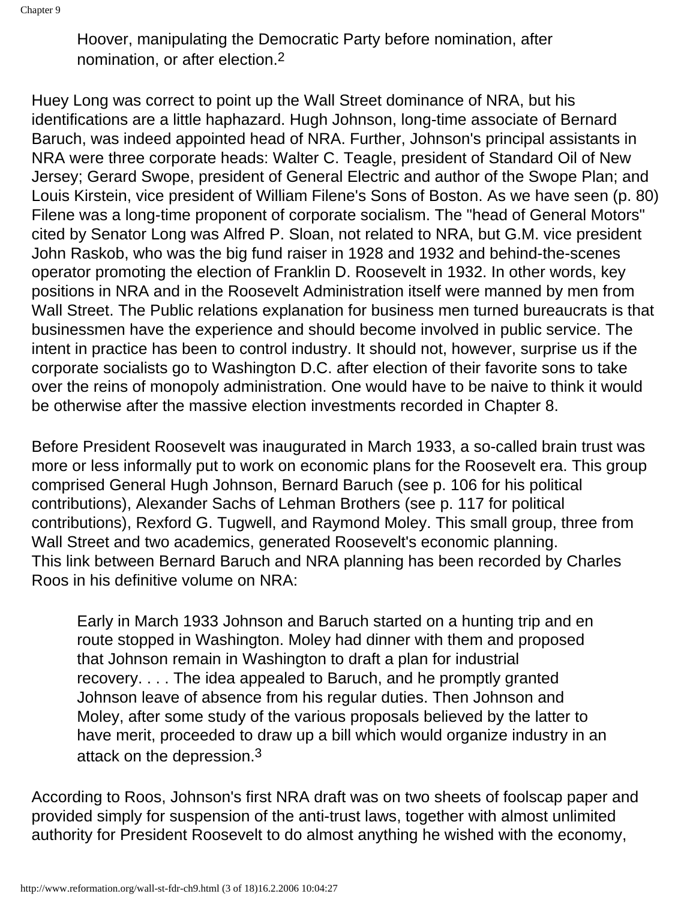> Hoover, manipulating the Democratic Party before nomination, after nomination, or after election.[2]

Huey Long was correct to point up the Wall Street dominance of NRA, but his identifications are a little haphazard. Hugh Johnson, long-time associate of Bernard Baruch, was indeed appointed head of NRA. Further, Johnson's principal assistants in NRA were three corporate heads: Walter C. Teagle, president of Standard Oil of New Jersey; Gerard Swope, president of General Electric and author of the Swope Plan; and Louis Kirstein, vice president of William Filene's Sons of Boston. As we have seen (p. 80) Filene was a long-time proponent of corporate socialism. The "head of General Motors" cited by Senator Long was Alfred P. Sloan, not related to NRA, but G.M. vice president John Raskob, who was the big fund raiser in 1928 and 1932 and behind-the-scenes operator promoting the election of Franklin D. Roosevelt in 1932. In other words, key positions in NRA and in the Roosevelt Administration itself were manned by men from Wall Street. The Public relations explanation for business men turned bureaucrats is that businessmen have the experience and should become involved in public service. The intent in practice has been to control industry. It should not, however, surprise us if the corporate socialists go to Washington D.C. after election of their favorite sons to take over the reins of monopoly administration. One would have to be naive to think it would be otherwise after the massive election investments recorded in Chapter 8.

Before President Roosevelt was inaugurated in March 1933, a so-called brain trust was more or less informally put to work on economic plans for the Roosevelt era. This group comprised General Hugh Johnson, Bernard Baruch (see p. 106 for his political contributions), Alexander Sachs of Lehman Brothers (see p. 117 for political contributions), Rexford G. Tugwell, and Raymond Moley. This small group, three from Wall Street and two academics, generated Roosevelt's economic planning.
This link between Bernard Baruch and NRA planning has been recorded by Charles Roos in his definitive volume on NRA:

> Early in March 1933 Johnson and Baruch started on a hunting trip and en route stopped in Washington. Moley had dinner with them and proposed that Johnson remain in Washington to draft a plan for industrial recovery. . . . The idea appealed to Baruch, and he promptly granted Johnson leave of absence from his regular duties. Then Johnson and Moley, after some study of the various proposals believed by the latter to have merit, proceeded to draw up a bill which would organize industry in an attack on the depression.[3]

According to Roos, Johnson's first NRA draft was on two sheets of foolscap paper and provided simply for suspension of the anti-trust laws, together with almost unlimited authority for President Roosevelt to do almost anything he wished with the economy,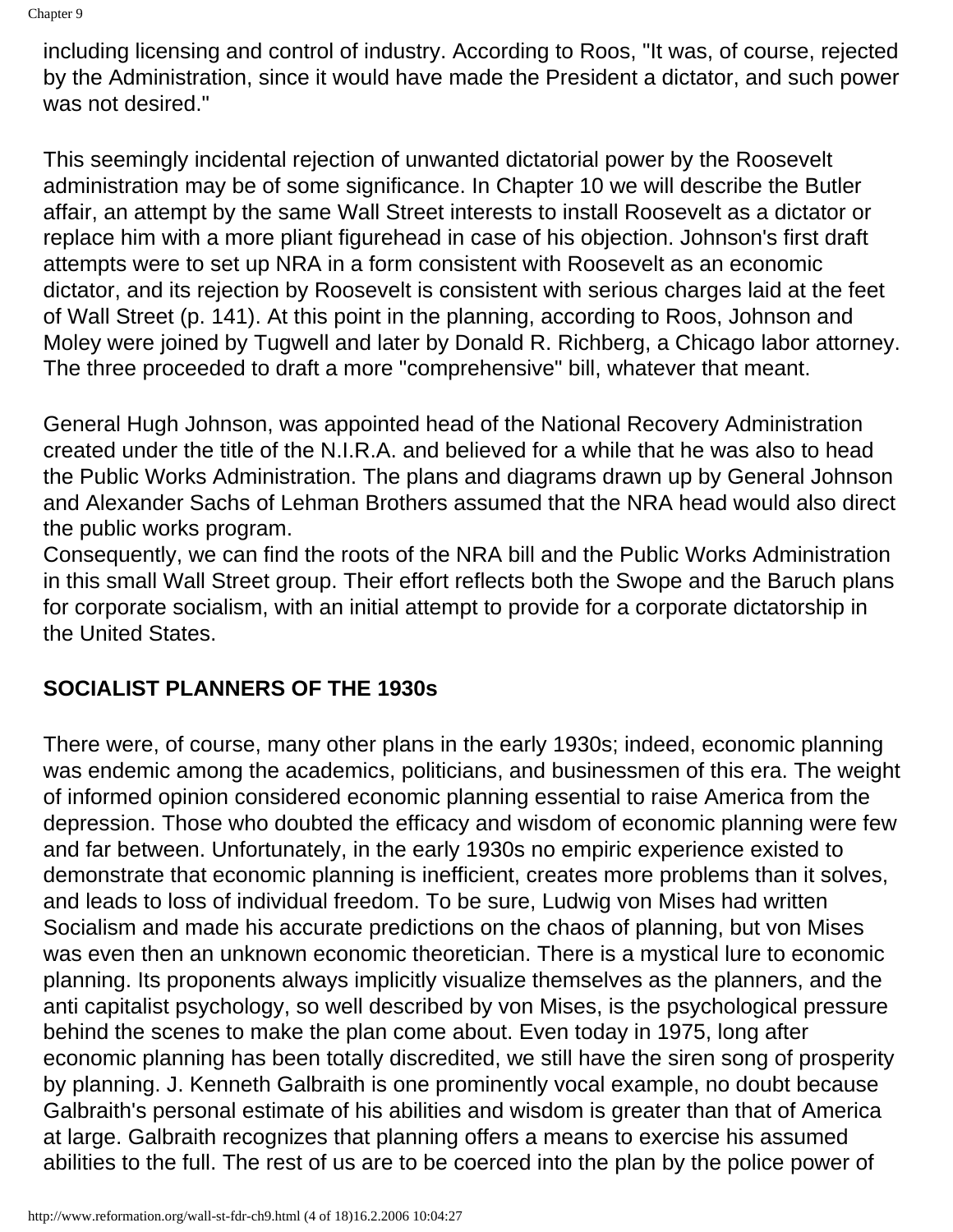including licensing and control of industry. According to Roos, "It was, of course, rejected by the Administration, since it would have made the President a dictator, and such power was not desired."

This seemingly incidental rejection of unwanted dictatorial power by the Roosevelt administration may be of some significance. In Chapter 10 we will describe the Butler affair, an attempt by the same Wall Street interests to install Roosevelt as a dictator or replace him with a more pliant figurehead in case of his objection. Johnson's first draft attempts were to set up NRA in a form consistent with Roosevelt as an economic dictator, and its rejection by Roosevelt is consistent with serious charges laid at the feet of Wall Street (p. 141). At this point in the planning, according to Roos, Johnson and Moley were joined by Tugwell and later by Donald R. Richberg, a Chicago labor attorney. The three proceeded to draft a more "comprehensive" bill, whatever that meant.

General Hugh Johnson, was appointed head of the National Recovery Administration created under the title of the N.I.R.A. and believed for a while that he was also to head the Public Works Administration. The plans and diagrams drawn up by General Johnson and Alexander Sachs of Lehman Brothers assumed that the NRA head would also direct the public works program.

Consequently, we can find the roots of the NRA bill and the Public Works Administration in this small Wall Street group. Their effort reflects both the Swope and the Baruch plans for corporate socialism, with an initial attempt to provide for a corporate dictatorship in the United States.

## SOCIALIST PLANNERS OF THE 1930s

There were, of course, many other plans in the early 1930s; indeed, economic planning was endemic among the academics, politicians, and businessmen of this era. The weight of informed opinion considered economic planning essential to raise America from the depression. Those who doubted the efficacy and wisdom of economic planning were few and far between. Unfortunately, in the early 1930s no empiric experience existed to demonstrate that economic planning is inefficient, creates more problems than it solves, and leads to loss of individual freedom. To be sure, Ludwig von Mises had written Socialism and made his accurate predictions on the chaos of planning, but von Mises was even then an unknown economic theoretician. There is a mystical lure to economic planning. Its proponents always implicitly visualize themselves as the planners, and the anti capitalist psychology, so well described by von Mises, is the psychological pressure behind the scenes to make the plan come about. Even today in 1975, long after economic planning has been totally discredited, we still have the siren song of prosperity by planning. J. Kenneth Galbraith is one prominently vocal example, no doubt because Galbraith's personal estimate of his abilities and wisdom is greater than that of America at large. Galbraith recognizes that planning offers a means to exercise his assumed abilities to the full. The rest of us are to be coerced into the plan by the police power of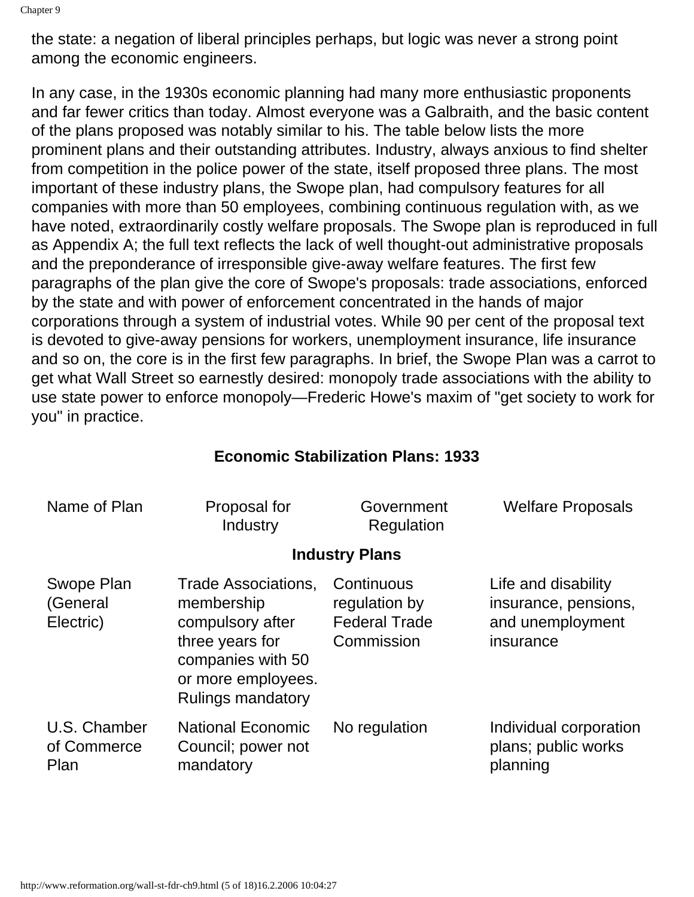the state: a negation of liberal principles perhaps, but logic was never a strong point among the economic engineers.

In any case, in the 1930s economic planning had many more enthusiastic proponents and far fewer critics than today. Almost everyone was a Galbraith, and the basic content of the plans proposed was notably similar to his. The table below lists the more prominent plans and their outstanding attributes. Industry, always anxious to find shelter from competition in the police power of the state, itself proposed three plans. The most important of these industry plans, the Swope plan, had compulsory features for all companies with more than 50 employees, combining continuous regulation with, as we have noted, extraordinarily costly welfare proposals. The Swope plan is reproduced in full as Appendix A; the full text reflects the lack of well thought-out administrative proposals and the preponderance of irresponsible give-away welfare features. The first few paragraphs of the plan give the core of Swope's proposals: trade associations, enforced by the state and with power of enforcement concentrated in the hands of major corporations through a system of industrial votes. While 90 per cent of the proposal text is devoted to give-away pensions for workers, unemployment insurance, life insurance and so on, the core is in the first few paragraphs. In brief, the Swope Plan was a carrot to get what Wall Street so earnestly desired: monopoly trade associations with the ability to use state power to enforce monopoly—Frederic Howe's maxim of "get society to work for you" in practice.

**Economic Stabilization Plans: 1933**

| Name of Plan | Proposal for Industry | Government Regulation | Welfare Proposals |
|---|---|---|---|
| | **Industry Plans** | | |
| Swope Plan (General Electric) | Trade Associations, membership compulsory after three years for companies with 50 or more employees. Rulings mandatory | Continuous regulation by Federal Trade Commission | Life and disability insurance, pensions, and unemployment insurance |
| U.S. Chamber of Commerce Plan | National Economic Council; power not mandatory | No regulation | Individual corporation plans; public works planning |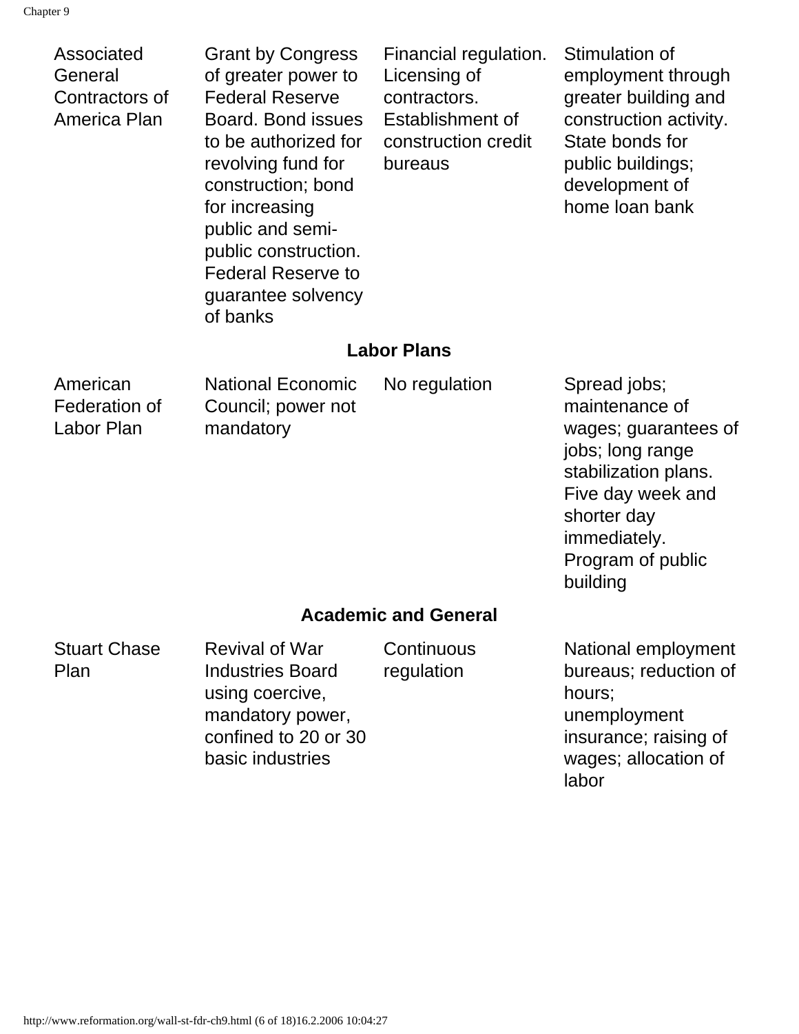| | | | |
|---|---|---|---|
| Associated General Contractors of America Plan | Grant by Congress of greater power to Federal Reserve Board. Bond issues to be authorized for revolving fund for construction; bond for increasing public and semi-public construction. Federal Reserve to guarantee solvency of banks | Financial regulation. Licensing of contractors. Establishment of construction credit bureaus | Stimulation of employment through greater building and construction activity. State bonds for public buildings; development of home loan bank |
| **Labor Plans** | | | |
| American Federation of Labor Plan | National Economic Council; power not mandatory | No regulation | Spread jobs; maintenance of wages; guarantees of jobs; long range stabilization plans. Five day week and shorter day immediately. Program of public building |
| **Academic and General** | | | |
| Stuart Chase Plan | Revival of War Industries Board using coercive, mandatory power, confined to 20 or 30 basic industries | Continuous regulation | National employment bureaus; reduction of hours; unemployment insurance; raising of wages; allocation of labor |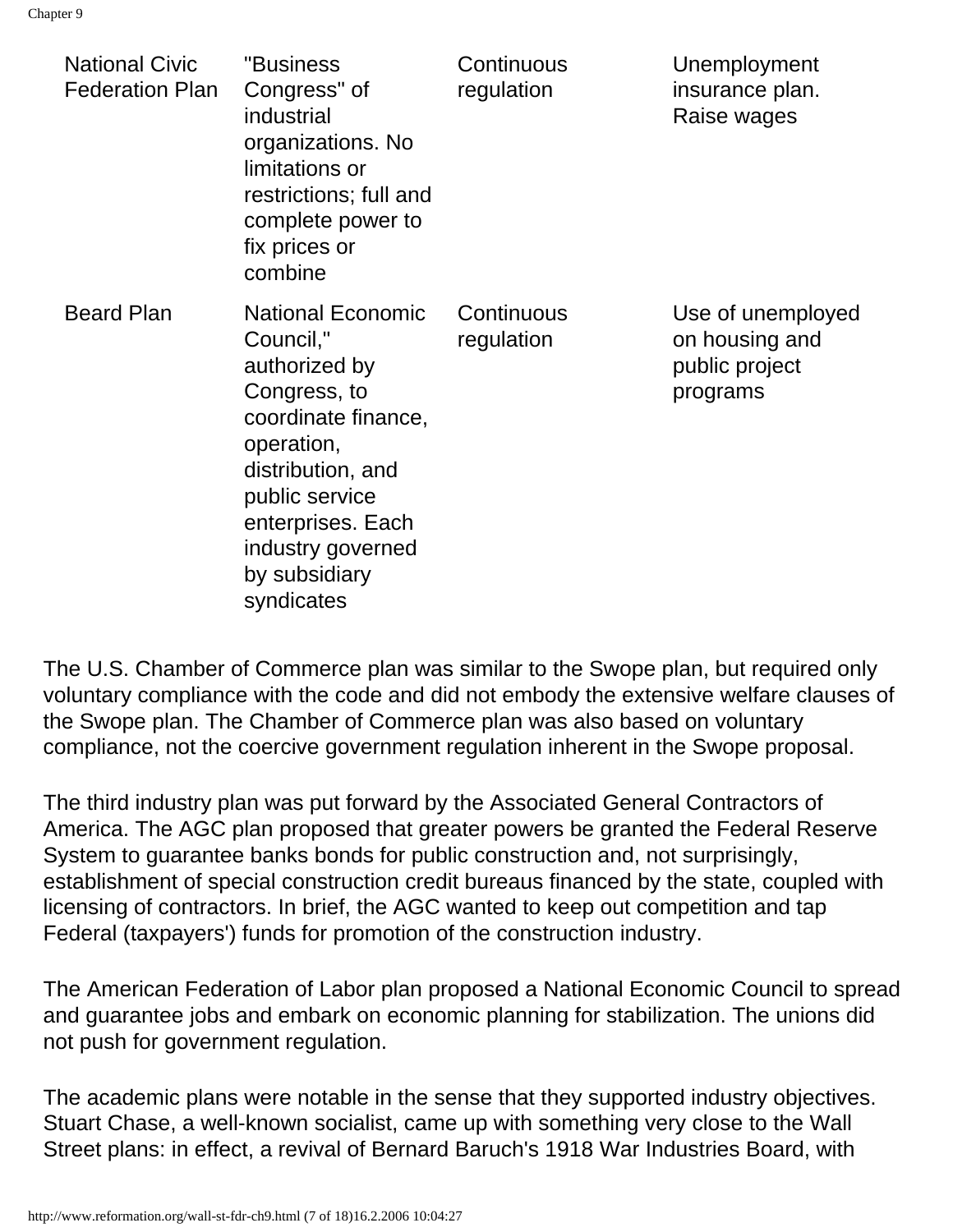| | | | |
|---|---|---|---|
| National Civic Federation Plan | "Business Congress" of industrial organizations. No limitations or restrictions; full and complete power to fix prices or combine | Continuous regulation | Unemployment insurance plan. Raise wages |
| Beard Plan | National Economic Council," authorized by Congress, to coordinate finance, operation, distribution, and public service enterprises. Each industry governed by subsidiary syndicates | Continuous regulation | Use of unemployed on housing and public project programs |

The U.S. Chamber of Commerce plan was similar to the Swope plan, but required only voluntary compliance with the code and did not embody the extensive welfare clauses of the Swope plan. The Chamber of Commerce plan was also based on voluntary compliance, not the coercive government regulation inherent in the Swope proposal.

The third industry plan was put forward by the Associated General Contractors of America. The AGC plan proposed that greater powers be granted the Federal Reserve System to guarantee banks bonds for public construction and, not surprisingly, establishment of special construction credit bureaus financed by the state, coupled with licensing of contractors. In brief, the AGC wanted to keep out competition and tap Federal (taxpayers') funds for promotion of the construction industry.

The American Federation of Labor plan proposed a National Economic Council to spread and guarantee jobs and embark on economic planning for stabilization. The unions did not push for government regulation.

The academic plans were notable in the sense that they supported industry objectives. Stuart Chase, a well-known socialist, came up with something very close to the Wall Street plans: in effect, a revival of Bernard Baruch's 1918 War Industries Board, with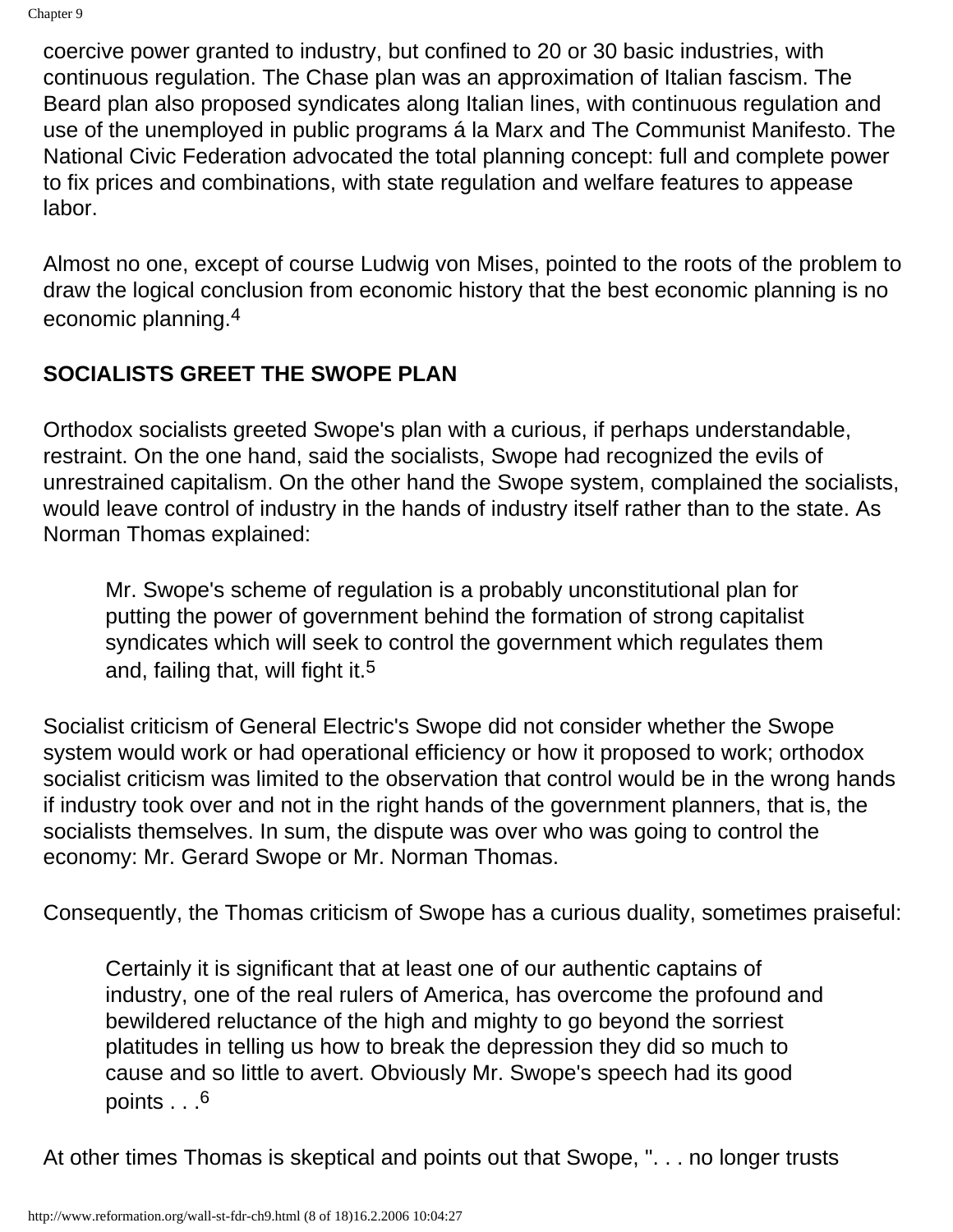coercive power granted to industry, but confined to 20 or 30 basic industries, with continuous regulation. The Chase plan was an approximation of Italian fascism. The Beard plan also proposed syndicates along Italian lines, with continuous regulation and use of the unemployed in public programs á la Marx and The Communist Manifesto. The National Civic Federation advocated the total planning concept: full and complete power to fix prices and combinations, with state regulation and welfare features to appease labor.

Almost no one, except of course Ludwig von Mises, pointed to the roots of the problem to draw the logical conclusion from economic history that the best economic planning is no economic planning.[4]

**SOCIALISTS GREET THE SWOPE PLAN**

Orthodox socialists greeted Swope's plan with a curious, if perhaps understandable, restraint. On the one hand, said the socialists, Swope had recognized the evils of unrestrained capitalism. On the other hand the Swope system, complained the socialists, would leave control of industry in the hands of industry itself rather than to the state. As Norman Thomas explained:

> Mr. Swope's scheme of regulation is a probably unconstitutional plan for putting the power of government behind the formation of strong capitalist syndicates which will seek to control the government which regulates them and, failing that, will fight it.[5]

Socialist criticism of General Electric's Swope did not consider whether the Swope system would work or had operational efficiency or how it proposed to work; orthodox socialist criticism was limited to the observation that control would be in the wrong hands if industry took over and not in the right hands of the government planners, that is, the socialists themselves. In sum, the dispute was over who was going to control the economy: Mr. Gerard Swope or Mr. Norman Thomas.

Consequently, the Thomas criticism of Swope has a curious duality, sometimes praiseful:

> Certainly it is significant that at least one of our authentic captains of industry, one of the real rulers of America, has overcome the profound and bewildered reluctance of the high and mighty to go beyond the sorriest platitudes in telling us how to break the depression they did so much to cause and so little to avert. Obviously Mr. Swope's speech had its good points . . .[6]

At other times Thomas is skeptical and points out that Swope, ". . . no longer trusts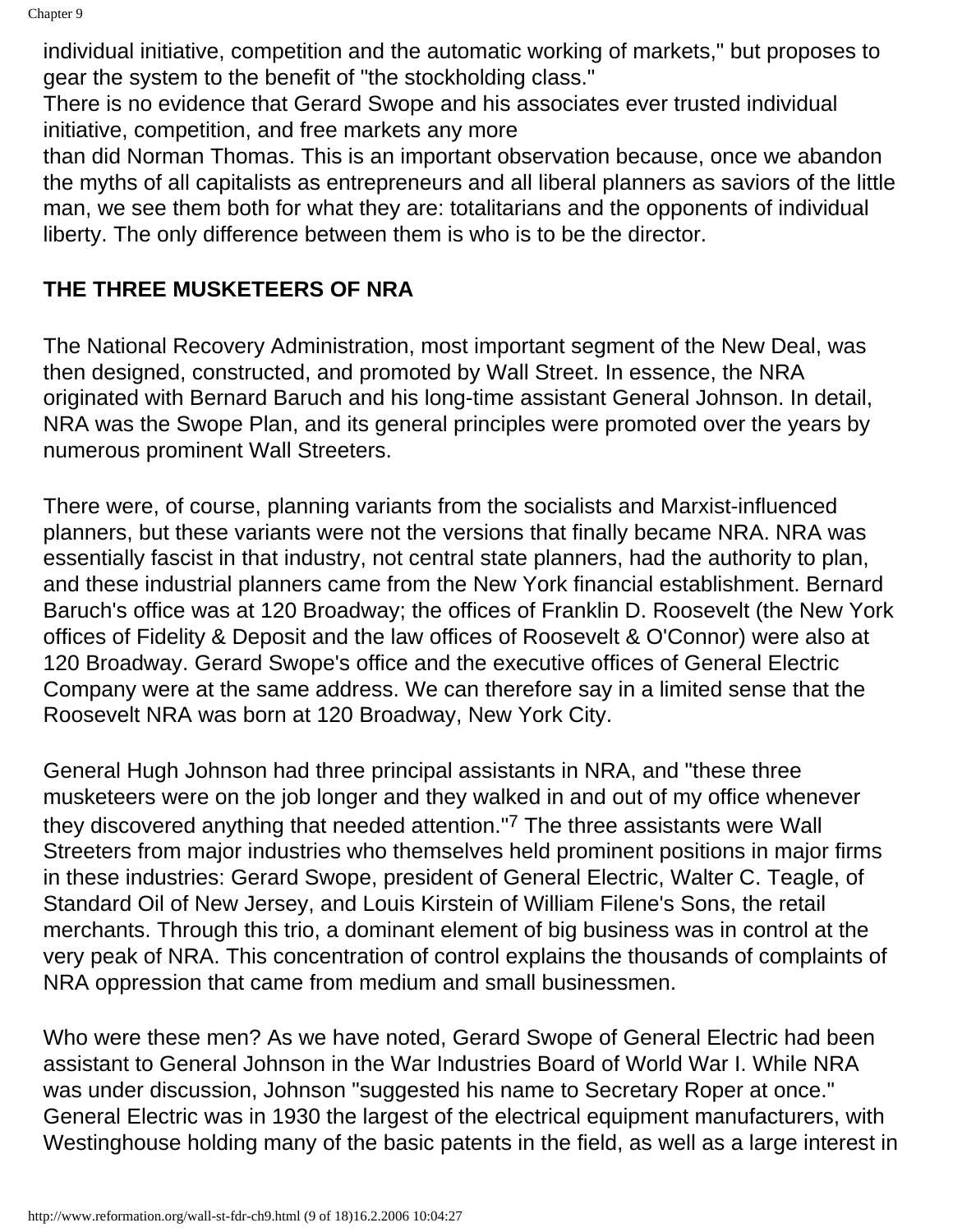individual initiative, competition and the automatic working of markets," but proposes to gear the system to the benefit of "the stockholding class."

There is no evidence that Gerard Swope and his associates ever trusted individual initiative, competition, and free markets any more than did Norman Thomas. This is an important observation because, once we abandon the myths of all capitalists as entrepreneurs and all liberal planners as saviors of the little man, we see them both for what they are: totalitarians and the opponents of individual liberty. The only difference between them is who is to be the director.

## THE THREE MUSKETEERS OF NRA

The National Recovery Administration, most important segment of the New Deal, was then designed, constructed, and promoted by Wall Street. In essence, the NRA originated with Bernard Baruch and his long-time assistant General Johnson. In detail, NRA was the Swope Plan, and its general principles were promoted over the years by numerous prominent Wall Streeters.

There were, of course, planning variants from the socialists and Marxist-influenced planners, but these variants were not the versions that finally became NRA. NRA was essentially fascist in that industry, not central state planners, had the authority to plan, and these industrial planners came from the New York financial establishment. Bernard Baruch's office was at 120 Broadway; the offices of Franklin D. Roosevelt (the New York offices of Fidelity & Deposit and the law offices of Roosevelt & O'Connor) were also at 120 Broadway. Gerard Swope's office and the executive offices of General Electric Company were at the same address. We can therefore say in a limited sense that the Roosevelt NRA was born at 120 Broadway, New York City.

General Hugh Johnson had three principal assistants in NRA, and "these three musketeers were on the job longer and they walked in and out of my office whenever they discovered anything that needed attention."[7] The three assistants were Wall Streeters from major industries who themselves held prominent positions in major firms in these industries: Gerard Swope, president of General Electric, Walter C. Teagle, of Standard Oil of New Jersey, and Louis Kirstein of William Filene's Sons, the retail merchants. Through this trio, a dominant element of big business was in control at the very peak of NRA. This concentration of control explains the thousands of complaints of NRA oppression that came from medium and small businessmen.

Who were these men? As we have noted, Gerard Swope of General Electric had been assistant to General Johnson in the War Industries Board of World War I. While NRA was under discussion, Johnson "suggested his name to Secretary Roper at once." General Electric was in 1930 the largest of the electrical equipment manufacturers, with Westinghouse holding many of the basic patents in the field, as well as a large interest in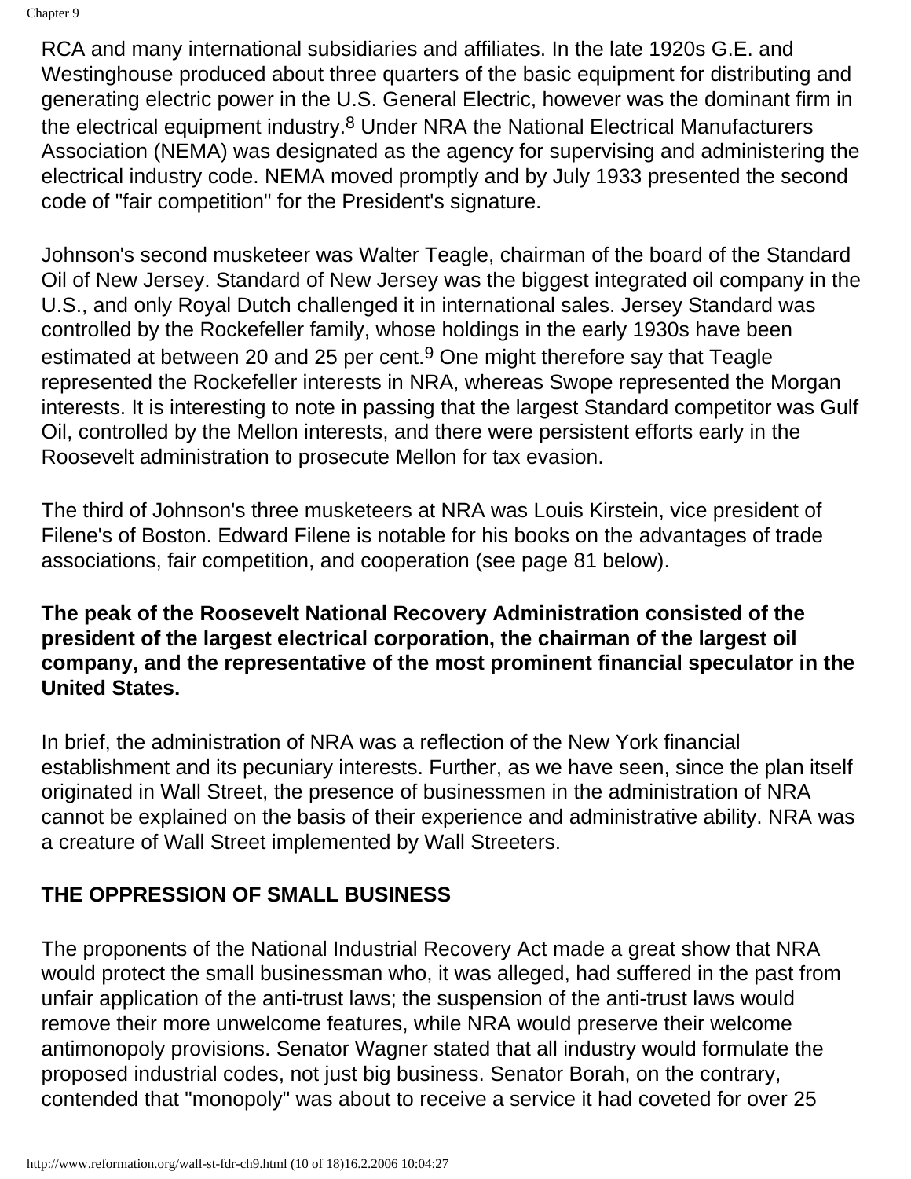RCA and many international subsidiaries and affiliates. In the late 1920s G.E. and Westinghouse produced about three quarters of the basic equipment for distributing and generating electric power in the U.S. General Electric, however was the dominant firm in the electrical equipment industry.[8] Under NRA the National Electrical Manufacturers Association (NEMA) was designated as the agency for supervising and administering the electrical industry code. NEMA moved promptly and by July 1933 presented the second code of "fair competition" for the President's signature.

Johnson's second musketeer was Walter Teagle, chairman of the board of the Standard Oil of New Jersey. Standard of New Jersey was the biggest integrated oil company in the U.S., and only Royal Dutch challenged it in international sales. Jersey Standard was controlled by the Rockefeller family, whose holdings in the early 1930s have been estimated at between 20 and 25 per cent.[9] One might therefore say that Teagle represented the Rockefeller interests in NRA, whereas Swope represented the Morgan interests. It is interesting to note in passing that the largest Standard competitor was Gulf Oil, controlled by the Mellon interests, and there were persistent efforts early in the Roosevelt administration to prosecute Mellon for tax evasion.

The third of Johnson's three musketeers at NRA was Louis Kirstein, vice president of Filene's of Boston. Edward Filene is notable for his books on the advantages of trade associations, fair competition, and cooperation (see page 81 below).

**The peak of the Roosevelt National Recovery Administration consisted of the president of the largest electrical corporation, the chairman of the largest oil company, and the representative of the most prominent financial speculator in the United States.**

In brief, the administration of NRA was a reflection of the New York financial establishment and its pecuniary interests. Further, as we have seen, since the plan itself originated in Wall Street, the presence of businessmen in the administration of NRA cannot be explained on the basis of their experience and administrative ability. NRA was a creature of Wall Street implemented by Wall Streeters.

## THE OPPRESSION OF SMALL BUSINESS

The proponents of the National Industrial Recovery Act made a great show that NRA would protect the small businessman who, it was alleged, had suffered in the past from unfair application of the anti-trust laws; the suspension of the anti-trust laws would remove their more unwelcome features, while NRA would preserve their welcome antimonopoly provisions. Senator Wagner stated that all industry would formulate the proposed industrial codes, not just big business. Senator Borah, on the contrary, contended that "monopoly" was about to receive a service it had coveted for over 25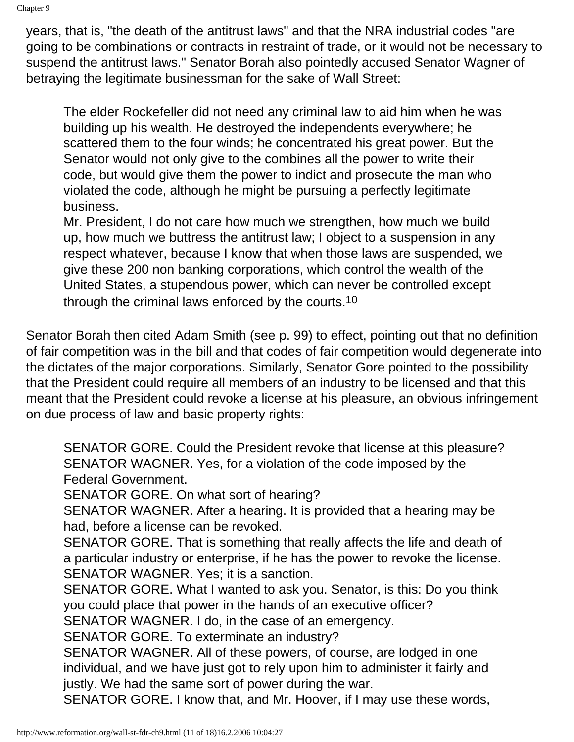years, that is, "the death of the antitrust laws" and that the NRA industrial codes "are going to be combinations or contracts in restraint of trade, or it would not be necessary to suspend the antitrust laws." Senator Borah also pointedly accused Senator Wagner of betraying the legitimate businessman for the sake of Wall Street:

> The elder Rockefeller did not need any criminal law to aid him when he was building up his wealth. He destroyed the independents everywhere; he scattered them to the four winds; he concentrated his great power. But the Senator would not only give to the combines all the power to write their code, but would give them the power to indict and prosecute the man who violated the code, although he might be pursuing a perfectly legitimate business.
>
> Mr. President, I do not care how much we strengthen, how much we build up, how much we buttress the antitrust law; I object to a suspension in any respect whatever, because I know that when those laws are suspended, we give these 200 non banking corporations, which control the wealth of the United States, a stupendous power, which can never be controlled except through the criminal laws enforced by the courts.[10]

Senator Borah then cited Adam Smith (see p. 99) to effect, pointing out that no definition of fair competition was in the bill and that codes of fair competition would degenerate into the dictates of the major corporations. Similarly, Senator Gore pointed to the possibility that the President could require all members of an industry to be licensed and that this meant that the President could revoke a license at his pleasure, an obvious infringement on due process of law and basic property rights:

> SENATOR GORE. Could the President revoke that license at this pleasure?
> SENATOR WAGNER. Yes, for a violation of the code imposed by the Federal Government.
> SENATOR GORE. On what sort of hearing?
> SENATOR WAGNER. After a hearing. It is provided that a hearing may be had, before a license can be revoked.
> SENATOR GORE. That is something that really affects the life and death of a particular industry or enterprise, if he has the power to revoke the license.
> SENATOR WAGNER. Yes; it is a sanction.
> SENATOR GORE. What I wanted to ask you. Senator, is this: Do you think you could place that power in the hands of an executive officer?
> SENATOR WAGNER. I do, in the case of an emergency.
> SENATOR GORE. To exterminate an industry?
> SENATOR WAGNER. All of these powers, of course, are lodged in one individual, and we have just got to rely upon him to administer it fairly and justly. We had the same sort of power during the war.
> SENATOR GORE. I know that, and Mr. Hoover, if I may use these words,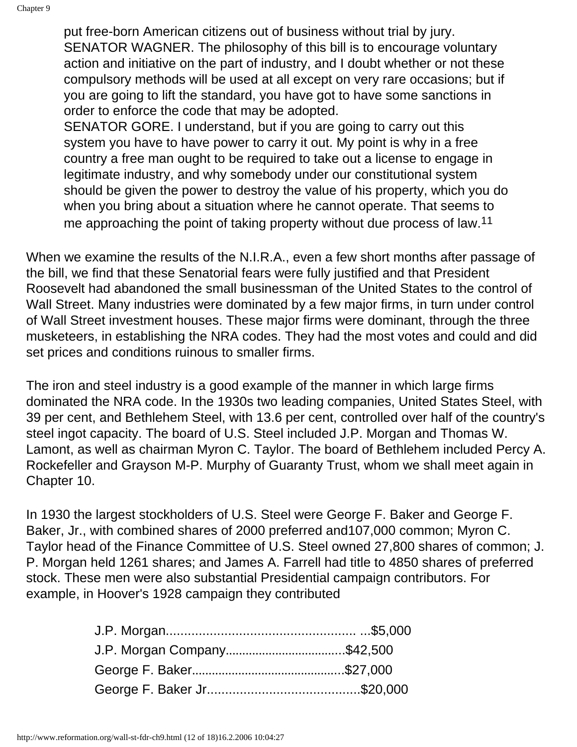put free-born American citizens out of business without trial by jury.
SENATOR WAGNER. The philosophy of this bill is to encourage voluntary action and initiative on the part of industry, and I doubt whether or not these compulsory methods will be used at all except on very rare occasions; but if you are going to lift the standard, you have got to have some sanctions in order to enforce the code that may be adopted.
SENATOR GORE. I understand, but if you are going to carry out this system you have to have power to carry it out. My point is why in a free country a free man ought to be required to take out a license to engage in legitimate industry, and why somebody under our constitutional system should be given the power to destroy the value of his property, which you do when you bring about a situation where he cannot operate. That seems to me approaching the point of taking property without due process of law.[11]

When we examine the results of the N.I.R.A., even a few short months after passage of the bill, we find that these Senatorial fears were fully justified and that President Roosevelt had abandoned the small businessman of the United States to the control of Wall Street. Many industries were dominated by a few major firms, in turn under control of Wall Street investment houses. These major firms were dominant, through the three musketeers, in establishing the NRA codes. They had the most votes and could and did set prices and conditions ruinous to smaller firms.

The iron and steel industry is a good example of the manner in which large firms dominated the NRA code. In the 1930s two leading companies, United States Steel, with 39 per cent, and Bethlehem Steel, with 13.6 per cent, controlled over half of the country's steel ingot capacity. The board of U.S. Steel included J.P. Morgan and Thomas W. Lamont, as well as chairman Myron C. Taylor. The board of Bethlehem included Percy A. Rockefeller and Grayson M-P. Murphy of Guaranty Trust, whom we shall meet again in Chapter 10.

In 1930 the largest stockholders of U.S. Steel were George F. Baker and George F. Baker, Jr., with combined shares of 2000 preferred and107,000 common; Myron C. Taylor head of the Finance Committee of U.S. Steel owned 27,800 shares of common; J. P. Morgan held 1261 shares; and James A. Farrell had title to 4850 shares of preferred stock. These men were also substantial Presidential campaign contributors. For example, in Hoover's 1928 campaign they contributed

J.P. Morgan.................................................... ...$5,000
J.P. Morgan Company..................................$42,500
George F. Baker............................................$27,000
George F. Baker Jr.........................................$20,000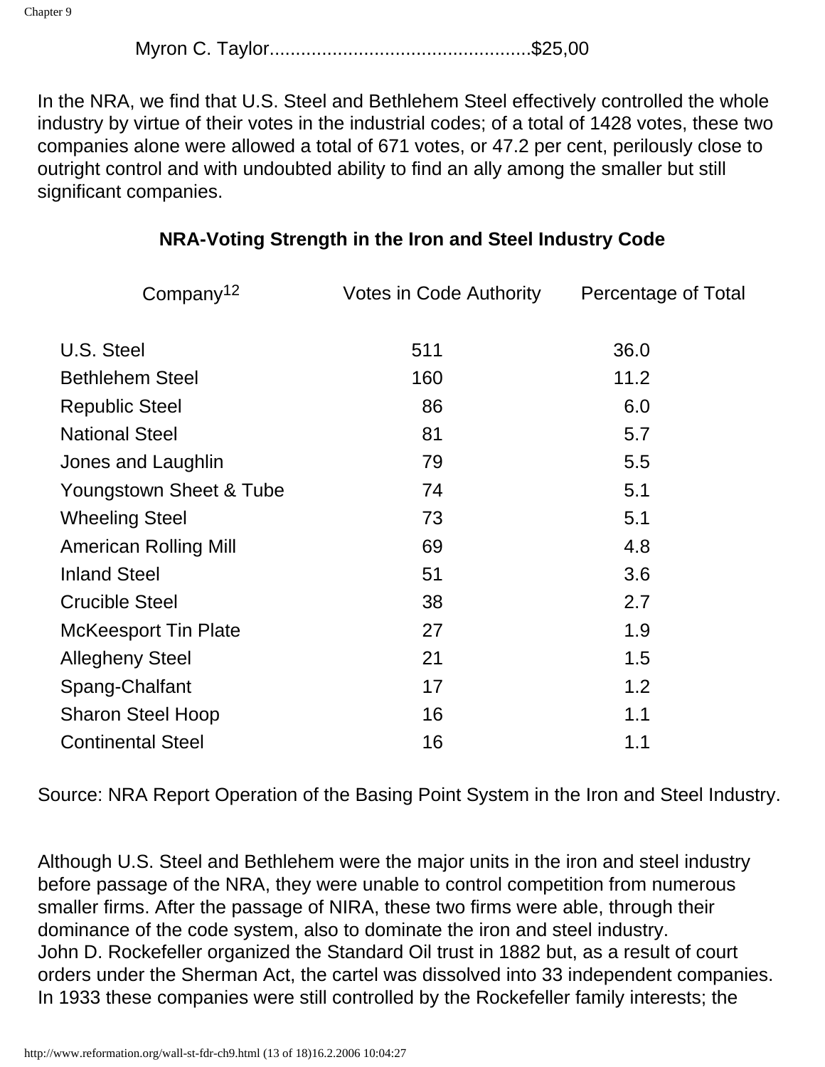Myron C. Taylor................................................$25,00

In the NRA, we find that U.S. Steel and Bethlehem Steel effectively controlled the whole industry by virtue of their votes in the industrial codes; of a total of 1428 votes, these two companies alone were allowed a total of 671 votes, or 47.2 per cent, perilously close to outright control and with undoubted ability to find an ally among the smaller but still significant companies.

**NRA-Voting Strength in the Iron and Steel Industry Code**

| Company[12] | Votes in Code Authority | Percentage of Total |
|---|---|---|
| U.S. Steel | 511 | 36.0 |
| Bethlehem Steel | 160 | 11.2 |
| Republic Steel | 86 | 6.0 |
| National Steel | 81 | 5.7 |
| Jones and Laughlin | 79 | 5.5 |
| Youngstown Sheet & Tube | 74 | 5.1 |
| Wheeling Steel | 73 | 5.1 |
| American Rolling Mill | 69 | 4.8 |
| Inland Steel | 51 | 3.6 |
| Crucible Steel | 38 | 2.7 |
| McKeesport Tin Plate | 27 | 1.9 |
| Allegheny Steel | 21 | 1.5 |
| Spang-Chalfant | 17 | 1.2 |
| Sharon Steel Hoop | 16 | 1.1 |
| Continental Steel | 16 | 1.1 |

Source: NRA Report Operation of the Basing Point System in the Iron and Steel Industry.

Although U.S. Steel and Bethlehem were the major units in the iron and steel industry before passage of the NRA, they were unable to control competition from numerous smaller firms. After the passage of NIRA, these two firms were able, through their dominance of the code system, also to dominate the iron and steel industry.
John D. Rockefeller organized the Standard Oil trust in 1882 but, as a result of court orders under the Sherman Act, the cartel was dissolved into 33 independent companies. In 1933 these companies were still controlled by the Rockefeller family interests; the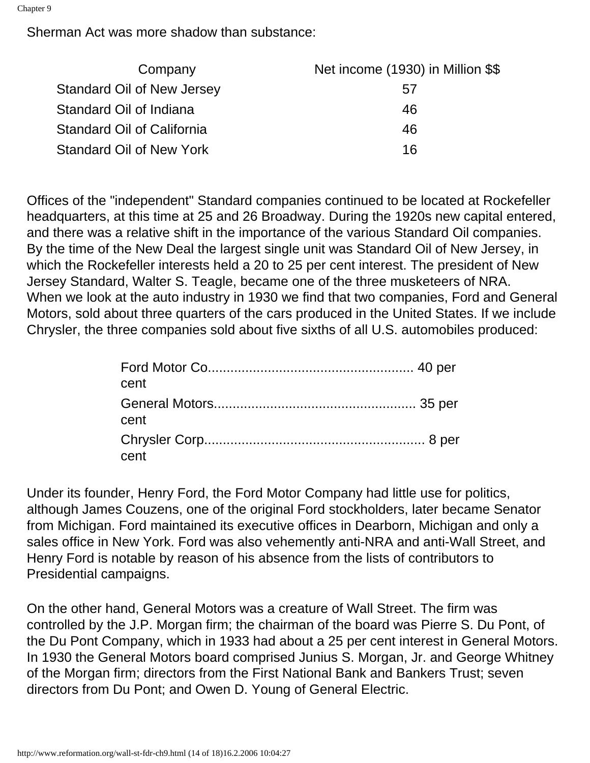Sherman Act was more shadow than substance:

| Company | Net income (1930) in Million $$ |
| --- | --- |
| Standard Oil of New Jersey | 57 |
| Standard Oil of Indiana | 46 |
| Standard Oil of California | 46 |
| Standard Oil of New York | 16 |

Offices of the "independent" Standard companies continued to be located at Rockefeller headquarters, at this time at 25 and 26 Broadway. During the 1920s new capital entered, and there was a relative shift in the importance of the various Standard Oil companies. By the time of the New Deal the largest single unit was Standard Oil of New Jersey, in which the Rockefeller interests held a 20 to 25 per cent interest. The president of New Jersey Standard, Walter S. Teagle, became one of the three musketeers of NRA.
When we look at the auto industry in 1930 we find that two companies, Ford and General Motors, sold about three quarters of the cars produced in the United States. If we include Chrysler, the three companies sold about five sixths of all U.S. automobiles produced:

Ford Motor Co....................................................... 40 per cent

General Motors..................................................... 35 per cent

Chrysler Corp........................................................... 8 per cent

Under its founder, Henry Ford, the Ford Motor Company had little use for politics, although James Couzens, one of the original Ford stockholders, later became Senator from Michigan. Ford maintained its executive offices in Dearborn, Michigan and only a sales office in New York. Ford was also vehemently anti-NRA and anti-Wall Street, and Henry Ford is notable by reason of his absence from the lists of contributors to Presidential campaigns.

On the other hand, General Motors was a creature of Wall Street. The firm was controlled by the J.P. Morgan firm; the chairman of the board was Pierre S. Du Pont, of the Du Pont Company, which in 1933 had about a 25 per cent interest in General Motors. In 1930 the General Motors board comprised Junius S. Morgan, Jr. and George Whitney of the Morgan firm; directors from the First National Bank and Bankers Trust; seven directors from Du Pont; and Owen D. Young of General Electric.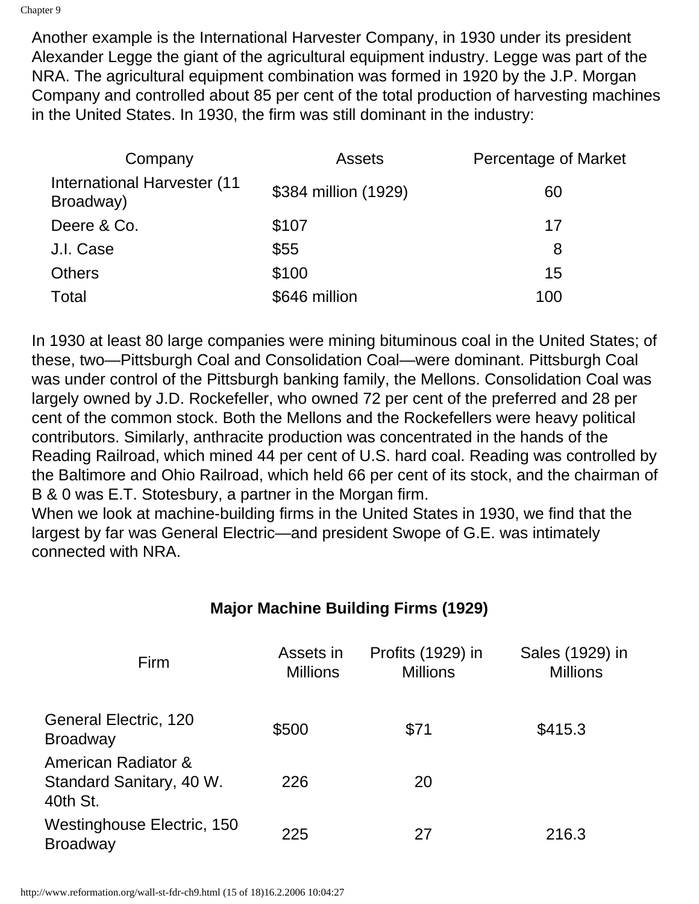Another example is the International Harvester Company, in 1930 under its president Alexander Legge the giant of the agricultural equipment industry. Legge was part of the NRA. The agricultural equipment combination was formed in 1920 by the J.P. Morgan Company and controlled about 85 per cent of the total production of harvesting machines in the United States. In 1930, the firm was still dominant in the industry:

| Company | Assets | Percentage of Market |
|---|---|---|
| International Harvester (11 Broadway) | $384 million (1929) | 60 |
| Deere & Co. | $107 | 17 |
| J.I. Case | $55 | 8 |
| Others | $100 | 15 |
| Total | $646 million | 100 |

In 1930 at least 80 large companies were mining bituminous coal in the United States; of these, two—Pittsburgh Coal and Consolidation Coal—were dominant. Pittsburgh Coal was under control of the Pittsburgh banking family, the Mellons. Consolidation Coal was largely owned by J.D. Rockefeller, who owned 72 per cent of the preferred and 28 per cent of the common stock. Both the Mellons and the Rockefellers were heavy political contributors. Similarly, anthracite production was concentrated in the hands of the Reading Railroad, which mined 44 per cent of U.S. hard coal. Reading was controlled by the Baltimore and Ohio Railroad, which held 66 per cent of its stock, and the chairman of B & 0 was E.T. Stotesbury, a partner in the Morgan firm.

When we look at machine-building firms in the United States in 1930, we find that the largest by far was General Electric—and president Swope of G.E. was intimately connected with NRA.

**Major Machine Building Firms (1929)**

| Firm | Assets in Millions | Profits (1929) in Millions | Sales (1929) in Millions |
|---|---|---|---|
| General Electric, 120 Broadway | $500 | $71 | $415.3 |
| American Radiator & Standard Sanitary, 40 W. 40th St. | 226 | 20 | |
| Westinghouse Electric, 150 Broadway | 225 | 27 | 216.3 |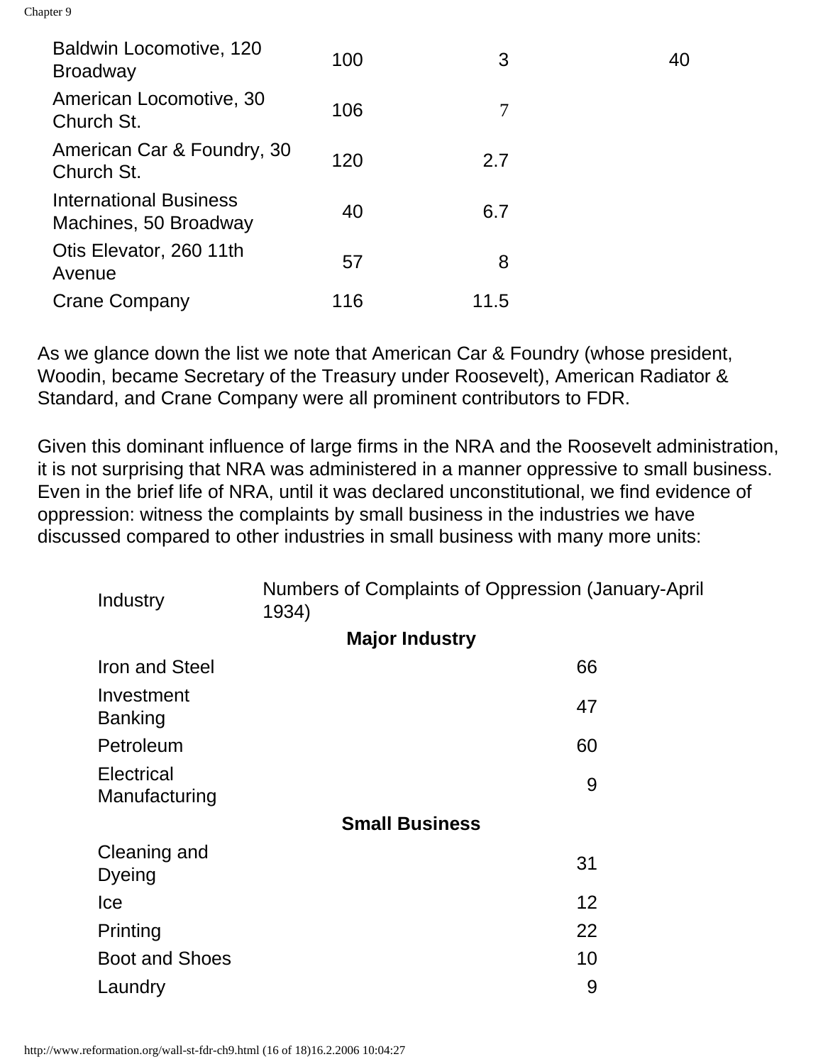| | | | |
|---|---|---|---|
| Baldwin Locomotive, 120 Broadway | 100 | 3 | 40 |
| American Locomotive, 30 Church St. | 106 | 7 | |
| American Car & Foundry, 30 Church St. | 120 | 2.7 | |
| International Business Machines, 50 Broadway | 40 | 6.7 | |
| Otis Elevator, 260 11th Avenue | 57 | 8 | |
| Crane Company | 116 | 11.5 | |

As we glance down the list we note that American Car & Foundry (whose president, Woodin, became Secretary of the Treasury under Roosevelt), American Radiator & Standard, and Crane Company were all prominent contributors to FDR.

Given this dominant influence of large firms in the NRA and the Roosevelt administration, it is not surprising that NRA was administered in a manner oppressive to small business. Even in the brief life of NRA, until it was declared unconstitutional, we find evidence of oppression: witness the complaints by small business in the industries we have discussed compared to other industries in small business with many more units:

| Industry | Numbers of Complaints of Oppression (January-April 1934) |
|---|---|
| **Major Industry** | |
| Iron and Steel | 66 |
| Investment Banking | 47 |
| Petroleum | 60 |
| Electrical Manufacturing | 9 |
| **Small Business** | |
| Cleaning and Dyeing | 31 |
| Ice | 12 |
| Printing | 22 |
| Boot and Shoes | 10 |
| Laundry | 9 |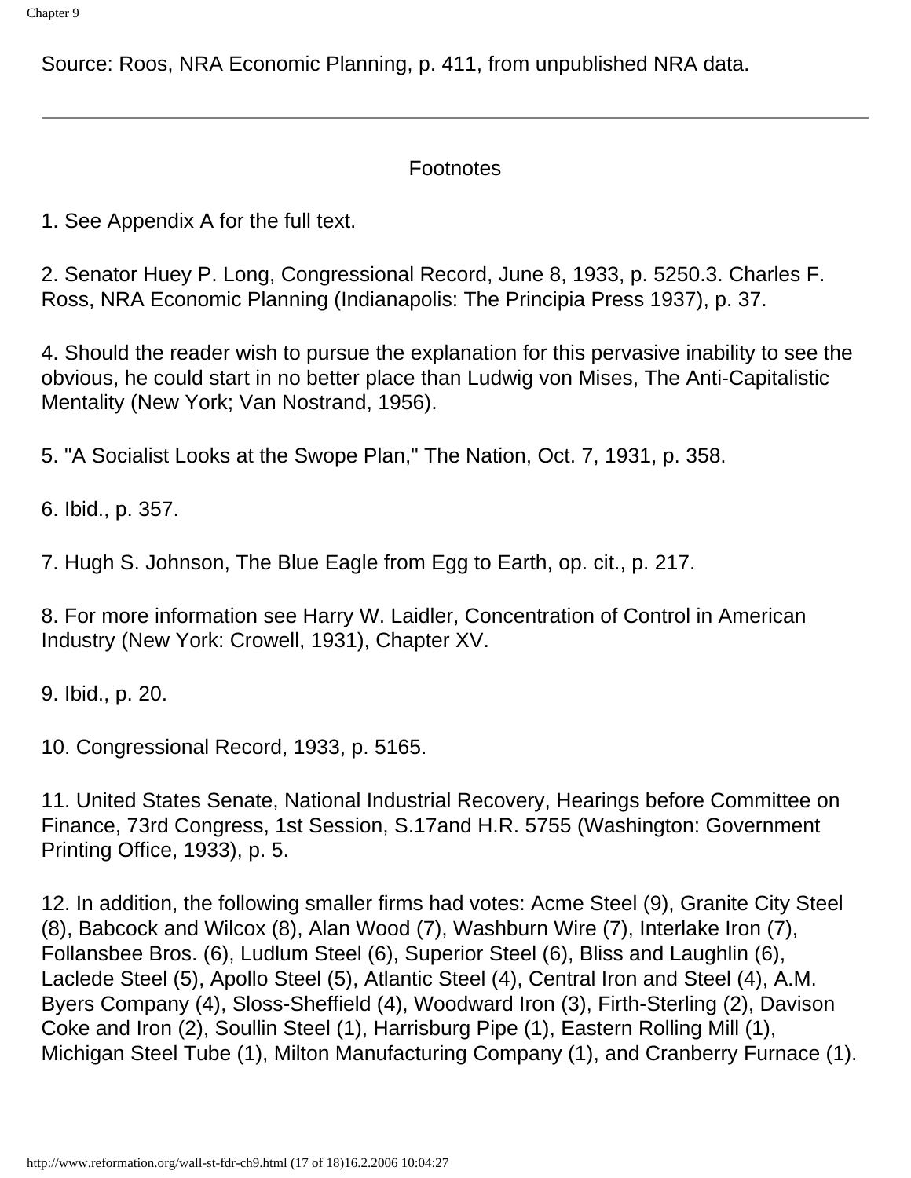Source: Roos, NRA Economic Planning, p. 411, from unpublished NRA data.

---

Footnotes

1. See Appendix A for the full text.

2. Senator Huey P. Long, Congressional Record, June 8, 1933, p. 5250.3. Charles F. Ross, NRA Economic Planning (Indianapolis: The Principia Press 1937), p. 37.

4. Should the reader wish to pursue the explanation for this pervasive inability to see the obvious, he could start in no better place than Ludwig von Mises, The Anti-Capitalistic Mentality (New York; Van Nostrand, 1956).

5. "A Socialist Looks at the Swope Plan," The Nation, Oct. 7, 1931, p. 358.

6. Ibid., p. 357.

7. Hugh S. Johnson, The Blue Eagle from Egg to Earth, op. cit., p. 217.

8. For more information see Harry W. Laidler, Concentration of Control in American Industry (New York: Crowell, 1931), Chapter XV.

9. Ibid., p. 20.

10. Congressional Record, 1933, p. 5165.

11. United States Senate, National Industrial Recovery, Hearings before Committee on Finance, 73rd Congress, 1st Session, S.17and H.R. 5755 (Washington: Government Printing Office, 1933), p. 5.

12. In addition, the following smaller firms had votes: Acme Steel (9), Granite City Steel (8), Babcock and Wilcox (8), Alan Wood (7), Washburn Wire (7), Interlake Iron (7), Follansbee Bros. (6), Ludlum Steel (6), Superior Steel (6), Bliss and Laughlin (6), Laclede Steel (5), Apollo Steel (5), Atlantic Steel (4), Central Iron and Steel (4), A.M. Byers Company (4), Sloss-Sheffield (4), Woodward Iron (3), Firth-Sterling (2), Davison Coke and Iron (2), Soullin Steel (1), Harrisburg Pipe (1), Eastern Rolling Mill (1), Michigan Steel Tube (1), Milton Manufacturing Company (1), and Cranberry Furnace (1).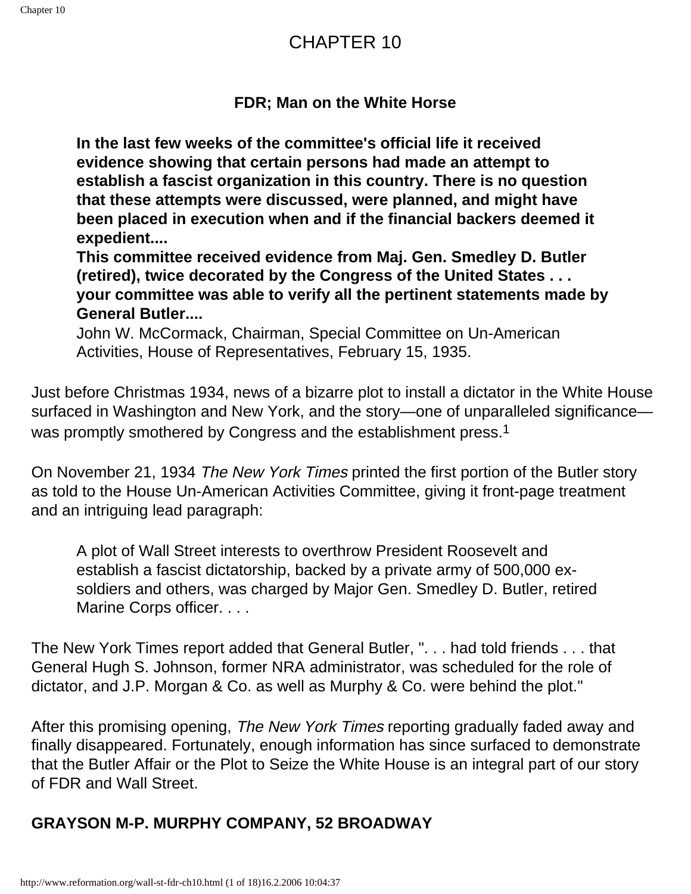# CHAPTER 10

### FDR; Man on the White House

> **In the last few weeks of the committee's official life it received evidence showing that certain persons had made an attempt to establish a fascist organization in this country. There is no question that these attempts were discussed, were planned, and might have been placed in execution when and if the financial backers deemed it expedient....**
> **This committee received evidence from Maj. Gen. Smedley D. Butler (retired), twice decorated by the Congress of the United States . . . your committee was able to verify all the pertinent statements made by General Butler....**
> John W. McCormack, Chairman, Special Committee on Un-American Activities, House of Representatives, February 15, 1935.

Just before Christmas 1934, news of a bizarre plot to install a dictator in the White House surfaced in Washington and New York, and the story—one of unparalleled significance—was promptly smothered by Congress and the establishment press.[1]

On November 21, 1934 *The New York Times* printed the first portion of the Butler story as told to the House Un-American Activities Committee, giving it front-page treatment and an intriguing lead paragraph:

> A plot of Wall Street interests to overthrow President Roosevelt and establish a fascist dictatorship, backed by a private army of 500,000 ex-soldiers and others, was charged by Major Gen. Smedley D. Butler, retired Marine Corps officer. . . .

The New York Times report added that General Butler, ". . . had told friends . . . that General Hugh S. Johnson, former NRA administrator, was scheduled for the role of dictator, and J.P. Morgan & Co. as well as Murphy & Co. were behind the plot."

After this promising opening, *The New York Times* reporting gradually faded away and finally disappeared. Fortunately, enough information has since surfaced to demonstrate that the Butler Affair or the Plot to Seize the White House is an integral part of our story of FDR and Wall Street.

### GRAYSON M-P. MURPHY COMPANY, 52 BROADWAY

# CHAPTER 10

### FDR; Man on the White Horse

> **In the last few weeks of the committee's official life it received evidence showing that certain persons had made an attempt to establish a fascist organization in this country. There is no question that these attempts were discussed, were planned, and might have been placed in execution when and if the financial backers deemed it expedient....**
> **This committee received evidence from Maj. Gen. Smedley D. Butler (retired), twice decorated by the Congress of the United States . . . your committee was able to verify all the pertinent statements made by General Butler....**
> John W. McCormack, Chairman, Special Committee on Un-American Activities, House of Representatives, February 15, 1935.

Just before Christmas 1934, news of a bizarre plot to install a dictator in the White House surfaced in Washington and New York, and the story—one of unparalleled significance—was promptly smothered by Congress and the establishment press.[1]

On November 21, 1934 *The New York Times* printed the first portion of the Butler story as told to the House Un-American Activities Committee, giving it front-page treatment and an intriguing lead paragraph:

> A plot of Wall Street interests to overthrow President Roosevelt and establish a fascist dictatorship, backed by a private army of 500,000 ex-soldiers and others, was charged by Major Gen. Smedley D. Butler, retired Marine Corps officer. . . .

The New York Times report added that General Butler, ". . . had told friends . . . that General Hugh S. Johnson, former NRA administrator, was scheduled for the role of dictator, and J.P. Morgan & Co. as well as Murphy & Co. were behind the plot."

After this promising opening, *The New York Times* reporting gradually faded away and finally disappeared. Fortunately, enough information has since surfaced to demonstrate that the Butler Affair or the Plot to Seize the White House is an integral part of our story of FDR and Wall Street.

### GRAYSON M-P. MURPHY COMPANY, 52 BROADWAY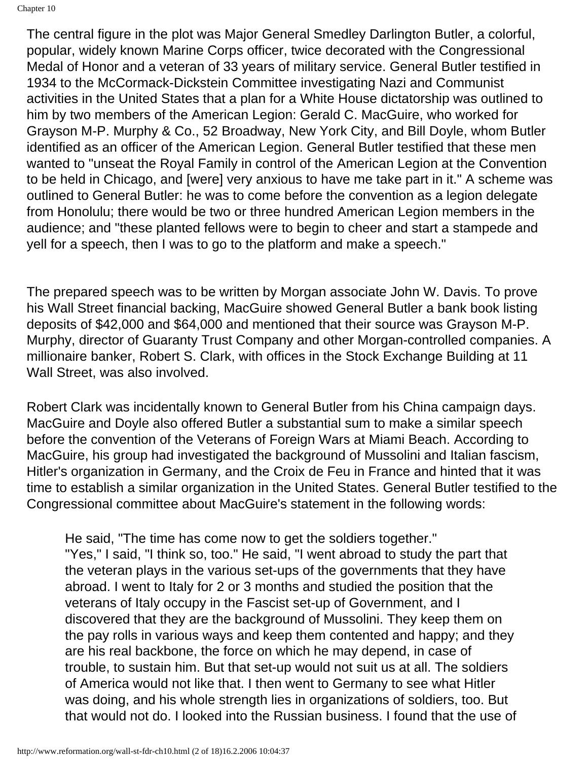The central figure in the plot was Major General Smedley Darlington Butler, a colorful, popular, widely known Marine Corps officer, twice decorated with the Congressional Medal of Honor and a veteran of 33 years of military service. General Butler testified in 1934 to the McCormack-Dickstein Committee investigating Nazi and Communist activities in the United States that a plan for a White House dictatorship was outlined to him by two members of the American Legion: Gerald C. MacGuire, who worked for Grayson M-P. Murphy & Co., 52 Broadway, New York City, and Bill Doyle, whom Butler identified as an officer of the American Legion. General Butler testified that these men wanted to "unseat the Royal Family in control of the American Legion at the Convention to be held in Chicago, and [were] very anxious to have me take part in it." A scheme was outlined to General Butler: he was to come before the convention as a legion delegate from Honolulu; there would be two or three hundred American Legion members in the audience; and "these planted fellows were to begin to cheer and start a stampede and yell for a speech, then I was to go to the platform and make a speech."

The prepared speech was to be written by Morgan associate John W. Davis. To prove his Wall Street financial backing, MacGuire showed General Butler a bank book listing deposits of $42,000 and $64,000 and mentioned that their source was Grayson M-P. Murphy, director of Guaranty Trust Company and other Morgan-controlled companies. A millionaire banker, Robert S. Clark, with offices in the Stock Exchange Building at 11 Wall Street, was also involved.

Robert Clark was incidentally known to General Butler from his China campaign days. MacGuire and Doyle also offered Butler a substantial sum to make a similar speech before the convention of the Veterans of Foreign Wars at Miami Beach. According to MacGuire, his group had investigated the background of Mussolini and Italian fascism, Hitler's organization in Germany, and the Croix de Feu in France and hinted that it was time to establish a similar organization in the United States. General Butler testified to the Congressional committee about MacGuire's statement in the following words:

> He said, "The time has come now to get the soldiers together."
> "Yes," I said, "I think so, too." He said, "I went abroad to study the part that the veteran plays in the various set-ups of the governments that they have abroad. I went to Italy for 2 or 3 months and studied the position that the veterans of Italy occupy in the Fascist set-up of Government, and I discovered that they are the background of Mussolini. They keep them on the pay rolls in various ways and keep them contented and happy; and they are his real backbone, the force on which he may depend, in case of trouble, to sustain him. But that set-up would not suit us at all. The soldiers of America would not like that. I then went to Germany to see what Hitler was doing, and his whole strength lies in organizations of soldiers, too. But that would not do. I looked into the Russian business. I found that the use of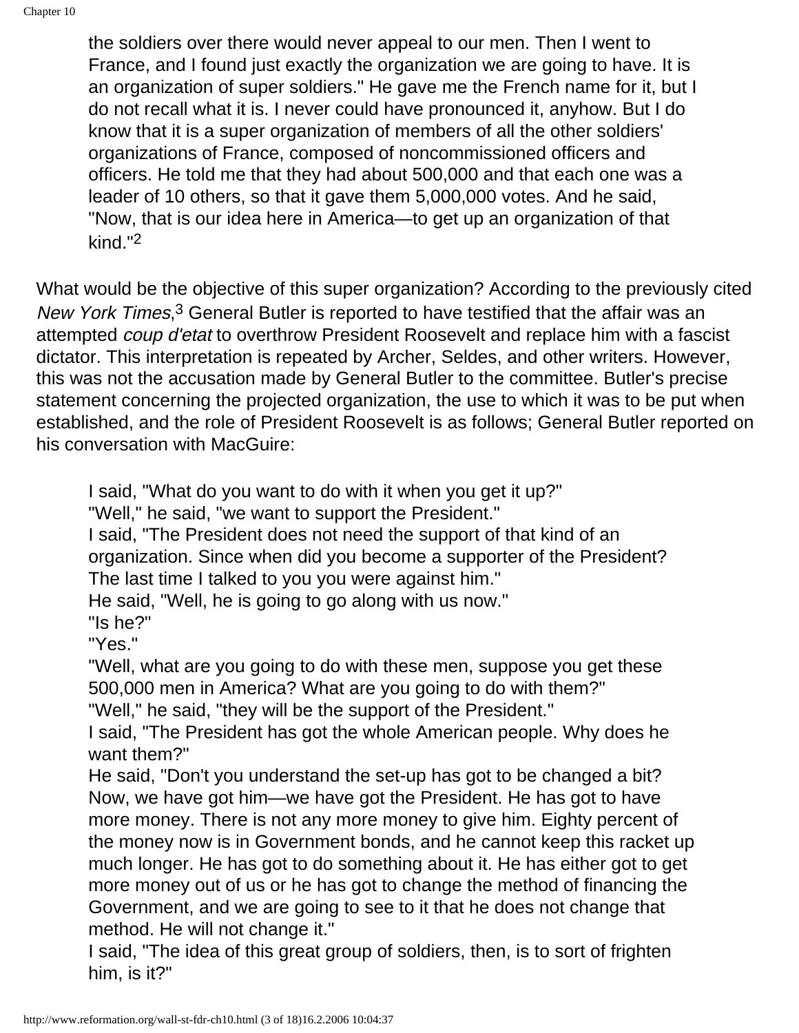> the soldiers over there would never appeal to our men. Then I went to France, and I found just exactly the organization we are going to have. It is an organization of super soldiers." He gave me the French name for it, but I do not recall what it is. I never could have pronounced it, anyhow. But I do know that it is a super organization of members of all the other soldiers' organizations of France, composed of noncommissioned officers and officers. He told me that they had about 500,000 and that each one was a leader of 10 others, so that it gave them 5,000,000 votes. And he said, "Now, that is our idea here in America—to get up an organization of that kind."[2]

What would be the objective of this super organization? According to the previously cited *New York Times*,[3] General Butler is reported to have testified that the affair was an attempted *coup d'etat* to overthrow President Roosevelt and replace him with a fascist dictator. This interpretation is repeated by Archer, Seldes, and other writers. However, this was not the accusation made by General Butler to the committee. Butler's precise statement concerning the projected organization, the use to which it was to be put when established, and the role of President Roosevelt is as follows; General Butler reported on his conversation with MacGuire:

> I said, "What do you want to do with it when you get it up?"
> "Well," he said, "we want to support the President."
> I said, "The President does not need the support of that kind of an organization. Since when did you become a supporter of the President? The last time I talked to you you were against him."
> He said, "Well, he is going to go along with us now."
> "Is he?"
> "Yes."
> "Well, what are you going to do with these men, suppose you get these 500,000 men in America? What are you going to do with them?"
> "Well," he said, "they will be the support of the President."
> I said, "The President has got the whole American people. Why does he want them?"
> He said, "Don't you understand the set-up has got to be changed a bit? Now, we have got him—we have got the President. He has got to have more money. There is not any more money to give him. Eighty percent of the money now is in Government bonds, and he cannot keep this racket up much longer. He has got to do something about it. He has either got to get more money out of us or he has got to change the method of financing the Government, and we are going to see to it that he does not change that method. He will not change it."
> I said, "The idea of this great group of soldiers, then, is to sort of frighten him, is it?"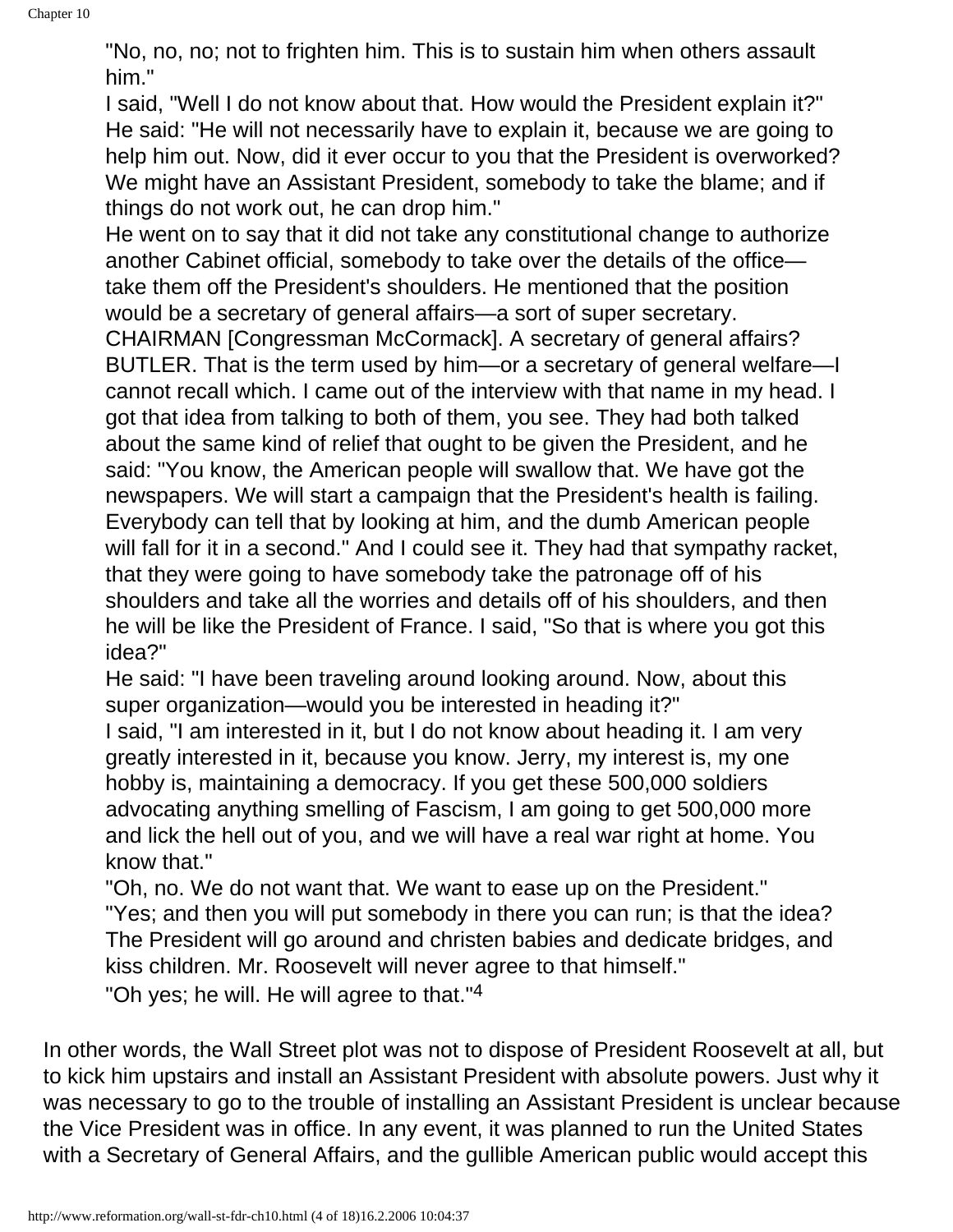"No, no, no; not to frighten him. This is to sustain him when others assault him."

I said, "Well I do not know about that. How would the President explain it?"

He said: "He will not necessarily have to explain it, because we are going to help him out. Now, did it ever occur to you that the President is overworked? We might have an Assistant President, somebody to take the blame; and if things do not work out, he can drop him."

He went on to say that it did not take any constitutional change to authorize another Cabinet official, somebody to take over the details of the office—take them off the President's shoulders. He mentioned that the position would be a secretary of general affairs—a sort of super secretary.

CHAIRMAN [Congressman McCormack]. A secretary of general affairs?

BUTLER. That is the term used by him—or a secretary of general welfare—I cannot recall which. I came out of the interview with that name in my head. I got that idea from talking to both of them, you see. They had both talked about the same kind of relief that ought to be given the President, and he said: "You know, the American people will swallow that. We have got the newspapers. We will start a campaign that the President's health is failing. Everybody can tell that by looking at him, and the dumb American people will fall for it in a second." And I could see it. They had that sympathy racket, that they were going to have somebody take the patronage off of his shoulders and take all the worries and details off of his shoulders, and then he will be like the President of France. I said, "So that is where you got this idea?"

He said: "I have been traveling around looking around. Now, about this super organization—would you be interested in heading it?"

I said, "I am interested in it, but I do not know about heading it. I am very greatly interested in it, because you know. Jerry, my interest is, my one hobby is, maintaining a democracy. If you get these 500,000 soldiers advocating anything smelling of Fascism, I am going to get 500,000 more and lick the hell out of you, and we will have a real war right at home. You know that."

"Oh, no. We do not want that. We want to ease up on the President."

"Yes; and then you will put somebody in there you can run; is that the idea? The President will go around and christen babies and dedicate bridges, and kiss children. Mr. Roosevelt will never agree to that himself."

"Oh yes; he will. He will agree to that."[4]

In other words, the Wall Street plot was not to dispose of President Roosevelt at all, but to kick him upstairs and install an Assistant President with absolute powers. Just why it was necessary to go to the trouble of installing an Assistant President is unclear because the Vice President was in office. In any event, it was planned to run the United States with a Secretary of General Affairs, and the gullible American public would accept this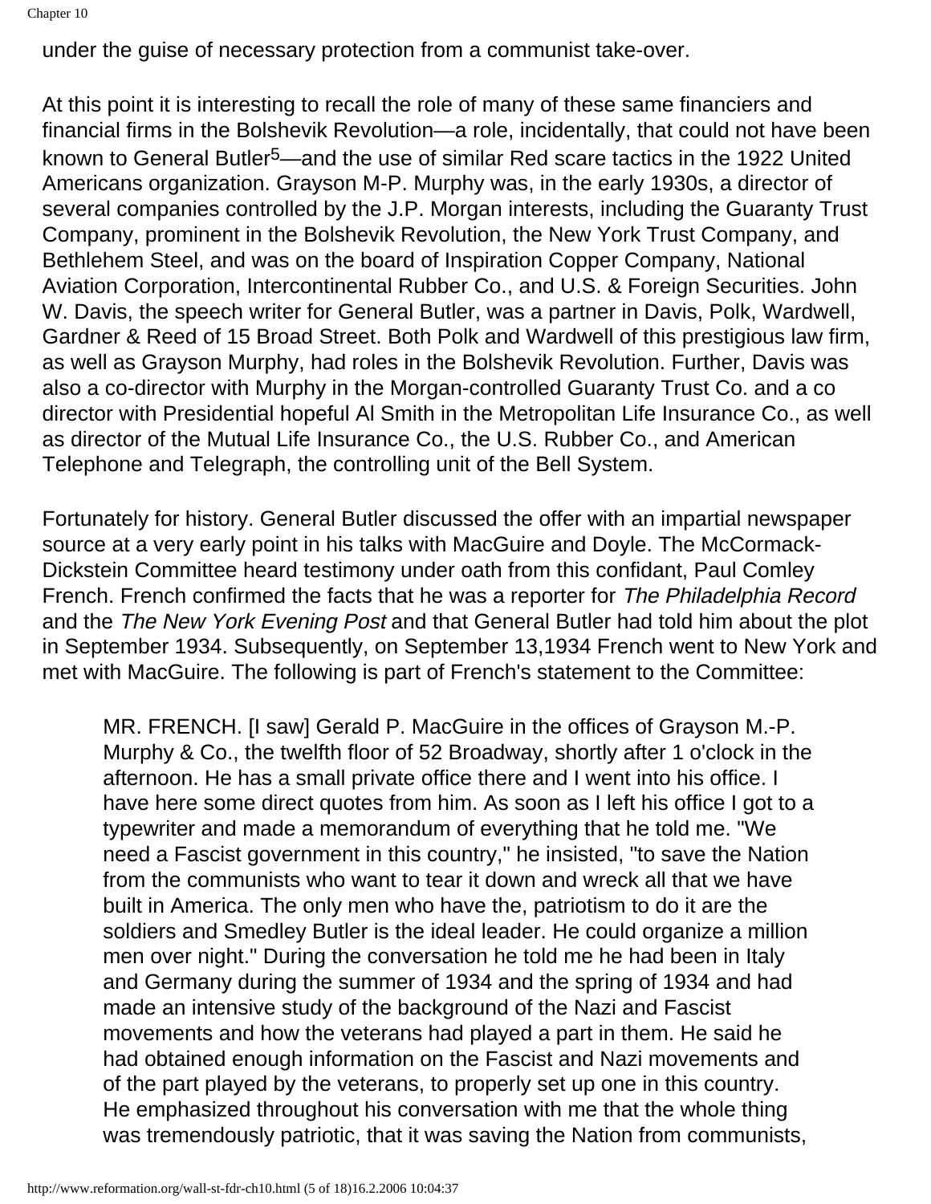under the guise of necessary protection from a communist take-over.

At this point it is interesting to recall the role of many of these same financiers and financial firms in the Bolshevik Revolution—a role, incidentally, that could not have been known to General Butler[5]—and the use of similar Red scare tactics in the 1922 United Americans organization. Grayson M-P. Murphy was, in the early 1930s, a director of several companies controlled by the J.P. Morgan interests, including the Guaranty Trust Company, prominent in the Bolshevik Revolution, the New York Trust Company, and Bethlehem Steel, and was on the board of Inspiration Copper Company, National Aviation Corporation, Intercontinental Rubber Co., and U.S. & Foreign Securities. John W. Davis, the speech writer for General Butler, was a partner in Davis, Polk, Wardwell, Gardner & Reed of 15 Broad Street. Both Polk and Wardwell of this prestigious law firm, as well as Grayson Murphy, had roles in the Bolshevik Revolution. Further, Davis was also a co-director with Murphy in the Morgan-controlled Guaranty Trust Co. and a co director with Presidential hopeful Al Smith in the Metropolitan Life Insurance Co., as well as director of the Mutual Life Insurance Co., the U.S. Rubber Co., and American Telephone and Telegraph, the controlling unit of the Bell System.

Fortunately for history. General Butler discussed the offer with an impartial newspaper source at a very early point in his talks with MacGuire and Doyle. The McCormack-Dickstein Committee heard testimony under oath from this confidant, Paul Comley French. French confirmed the facts that he was a reporter for *The Philadelphia Record* and the *The New York Evening Post* and that General Butler had told him about the plot in September 1934. Subsequently, on September 13,1934 French went to New York and met with MacGuire. The following is part of French's statement to the Committee:

> MR. FRENCH. [I saw] Gerald P. MacGuire in the offices of Grayson M.-P. Murphy & Co., the twelfth floor of 52 Broadway, shortly after 1 o'clock in the afternoon. He has a small private office there and I went into his office. I have here some direct quotes from him. As soon as I left his office I got to a typewriter and made a memorandum of everything that he told me. "We need a Fascist government in this country," he insisted, "to save the Nation from the communists who want to tear it down and wreck all that we have built in America. The only men who have the, patriotism to do it are the soldiers and Smedley Butler is the ideal leader. He could organize a million men over night." During the conversation he told me he had been in Italy and Germany during the summer of 1934 and the spring of 1934 and had made an intensive study of the background of the Nazi and Fascist movements and how the veterans had played a part in them. He said he had obtained enough information on the Fascist and Nazi movements and of the part played by the veterans, to properly set up one in this country. He emphasized throughout his conversation with me that the whole thing was tremendously patriotic, that it was saving the Nation from communists,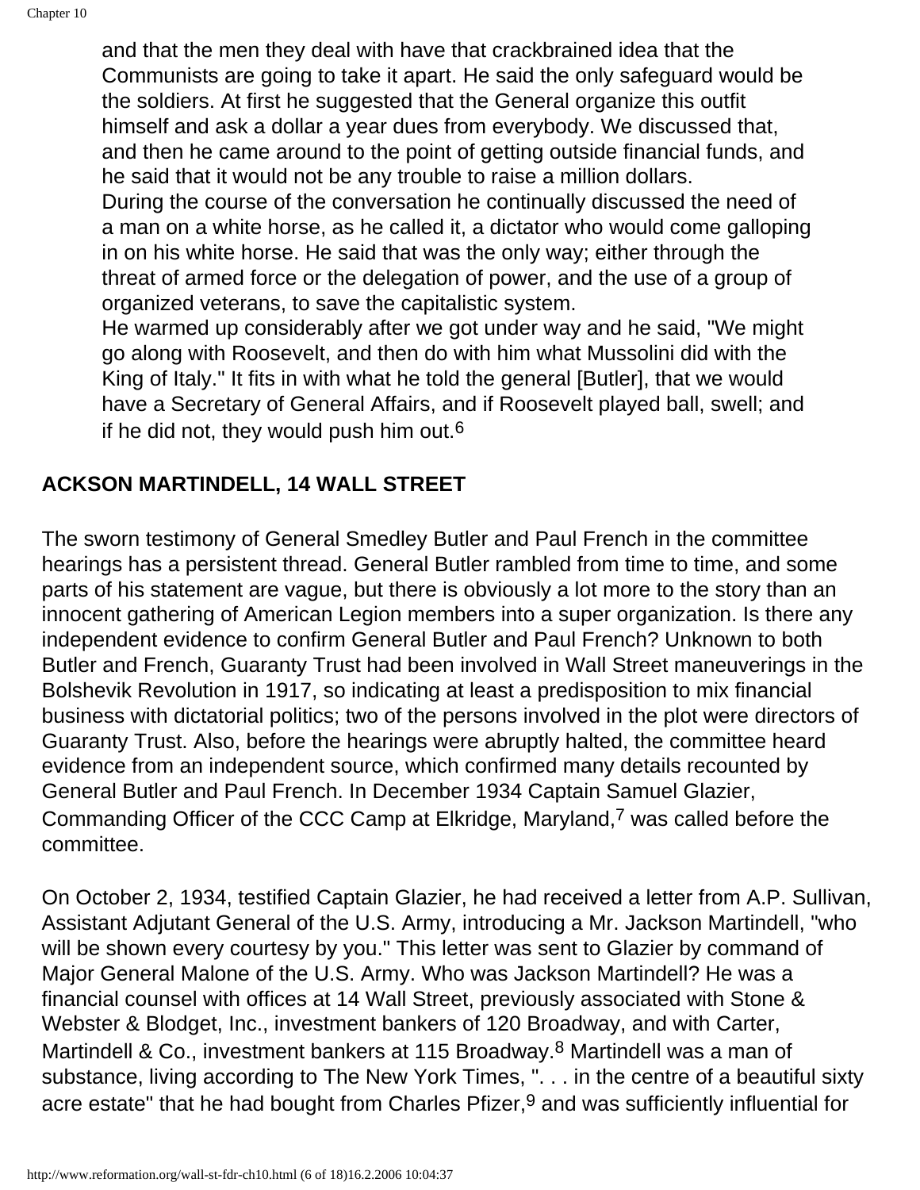and that the men they deal with have that crackbrained idea that the Communists are going to take it apart. He said the only safeguard would be the soldiers. At first he suggested that the General organize this outfit himself and ask a dollar a year dues from everybody. We discussed that, and then he came around to the point of getting outside financial funds, and he said that it would not be any trouble to raise a million dollars.
During the course of the conversation he continually discussed the need of a man on a white horse, as he called it, a dictator who would come galloping in on his white horse. He said that was the only way; either through the threat of armed force or the delegation of power, and the use of a group of organized veterans, to save the capitalistic system.
He warmed up considerably after we got under way and he said, "We might go along with Roosevelt, and then do with him what Mussolini did with the King of Italy." It fits in with what he told the general [Butler], that we would have a Secretary of General Affairs, and if Roosevelt played ball, swell; and if he did not, they would push him out.[6]

**ACKSON MARTINDELL, 14 WALL STREET**

The sworn testimony of General Smedley Butler and Paul French in the committee hearings has a persistent thread. General Butler rambled from time to time, and some parts of his statement are vague, but there is obviously a lot more to the story than an innocent gathering of American Legion members into a super organization. Is there any independent evidence to confirm General Butler and Paul French? Unknown to both Butler and French, Guaranty Trust had been involved in Wall Street maneuverings in the Bolshevik Revolution in 1917, so indicating at least a predisposition to mix financial business with dictatorial politics; two of the persons involved in the plot were directors of Guaranty Trust. Also, before the hearings were abruptly halted, the committee heard evidence from an independent source, which confirmed many details recounted by General Butler and Paul French. In December 1934 Captain Samuel Glazier, Commanding Officer of the CCC Camp at Elkridge, Maryland,[7] was called before the committee.

On October 2, 1934, testified Captain Glazier, he had received a letter from A.P. Sullivan, Assistant Adjutant General of the U.S. Army, introducing a Mr. Jackson Martindell, "who will be shown every courtesy by you." This letter was sent to Glazier by command of Major General Malone of the U.S. Army. Who was Jackson Martindell? He was a financial counsel with offices at 14 Wall Street, previously associated with Stone & Webster & Blodget, Inc., investment bankers of 120 Broadway, and with Carter, Martindell & Co., investment bankers at 115 Broadway.[8] Martindell was a man of substance, living according to The New York Times, ". . . in the centre of a beautiful sixty acre estate" that he had bought from Charles Pfizer,[9] and was sufficiently influential for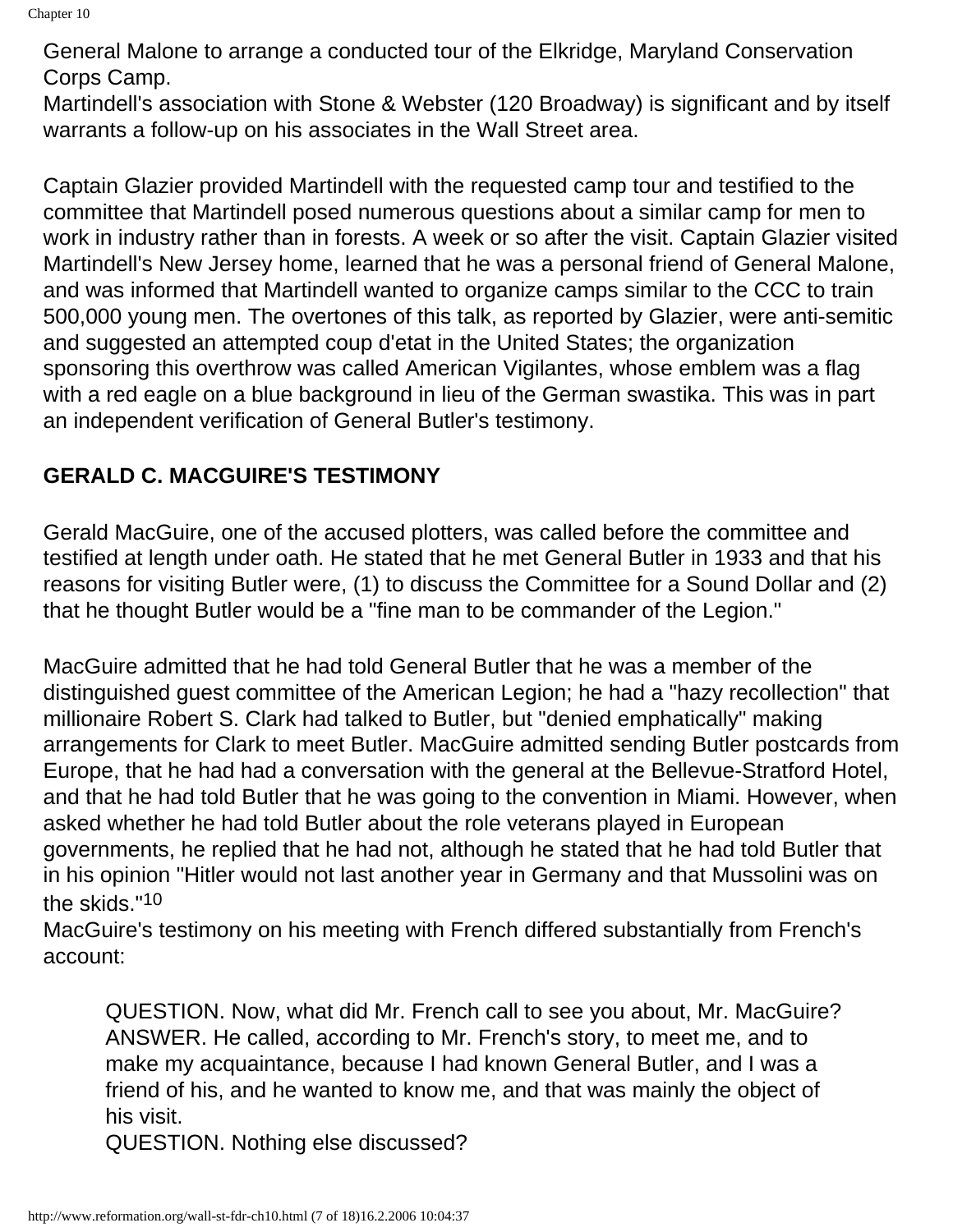General Malone to arrange a conducted tour of the Elkridge, Maryland Conservation Corps Camp.
Martindell's association with Stone & Webster (120 Broadway) is significant and by itself warrants a follow-up on his associates in the Wall Street area.

Captain Glazier provided Martindell with the requested camp tour and testified to the committee that Martindell posed numerous questions about a similar camp for men to work in industry rather than in forests. A week or so after the visit. Captain Glazier visited Martindell's New Jersey home, learned that he was a personal friend of General Malone, and was informed that Martindell wanted to organize camps similar to the CCC to train 500,000 young men. The overtones of this talk, as reported by Glazier, were anti-semitic and suggested an attempted coup d'etat in the United States; the organization sponsoring this overthrow was called American Vigilantes, whose emblem was a flag with a red eagle on a blue background in lieu of the German swastika. This was in part an independent verification of General Butler's testimony.

## GERALD C. MACGUIRE'S TESTIMONY

Gerald MacGuire, one of the accused plotters, was called before the committee and testified at length under oath. He stated that he met General Butler in 1933 and that his reasons for visiting Butler were, (1) to discuss the Committee for a Sound Dollar and (2) that he thought Butler would be a "fine man to be commander of the Legion."

MacGuire admitted that he had told General Butler that he was a member of the distinguished guest committee of the American Legion; he had a "hazy recollection" that millionaire Robert S. Clark had talked to Butler, but "denied emphatically" making arrangements for Clark to meet Butler. MacGuire admitted sending Butler postcards from Europe, that he had had a conversation with the general at the Bellevue-Stratford Hotel, and that he had told Butler that he was going to the convention in Miami. However, when asked whether he had told Butler about the role veterans played in European governments, he replied that he had not, although he stated that he had told Butler that in his opinion "Hitler would not last another year in Germany and that Mussolini was on the skids."[10]
MacGuire's testimony on his meeting with French differed substantially from French's account:

> QUESTION. Now, what did Mr. French call to see you about, Mr. MacGuire?
> ANSWER. He called, according to Mr. French's story, to meet me, and to make my acquaintance, because I had known General Butler, and I was a friend of his, and he wanted to know me, and that was mainly the object of his visit.
> QUESTION. Nothing else discussed?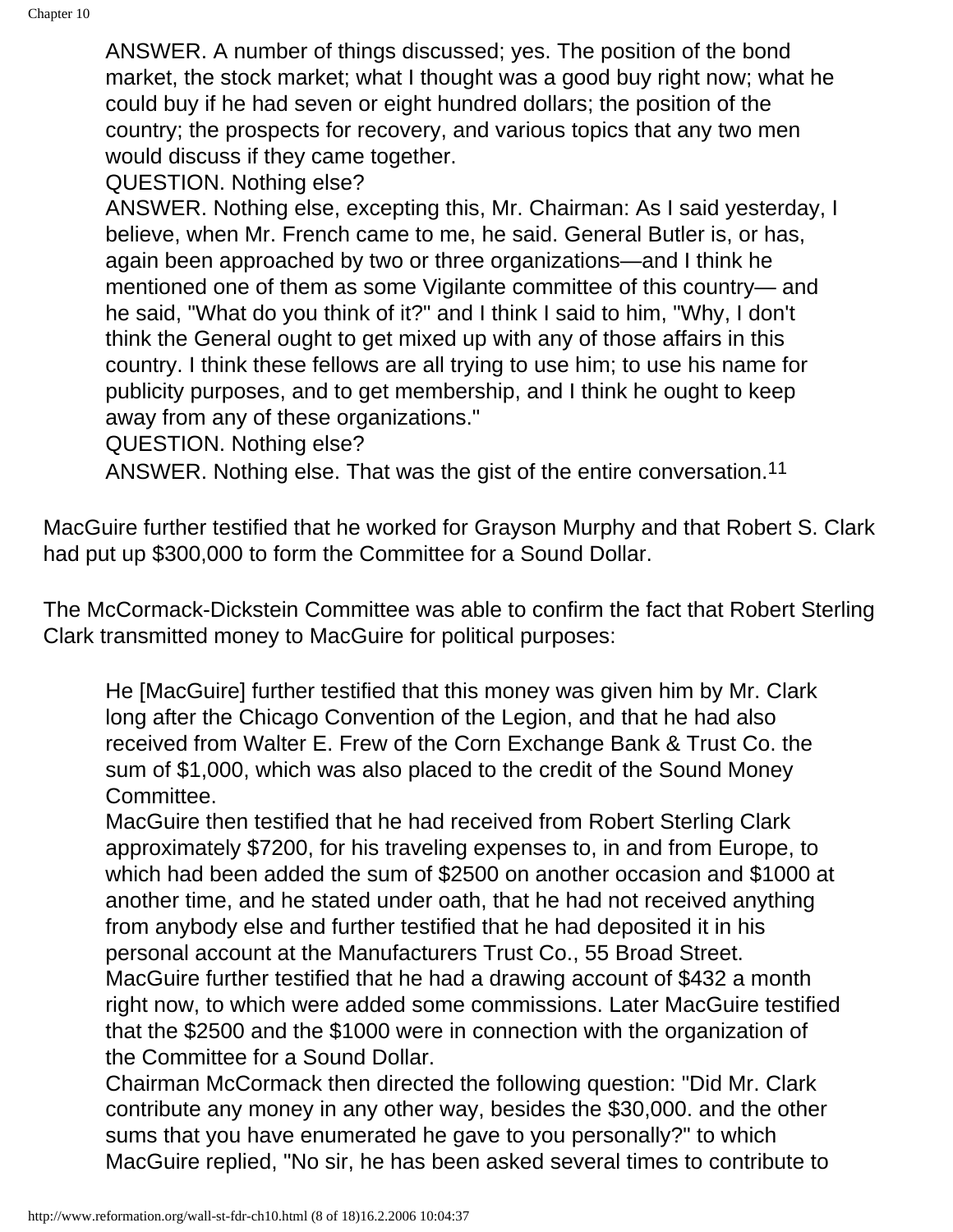> ANSWER. A number of things discussed; yes. The position of the bond market, the stock market; what I thought was a good buy right now; what he could buy if he had seven or eight hundred dollars; the position of the country; the prospects for recovery, and various topics that any two men would discuss if they came together.
> QUESTION. Nothing else?
> ANSWER. Nothing else, excepting this, Mr. Chairman: As I said yesterday, I believe, when Mr. French came to me, he said. General Butler is, or has, again been approached by two or three organizations—and I think he mentioned one of them as some Vigilante committee of this country— and he said, "What do you think of it?" and I think I said to him, "Why, I don't think the General ought to get mixed up with any of those affairs in this country. I think these fellows are all trying to use him; to use his name for publicity purposes, and to get membership, and I think he ought to keep away from any of these organizations."
> QUESTION. Nothing else?
> ANSWER. Nothing else. That was the gist of the entire conversation.[11]

MacGuire further testified that he worked for Grayson Murphy and that Robert S. Clark had put up $300,000 to form the Committee for a Sound Dollar.

The McCormack-Dickstein Committee was able to confirm the fact that Robert Sterling Clark transmitted money to MacGuire for political purposes:

> He [MacGuire] further testified that this money was given him by Mr. Clark long after the Chicago Convention of the Legion, and that he had also received from Walter E. Frew of the Corn Exchange Bank & Trust Co. the sum of $1,000, which was also placed to the credit of the Sound Money Committee.
> MacGuire then testified that he had received from Robert Sterling Clark approximately $7200, for his traveling expenses to, in and from Europe, to which had been added the sum of $2500 on another occasion and $1000 at another time, and he stated under oath, that he had not received anything from anybody else and further testified that he had deposited it in his personal account at the Manufacturers Trust Co., 55 Broad Street.
> MacGuire further testified that he had a drawing account of $432 a month right now, to which were added some commissions. Later MacGuire testified that the $2500 and the $1000 were in connection with the organization of the Committee for a Sound Dollar.
> Chairman McCormack then directed the following question: "Did Mr. Clark contribute any money in any other way, besides the $30,000. and the other sums that you have enumerated he gave to you personally?" to which MacGuire replied, "No sir, he has been asked several times to contribute to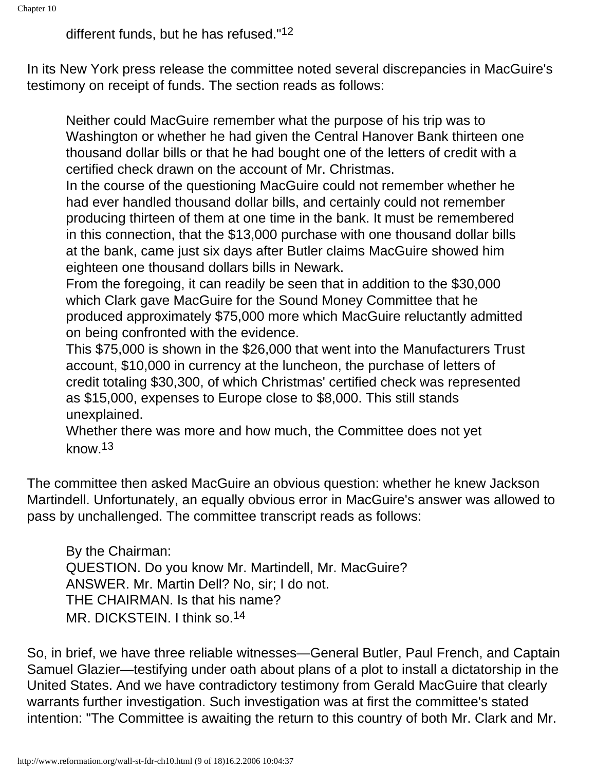different funds, but he has refused."[12]

In its New York press release the committee noted several discrepancies in MacGuire's testimony on receipt of funds. The section reads as follows:

> Neither could MacGuire remember what the purpose of his trip was to Washington or whether he had given the Central Hanover Bank thirteen one thousand dollar bills or that he had bought one of the letters of credit with a certified check drawn on the account of Mr. Christmas.
> In the course of the questioning MacGuire could not remember whether he had ever handled thousand dollar bills, and certainly could not remember producing thirteen of them at one time in the bank. It must be remembered in this connection, that the $13,000 purchase with one thousand dollar bills at the bank, came just six days after Butler claims MacGuire showed him eighteen one thousand dollars bills in Newark.
> From the foregoing, it can readily be seen that in addition to the $30,000 which Clark gave MacGuire for the Sound Money Committee that he produced approximately $75,000 more which MacGuire reluctantly admitted on being confronted with the evidence.
> This $75,000 is shown in the $26,000 that went into the Manufacturers Trust account, $10,000 in currency at the luncheon, the purchase of letters of credit totaling $30,300, of which Christmas' certified check was represented as $15,000, expenses to Europe close to $8,000. This still stands unexplained.
> Whether there was more and how much, the Committee does not yet know.[13]

The committee then asked MacGuire an obvious question: whether he knew Jackson Martindell. Unfortunately, an equally obvious error in MacGuire's answer was allowed to pass by unchallenged. The committee transcript reads as follows:

> By the Chairman:
> QUESTION. Do you know Mr. Martindell, Mr. MacGuire?
> ANSWER. Mr. Martin Dell? No, sir; I do not.
> THE CHAIRMAN. Is that his name?
> MR. DICKSTEIN. I think so.[14]

So, in brief, we have three reliable witnesses—General Butler, Paul French, and Captain Samuel Glazier—testifying under oath about plans of a plot to install a dictatorship in the United States. And we have contradictory testimony from Gerald MacGuire that clearly warrants further investigation. Such investigation was at first the committee's stated intention: "The Committee is awaiting the return to this country of both Mr. Clark and Mr.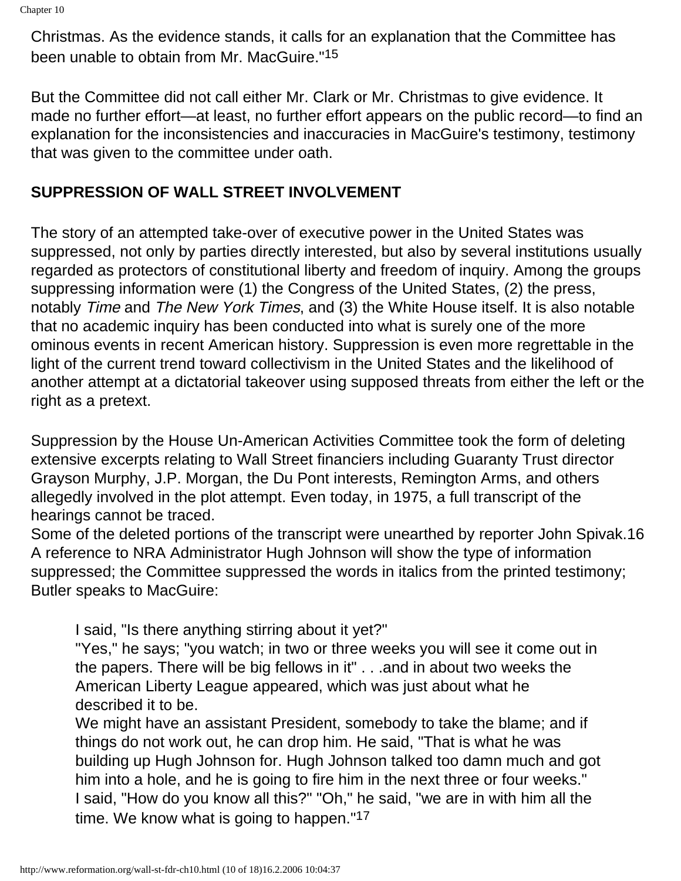Christmas. As the evidence stands, it calls for an explanation that the Committee has been unable to obtain from Mr. MacGuire."[15]

But the Committee did not call either Mr. Clark or Mr. Christmas to give evidence. It made no further effort—at least, no further effort appears on the public record—to find an explanation for the inconsistencies and inaccuracies in MacGuire's testimony, testimony that was given to the committee under oath.

**SUPPRESSION OF WALL STREET INVOLVEMENT**

The story of an attempted take-over of executive power in the United States was suppressed, not only by parties directly interested, but also by several institutions usually regarded as protectors of constitutional liberty and freedom of inquiry. Among the groups suppressing information were (1) the Congress of the United States, (2) the press, notably *Time* and *The New York Times*, and (3) the White House itself. It is also notable that no academic inquiry has been conducted into what is surely one of the more ominous events in recent American history. Suppression is even more regrettable in the light of the current trend toward collectivism in the United States and the likelihood of another attempt at a dictatorial takeover using supposed threats from either the left or the right as a pretext.

Suppression by the House Un-American Activities Committee took the form of deleting extensive excerpts relating to Wall Street financiers including Guaranty Trust director Grayson Murphy, J.P. Morgan, the Du Pont interests, Remington Arms, and others allegedly involved in the plot attempt. Even today, in 1975, a full transcript of the hearings cannot be traced.
Some of the deleted portions of the transcript were unearthed by reporter John Spivak.16 A reference to NRA Administrator Hugh Johnson will show the type of information suppressed; the Committee suppressed the words in italics from the printed testimony; Butler speaks to MacGuire:

> I said, "Is there anything stirring about it yet?"
> "Yes," he says; "you watch; in two or three weeks you will see it come out in the papers. There will be big fellows in it" . . .and in about two weeks the American Liberty League appeared, which was just about what he described it to be.
> We might have an assistant President, somebody to take the blame; and if things do not work out, he can drop him. He said, "That is what he was building up Hugh Johnson for. Hugh Johnson talked too damn much and got him into a hole, and he is going to fire him in the next three or four weeks."
> I said, "How do you know all this?" "Oh," he said, "we are in with him all the time. We know what is going to happen."[17]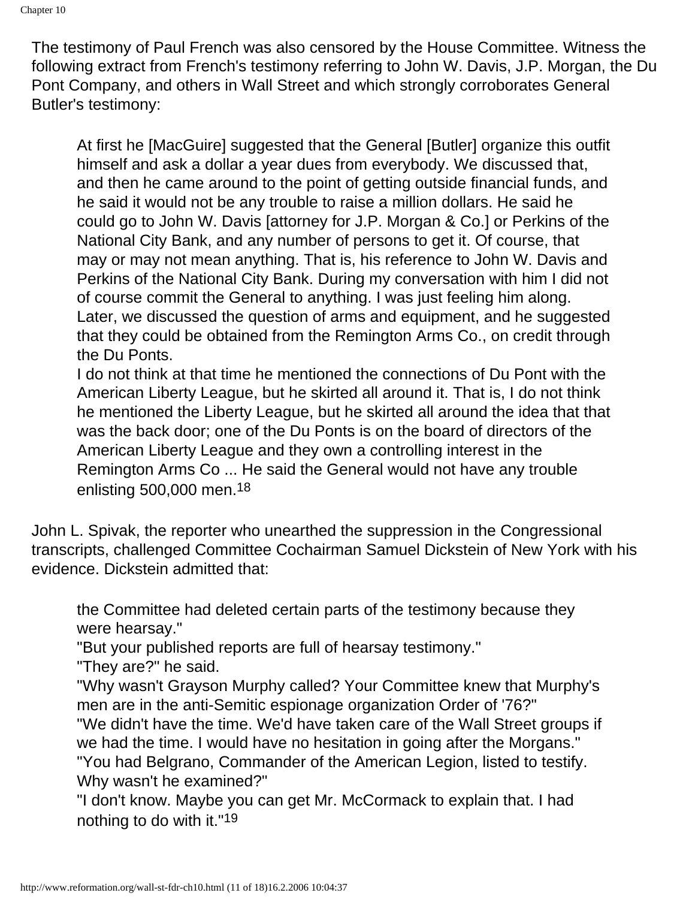The testimony of Paul French was also censored by the House Committee. Witness the following extract from French's testimony referring to John W. Davis, J.P. Morgan, the Du Pont Company, and others in Wall Street and which strongly corroborates General Butler's testimony:

> At first he [MacGuire] suggested that the General [Butler] organize this outfit himself and ask a dollar a year dues from everybody. We discussed that, and then he came around to the point of getting outside financial funds, and he said it would not be any trouble to raise a million dollars. He said he could go to John W. Davis [attorney for J.P. Morgan & Co.] or Perkins of the National City Bank, and any number of persons to get it. Of course, that may or may not mean anything. That is, his reference to John W. Davis and Perkins of the National City Bank. During my conversation with him I did not of course commit the General to anything. I was just feeling him along. Later, we discussed the question of arms and equipment, and he suggested that they could be obtained from the Remington Arms Co., on credit through the Du Ponts.
>
> I do not think at that time he mentioned the connections of Du Pont with the American Liberty League, but he skirted all around it. That is, I do not think he mentioned the Liberty League, but he skirted all around the idea that that was the back door; one of the Du Ponts is on the board of directors of the American Liberty League and they own a controlling interest in the Remington Arms Co ... He said the General would not have any trouble enlisting 500,000 men.[18]

John L. Spivak, the reporter who unearthed the suppression in the Congressional transcripts, challenged Committee Cochairman Samuel Dickstein of New York with his evidence. Dickstein admitted that:

> the Committee had deleted certain parts of the testimony because they were hearsay."
>
> "But your published reports are full of hearsay testimony."
>
> "They are?" he said.
>
> "Why wasn't Grayson Murphy called? Your Committee knew that Murphy's men are in the anti-Semitic espionage organization Order of '76?"
>
> "We didn't have the time. We'd have taken care of the Wall Street groups if we had the time. I would have no hesitation in going after the Morgans."
>
> "You had Belgrano, Commander of the American Legion, listed to testify. Why wasn't he examined?"
>
> "I don't know. Maybe you can get Mr. McCormack to explain that. I had nothing to do with it."[19]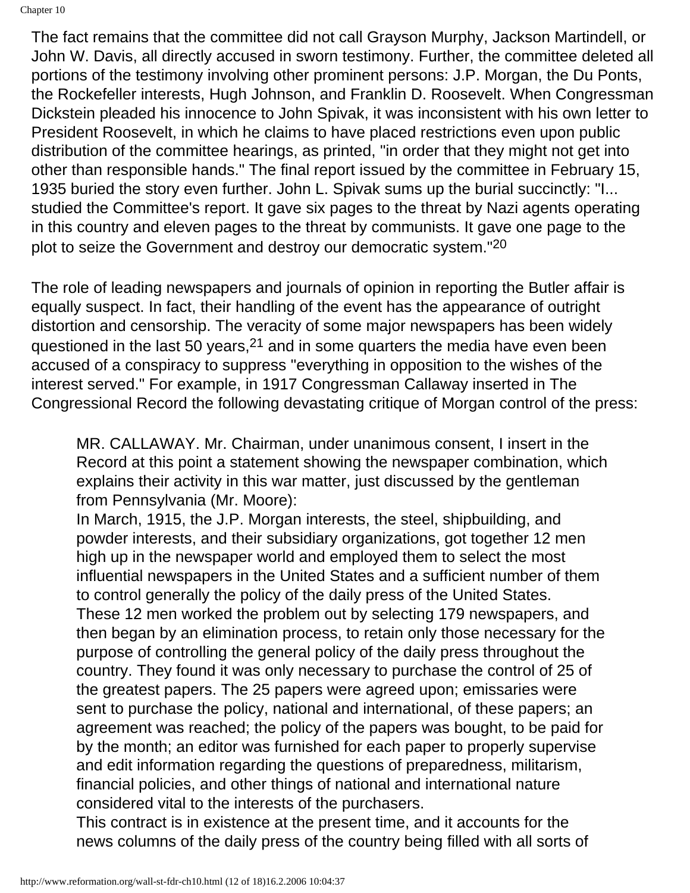The fact remains that the committee did not call Grayson Murphy, Jackson Martindell, or John W. Davis, all directly accused in sworn testimony. Further, the committee deleted all portions of the testimony involving other prominent persons: J.P. Morgan, the Du Ponts, the Rockefeller interests, Hugh Johnson, and Franklin D. Roosevelt. When Congressman Dickstein pleaded his innocence to John Spivak, it was inconsistent with his own letter to President Roosevelt, in which he claims to have placed restrictions even upon public distribution of the committee hearings, as printed, "in order that they might not get into other than responsible hands." The final report issued by the committee in February 15, 1935 buried the story even further. John L. Spivak sums up the burial succinctly: "I... studied the Committee's report. It gave six pages to the threat by Nazi agents operating in this country and eleven pages to the threat by communists. It gave one page to the plot to seize the Government and destroy our democratic system."[20]

The role of leading newspapers and journals of opinion in reporting the Butler affair is equally suspect. In fact, their handling of the event has the appearance of outright distortion and censorship. The veracity of some major newspapers has been widely questioned in the last 50 years,[21] and in some quarters the media have even been accused of a conspiracy to suppress "everything in opposition to the wishes of the interest served." For example, in 1917 Congressman Callaway inserted in The Congressional Record the following devastating critique of Morgan control of the press:

> MR. CALLAWAY. Mr. Chairman, under unanimous consent, I insert in the Record at this point a statement showing the newspaper combination, which explains their activity in this war matter, just discussed by the gentleman from Pennsylvania (Mr. Moore):
> In March, 1915, the J.P. Morgan interests, the steel, shipbuilding, and powder interests, and their subsidiary organizations, got together 12 men high up in the newspaper world and employed them to select the most influential newspapers in the United States and a sufficient number of them to control generally the policy of the daily press of the United States.
> These 12 men worked the problem out by selecting 179 newspapers, and then began by an elimination process, to retain only those necessary for the purpose of controlling the general policy of the daily press throughout the country. They found it was only necessary to purchase the control of 25 of the greatest papers. The 25 papers were agreed upon; emissaries were sent to purchase the policy, national and international, of these papers; an agreement was reached; the policy of the papers was bought, to be paid for by the month; an editor was furnished for each paper to properly supervise and edit information regarding the questions of preparedness, militarism, financial policies, and other things of national and international nature considered vital to the interests of the purchasers.
> This contract is in existence at the present time, and it accounts for the news columns of the daily press of the country being filled with all sorts of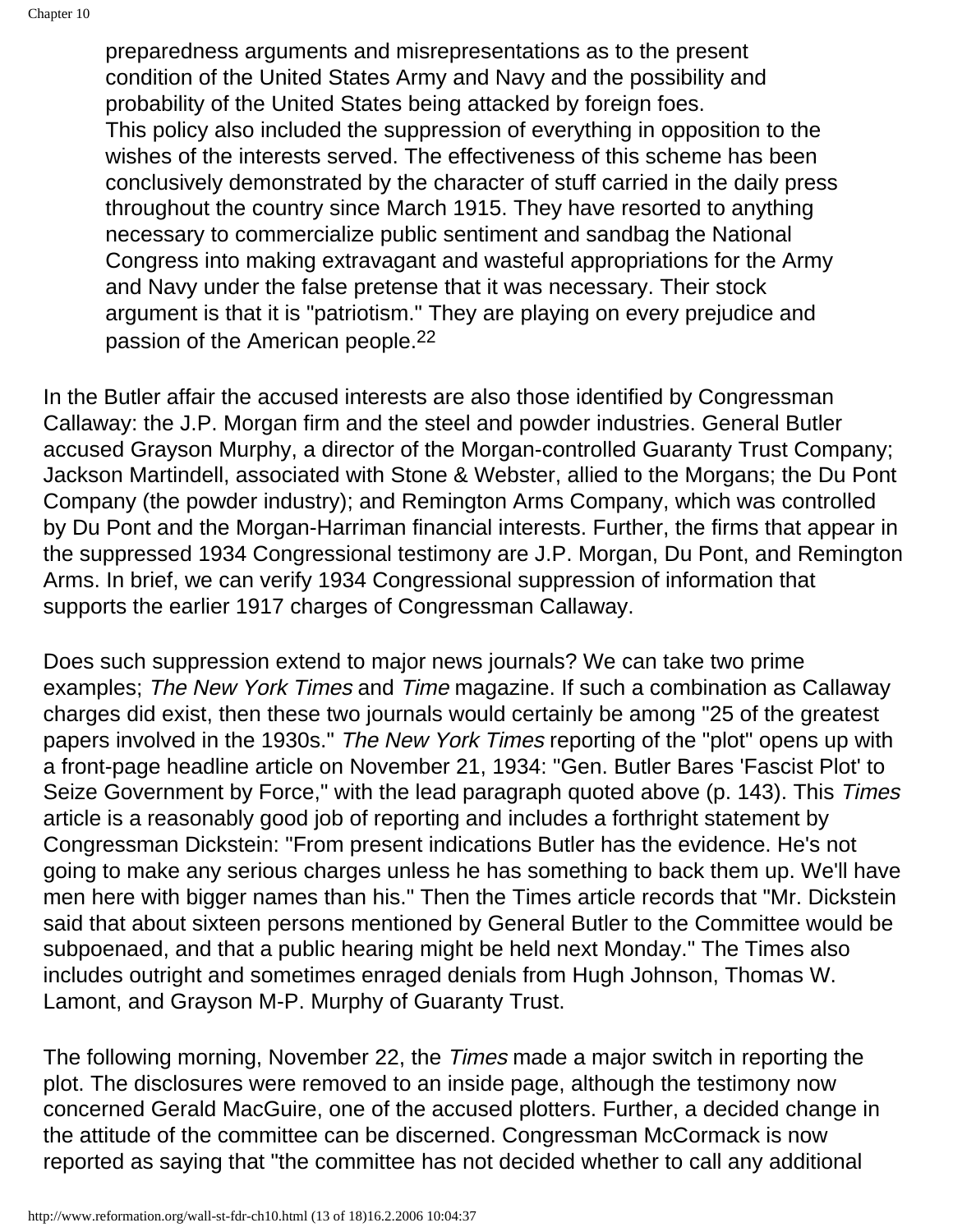> preparedness arguments and misrepresentations as to the present condition of the United States Army and Navy and the possibility and probability of the United States being attacked by foreign foes.
> This policy also included the suppression of everything in opposition to the wishes of the interests served. The effectiveness of this scheme has been conclusively demonstrated by the character of stuff carried in the daily press throughout the country since March 1915. They have resorted to anything necessary to commercialize public sentiment and sandbag the National Congress into making extravagant and wasteful appropriations for the Army and Navy under the false pretense that it was necessary. Their stock argument is that it is "patriotism." They are playing on every prejudice and passion of the American people.[22]

In the Butler affair the accused interests are also those identified by Congressman Callaway: the J.P. Morgan firm and the steel and powder industries. General Butler accused Grayson Murphy, a director of the Morgan-controlled Guaranty Trust Company; Jackson Martindell, associated with Stone & Webster, allied to the Morgans; the Du Pont Company (the powder industry); and Remington Arms Company, which was controlled by Du Pont and the Morgan-Harriman financial interests. Further, the firms that appear in the suppressed 1934 Congressional testimony are J.P. Morgan, Du Pont, and Remington Arms. In brief, we can verify 1934 Congressional suppression of information that supports the earlier 1917 charges of Congressman Callaway.

Does such suppression extend to major news journals? We can take two prime examples; *The New York Times* and *Time* magazine. If such a combination as Callaway charges did exist, then these two journals would certainly be among "25 of the greatest papers involved in the 1930s." *The New York Times* reporting of the "plot" opens up with a front-page headline article on November 21, 1934: "Gen. Butler Bares 'Fascist Plot' to Seize Government by Force," with the lead paragraph quoted above (p. 143). This *Times* article is a reasonably good job of reporting and includes a forthright statement by Congressman Dickstein: "From present indications Butler has the evidence. He's not going to make any serious charges unless he has something to back them up. We'll have men here with bigger names than his." Then the Times article records that "Mr. Dickstein said that about sixteen persons mentioned by General Butler to the Committee would be subpoenaed, and that a public hearing might be held next Monday." The Times also includes outright and sometimes enraged denials from Hugh Johnson, Thomas W. Lamont, and Grayson M-P. Murphy of Guaranty Trust.

The following morning, November 22, the *Times* made a major switch in reporting the plot. The disclosures were removed to an inside page, although the testimony now concerned Gerald MacGuire, one of the accused plotters. Further, a decided change in the attitude of the committee can be discerned. Congressman McCormack is now reported as saying that "the committee has not decided whether to call any additional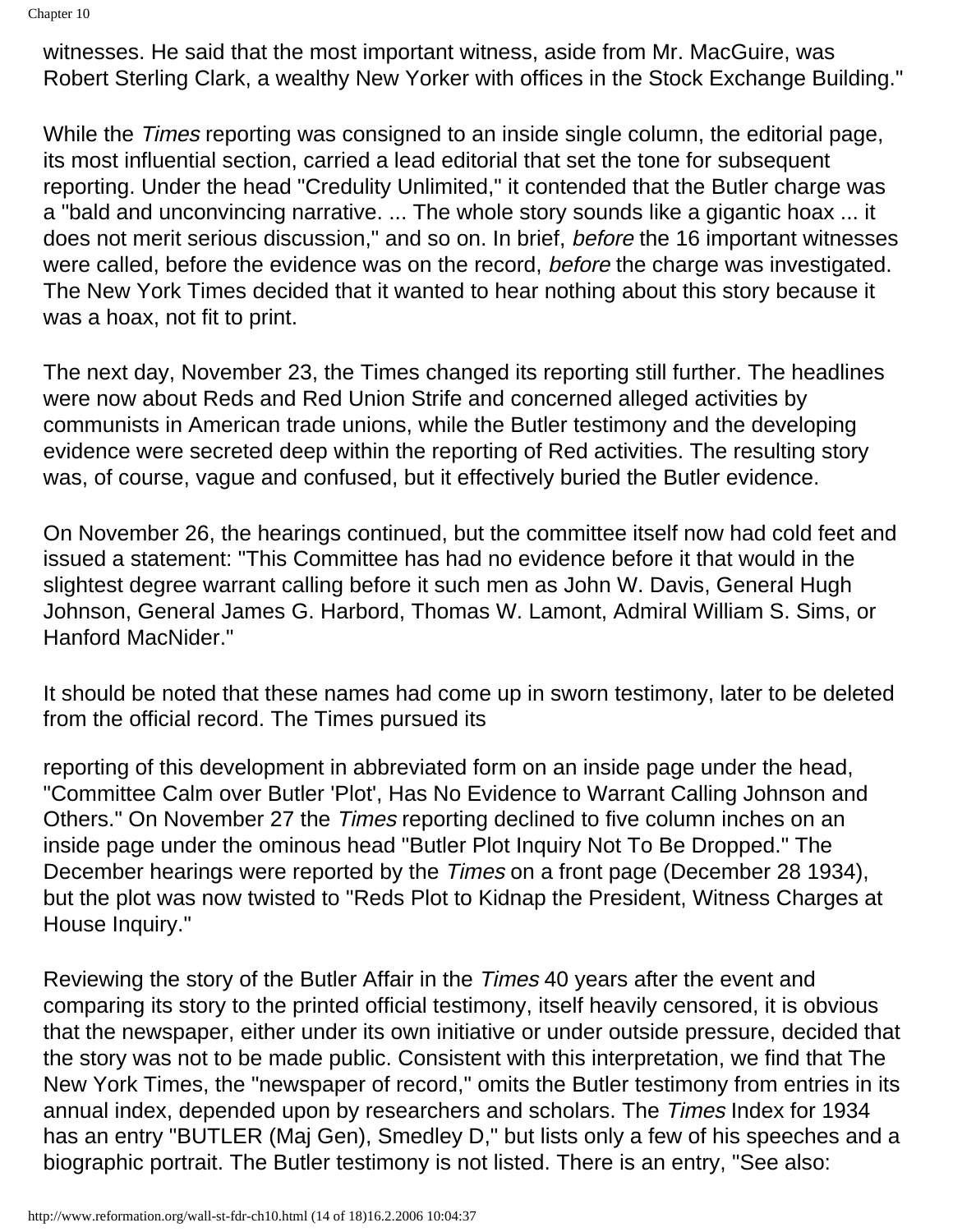witnesses. He said that the most important witness, aside from Mr. MacGuire, was Robert Sterling Clark, a wealthy New Yorker with offices in the Stock Exchange Building."

While the *Times* reporting was consigned to an inside single column, the editorial page, its most influential section, carried a lead editorial that set the tone for subsequent reporting. Under the head "Credulity Unlimited," it contended that the Butler charge was a "bald and unconvincing narrative. ... The whole story sounds like a gigantic hoax ... it does not merit serious discussion," and so on. In brief, *before* the 16 important witnesses were called, before the evidence was on the record, *before* the charge was investigated. The New York Times decided that it wanted to hear nothing about this story because it was a hoax, not fit to print.

The next day, November 23, the Times changed its reporting still further. The headlines were now about Reds and Red Union Strife and concerned alleged activities by communists in American trade unions, while the Butler testimony and the developing evidence were secreted deep within the reporting of Red activities. The resulting story was, of course, vague and confused, but it effectively buried the Butler evidence.

On November 26, the hearings continued, but the committee itself now had cold feet and issued a statement: "This Committee has had no evidence before it that would in the slightest degree warrant calling before it such men as John W. Davis, General Hugh Johnson, General James G. Harbord, Thomas W. Lamont, Admiral William S. Sims, or Hanford MacNider."

It should be noted that these names had come up in sworn testimony, later to be deleted from the official record. The Times pursued its reporting of this development in abbreviated form on an inside page under the head, "Committee Calm over Butler 'Plot', Has No Evidence to Warrant Calling Johnson and Others." On November 27 the *Times* reporting declined to five column inches on an inside page under the ominous head "Butler Plot Inquiry Not To Be Dropped." The December hearings were reported by the *Times* on a front page (December 28 1934), but the plot was now twisted to "Reds Plot to Kidnap the President, Witness Charges at House Inquiry."

Reviewing the story of the Butler Affair in the *Times* 40 years after the event and comparing its story to the printed official testimony, itself heavily censored, it is obvious that the newspaper, either under its own initiative or under outside pressure, decided that the story was not to be made public. Consistent with this interpretation, we find that The New York Times, the "newspaper of record," omits the Butler testimony from entries in its annual index, depended upon by researchers and scholars. The *Times* Index for 1934 has an entry "BUTLER (Maj Gen), Smedley D," but lists only a few of his speeches and a biographic portrait. The Butler testimony is not listed. There is an entry, "See also: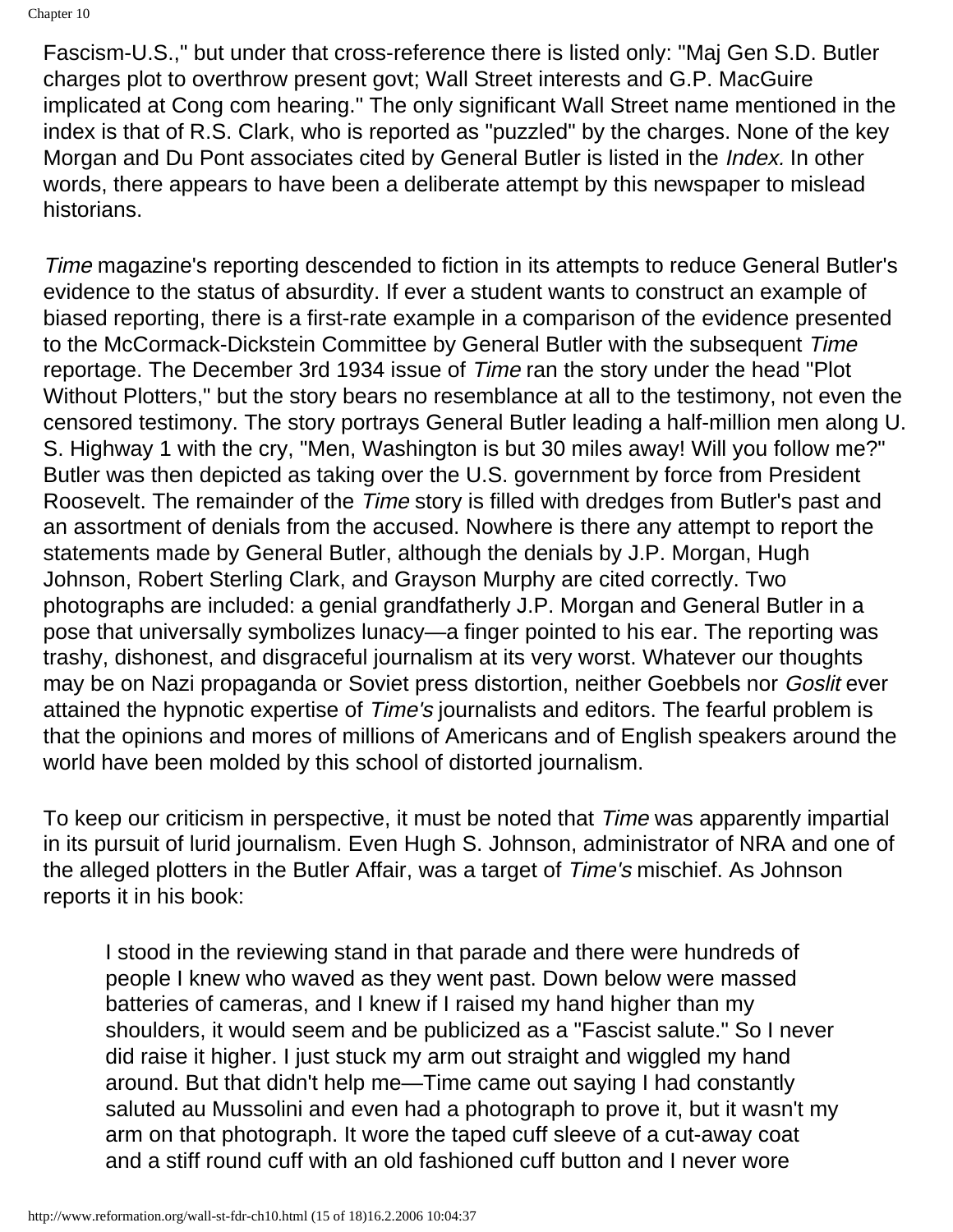Fascism-U.S.," but under that cross-reference there is listed only: "Maj Gen S.D. Butler charges plot to overthrow present govt; Wall Street interests and G.P. MacGuire implicated at Cong com hearing." The only significant Wall Street name mentioned in the index is that of R.S. Clark, who is reported as "puzzled" by the charges. None of the key Morgan and Du Pont associates cited by General Butler is listed in the *Index.* In other words, there appears to have been a deliberate attempt by this newspaper to mislead historians.

*Time* magazine's reporting descended to fiction in its attempts to reduce General Butler's evidence to the status of absurdity. If ever a student wants to construct an example of biased reporting, there is a first-rate example in a comparison of the evidence presented to the McCormack-Dickstein Committee by General Butler with the subsequent *Time* reportage. The December 3rd 1934 issue of *Time* ran the story under the head "Plot Without Plotters," but the story bears no resemblance at all to the testimony, not even the censored testimony. The story portrays General Butler leading a half-million men along U. S. Highway 1 with the cry, "Men, Washington is but 30 miles away! Will you follow me?" Butler was then depicted as taking over the U.S. government by force from President Roosevelt. The remainder of the *Time* story is filled with dredges from Butler's past and an assortment of denials from the accused. Nowhere is there any attempt to report the statements made by General Butler, although the denials by J.P. Morgan, Hugh Johnson, Robert Sterling Clark, and Grayson Murphy are cited correctly. Two photographs are included: a genial grandfatherly J.P. Morgan and General Butler in a pose that universally symbolizes lunacy—a finger pointed to his ear. The reporting was trashy, dishonest, and disgraceful journalism at its very worst. Whatever our thoughts may be on Nazi propaganda or Soviet press distortion, neither Goebbels nor *Goslit* ever attained the hypnotic expertise of *Time's* journalists and editors. The fearful problem is that the opinions and mores of millions of Americans and of English speakers around the world have been molded by this school of distorted journalism.

To keep our criticism in perspective, it must be noted that *Time* was apparently impartial in its pursuit of lurid journalism. Even Hugh S. Johnson, administrator of NRA and one of the alleged plotters in the Butler Affair, was a target of *Time's* mischief. As Johnson reports it in his book:

> I stood in the reviewing stand in that parade and there were hundreds of people I knew who waved as they went past. Down below were massed batteries of cameras, and I knew if I raised my hand higher than my shoulders, it would seem and be publicized as a "Fascist salute." So I never did raise it higher. I just stuck my arm out straight and wiggled my hand around. But that didn't help me—Time came out saying I had constantly saluted au Mussolini and even had a photograph to prove it, but it wasn't my arm on that photograph. It wore the taped cuff sleeve of a cut-away coat and a stiff round cuff with an old fashioned cuff button and I never wore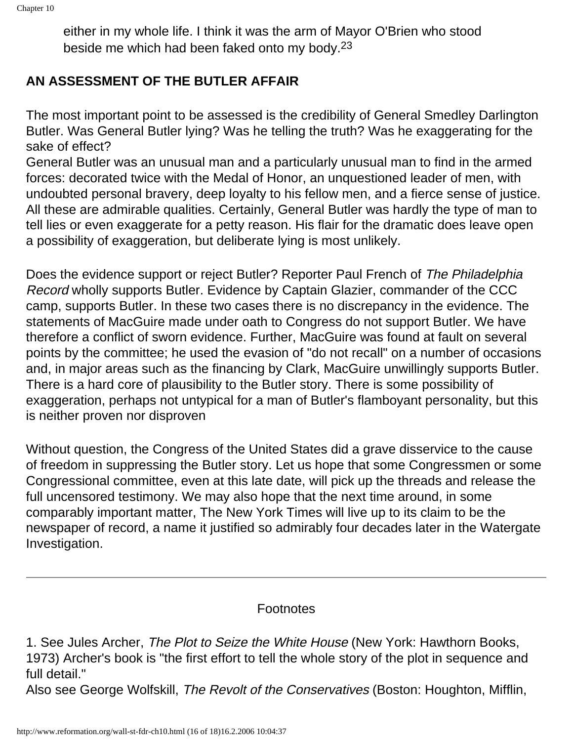either in my whole life. I think it was the arm of Mayor O'Brien who stood beside me which had been faked onto my body.[23]

## AN ASSESSMENT OF THE BUTLER AFFAIR

The most important point to be assessed is the credibility of General Smedley Darlington Butler. Was General Butler lying? Was he telling the truth? Was he exaggerating for the sake of effect?
General Butler was an unusual man and a particularly unusual man to find in the armed forces: decorated twice with the Medal of Honor, an unquestioned leader of men, with undoubted personal bravery, deep loyalty to his fellow men, and a fierce sense of justice. All these are admirable qualities. Certainly, General Butler was hardly the type of man to tell lies or even exaggerate for a petty reason. His flair for the dramatic does leave open a possibility of exaggeration, but deliberate lying is most unlikely.

Does the evidence support or reject Butler? Reporter Paul French of *The Philadelphia Record* wholly supports Butler. Evidence by Captain Glazier, commander of the CCC camp, supports Butler. In these two cases there is no discrepancy in the evidence. The statements of MacGuire made under oath to Congress do not support Butler. We have therefore a conflict of sworn evidence. Further, MacGuire was found at fault on several points by the committee; he used the evasion of "do not recall" on a number of occasions and, in major areas such as the financing by Clark, MacGuire unwillingly supports Butler. There is a hard core of plausibility to the Butler story. There is some possibility of exaggeration, perhaps not untypical for a man of Butler's flamboyant personality, but this is neither proven nor disproven

Without question, the Congress of the United States did a grave disservice to the cause of freedom in suppressing the Butler story. Let us hope that some Congressmen or some Congressional committee, even at this late date, will pick up the threads and release the full uncensored testimony. We may also hope that the next time around, in some comparably important matter, The New York Times will live up to its claim to be the newspaper of record, a name it justified so admirably four decades later in the Watergate Investigation.

---

Footnotes

1. See Jules Archer, *The Plot to Seize the White House* (New York: Hawthorn Books, 1973) Archer's book is "the first effort to tell the whole story of the plot in sequence and full detail."
Also see George Wolfskill, *The Revolt of the Conservatives* (Boston: Houghton, Mifflin,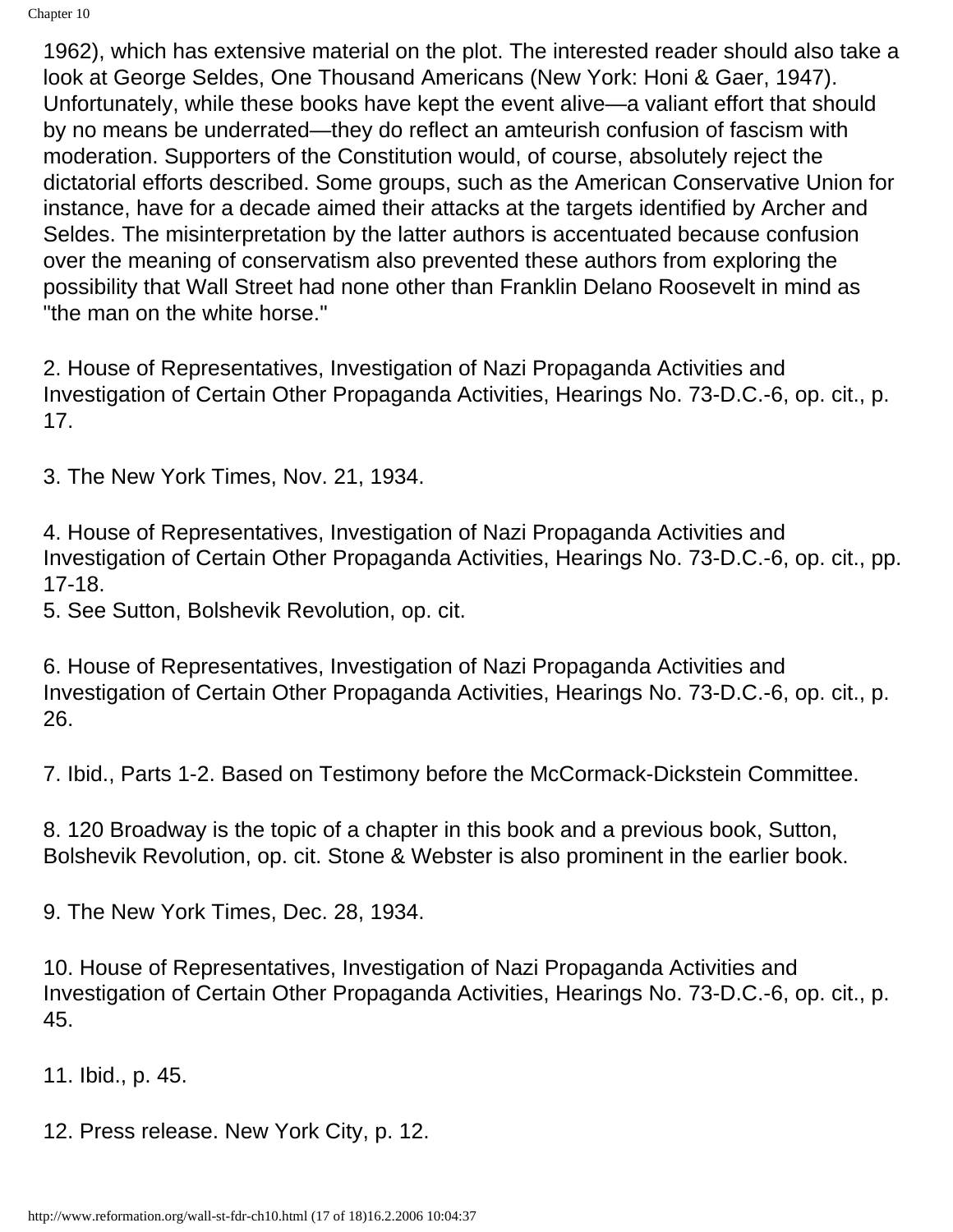1962), which has extensive material on the plot. The interested reader should also take a look at George Seldes, One Thousand Americans (New York: Honi & Gaer, 1947). Unfortunately, while these books have kept the event alive—a valiant effort that should by no means be underrated—they do reflect an amteurish confusion of fascism with moderation. Supporters of the Constitution would, of course, absolutely reject the dictatorial efforts described. Some groups, such as the American Conservative Union for instance, have for a decade aimed their attacks at the targets identified by Archer and Seldes. The misinterpretation by the latter authors is accentuated because confusion over the meaning of conservatism also prevented these authors from exploring the possibility that Wall Street had none other than Franklin Delano Roosevelt in mind as "the man on the white horse."

2. House of Representatives, Investigation of Nazi Propaganda Activities and Investigation of Certain Other Propaganda Activities, Hearings No. 73-D.C.-6, op. cit., p. 17.

3. The New York Times, Nov. 21, 1934.

4. House of Representatives, Investigation of Nazi Propaganda Activities and Investigation of Certain Other Propaganda Activities, Hearings No. 73-D.C.-6, op. cit., pp. 17-18.

5. See Sutton, Bolshevik Revolution, op. cit.

6. House of Representatives, Investigation of Nazi Propaganda Activities and Investigation of Certain Other Propaganda Activities, Hearings No. 73-D.C.-6, op. cit., p. 26.

7. Ibid., Parts 1-2. Based on Testimony before the McCormack-Dickstein Committee.

8. 120 Broadway is the topic of a chapter in this book and a previous book, Sutton, Bolshevik Revolution, op. cit. Stone & Webster is also prominent in the earlier book.

9. The New York Times, Dec. 28, 1934.

10. House of Representatives, Investigation of Nazi Propaganda Activities and Investigation of Certain Other Propaganda Activities, Hearings No. 73-D.C.-6, op. cit., p. 45.

11. Ibid., p. 45.

12. Press release. New York City, p. 12.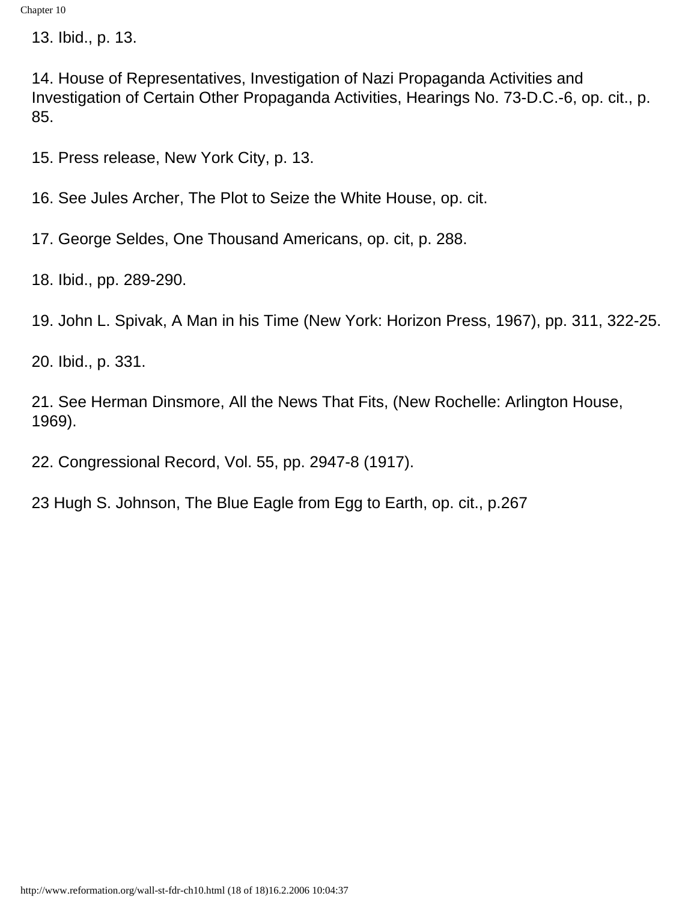13. Ibid., p. 13.

14. House of Representatives, Investigation of Nazi Propaganda Activities and Investigation of Certain Other Propaganda Activities, Hearings No. 73-D.C.-6, op. cit., p. 85.

15. Press release, New York City, p. 13.

16. See Jules Archer, The Plot to Seize the White House, op. cit.

17. George Seldes, One Thousand Americans, op. cit, p. 288.

18. Ibid., pp. 289-290.

19. John L. Spivak, A Man in his Time (New York: Horizon Press, 1967), pp. 311, 322-25.

20. Ibid., p. 331.

21. See Herman Dinsmore, All the News That Fits, (New Rochelle: Arlington House, 1969).

22. Congressional Record, Vol. 55, pp. 2947-8 (1917).

23 Hugh S. Johnson, The Blue Eagle from Egg to Earth, op. cit., p.267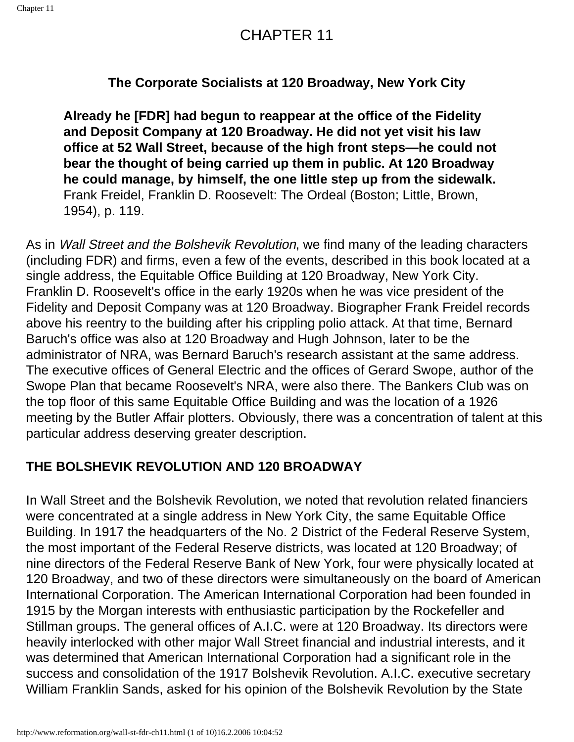# CHAPTER 11

### The Corporate Socialists at 120 Broadway, New York City

> **Already he [FDR] had begun to reappear at the office of the Fidelity and Deposit Company at 120 Broadway. He did not yet visit his law office at 52 Wall Street, because of the high front steps—he could not bear the thought of being carried up them in public. At 120 Broadway he could manage, by himself, the one little step up from the sidewalk.**
> Frank Freidel, Franklin D. Roosevelt: The Ordeal (Boston; Little, Brown, 1954), p. 119.

As in *Wall Street and the Bolshevik Revolution*, we find many of the leading characters (including FDR) and firms, even a few of the events, described in this book located at a single address, the Equitable Office Building at 120 Broadway, New York City. Franklin D. Roosevelt's office in the early 1920s when he was vice president of the Fidelity and Deposit Company was at 120 Broadway. Biographer Frank Freidel records above his reentry to the building after his crippling polio attack. At that time, Bernard Baruch's office was also at 120 Broadway and Hugh Johnson, later to be the administrator of NRA, was Bernard Baruch's research assistant at the same address. The executive offices of General Electric and the offices of Gerard Swope, author of the Swope Plan that became Roosevelt's NRA, were also there. The Bankers Club was on the top floor of this same Equitable Office Building and was the location of a 1926 meeting by the Butler Affair plotters. Obviously, there was a concentration of talent at this particular address deserving greater description.

## THE BOLSHEVIK REVOLUTION AND 120 BROADWAY

In Wall Street and the Bolshevik Revolution, we noted that revolution related financiers were concentrated at a single address in New York City, the same Equitable Office Building. In 1917 the headquarters of the No. 2 District of the Federal Reserve System, the most important of the Federal Reserve districts, was located at 120 Broadway; of nine directors of the Federal Reserve Bank of New York, four were physically located at 120 Broadway, and two of these directors were simultaneously on the board of American International Corporation. The American International Corporation had been founded in 1915 by the Morgan interests with enthusiastic participation by the Rockefeller and Stillman groups. The general offices of A.I.C. were at 120 Broadway. Its directors were heavily interlocked with other major Wall Street financial and industrial interests, and it was determined that American International Corporation had a significant role in the success and consolidation of the 1917 Bolshevik Revolution. A.I.C. executive secretary William Franklin Sands, asked for his opinion of the Bolshevik Revolution by the State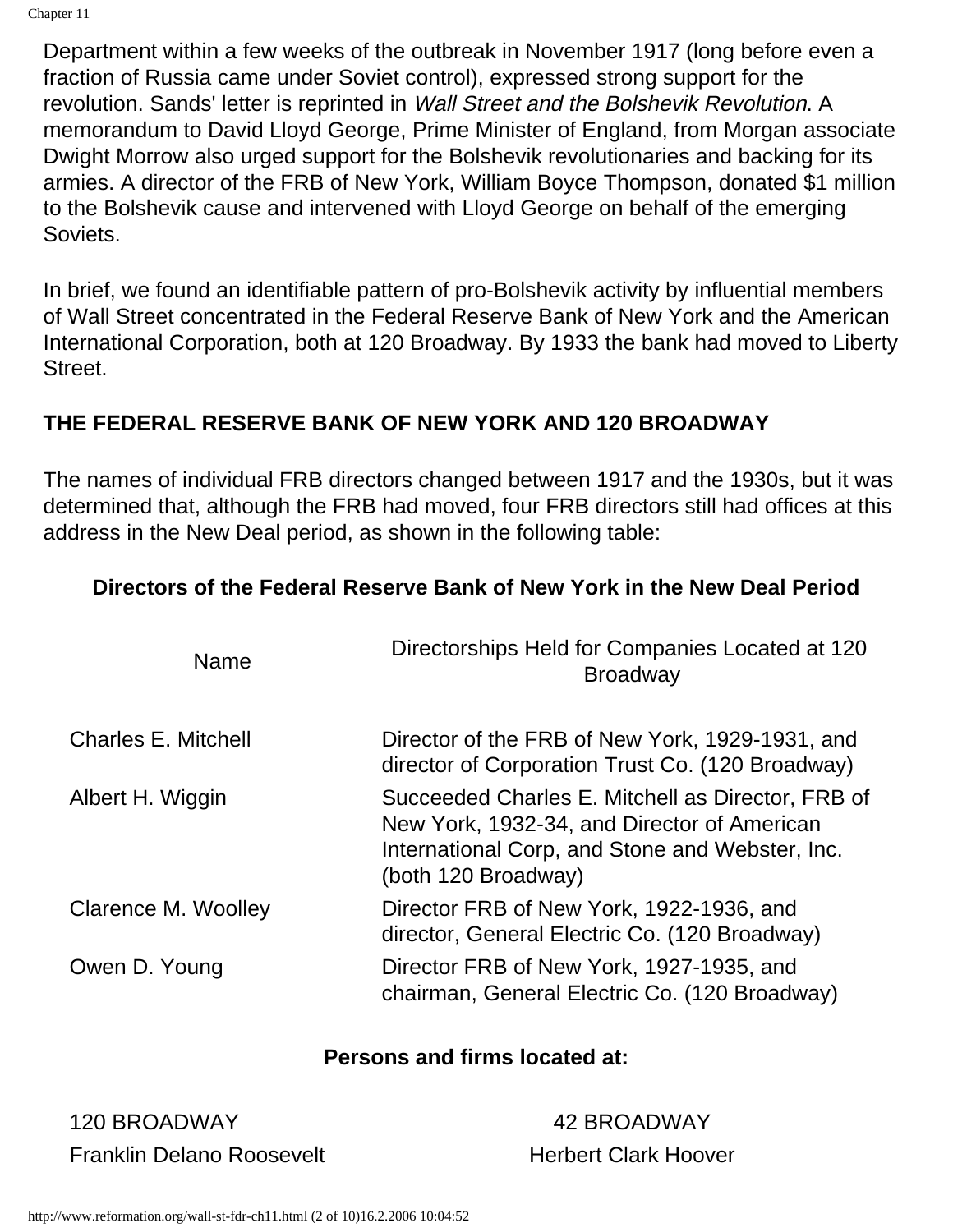Department within a few weeks of the outbreak in November 1917 (long before even a fraction of Russia came under Soviet control), expressed strong support for the revolution. Sands' letter is reprinted in *Wall Street and the Bolshevik Revolution*. A memorandum to David Lloyd George, Prime Minister of England, from Morgan associate Dwight Morrow also urged support for the Bolshevik revolutionaries and backing for its armies. A director of the FRB of New York, William Boyce Thompson, donated $1 million to the Bolshevik cause and intervened with Lloyd George on behalf of the emerging Soviets.

In brief, we found an identifiable pattern of pro-Bolshevik activity by influential members of Wall Street concentrated in the Federal Reserve Bank of New York and the American International Corporation, both at 120 Broadway. By 1933 the bank had moved to Liberty Street.

## THE FEDERAL RESERVE BANK OF NEW YORK AND 120 BROADWAY

The names of individual FRB directors changed between 1917 and the 1930s, but it was determined that, although the FRB had moved, four FRB directors still had offices at this address in the New Deal period, as shown in the following table:

**Directors of the Federal Reserve Bank of New York in the New Deal Period**

| Name | Directorships Held for Companies Located at 120 Broadway |
| --- | --- |
| Charles E. Mitchell | Director of the FRB of New York, 1929-1931, and director of Corporation Trust Co. (120 Broadway) |
| Albert H. Wiggin | Succeeded Charles E. Mitchell as Director, FRB of New York, 1932-34, and Director of American International Corp, and Stone and Webster, Inc. (both 120 Broadway) |
| Clarence M. Woolley | Director FRB of New York, 1922-1936, and director, General Electric Co. (120 Broadway) |
| Owen D. Young | Director FRB of New York, 1927-1935, and chairman, General Electric Co. (120 Broadway) |

**Persons and firms located at:**

| 120 BROADWAY | 42 BROADWAY |
| --- | --- |
| Franklin Delano Roosevelt | Herbert Clark Hoover |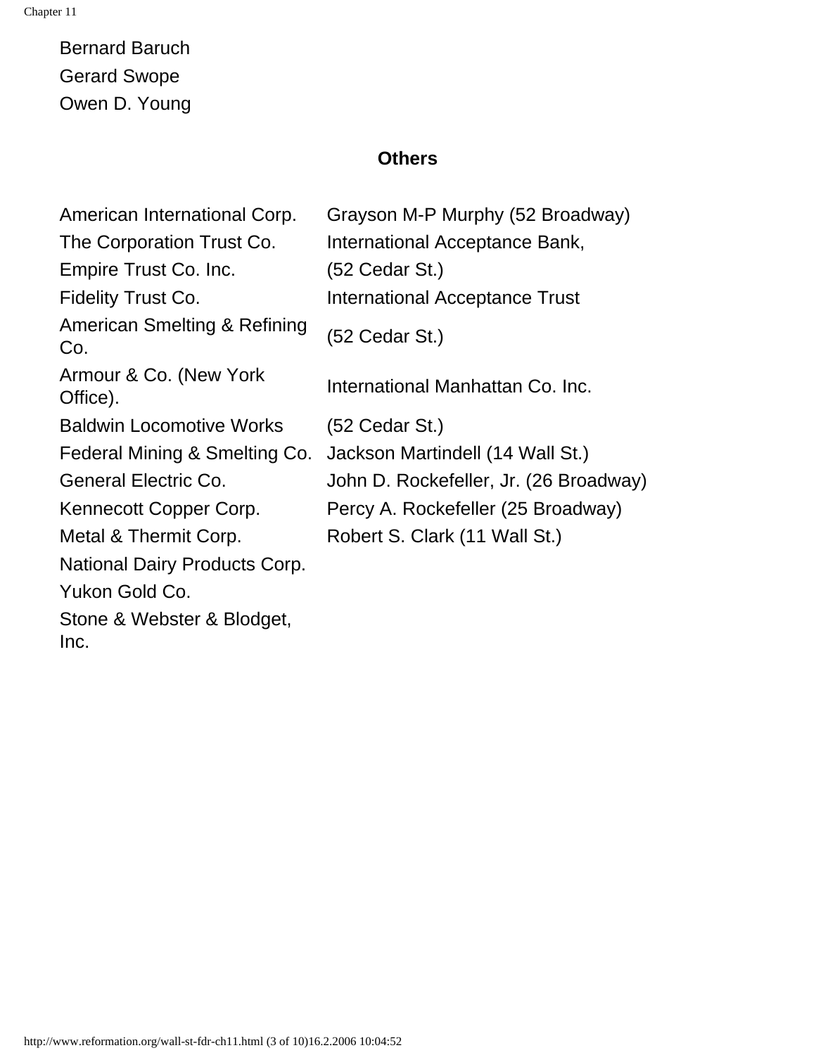Bernard Baruch
Gerard Swope
Owen D. Young

### Others

| | |
|---|---|
| American International Corp. | Grayson M-P Murphy (52 Broadway) |
| The Corporation Trust Co. | International Acceptance Bank, |
| Empire Trust Co. Inc. | (52 Cedar St.) |
| Fidelity Trust Co. | International Acceptance Trust |
| American Smelting & Refining Co. | (52 Cedar St.) |
| Armour & Co. (New York Office). | International Manhattan Co. Inc. |
| Baldwin Locomotive Works | (52 Cedar St.) |
| Federal Mining & Smelting Co. | Jackson Martindell (14 Wall St.) |
| General Electric Co. | John D. Rockefeller, Jr. (26 Broadway) |
| Kennecott Copper Corp. | Percy A. Rockefeller (25 Broadway) |
| Metal & Thermit Corp. | Robert S. Clark (11 Wall St.) |
| National Dairy Products Corp. | |
| Yukon Gold Co. | |
| Stone & Webster & Blodget, Inc. | |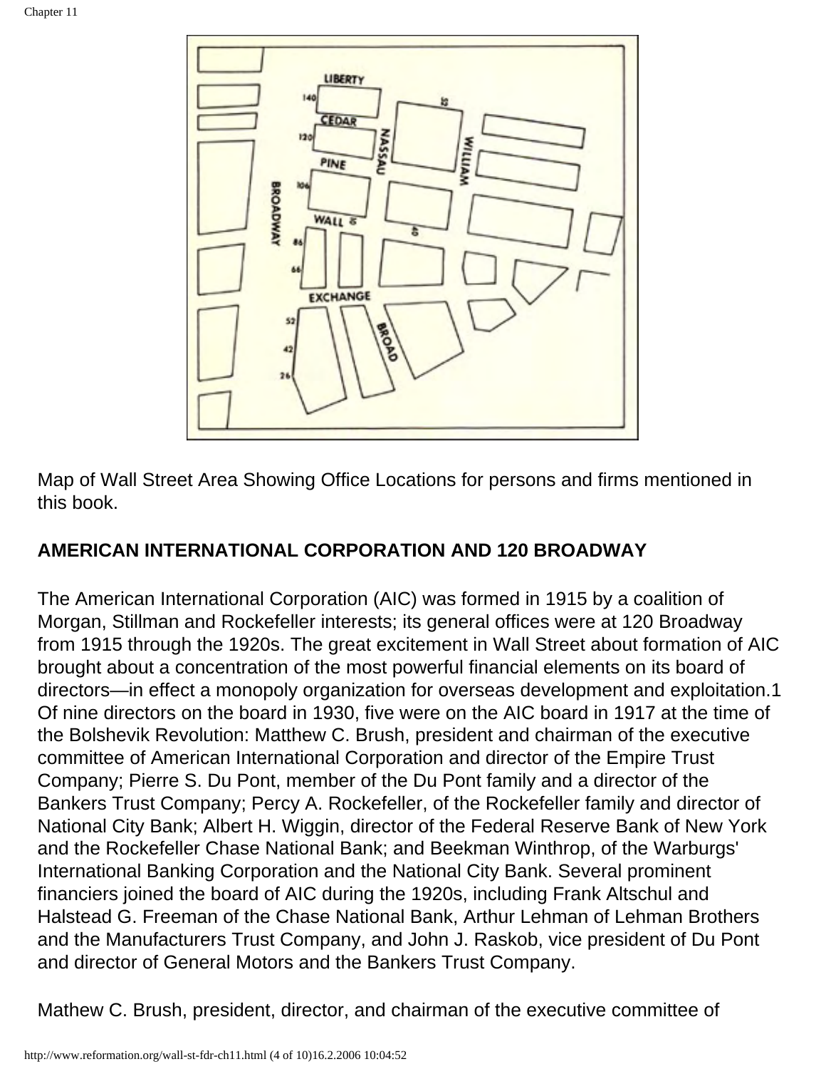Map of Wall Street Area Showing Office Locations for persons and firms mentioned in this book.

## AMERICAN INTERNATIONAL CORPORATION AND 120 BROADWAY

The American International Corporation (AIC) was formed in 1915 by a coalition of Morgan, Stillman and Rockefeller interests; its general offices were at 120 Broadway from 1915 through the 1920s. The great excitement in Wall Street about formation of AIC brought about a concentration of the most powerful financial elements on its board of directors—in effect a monopoly organization for overseas development and exploitation.1 Of nine directors on the board in 1930, five were on the AIC board in 1917 at the time of the Bolshevik Revolution: Matthew C. Brush, president and chairman of the executive committee of American International Corporation and director of the Empire Trust Company; Pierre S. Du Pont, member of the Du Pont family and a director of the Bankers Trust Company; Percy A. Rockefeller, of the Rockefeller family and director of National City Bank; Albert H. Wiggin, director of the Federal Reserve Bank of New York and the Rockefeller Chase National Bank; and Beekman Winthrop, of the Warburgs' International Banking Corporation and the National City Bank. Several prominent financiers joined the board of AIC during the 1920s, including Frank Altschul and Halstead G. Freeman of the Chase National Bank, Arthur Lehman of Lehman Brothers and the Manufacturers Trust Company, and John J. Raskob, vice president of Du Pont and director of General Motors and the Bankers Trust Company.

Mathew C. Brush, president, director, and chairman of the executive committee of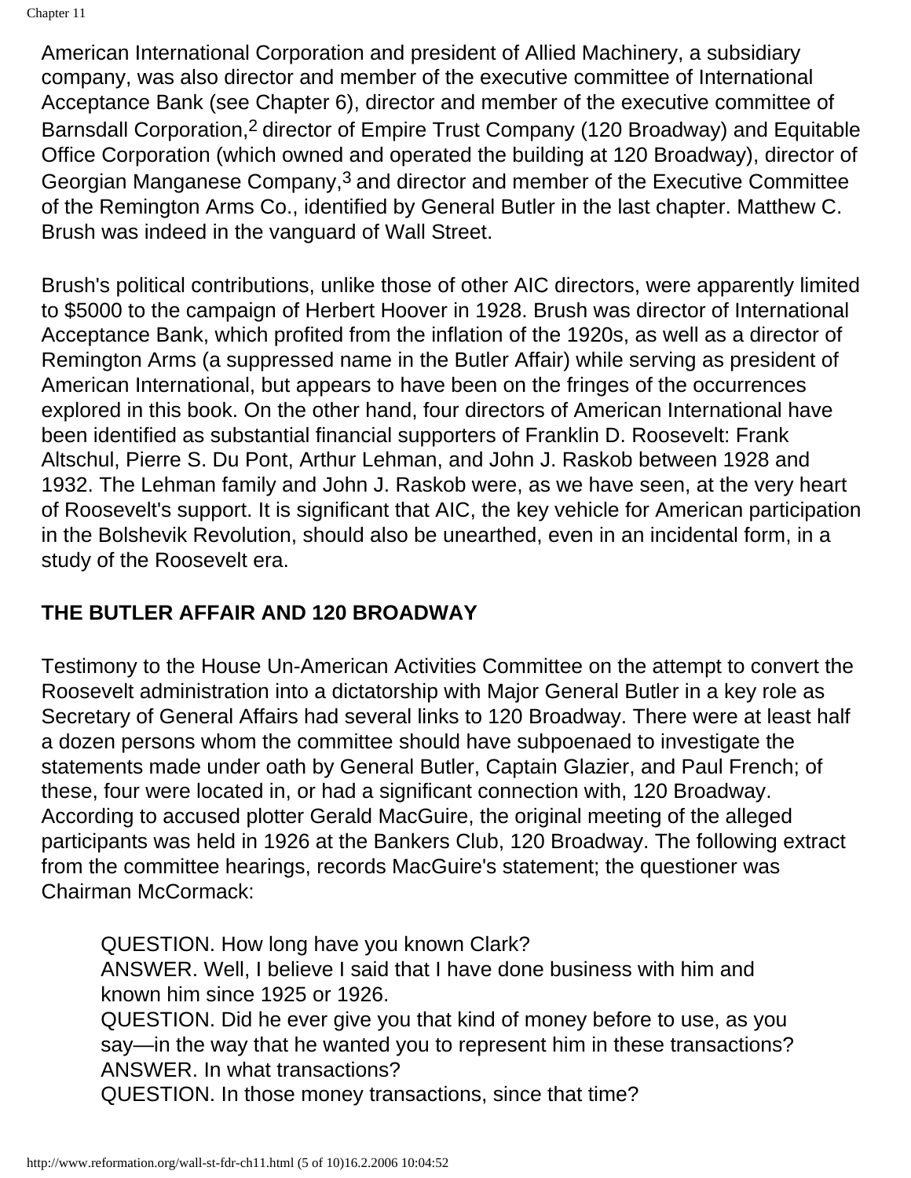American International Corporation and president of Allied Machinery, a subsidiary company, was also director and member of the executive committee of International Acceptance Bank (see Chapter 6), director and member of the executive committee of Barnsdall Corporation,[2] director of Empire Trust Company (120 Broadway) and Equitable Office Corporation (which owned and operated the building at 120 Broadway), director of Georgian Manganese Company,[3] and director and member of the Executive Committee of the Remington Arms Co., identified by General Butler in the last chapter. Matthew C. Brush was indeed in the vanguard of Wall Street.

Brush's political contributions, unlike those of other AIC directors, were apparently limited to $5000 to the campaign of Herbert Hoover in 1928. Brush was director of International Acceptance Bank, which profited from the inflation of the 1920s, as well as a director of Remington Arms (a suppressed name in the Butler Affair) while serving as president of American International, but appears to have been on the fringes of the occurrences explored in this book. On the other hand, four directors of American International have been identified as substantial financial supporters of Franklin D. Roosevelt: Frank Altschul, Pierre S. Du Pont, Arthur Lehman, and John J. Raskob between 1928 and 1932. The Lehman family and John J. Raskob were, as we have seen, at the very heart of Roosevelt's support. It is significant that AIC, the key vehicle for American participation in the Bolshevik Revolution, should also be unearthed, even in an incidental form, in a study of the Roosevelt era.

## THE BUTLER AFFAIR AND 120 BROADWAY

Testimony to the House Un-American Activities Committee on the attempt to convert the Roosevelt administration into a dictatorship with Major General Butler in a key role as Secretary of General Affairs had several links to 120 Broadway. There were at least half a dozen persons whom the committee should have subpoenaed to investigate the statements made under oath by General Butler, Captain Glazier, and Paul French; of these, four were located in, or had a significant connection with, 120 Broadway. According to accused plotter Gerald MacGuire, the original meeting of the alleged participants was held in 1926 at the Bankers Club, 120 Broadway. The following extract from the committee hearings, records MacGuire's statement; the questioner was Chairman McCormack:

> QUESTION. How long have you known Clark?
> ANSWER. Well, I believe I said that I have done business with him and known him since 1925 or 1926.
> QUESTION. Did he ever give you that kind of money before to use, as you say—in the way that he wanted you to represent him in these transactions?
> ANSWER. In what transactions?
> QUESTION. In those money transactions, since that time?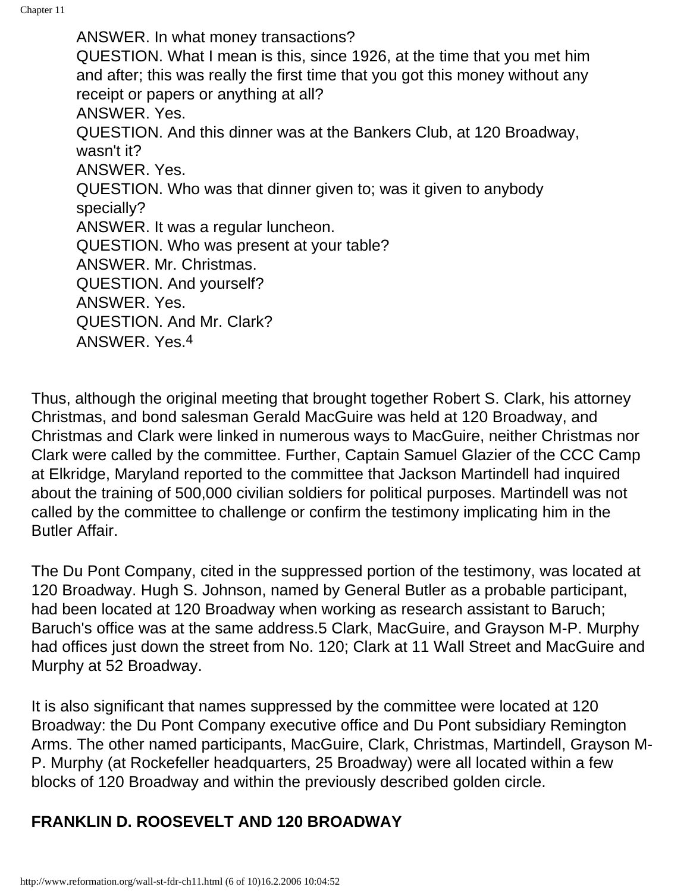ANSWER. In what money transactions?
QUESTION. What I mean is this, since 1926, at the time that you met him and after; this was really the first time that you got this money without any receipt or papers or anything at all?
ANSWER. Yes.
QUESTION. And this dinner was at the Bankers Club, at 120 Broadway, wasn't it?
ANSWER. Yes.
QUESTION. Who was that dinner given to; was it given to anybody specially?
ANSWER. It was a regular luncheon.
QUESTION. Who was present at your table?
ANSWER. Mr. Christmas.
QUESTION. And yourself?
ANSWER. Yes.
QUESTION. And Mr. Clark?
ANSWER. Yes.[4]

Thus, although the original meeting that brought together Robert S. Clark, his attorney Christmas, and bond salesman Gerald MacGuire was held at 120 Broadway, and Christmas and Clark were linked in numerous ways to MacGuire, neither Christmas nor Clark were called by the committee. Further, Captain Samuel Glazier of the CCC Camp at Elkridge, Maryland reported to the committee that Jackson Martindell had inquired about the training of 500,000 civilian soldiers for political purposes. Martindell was not called by the committee to challenge or confirm the testimony implicating him in the Butler Affair.

The Du Pont Company, cited in the suppressed portion of the testimony, was located at 120 Broadway. Hugh S. Johnson, named by General Butler as a probable participant, had been located at 120 Broadway when working as research assistant to Baruch; Baruch's office was at the same address.5 Clark, MacGuire, and Grayson M-P. Murphy had offices just down the street from No. 120; Clark at 11 Wall Street and MacGuire and Murphy at 52 Broadway.

It is also significant that names suppressed by the committee were located at 120 Broadway: the Du Pont Company executive office and Du Pont subsidiary Remington Arms. The other named participants, MacGuire, Clark, Christmas, Martindell, Grayson M-P. Murphy (at Rockefeller headquarters, 25 Broadway) were all located within a few blocks of 120 Broadway and within the previously described golden circle.

## FRANKLIN D. ROOSEVELT AND 120 BROADWAY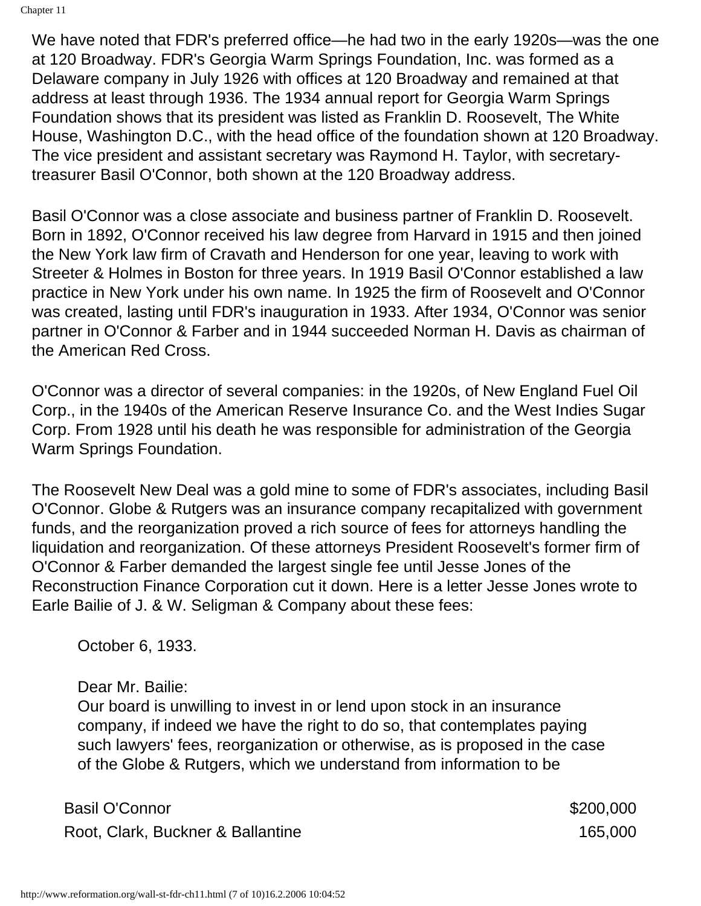We have noted that FDR's preferred office—he had two in the early 1920s—was the one at 120 Broadway. FDR's Georgia Warm Springs Foundation, Inc. was formed as a Delaware company in July 1926 with offices at 120 Broadway and remained at that address at least through 1936. The 1934 annual report for Georgia Warm Springs Foundation shows that its president was listed as Franklin D. Roosevelt, The White House, Washington D.C., with the head office of the foundation shown at 120 Broadway. The vice president and assistant secretary was Raymond H. Taylor, with secretary-treasurer Basil O'Connor, both shown at the 120 Broadway address.

Basil O'Connor was a close associate and business partner of Franklin D. Roosevelt. Born in 1892, O'Connor received his law degree from Harvard in 1915 and then joined the New York law firm of Cravath and Henderson for one year, leaving to work with Streeter & Holmes in Boston for three years. In 1919 Basil O'Connor established a law practice in New York under his own name. In 1925 the firm of Roosevelt and O'Connor was created, lasting until FDR's inauguration in 1933. After 1934, O'Connor was senior partner in O'Connor & Farber and in 1944 succeeded Norman H. Davis as chairman of the American Red Cross.

O'Connor was a director of several companies: in the 1920s, of New England Fuel Oil Corp., in the 1940s of the American Reserve Insurance Co. and the West Indies Sugar Corp. From 1928 until his death he was responsible for administration of the Georgia Warm Springs Foundation.

The Roosevelt New Deal was a gold mine to some of FDR's associates, including Basil O'Connor. Globe & Rutgers was an insurance company recapitalized with government funds, and the reorganization proved a rich source of fees for attorneys handling the liquidation and reorganization. Of these attorneys President Roosevelt's former firm of O'Connor & Farber demanded the largest single fee until Jesse Jones of the Reconstruction Finance Corporation cut it down. Here is a letter Jesse Jones wrote to Earle Bailie of J. & W. Seligman & Company about these fees:

> October 6, 1933.
>
> Dear Mr. Bailie:
> Our board is unwilling to invest in or lend upon stock in an insurance company, if indeed we have the right to do so, that contemplates paying such lawyers' fees, reorganization or otherwise, as is proposed in the case of the Globe & Rutgers, which we understand from information to be

| | |
|---|---:|
| Basil O'Connor | $200,000 |
| Root, Clark, Buckner & Ballantine | 165,000 |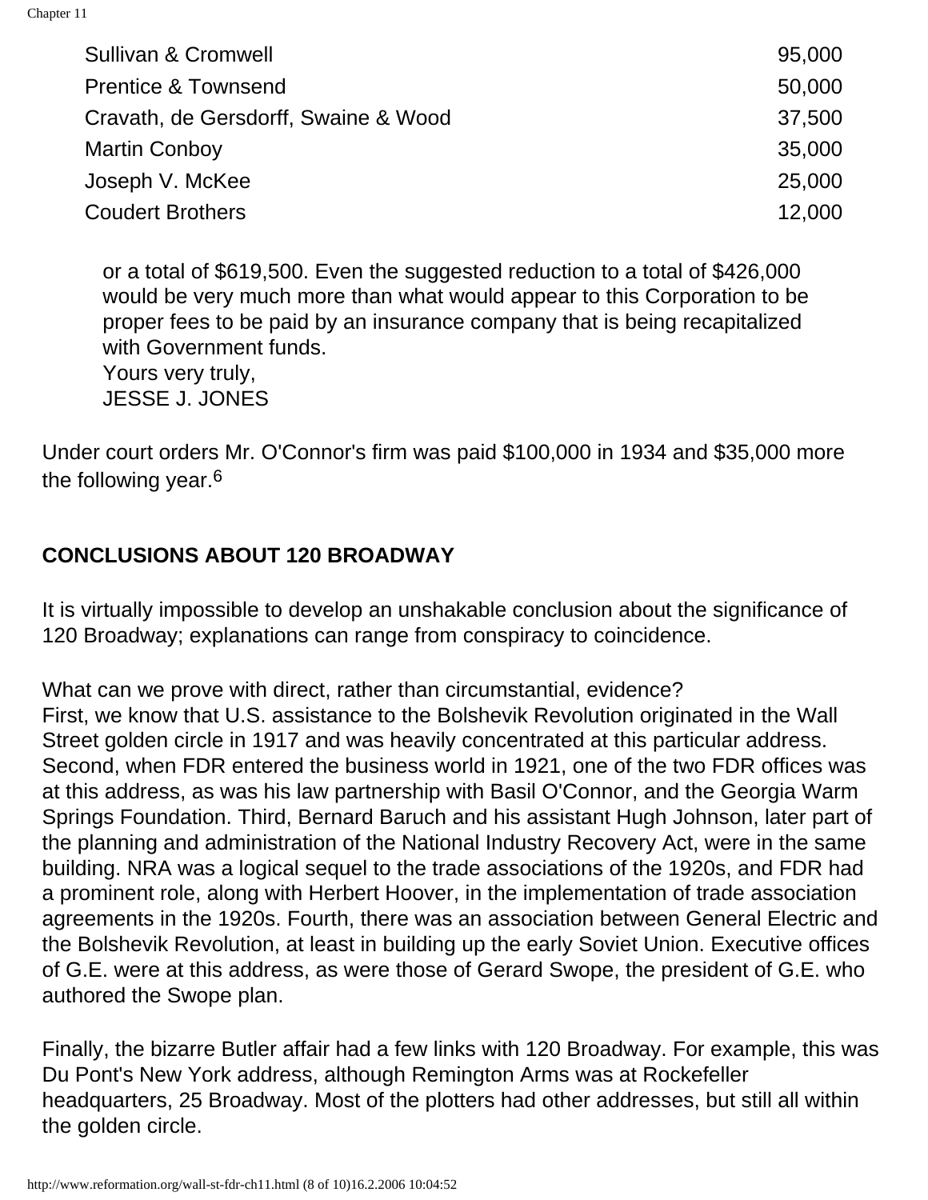| | |
|---|---|
| Sullivan & Cromwell | 95,000 |
| Prentice & Townsend | 50,000 |
| Cravath, de Gersdorff, Swaine & Wood | 37,500 |
| Martin Conboy | 35,000 |
| Joseph V. McKee | 25,000 |
| Coudert Brothers | 12,000 |

> or a total of $619,500. Even the suggested reduction to a total of $426,000 would be very much more than what would appear to this Corporation to be proper fees to be paid by an insurance company that is being recapitalized with Government funds.
> Yours very truly,
> JESSE J. JONES

Under court orders Mr. O'Connor's firm was paid $100,000 in 1934 and $35,000 more the following year.[6]

## CONCLUSIONS ABOUT 120 BROADWAY

It is virtually impossible to develop an unshakable conclusion about the significance of 120 Broadway; explanations can range from conspiracy to coincidence.

What can we prove with direct, rather than circumstantial, evidence?
First, we know that U.S. assistance to the Bolshevik Revolution originated in the Wall Street golden circle in 1917 and was heavily concentrated at this particular address. Second, when FDR entered the business world in 1921, one of the two FDR offices was at this address, as was his law partnership with Basil O'Connor, and the Georgia Warm Springs Foundation. Third, Bernard Baruch and his assistant Hugh Johnson, later part of the planning and administration of the National Industry Recovery Act, were in the same building. NRA was a logical sequel to the trade associations of the 1920s, and FDR had a prominent role, along with Herbert Hoover, in the implementation of trade association agreements in the 1920s. Fourth, there was an association between General Electric and the Bolshevik Revolution, at least in building up the early Soviet Union. Executive offices of G.E. were at this address, as were those of Gerard Swope, the president of G.E. who authored the Swope plan.

Finally, the bizarre Butler affair had a few links with 120 Broadway. For example, this was Du Pont's New York address, although Remington Arms was at Rockefeller headquarters, 25 Broadway. Most of the plotters had other addresses, but still all within the golden circle.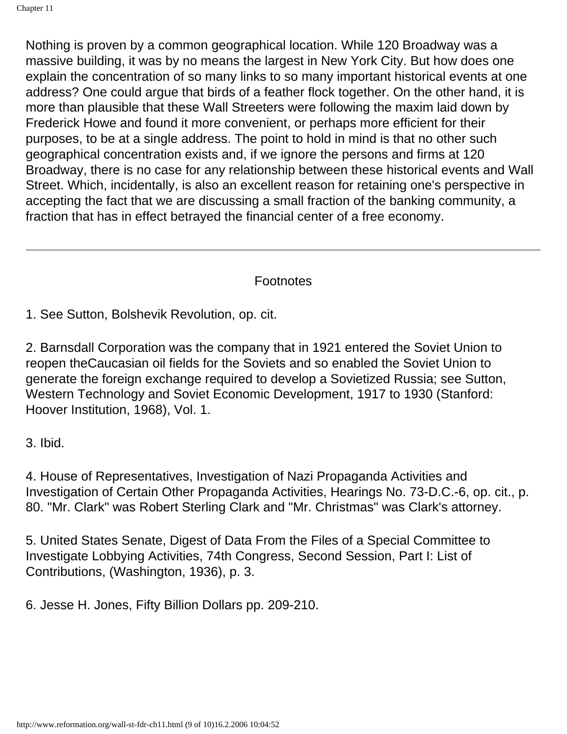Nothing is proven by a common geographical location. While 120 Broadway was a massive building, it was by no means the largest in New York City. But how does one explain the concentration of so many links to so many important historical events at one address? One could argue that birds of a feather flock together. On the other hand, it is more than plausible that these Wall Streeters were following the maxim laid down by Frederick Howe and found it more convenient, or perhaps more efficient for their purposes, to be at a single address. The point to hold in mind is that no other such geographical concentration exists and, if we ignore the persons and firms at 120 Broadway, there is no case for any relationship between these historical events and Wall Street. Which, incidentally, is also an excellent reason for retaining one's perspective in accepting the fact that we are discussing a small fraction of the banking community, a fraction that has in effect betrayed the financial center of a free economy.

---

Footnotes

1. See Sutton, Bolshevik Revolution, op. cit.

2. Barnsdall Corporation was the company that in 1921 entered the Soviet Union to reopen theCaucasian oil fields for the Soviets and so enabled the Soviet Union to generate the foreign exchange required to develop a Sovietized Russia; see Sutton, Western Technology and Soviet Economic Development, 1917 to 1930 (Stanford: Hoover Institution, 1968), Vol. 1.

3. Ibid.

4. House of Representatives, Investigation of Nazi Propaganda Activities and Investigation of Certain Other Propaganda Activities, Hearings No. 73-D.C.-6, op. cit., p. 80. "Mr. Clark" was Robert Sterling Clark and "Mr. Christmas" was Clark's attorney.

5. United States Senate, Digest of Data From the Files of a Special Committee to Investigate Lobbying Activities, 74th Congress, Second Session, Part I: List of Contributions, (Washington, 1936), p. 3.

6. Jesse H. Jones, Fifty Billion Dollars pp. 209-210.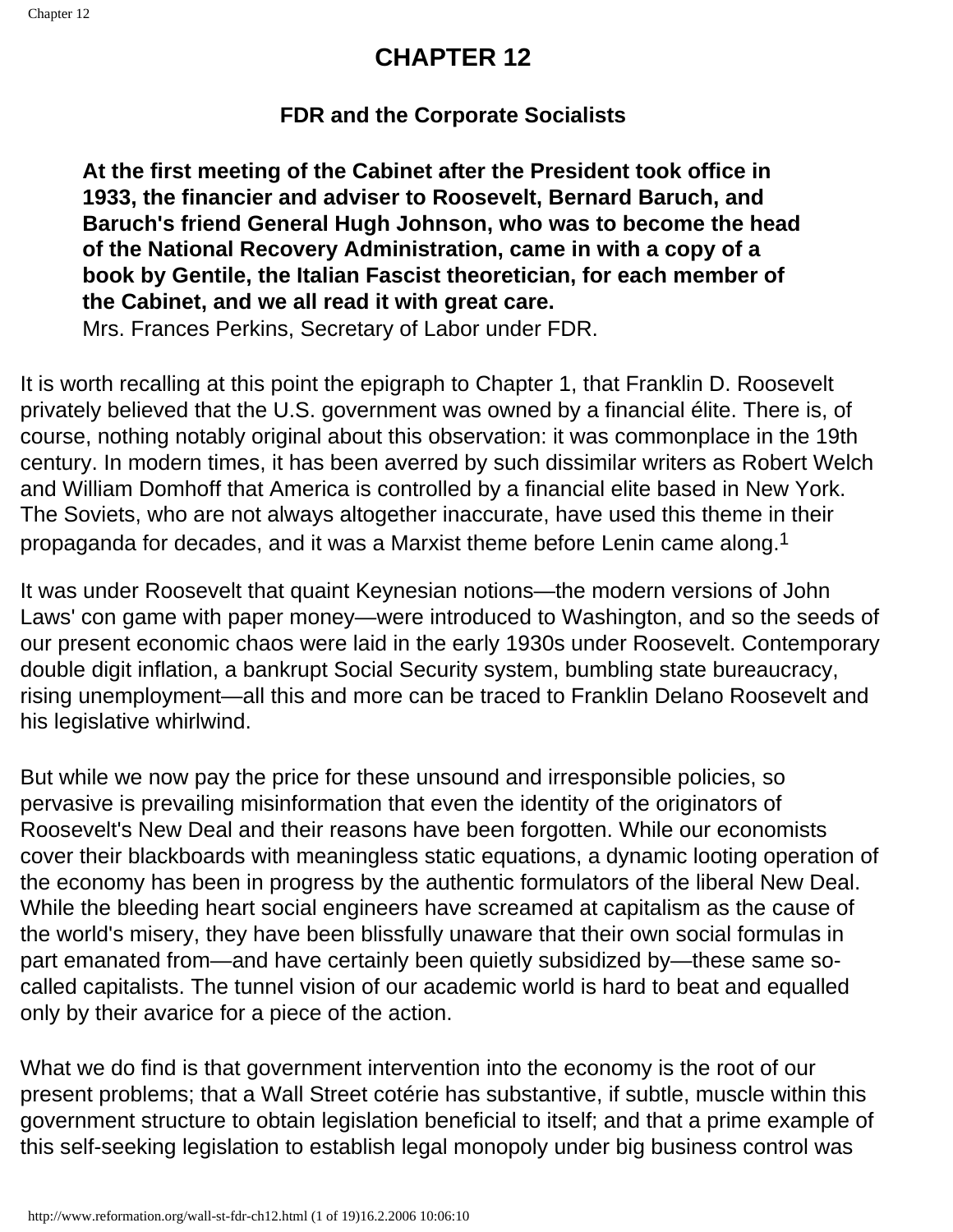# CHAPTER 12

### FDR and the Corporate Socialists

> **At the first meeting of the Cabinet after the President took office in 1933, the financier and adviser to Roosevelt, Bernard Baruch, and Baruch's friend General Hugh Johnson, who was to become the head of the National Recovery Administration, came in with a copy of a book by Gentile, the Italian Fascist theoretician, for each member of the Cabinet, and we all read it with great care.**
> Mrs. Frances Perkins, Secretary of Labor under FDR.

It is worth recalling at this point the epigraph to Chapter 1, that Franklin D. Roosevelt privately believed that the U.S. government was owned by a financial élite. There is, of course, nothing notably original about this observation: it was commonplace in the 19th century. In modern times, it has been averred by such dissimilar writers as Robert Welch and William Domhoff that America is controlled by a financial elite based in New York. The Soviets, who are not always altogether inaccurate, have used this theme in their propaganda for decades, and it was a Marxist theme before Lenin came along.[1]

It was under Roosevelt that quaint Keynesian notions—the modern versions of John Laws' con game with paper money—were introduced to Washington, and so the seeds of our present economic chaos were laid in the early 1930s under Roosevelt. Contemporary double digit inflation, a bankrupt Social Security system, bumbling state bureaucracy, rising unemployment—all this and more can be traced to Franklin Delano Roosevelt and his legislative whirlwind.

But while we now pay the price for these unsound and irresponsible policies, so pervasive is prevailing misinformation that even the identity of the originators of Roosevelt's New Deal and their reasons have been forgotten. While our economists cover their blackboards with meaningless static equations, a dynamic looting operation of the economy has been in progress by the authentic formulators of the liberal New Deal. While the bleeding heart social engineers have screamed at capitalism as the cause of the world's misery, they have been blissfully unaware that their own social formulas in part emanated from—and have certainly been quietly subsidized by—these same so-called capitalists. The tunnel vision of our academic world is hard to beat and equalled only by their avarice for a piece of the action.

What we do find is that government intervention into the economy is the root of our present problems; that a Wall Street cotérie has substantive, if subtle, muscle within this government structure to obtain legislation beneficial to itself; and that a prime example of this self-seeking legislation to establish legal monopoly under big business control was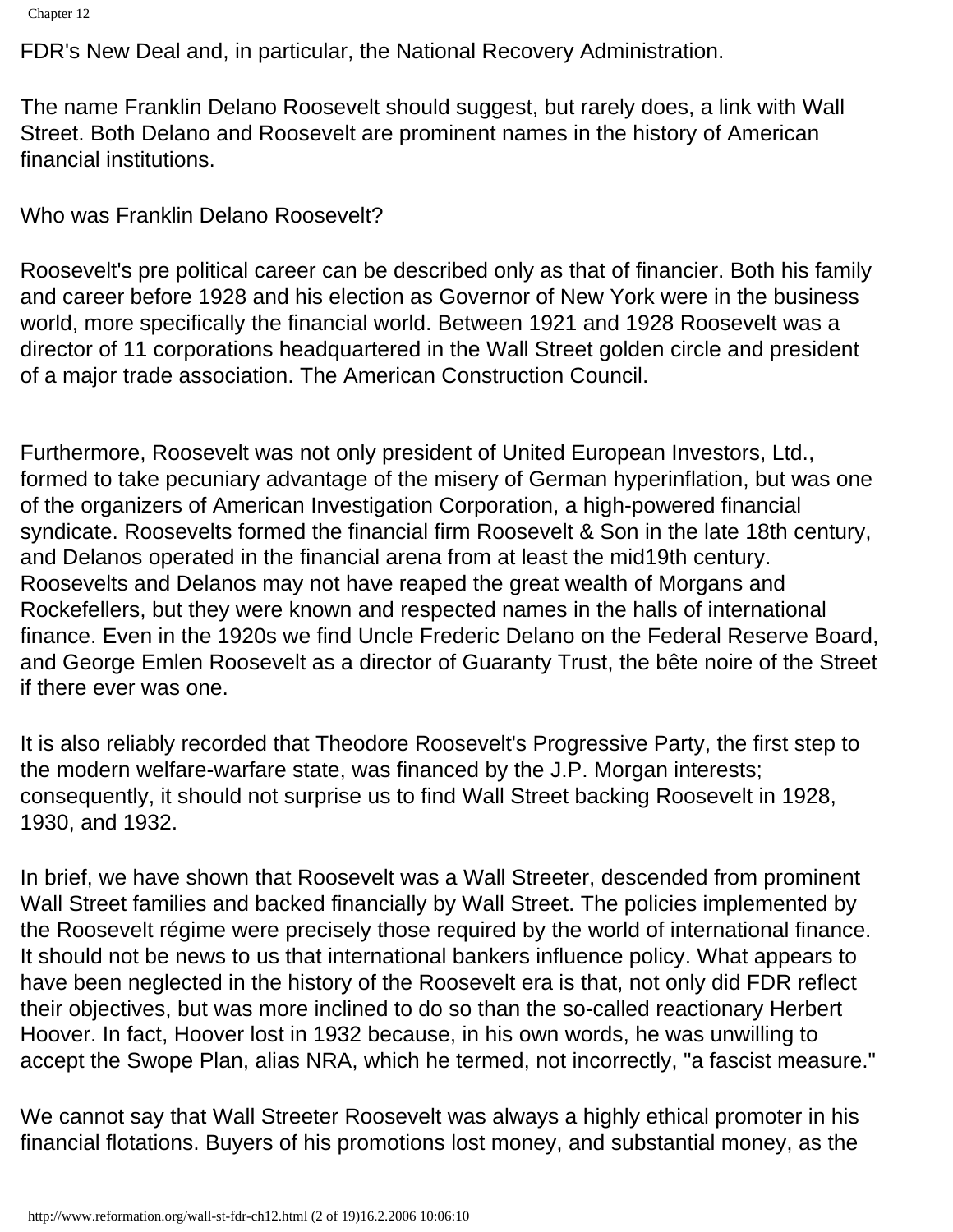FDR's New Deal and, in particular, the National Recovery Administration.

The name Franklin Delano Roosevelt should suggest, but rarely does, a link with Wall Street. Both Delano and Roosevelt are prominent names in the history of American financial institutions.

Who was Franklin Delano Roosevelt?

Roosevelt's pre political career can be described only as that of financier. Both his family and career before 1928 and his election as Governor of New York were in the business world, more specifically the financial world. Between 1921 and 1928 Roosevelt was a director of 11 corporations headquartered in the Wall Street golden circle and president of a major trade association. The American Construction Council.

Furthermore, Roosevelt was not only president of United European Investors, Ltd., formed to take pecuniary advantage of the misery of German hyperinflation, but was one of the organizers of American Investigation Corporation, a high-powered financial syndicate. Roosevelts formed the financial firm Roosevelt & Son in the late 18th century, and Delanos operated in the financial arena from at least the mid19th century. Roosevelts and Delanos may not have reaped the great wealth of Morgans and Rockefellers, but they were known and respected names in the halls of international finance. Even in the 1920s we find Uncle Frederic Delano on the Federal Reserve Board, and George Emlen Roosevelt as a director of Guaranty Trust, the bête noire of the Street if there ever was one.

It is also reliably recorded that Theodore Roosevelt's Progressive Party, the first step to the modern welfare-warfare state, was financed by the J.P. Morgan interests; consequently, it should not surprise us to find Wall Street backing Roosevelt in 1928, 1930, and 1932.

In brief, we have shown that Roosevelt was a Wall Streeter, descended from prominent Wall Street families and backed financially by Wall Street. The policies implemented by the Roosevelt régime were precisely those required by the world of international finance. It should not be news to us that international bankers influence policy. What appears to have been neglected in the history of the Roosevelt era is that, not only did FDR reflect their objectives, but was more inclined to do so than the so-called reactionary Herbert Hoover. In fact, Hoover lost in 1932 because, in his own words, he was unwilling to accept the Swope Plan, alias NRA, which he termed, not incorrectly, "a fascist measure."

We cannot say that Wall Streeter Roosevelt was always a highly ethical promoter in his financial flotations. Buyers of his promotions lost money, and substantial money, as the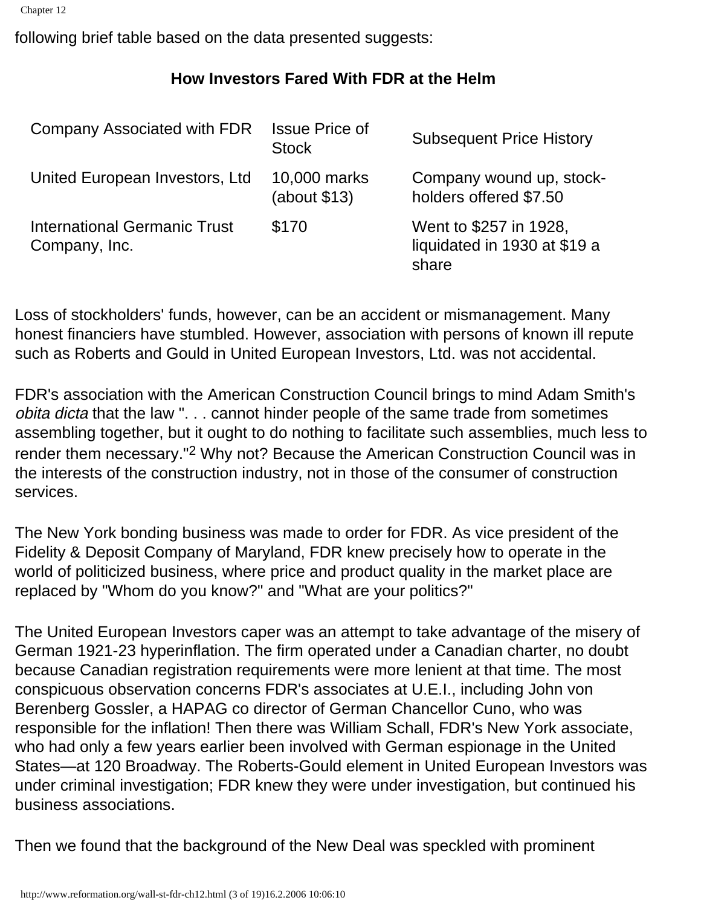following brief table based on the data presented suggests:

**How Investors Fared With FDR at the Helm**

| Company Associated with FDR | Issue Price of Stock | Subsequent Price History |
|---|---|---|
| United European Investors, Ltd | 10,000 marks (about $13) | Company wound up, stock-holders offered $7.50 |
| International Germanic Trust Company, Inc. | $170 | Went to $257 in 1928, liquidated in 1930 at $19 a share |

Loss of stockholders' funds, however, can be an accident or mismanagement. Many honest financiers have stumbled. However, association with persons of known ill repute such as Roberts and Gould in United European Investors, Ltd. was not accidental.

FDR's association with the American Construction Council brings to mind Adam Smith's *obita dicta* that the law ". . . cannot hinder people of the same trade from sometimes assembling together, but it ought to do nothing to facilitate such assemblies, much less to render them necessary."[2] Why not? Because the American Construction Council was in the interests of the construction industry, not in those of the consumer of construction services.

The New York bonding business was made to order for FDR. As vice president of the Fidelity & Deposit Company of Maryland, FDR knew precisely how to operate in the world of politicized business, where price and product quality in the market place are replaced by "Whom do you know?" and "What are your politics?"

The United European Investors caper was an attempt to take advantage of the misery of German 1921-23 hyperinflation. The firm operated under a Canadian charter, no doubt because Canadian registration requirements were more lenient at that time. The most conspicuous observation concerns FDR's associates at U.E.I., including John von Berenberg Gossler, a HAPAG co director of German Chancellor Cuno, who was responsible for the inflation! Then there was William Schall, FDR's New York associate, who had only a few years earlier been involved with German espionage in the United States—at 120 Broadway. The Roberts-Gould element in United European Investors was under criminal investigation; FDR knew they were under investigation, but continued his business associations.

Then we found that the background of the New Deal was speckled with prominent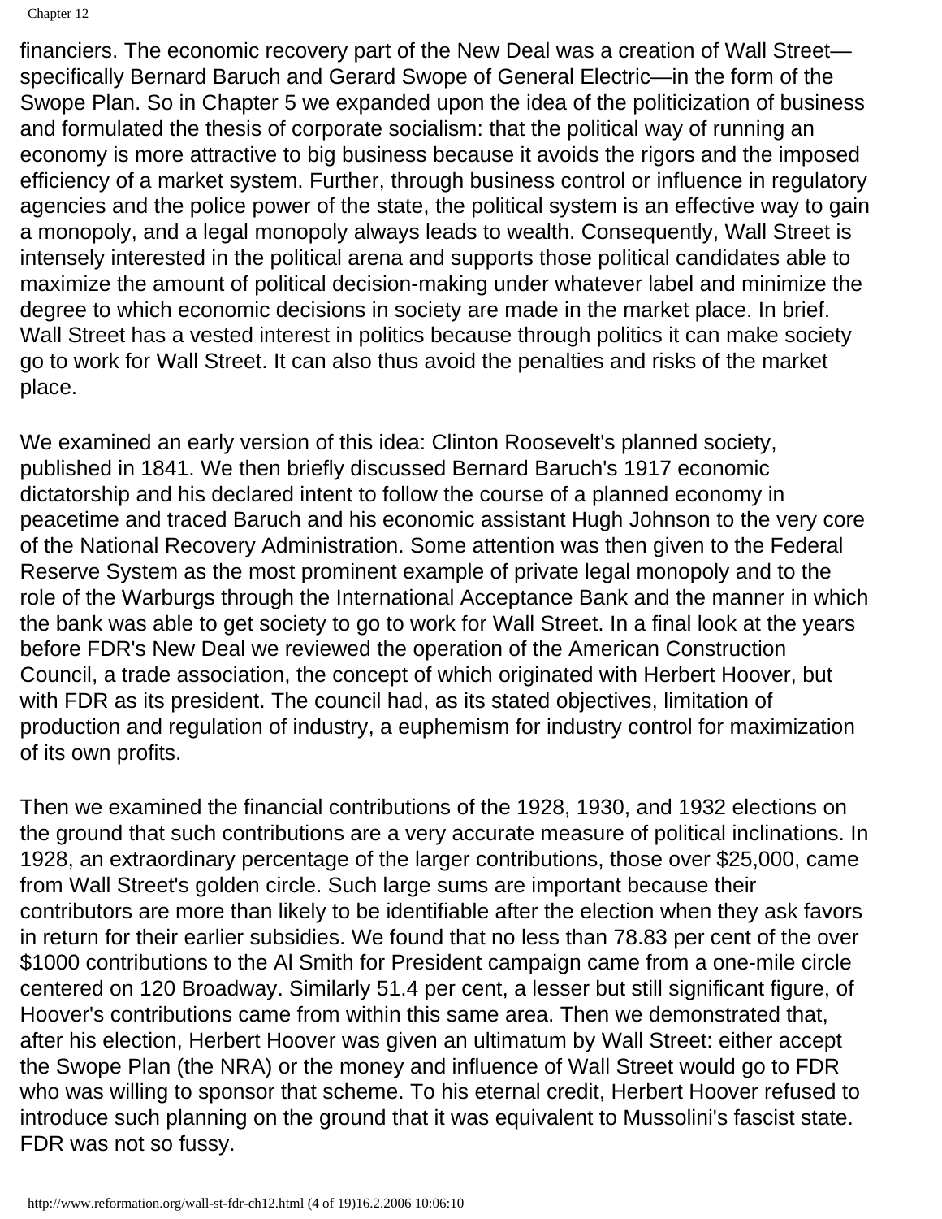financiers. The economic recovery part of the New Deal was a creation of Wall Street—specifically Bernard Baruch and Gerard Swope of General Electric—in the form of the Swope Plan. So in Chapter 5 we expanded upon the idea of the politicization of business and formulated the thesis of corporate socialism: that the political way of running an economy is more attractive to big business because it avoids the rigors and the imposed efficiency of a market system. Further, through business control or influence in regulatory agencies and the police power of the state, the political system is an effective way to gain a monopoly, and a legal monopoly always leads to wealth. Consequently, Wall Street is intensely interested in the political arena and supports those political candidates able to maximize the amount of political decision-making under whatever label and minimize the degree to which economic decisions in society are made in the market place. In brief. Wall Street has a vested interest in politics because through politics it can make society go to work for Wall Street. It can also thus avoid the penalties and risks of the market place.

We examined an early version of this idea: Clinton Roosevelt's planned society, published in 1841. We then briefly discussed Bernard Baruch's 1917 economic dictatorship and his declared intent to follow the course of a planned economy in peacetime and traced Baruch and his economic assistant Hugh Johnson to the very core of the National Recovery Administration. Some attention was then given to the Federal Reserve System as the most prominent example of private legal monopoly and to the role of the Warburgs through the International Acceptance Bank and the manner in which the bank was able to get society to go to work for Wall Street. In a final look at the years before FDR's New Deal we reviewed the operation of the American Construction Council, a trade association, the concept of which originated with Herbert Hoover, but with FDR as its president. The council had, as its stated objectives, limitation of production and regulation of industry, a euphemism for industry control for maximization of its own profits.

Then we examined the financial contributions of the 1928, 1930, and 1932 elections on the ground that such contributions are a very accurate measure of political inclinations. In 1928, an extraordinary percentage of the larger contributions, those over $25,000, came from Wall Street's golden circle. Such large sums are important because their contributors are more than likely to be identifiable after the election when they ask favors in return for their earlier subsidies. We found that no less than 78.83 per cent of the over $1000 contributions to the Al Smith for President campaign came from a one-mile circle centered on 120 Broadway. Similarly 51.4 per cent, a lesser but still significant figure, of Hoover's contributions came from within this same area. Then we demonstrated that, after his election, Herbert Hoover was given an ultimatum by Wall Street: either accept the Swope Plan (the NRA) or the money and influence of Wall Street would go to FDR who was willing to sponsor that scheme. To his eternal credit, Herbert Hoover refused to introduce such planning on the ground that it was equivalent to Mussolini's fascist state. FDR was not so fussy.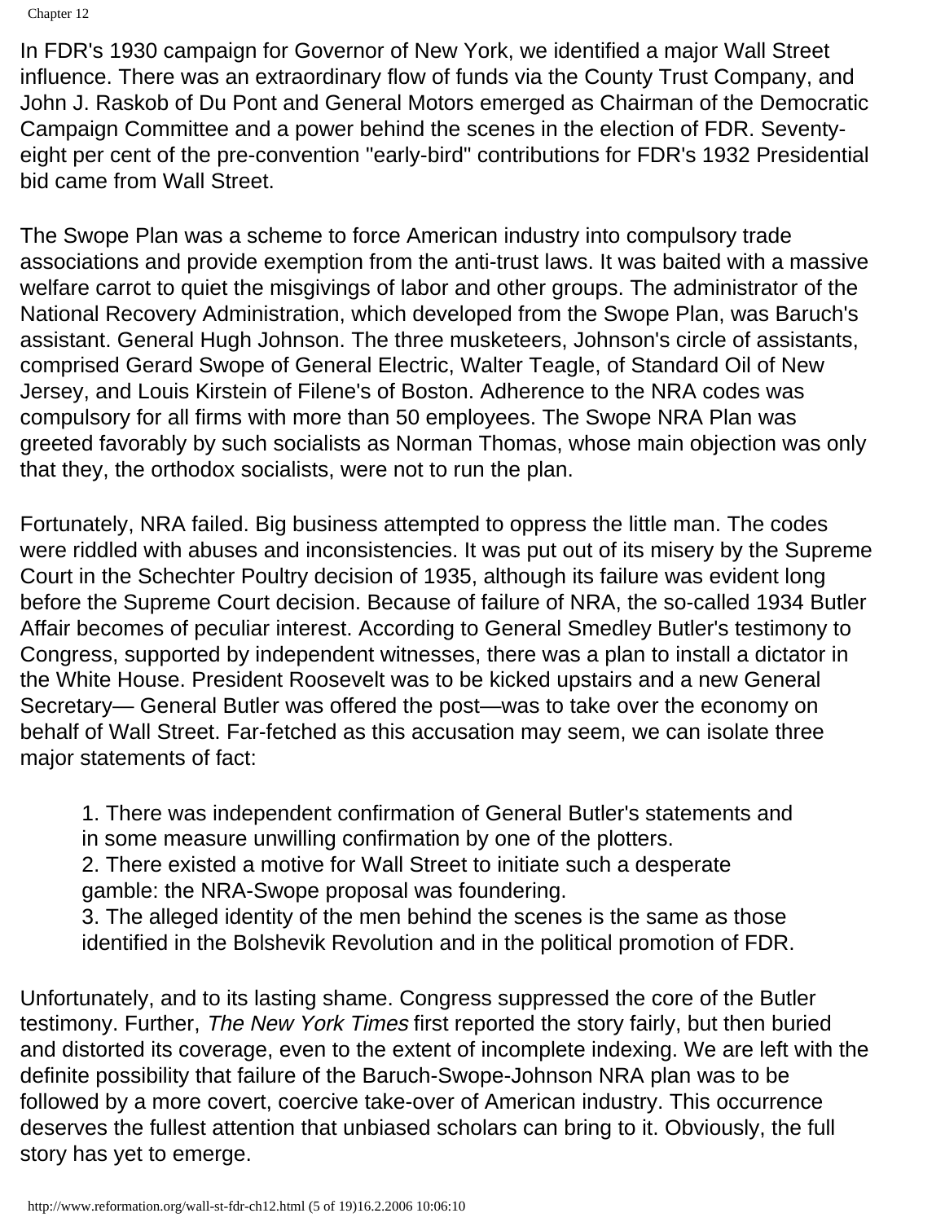In FDR's 1930 campaign for Governor of New York, we identified a major Wall Street influence. There was an extraordinary flow of funds via the County Trust Company, and John J. Raskob of Du Pont and General Motors emerged as Chairman of the Democratic Campaign Committee and a power behind the scenes in the election of FDR. Seventy-eight per cent of the pre-convention "early-bird" contributions for FDR's 1932 Presidential bid came from Wall Street.

The Swope Plan was a scheme to force American industry into compulsory trade associations and provide exemption from the anti-trust laws. It was baited with a massive welfare carrot to quiet the misgivings of labor and other groups. The administrator of the National Recovery Administration, which developed from the Swope Plan, was Baruch's assistant. General Hugh Johnson. The three musketeers, Johnson's circle of assistants, comprised Gerard Swope of General Electric, Walter Teagle, of Standard Oil of New Jersey, and Louis Kirstein of Filene's of Boston. Adherence to the NRA codes was compulsory for all firms with more than 50 employees. The Swope NRA Plan was greeted favorably by such socialists as Norman Thomas, whose main objection was only that they, the orthodox socialists, were not to run the plan.

Fortunately, NRA failed. Big business attempted to oppress the little man. The codes were riddled with abuses and inconsistencies. It was put out of its misery by the Supreme Court in the Schechter Poultry decision of 1935, although its failure was evident long before the Supreme Court decision. Because of failure of NRA, the so-called 1934 Butler Affair becomes of peculiar interest. According to General Smedley Butler's testimony to Congress, supported by independent witnesses, there was a plan to install a dictator in the White House. President Roosevelt was to be kicked upstairs and a new General Secretary— General Butler was offered the post—was to take over the economy on behalf of Wall Street. Far-fetched as this accusation may seem, we can isolate three major statements of fact:

1. There was independent confirmation of General Butler's statements and in some measure unwilling confirmation by one of the plotters.
2. There existed a motive for Wall Street to initiate such a desperate gamble: the NRA-Swope proposal was foundering.
3. The alleged identity of the men behind the scenes is the same as those identified in the Bolshevik Revolution and in the political promotion of FDR.

Unfortunately, and to its lasting shame. Congress suppressed the core of the Butler testimony. Further, *The New York Times* first reported the story fairly, but then buried and distorted its coverage, even to the extent of incomplete indexing. We are left with the definite possibility that failure of the Baruch-Swope-Johnson NRA plan was to be followed by a more covert, coercive take-over of American industry. This occurrence deserves the fullest attention that unbiased scholars can bring to it. Obviously, the full story has yet to emerge.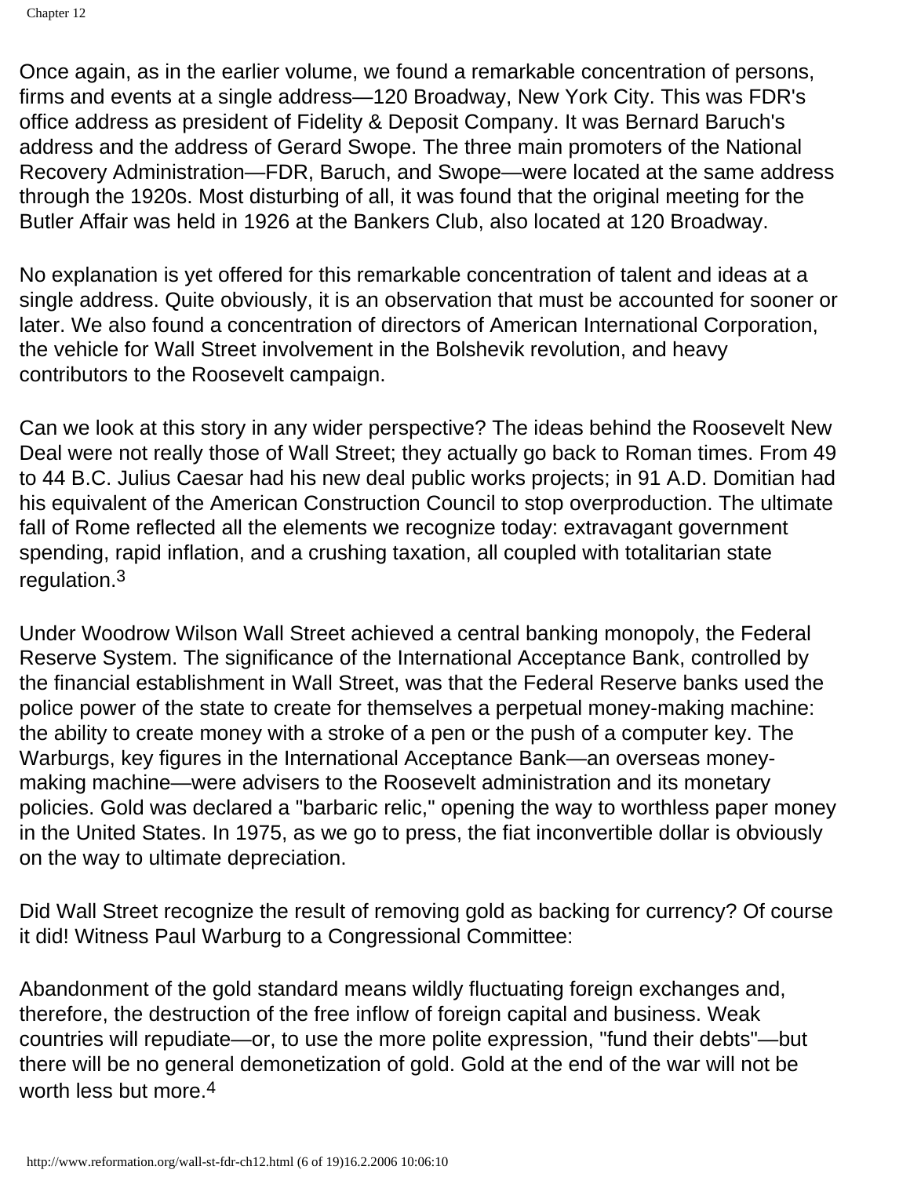Once again, as in the earlier volume, we found a remarkable concentration of persons, firms and events at a single address—120 Broadway, New York City. This was FDR's office address as president of Fidelity & Deposit Company. It was Bernard Baruch's address and the address of Gerard Swope. The three main promoters of the National Recovery Administration—FDR, Baruch, and Swope—were located at the same address through the 1920s. Most disturbing of all, it was found that the original meeting for the Butler Affair was held in 1926 at the Bankers Club, also located at 120 Broadway.

No explanation is yet offered for this remarkable concentration of talent and ideas at a single address. Quite obviously, it is an observation that must be accounted for sooner or later. We also found a concentration of directors of American International Corporation, the vehicle for Wall Street involvement in the Bolshevik revolution, and heavy contributors to the Roosevelt campaign.

Can we look at this story in any wider perspective? The ideas behind the Roosevelt New Deal were not really those of Wall Street; they actually go back to Roman times. From 49 to 44 B.C. Julius Caesar had his new deal public works projects; in 91 A.D. Domitian had his equivalent of the American Construction Council to stop overproduction. The ultimate fall of Rome reflected all the elements we recognize today: extravagant government spending, rapid inflation, and a crushing taxation, all coupled with totalitarian state regulation.[3]

Under Woodrow Wilson Wall Street achieved a central banking monopoly, the Federal Reserve System. The significance of the International Acceptance Bank, controlled by the financial establishment in Wall Street, was that the Federal Reserve banks used the police power of the state to create for themselves a perpetual money-making machine: the ability to create money with a stroke of a pen or the push of a computer key. The Warburgs, key figures in the International Acceptance Bank—an overseas money-making machine—were advisers to the Roosevelt administration and its monetary policies. Gold was declared a "barbaric relic," opening the way to worthless paper money in the United States. In 1975, as we go to press, the fiat inconvertible dollar is obviously on the way to ultimate depreciation.

Did Wall Street recognize the result of removing gold as backing for currency? Of course it did! Witness Paul Warburg to a Congressional Committee:

Abandonment of the gold standard means wildly fluctuating foreign exchanges and, therefore, the destruction of the free inflow of foreign capital and business. Weak countries will repudiate—or, to use the more polite expression, "fund their debts"—but there will be no general demonetization of gold. Gold at the end of the war will not be worth less but more.[4]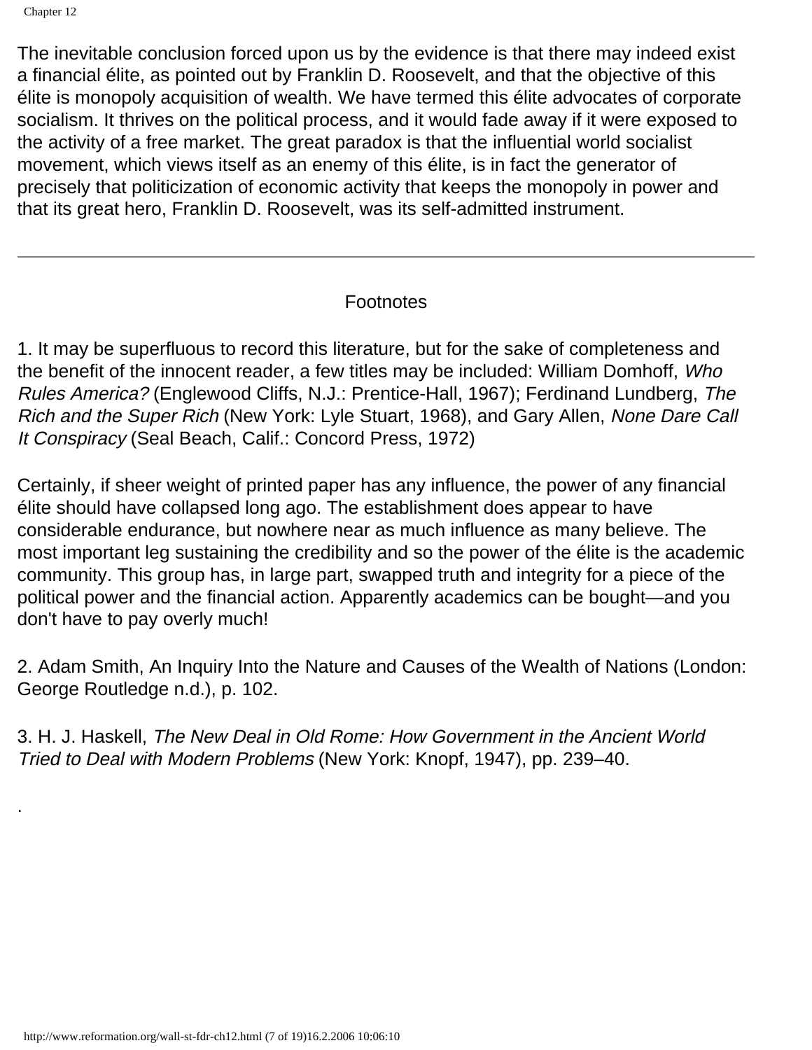The inevitable conclusion forced upon us by the evidence is that there may indeed exist a financial élite, as pointed out by Franklin D. Roosevelt, and that the objective of this élite is monopoly acquisition of wealth. We have termed this élite advocates of corporate socialism. It thrives on the political process, and it would fade away if it were exposed to the activity of a free market. The great paradox is that the influential world socialist movement, which views itself as an enemy of this élite, is in fact the generator of precisely that politicization of economic activity that keeps the monopoly in power and that its great hero, Franklin D. Roosevelt, was its self-admitted instrument.

---

Footnotes

1. It may be superfluous to record this literature, but for the sake of completeness and the benefit of the innocent reader, a few titles may be included: William Domhoff, *Who Rules America?* (Englewood Cliffs, N.J.: Prentice-Hall, 1967); Ferdinand Lundberg, *The Rich and the Super Rich* (New York: Lyle Stuart, 1968), and Gary Allen, *None Dare Call It Conspiracy* (Seal Beach, Calif.: Concord Press, 1972)

Certainly, if sheer weight of printed paper has any influence, the power of any financial élite should have collapsed long ago. The establishment does appear to have considerable endurance, but nowhere near as much influence as many believe. The most important leg sustaining the credibility and so the power of the élite is the academic community. This group has, in large part, swapped truth and integrity for a piece of the political power and the financial action. Apparently academics can be bought—and you don't have to pay overly much!

2. Adam Smith, An Inquiry Into the Nature and Causes of the Wealth of Nations (London: George Routledge n.d.), p. 102.

3. H. J. Haskell, *The New Deal in Old Rome: How Government in the Ancient World Tried to Deal with Modern Problems* (New York: Knopf, 1947), pp. 239–40.

.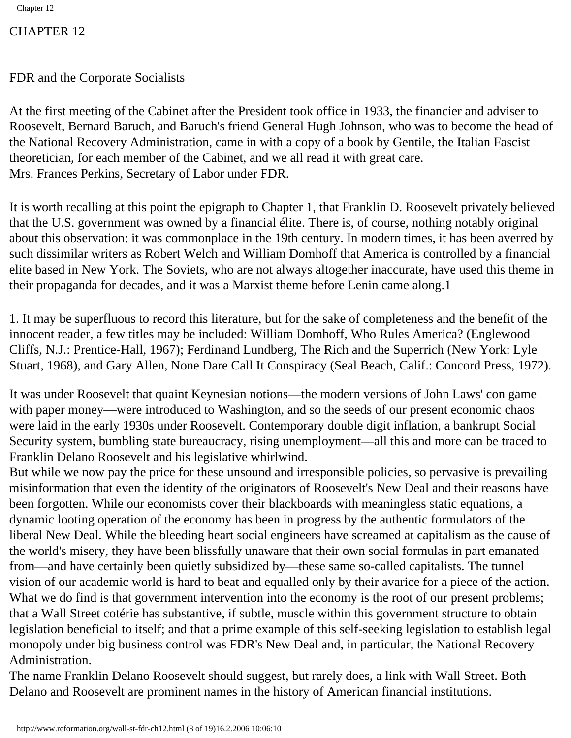# CHAPTER 12

## FDR and the Corporate Socialists

At the first meeting of the Cabinet after the President took office in 1933, the financier and adviser to Roosevelt, Bernard Baruch, and Baruch's friend General Hugh Johnson, who was to become the head of the National Recovery Administration, came in with a copy of a book by Gentile, the Italian Fascist theoretician, for each member of the Cabinet, and we all read it with great care.
Mrs. Frances Perkins, Secretary of Labor under FDR.

It is worth recalling at this point the epigraph to Chapter 1, that Franklin D. Roosevelt privately believed that the U.S. government was owned by a financial élite. There is, of course, nothing notably original about this observation: it was commonplace in the 19th century. In modern times, it has been averred by such dissimilar writers as Robert Welch and William Domhoff that America is controlled by a financial elite based in New York. The Soviets, who are not always altogether inaccurate, have used this theme in their propaganda for decades, and it was a Marxist theme before Lenin came along.1

1. It may be superfluous to record this literature, but for the sake of completeness and the benefit of the innocent reader, a few titles may be included: William Domhoff, Who Rules America? (Englewood Cliffs, N.J.: Prentice-Hall, 1967); Ferdinand Lundberg, The Rich and the Superrich (New York: Lyle Stuart, 1968), and Gary Allen, None Dare Call It Conspiracy (Seal Beach, Calif.: Concord Press, 1972).

It was under Roosevelt that quaint Keynesian notions—the modern versions of John Laws' con game with paper money—were introduced to Washington, and so the seeds of our present economic chaos were laid in the early 1930s under Roosevelt. Contemporary double digit inflation, a bankrupt Social Security system, bumbling state bureaucracy, rising unemployment—all this and more can be traced to Franklin Delano Roosevelt and his legislative whirlwind.

But while we now pay the price for these unsound and irresponsible policies, so pervasive is prevailing misinformation that even the identity of the originators of Roosevelt's New Deal and their reasons have been forgotten. While our economists cover their blackboards with meaningless static equations, a dynamic looting operation of the economy has been in progress by the authentic formulators of the liberal New Deal. While the bleeding heart social engineers have screamed at capitalism as the cause of the world's misery, they have been blissfully unaware that their own social formulas in part emanated from—and have certainly been quietly subsidized by—these same so-called capitalists. The tunnel vision of our academic world is hard to beat and equalled only by their avarice for a piece of the action. What we do find is that government intervention into the economy is the root of our present problems; that a Wall Street cotérie has substantive, if subtle, muscle within this government structure to obtain legislation beneficial to itself; and that a prime example of this self-seeking legislation to establish legal monopoly under big business control was FDR's New Deal and, in particular, the National Recovery Administration.

The name Franklin Delano Roosevelt should suggest, but rarely does, a link with Wall Street. Both Delano and Roosevelt are prominent names in the history of American financial institutions.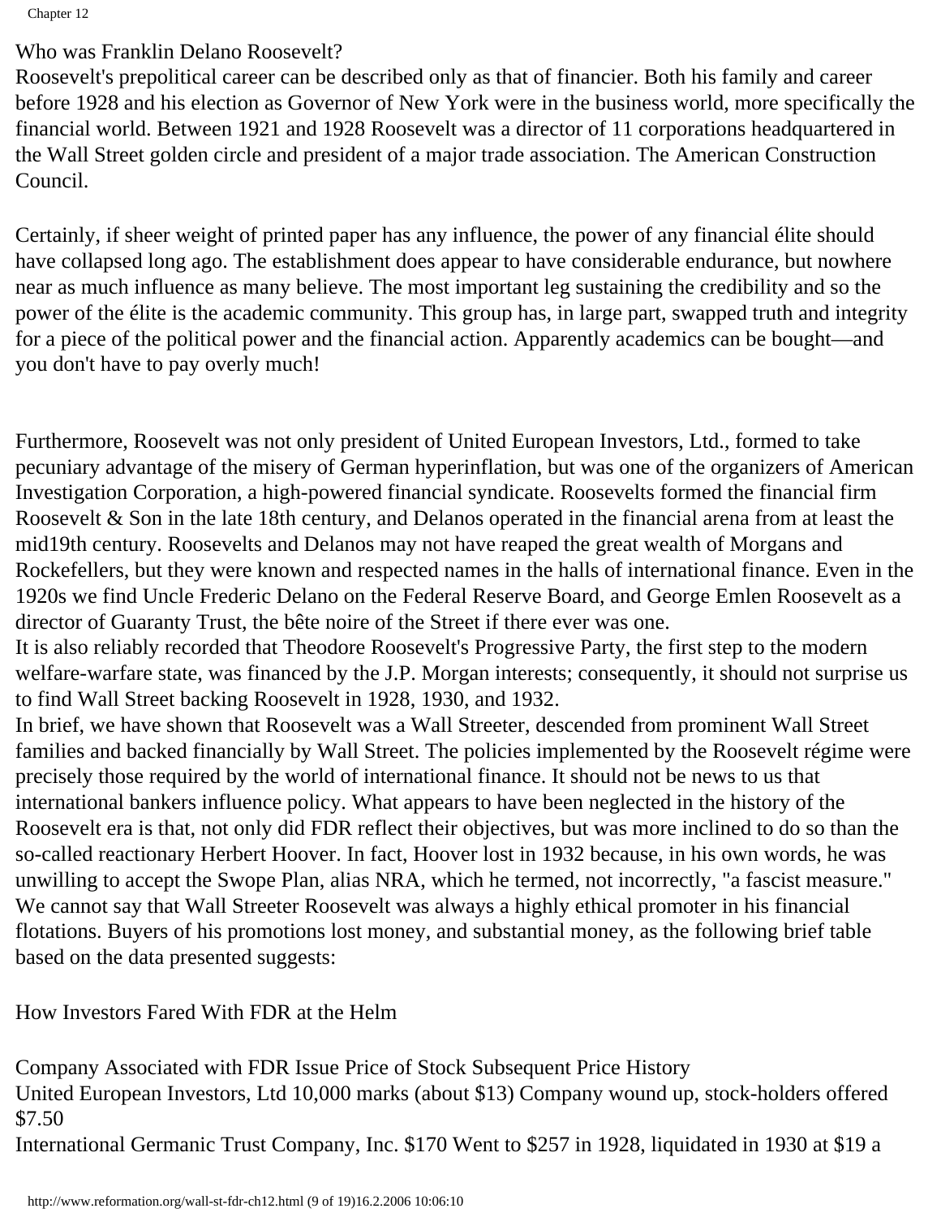Who was Franklin Delano Roosevelt?
Roosevelt's prepolitical career can be described only as that of financier. Both his family and career before 1928 and his election as Governor of New York were in the business world, more specifically the financial world. Between 1921 and 1928 Roosevelt was a director of 11 corporations headquartered in the Wall Street golden circle and president of a major trade association. The American Construction Council.

Certainly, if sheer weight of printed paper has any influence, the power of any financial élite should have collapsed long ago. The establishment does appear to have considerable endurance, but nowhere near as much influence as many believe. The most important leg sustaining the credibility and so the power of the élite is the academic community. This group has, in large part, swapped truth and integrity for a piece of the political power and the financial action. Apparently academics can be bought—and you don't have to pay overly much!

Furthermore, Roosevelt was not only president of United European Investors, Ltd., formed to take pecuniary advantage of the misery of German hyperinflation, but was one of the organizers of American Investigation Corporation, a high-powered financial syndicate. Roosevelts formed the financial firm Roosevelt & Son in the late 18th century, and Delanos operated in the financial arena from at least the mid19th century. Roosevelts and Delanos may not have reaped the great wealth of Morgans and Rockefellers, but they were known and respected names in the halls of international finance. Even in the 1920s we find Uncle Frederic Delano on the Federal Reserve Board, and George Emlen Roosevelt as a director of Guaranty Trust, the bête noire of the Street if there ever was one.
It is also reliably recorded that Theodore Roosevelt's Progressive Party, the first step to the modern welfare-warfare state, was financed by the J.P. Morgan interests; consequently, it should not surprise us to find Wall Street backing Roosevelt in 1928, 1930, and 1932.
In brief, we have shown that Roosevelt was a Wall Streeter, descended from prominent Wall Street families and backed financially by Wall Street. The policies implemented by the Roosevelt régime were precisely those required by the world of international finance. It should not be news to us that international bankers influence policy. What appears to have been neglected in the history of the Roosevelt era is that, not only did FDR reflect their objectives, but was more inclined to do so than the so-called reactionary Herbert Hoover. In fact, Hoover lost in 1932 because, in his own words, he was unwilling to accept the Swope Plan, alias NRA, which he termed, not incorrectly, "a fascist measure."
We cannot say that Wall Streeter Roosevelt was always a highly ethical promoter in his financial flotations. Buyers of his promotions lost money, and substantial money, as the following brief table based on the data presented suggests:

How Investors Fared With FDR at the Helm

| Company Associated with FDR | Issue Price of Stock | Subsequent Price History |
|---|---|---|
| United European Investors, Ltd | 10,000 marks (about $13) | Company wound up, stock-holders offered $7.50 |
| International Germanic Trust Company, Inc. | $170 | Went to $257 in 1928, liquidated in 1930 at $19 a |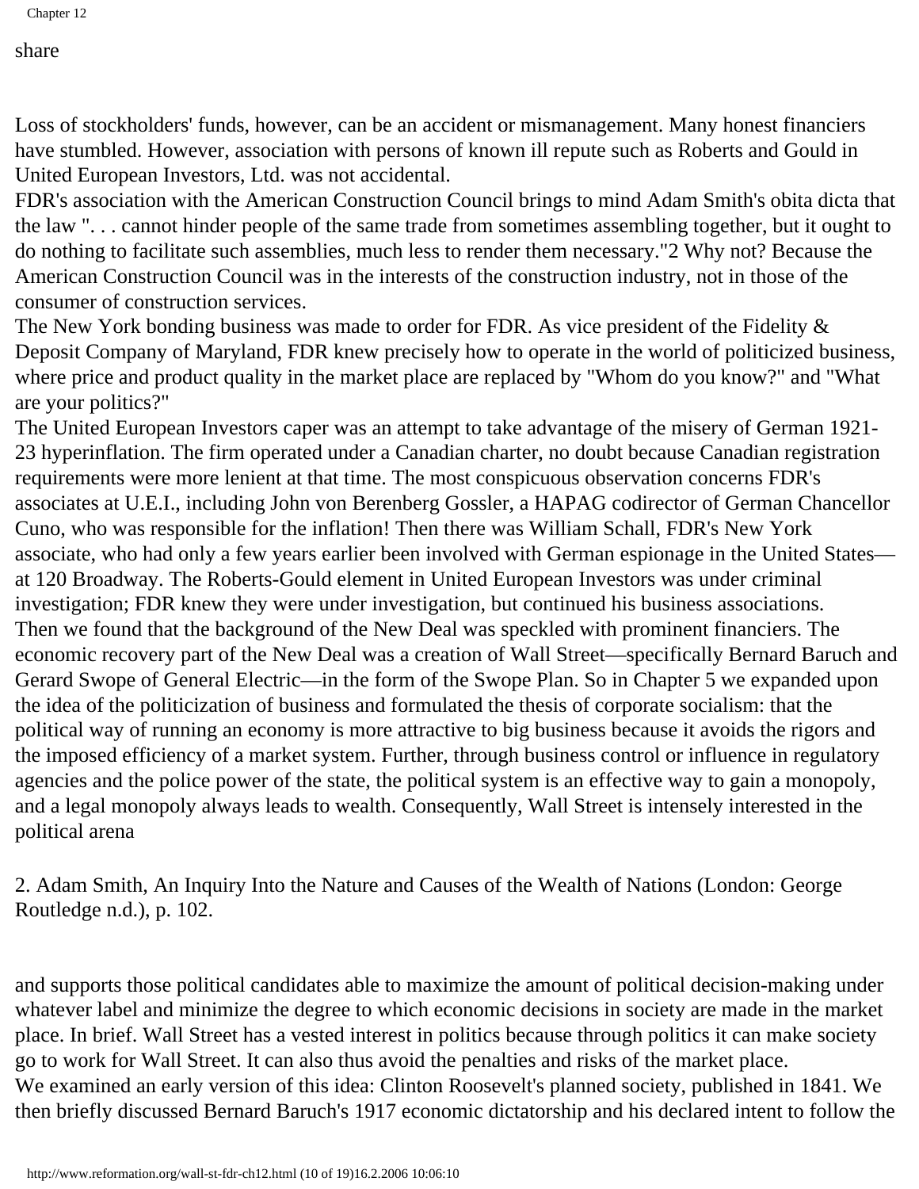share

Loss of stockholders' funds, however, can be an accident or mismanagement. Many honest financiers have stumbled. However, association with persons of known ill repute such as Roberts and Gould in United European Investors, Ltd. was not accidental.

FDR's association with the American Construction Council brings to mind Adam Smith's obita dicta that the law ". . . cannot hinder people of the same trade from sometimes assembling together, but it ought to do nothing to facilitate such assemblies, much less to render them necessary."2 Why not? Because the American Construction Council was in the interests of the construction industry, not in those of the consumer of construction services.

The New York bonding business was made to order for FDR. As vice president of the Fidelity & Deposit Company of Maryland, FDR knew precisely how to operate in the world of politicized business, where price and product quality in the market place are replaced by "Whom do you know?" and "What are your politics?"

The United European Investors caper was an attempt to take advantage of the misery of German 1921-23 hyperinflation. The firm operated under a Canadian charter, no doubt because Canadian registration requirements were more lenient at that time. The most conspicuous observation concerns FDR's associates at U.E.I., including John von Berenberg Gossler, a HAPAG codirector of German Chancellor Cuno, who was responsible for the inflation! Then there was William Schall, FDR's New York associate, who had only a few years earlier been involved with German espionage in the United States—at 120 Broadway. The Roberts-Gould element in United European Investors was under criminal investigation; FDR knew they were under investigation, but continued his business associations.

Then we found that the background of the New Deal was speckled with prominent financiers. The economic recovery part of the New Deal was a creation of Wall Street—specifically Bernard Baruch and Gerard Swope of General Electric—in the form of the Swope Plan. So in Chapter 5 we expanded upon the idea of the politicization of business and formulated the thesis of corporate socialism: that the political way of running an economy is more attractive to big business because it avoids the rigors and the imposed efficiency of a market system. Further, through business control or influence in regulatory agencies and the police power of the state, the political system is an effective way to gain a monopoly, and a legal monopoly always leads to wealth. Consequently, Wall Street is intensely interested in the political arena

2. Adam Smith, An Inquiry Into the Nature and Causes of the Wealth of Nations (London: George Routledge n.d.), p. 102.

and supports those political candidates able to maximize the amount of political decision-making under whatever label and minimize the degree to which economic decisions in society are made in the market place. In brief. Wall Street has a vested interest in politics because through politics it can make society go to work for Wall Street. It can also thus avoid the penalties and risks of the market place.

We examined an early version of this idea: Clinton Roosevelt's planned society, published in 1841. We then briefly discussed Bernard Baruch's 1917 economic dictatorship and his declared intent to follow the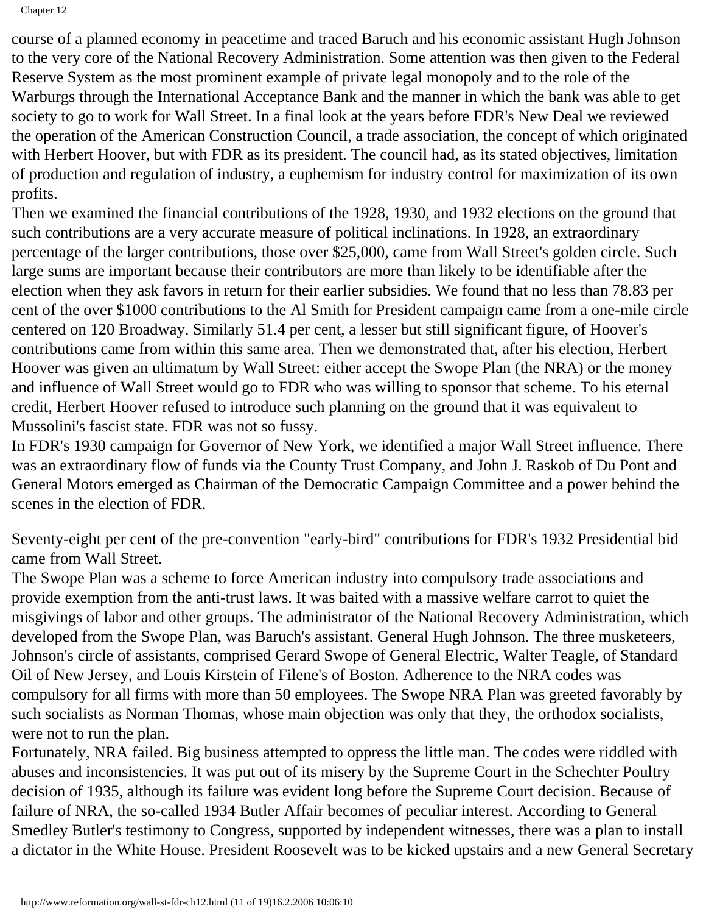course of a planned economy in peacetime and traced Baruch and his economic assistant Hugh Johnson to the very core of the National Recovery Administration. Some attention was then given to the Federal Reserve System as the most prominent example of private legal monopoly and to the role of the Warburgs through the International Acceptance Bank and the manner in which the bank was able to get society to go to work for Wall Street. In a final look at the years before FDR's New Deal we reviewed the operation of the American Construction Council, a trade association, the concept of which originated with Herbert Hoover, but with FDR as its president. The council had, as its stated objectives, limitation of production and regulation of industry, a euphemism for industry control for maximization of its own profits.

Then we examined the financial contributions of the 1928, 1930, and 1932 elections on the ground that such contributions are a very accurate measure of political inclinations. In 1928, an extraordinary percentage of the larger contributions, those over $25,000, came from Wall Street's golden circle. Such large sums are important because their contributors are more than likely to be identifiable after the election when they ask favors in return for their earlier subsidies. We found that no less than 78.83 per cent of the over $1000 contributions to the Al Smith for President campaign came from a one-mile circle centered on 120 Broadway. Similarly 51.4 per cent, a lesser but still significant figure, of Hoover's contributions came from within this same area. Then we demonstrated that, after his election, Herbert Hoover was given an ultimatum by Wall Street: either accept the Swope Plan (the NRA) or the money and influence of Wall Street would go to FDR who was willing to sponsor that scheme. To his eternal credit, Herbert Hoover refused to introduce such planning on the ground that it was equivalent to Mussolini's fascist state. FDR was not so fussy.

In FDR's 1930 campaign for Governor of New York, we identified a major Wall Street influence. There was an extraordinary flow of funds via the County Trust Company, and John J. Raskob of Du Pont and General Motors emerged as Chairman of the Democratic Campaign Committee and a power behind the scenes in the election of FDR.

Seventy-eight per cent of the pre-convention "early-bird" contributions for FDR's 1932 Presidential bid came from Wall Street.

The Swope Plan was a scheme to force American industry into compulsory trade associations and provide exemption from the anti-trust laws. It was baited with a massive welfare carrot to quiet the misgivings of labor and other groups. The administrator of the National Recovery Administration, which developed from the Swope Plan, was Baruch's assistant. General Hugh Johnson. The three musketeers, Johnson's circle of assistants, comprised Gerard Swope of General Electric, Walter Teagle, of Standard Oil of New Jersey, and Louis Kirstein of Filene's of Boston. Adherence to the NRA codes was compulsory for all firms with more than 50 employees. The Swope NRA Plan was greeted favorably by such socialists as Norman Thomas, whose main objection was only that they, the orthodox socialists, were not to run the plan.

Fortunately, NRA failed. Big business attempted to oppress the little man. The codes were riddled with abuses and inconsistencies. It was put out of its misery by the Supreme Court in the Schechter Poultry decision of 1935, although its failure was evident long before the Supreme Court decision. Because of failure of NRA, the so-called 1934 Butler Affair becomes of peculiar interest. According to General Smedley Butler's testimony to Congress, supported by independent witnesses, there was a plan to install a dictator in the White House. President Roosevelt was to be kicked upstairs and a new General Secretary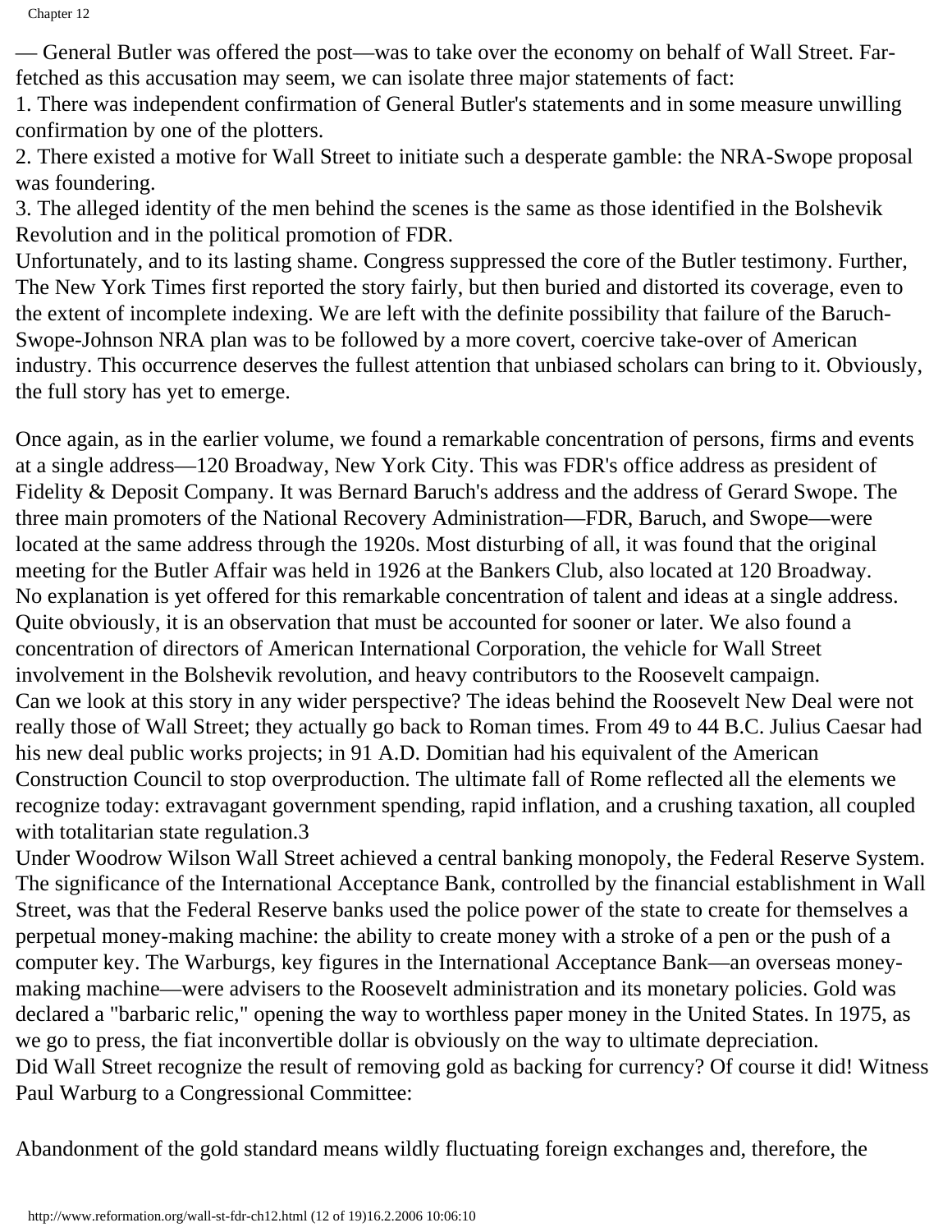— General Butler was offered the post—was to take over the economy on behalf of Wall Street. Far-fetched as this accusation may seem, we can isolate three major statements of fact:

1. There was independent confirmation of General Butler's statements and in some measure unwilling confirmation by one of the plotters.
2. There existed a motive for Wall Street to initiate such a desperate gamble: the NRA-Swope proposal was foundering.
3. The alleged identity of the men behind the scenes is the same as those identified in the Bolshevik Revolution and in the political promotion of FDR.

Unfortunately, and to its lasting shame. Congress suppressed the core of the Butler testimony. Further, The New York Times first reported the story fairly, but then buried and distorted its coverage, even to the extent of incomplete indexing. We are left with the definite possibility that failure of the Baruch-Swope-Johnson NRA plan was to be followed by a more covert, coercive take-over of American industry. This occurrence deserves the fullest attention that unbiased scholars can bring to it. Obviously, the full story has yet to emerge.

Once again, as in the earlier volume, we found a remarkable concentration of persons, firms and events at a single address—120 Broadway, New York City. This was FDR's office address as president of Fidelity & Deposit Company. It was Bernard Baruch's address and the address of Gerard Swope. The three main promoters of the National Recovery Administration—FDR, Baruch, and Swope—were located at the same address through the 1920s. Most disturbing of all, it was found that the original meeting for the Butler Affair was held in 1926 at the Bankers Club, also located at 120 Broadway. No explanation is yet offered for this remarkable concentration of talent and ideas at a single address. Quite obviously, it is an observation that must be accounted for sooner or later. We also found a concentration of directors of American International Corporation, the vehicle for Wall Street involvement in the Bolshevik revolution, and heavy contributors to the Roosevelt campaign.

Can we look at this story in any wider perspective? The ideas behind the Roosevelt New Deal were not really those of Wall Street; they actually go back to Roman times. From 49 to 44 B.C. Julius Caesar had his new deal public works projects; in 91 A.D. Domitian had his equivalent of the American Construction Council to stop overproduction. The ultimate fall of Rome reflected all the elements we recognize today: extravagant government spending, rapid inflation, and a crushing taxation, all coupled with totalitarian state regulation.[3]

Under Woodrow Wilson Wall Street achieved a central banking monopoly, the Federal Reserve System. The significance of the International Acceptance Bank, controlled by the financial establishment in Wall Street, was that the Federal Reserve banks used the police power of the state to create for themselves a perpetual money-making machine: the ability to create money with a stroke of a pen or the push of a computer key. The Warburgs, key figures in the International Acceptance Bank—an overseas money-making machine—were advisers to the Roosevelt administration and its monetary policies. Gold was declared a "barbaric relic," opening the way to worthless paper money in the United States. In 1975, as we go to press, the fiat inconvertible dollar is obviously on the way to ultimate depreciation.

Did Wall Street recognize the result of removing gold as backing for currency? Of course it did! Witness Paul Warburg to a Congressional Committee:

Abandonment of the gold standard means wildly fluctuating foreign exchanges and, therefore, the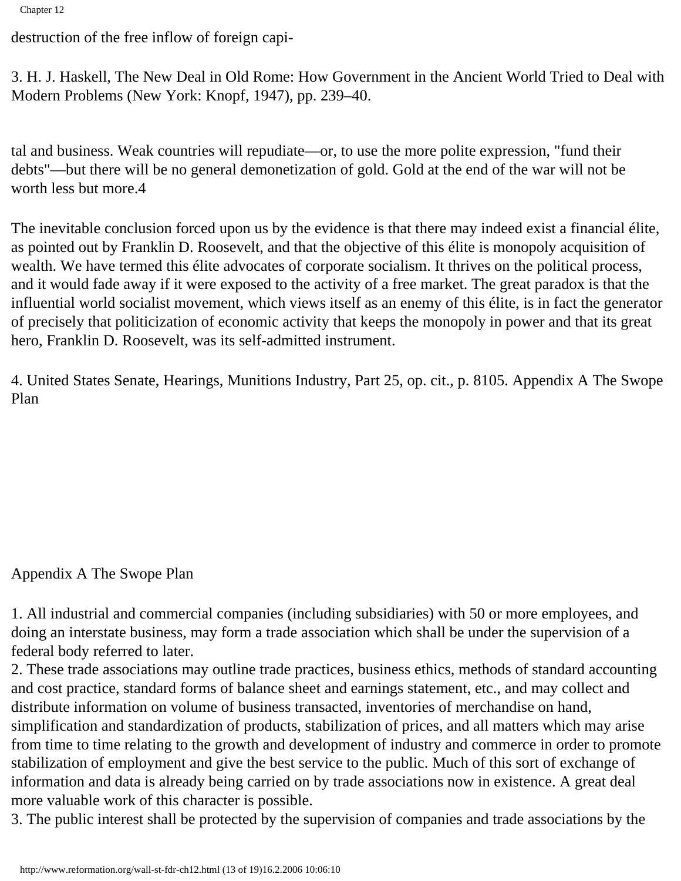destruction of the free inflow of foreign capi-

3. H. J. Haskell, The New Deal in Old Rome: How Government in the Ancient World Tried to Deal with Modern Problems (New York: Knopf, 1947), pp. 239–40.

tal and business. Weak countries will repudiate—or, to use the more polite expression, "fund their debts"—but there will be no general demonetization of gold. Gold at the end of the war will not be worth less but more.[4]

The inevitable conclusion forced upon us by the evidence is that there may indeed exist a financial élite, as pointed out by Franklin D. Roosevelt, and that the objective of this élite is monopoly acquisition of wealth. We have termed this élite advocates of corporate socialism. It thrives on the political process, and it would fade away if it were exposed to the activity of a free market. The great paradox is that the influential world socialist movement, which views itself as an enemy of this élite, is in fact the generator of precisely that politicization of economic activity that keeps the monopoly in power and that its great hero, Franklin D. Roosevelt, was its self-admitted instrument.

4. United States Senate, Hearings, Munitions Industry, Part 25, op. cit., p. 8105. Appendix A The Swope Plan

# Appendix A The Swope Plan

1. All industrial and commercial companies (including subsidiaries) with 50 or more employees, and doing an interstate business, may form a trade association which shall be under the supervision of a federal body referred to later.
2. These trade associations may outline trade practices, business ethics, methods of standard accounting and cost practice, standard forms of balance sheet and earnings statement, etc., and may collect and distribute information on volume of business transacted, inventories of merchandise on hand, simplification and standardization of products, stabilization of prices, and all matters which may arise from time to time relating to the growth and development of industry and commerce in order to promote stabilization of employment and give the best service to the public. Much of this sort of exchange of information and data is already being carried on by trade associations now in existence. A great deal more valuable work of this character is possible.
3. The public interest shall be protected by the supervision of companies and trade associations by the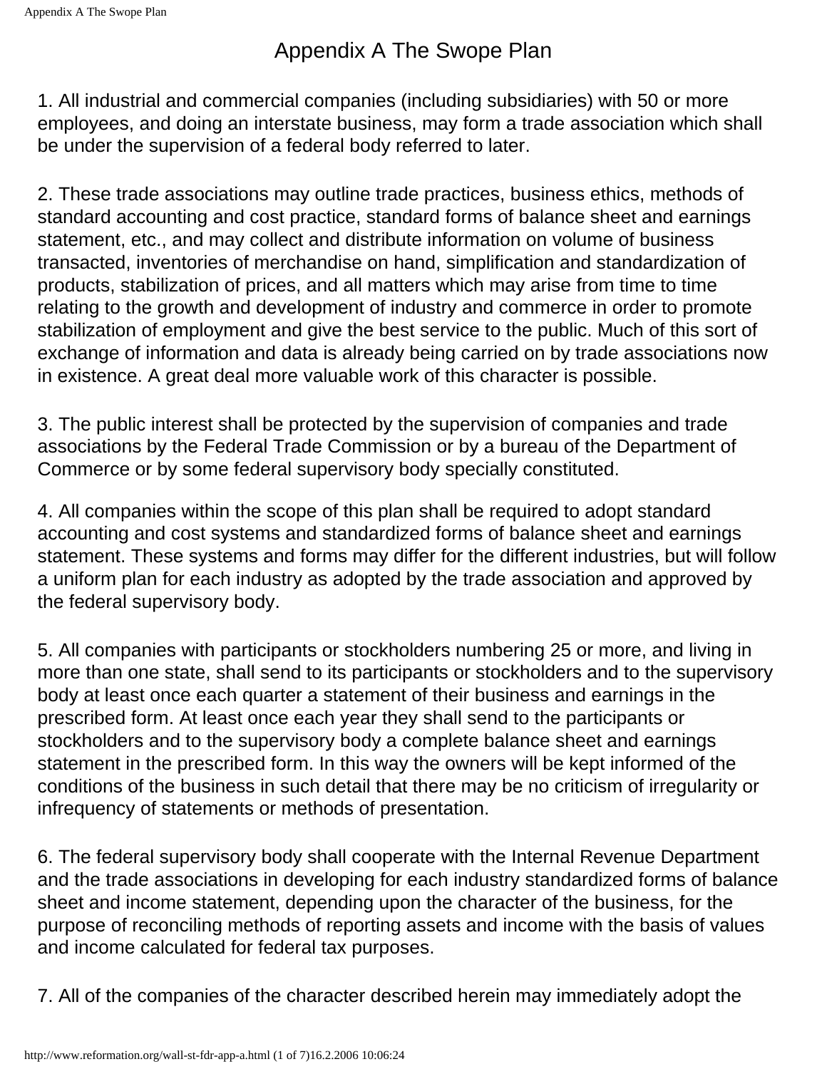# Appendix A The Swope Plan

1. All industrial and commercial companies (including subsidiaries) with 50 or more employees, and doing an interstate business, may form a trade association which shall be under the supervision of a federal body referred to later.

2. These trade associations may outline trade practices, business ethics, methods of standard accounting and cost practice, standard forms of balance sheet and earnings statement, etc., and may collect and distribute information on volume of business transacted, inventories of merchandise on hand, simplification and standardization of products, stabilization of prices, and all matters which may arise from time to time relating to the growth and development of industry and commerce in order to promote stabilization of employment and give the best service to the public. Much of this sort of exchange of information and data is already being carried on by trade associations now in existence. A great deal more valuable work of this character is possible.

3. The public interest shall be protected by the supervision of companies and trade associations by the Federal Trade Commission or by a bureau of the Department of Commerce or by some federal supervisory body specially constituted.

4. All companies within the scope of this plan shall be required to adopt standard accounting and cost systems and standardized forms of balance sheet and earnings statement. These systems and forms may differ for the different industries, but will follow a uniform plan for each industry as adopted by the trade association and approved by the federal supervisory body.

5. All companies with participants or stockholders numbering 25 or more, and living in more than one state, shall send to its participants or stockholders and to the supervisory body at least once each quarter a statement of their business and earnings in the prescribed form. At least once each year they shall send to the participants or stockholders and to the supervisory body a complete balance sheet and earnings statement in the prescribed form. In this way the owners will be kept informed of the conditions of the business in such detail that there may be no criticism of irregularity or infrequency of statements or methods of presentation.

6. The federal supervisory body shall cooperate with the Internal Revenue Department and the trade associations in developing for each industry standardized forms of balance sheet and income statement, depending upon the character of the business, for the purpose of reconciling methods of reporting assets and income with the basis of values and income calculated for federal tax purposes.

7. All of the companies of the character described herein may immediately adopt the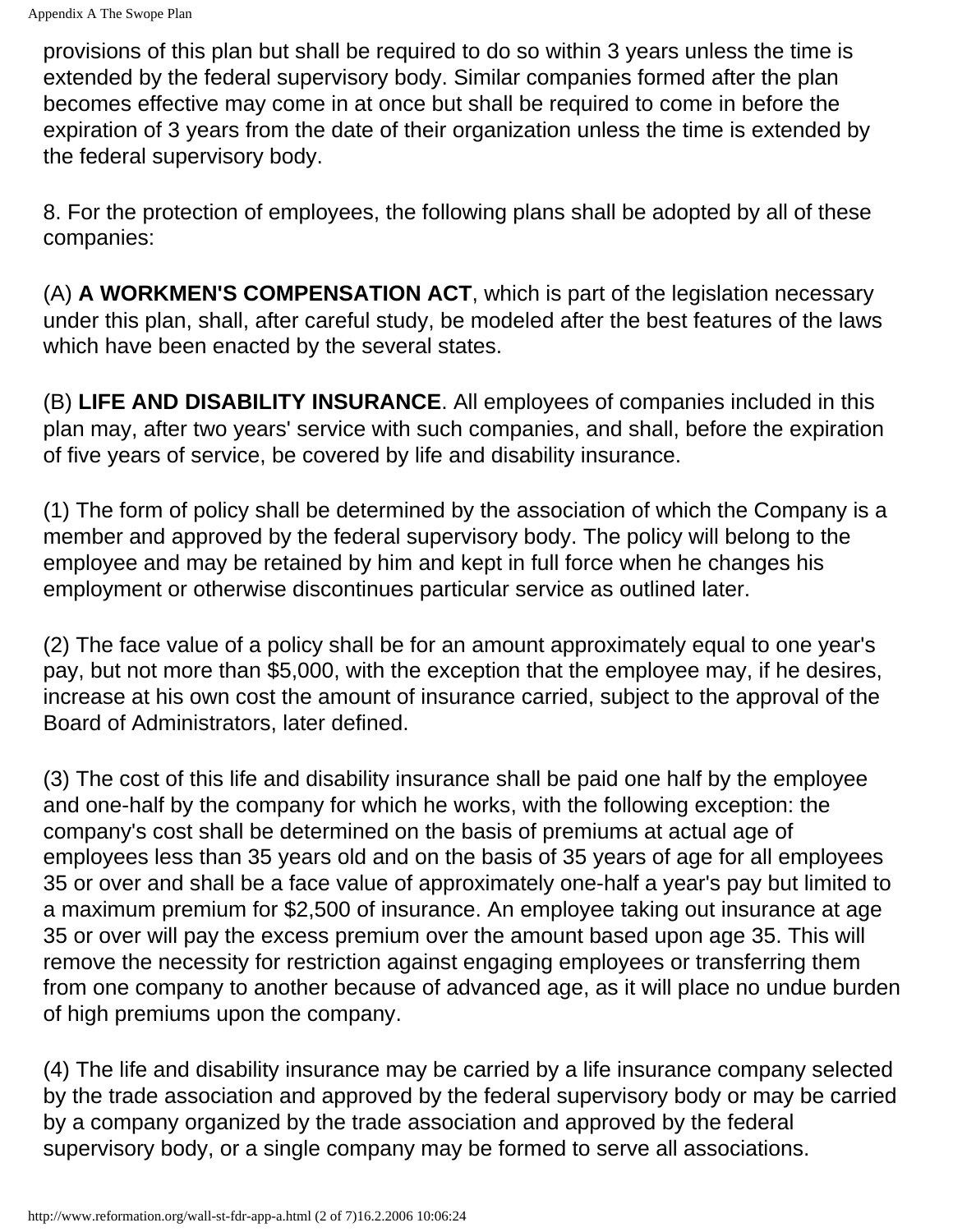provisions of this plan but shall be required to do so within 3 years unless the time is extended by the federal supervisory body. Similar companies formed after the plan becomes effective may come in at once but shall be required to come in before the expiration of 3 years from the date of their organization unless the time is extended by the federal supervisory body.

8. For the protection of employees, the following plans shall be adopted by all of these companies:

(A) **A WORKMEN'S COMPENSATION ACT**, which is part of the legislation necessary under this plan, shall, after careful study, be modeled after the best features of the laws which have been enacted by the several states.

(B) **LIFE AND DISABILITY INSURANCE**. All employees of companies included in this plan may, after two years' service with such companies, and shall, before the expiration of five years of service, be covered by life and disability insurance.

(1) The form of policy shall be determined by the association of which the Company is a member and approved by the federal supervisory body. The policy will belong to the employee and may be retained by him and kept in full force when he changes his employment or otherwise discontinues particular service as outlined later.

(2) The face value of a policy shall be for an amount approximately equal to one year's pay, but not more than $5,000, with the exception that the employee may, if he desires, increase at his own cost the amount of insurance carried, subject to the approval of the Board of Administrators, later defined.

(3) The cost of this life and disability insurance shall be paid one half by the employee and one-half by the company for which he works, with the following exception: the company's cost shall be determined on the basis of premiums at actual age of employees less than 35 years old and on the basis of 35 years of age for all employees 35 or over and shall be a face value of approximately one-half a year's pay but limited to a maximum premium for $2,500 of insurance. An employee taking out insurance at age 35 or over will pay the excess premium over the amount based upon age 35. This will remove the necessity for restriction against engaging employees or transferring them from one company to another because of advanced age, as it will place no undue burden of high premiums upon the company.

(4) The life and disability insurance may be carried by a life insurance company selected by the trade association and approved by the federal supervisory body or may be carried by a company organized by the trade association and approved by the federal supervisory body, or a single company may be formed to serve all associations.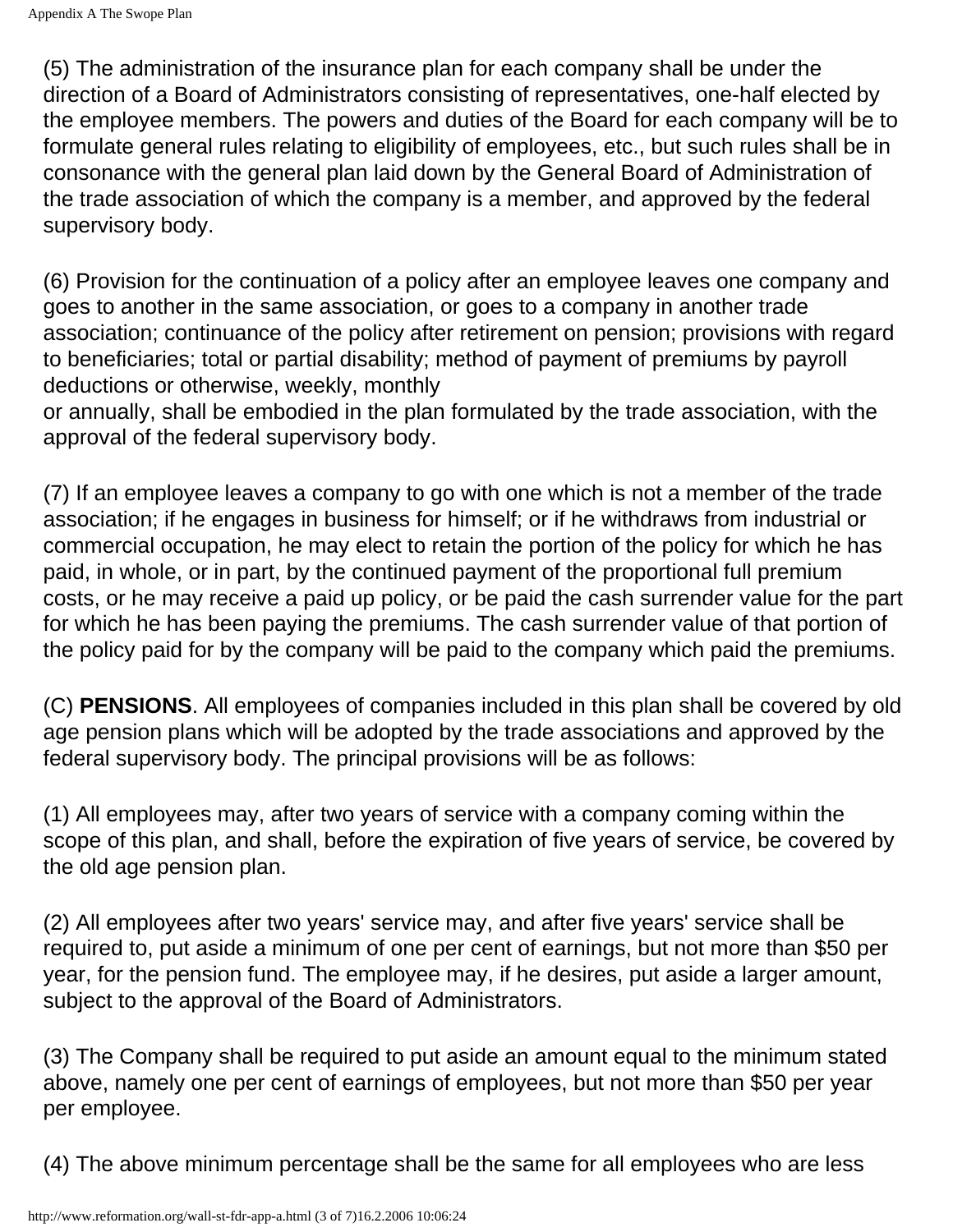(5) The administration of the insurance plan for each company shall be under the direction of a Board of Administrators consisting of representatives, one-half elected by the employee members. The powers and duties of the Board for each company will be to formulate general rules relating to eligibility of employees, etc., but such rules shall be in consonance with the general plan laid down by the General Board of Administration of the trade association of which the company is a member, and approved by the federal supervisory body.

(6) Provision for the continuation of a policy after an employee leaves one company and goes to another in the same association, or goes to a company in another trade association; continuance of the policy after retirement on pension; provisions with regard to beneficiaries; total or partial disability; method of payment of premiums by payroll deductions or otherwise, weekly, monthly or annually, shall be embodied in the plan formulated by the trade association, with the approval of the federal supervisory body.

(7) If an employee leaves a company to go with one which is not a member of the trade association; if he engages in business for himself; or if he withdraws from industrial or commercial occupation, he may elect to retain the portion of the policy for which he has paid, in whole, or in part, by the continued payment of the proportional full premium costs, or he may receive a paid up policy, or be paid the cash surrender value for the part for which he has been paying the premiums. The cash surrender value of that portion of the policy paid for by the company will be paid to the company which paid the premiums.

(C) **PENSIONS**. All employees of companies included in this plan shall be covered by old age pension plans which will be adopted by the trade associations and approved by the federal supervisory body. The principal provisions will be as follows:

(1) All employees may, after two years of service with a company coming within the scope of this plan, and shall, before the expiration of five years of service, be covered by the old age pension plan.

(2) All employees after two years' service may, and after five years' service shall be required to, put aside a minimum of one per cent of earnings, but not more than $50 per year, for the pension fund. The employee may, if he desires, put aside a larger amount, subject to the approval of the Board of Administrators.

(3) The Company shall be required to put aside an amount equal to the minimum stated above, namely one per cent of earnings of employees, but not more than $50 per year per employee.

(4) The above minimum percentage shall be the same for all employees who are less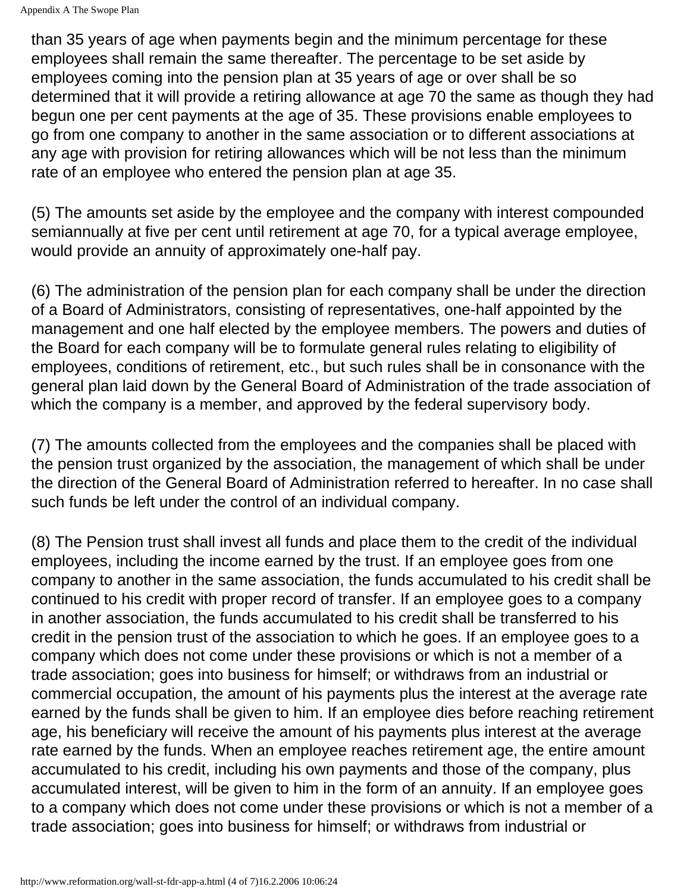than 35 years of age when payments begin and the minimum percentage for these employees shall remain the same thereafter. The percentage to be set aside by employees coming into the pension plan at 35 years of age or over shall be so determined that it will provide a retiring allowance at age 70 the same as though they had begun one per cent payments at the age of 35. These provisions enable employees to go from one company to another in the same association or to different associations at any age with provision for retiring allowances which will be not less than the minimum rate of an employee who entered the pension plan at age 35.

(5) The amounts set aside by the employee and the company with interest compounded semiannually at five per cent until retirement at age 70, for a typical average employee, would provide an annuity of approximately one-half pay.

(6) The administration of the pension plan for each company shall be under the direction of a Board of Administrators, consisting of representatives, one-half appointed by the management and one half elected by the employee members. The powers and duties of the Board for each company will be to formulate general rules relating to eligibility of employees, conditions of retirement, etc., but such rules shall be in consonance with the general plan laid down by the General Board of Administration of the trade association of which the company is a member, and approved by the federal supervisory body.

(7) The amounts collected from the employees and the companies shall be placed with the pension trust organized by the association, the management of which shall be under the direction of the General Board of Administration referred to hereafter. In no case shall such funds be left under the control of an individual company.

(8) The Pension trust shall invest all funds and place them to the credit of the individual employees, including the income earned by the trust. If an employee goes from one company to another in the same association, the funds accumulated to his credit shall be continued to his credit with proper record of transfer. If an employee goes to a company in another association, the funds accumulated to his credit shall be transferred to his credit in the pension trust of the association to which he goes. If an employee goes to a company which does not come under these provisions or which is not a member of a trade association; goes into business for himself; or withdraws from an industrial or commercial occupation, the amount of his payments plus the interest at the average rate earned by the funds shall be given to him. If an employee dies before reaching retirement age, his beneficiary will receive the amount of his payments plus interest at the average rate earned by the funds. When an employee reaches retirement age, the entire amount accumulated to his credit, including his own payments and those of the company, plus accumulated interest, will be given to him in the form of an annuity. If an employee goes to a company which does not come under these provisions or which is not a member of a trade association; goes into business for himself; or withdraws from industrial or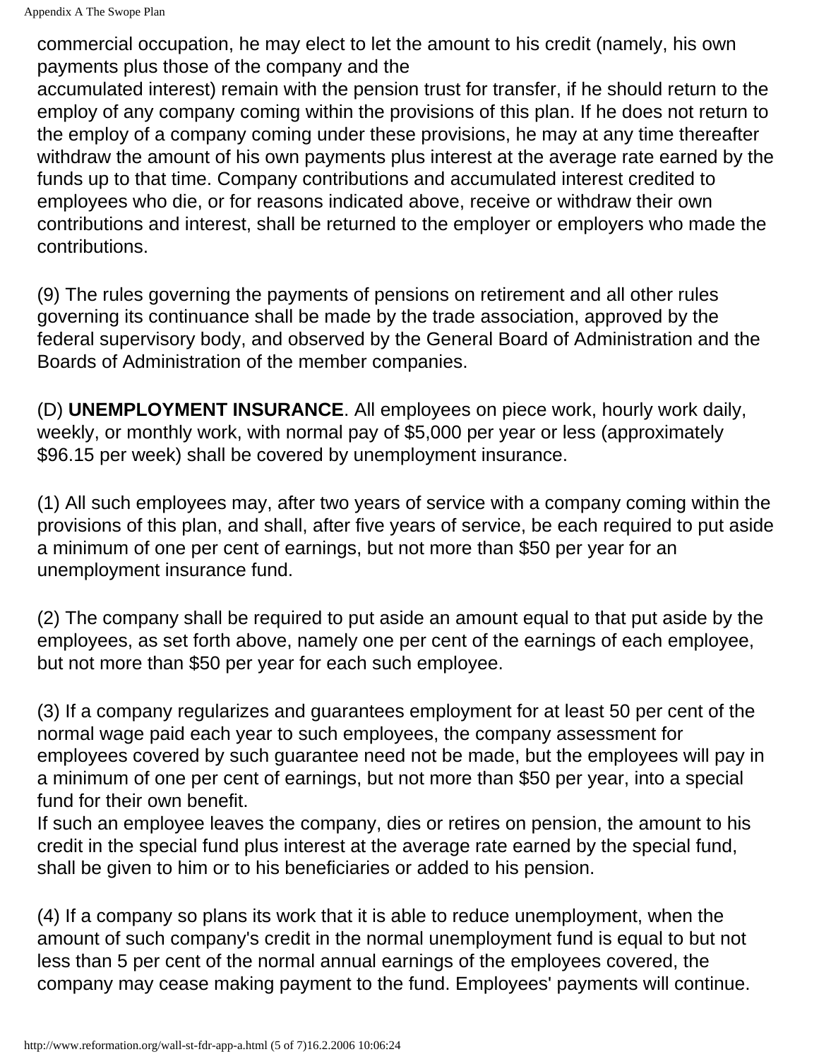commercial occupation, he may elect to let the amount to his credit (namely, his own payments plus those of the company and the accumulated interest) remain with the pension trust for transfer, if he should return to the employ of any company coming within the provisions of this plan. If he does not return to the employ of a company coming under these provisions, he may at any time thereafter withdraw the amount of his own payments plus interest at the average rate earned by the funds up to that time. Company contributions and accumulated interest credited to employees who die, or for reasons indicated above, receive or withdraw their own contributions and interest, shall be returned to the employer or employers who made the contributions.

(9) The rules governing the payments of pensions on retirement and all other rules governing its continuance shall be made by the trade association, approved by the federal supervisory body, and observed by the General Board of Administration and the Boards of Administration of the member companies.

(D) **UNEMPLOYMENT INSURANCE**. All employees on piece work, hourly work daily, weekly, or monthly work, with normal pay of $5,000 per year or less (approximately $96.15 per week) shall be covered by unemployment insurance.

(1) All such employees may, after two years of service with a company coming within the provisions of this plan, and shall, after five years of service, be each required to put aside a minimum of one per cent of earnings, but not more than $50 per year for an unemployment insurance fund.

(2) The company shall be required to put aside an amount equal to that put aside by the employees, as set forth above, namely one per cent of the earnings of each employee, but not more than $50 per year for each such employee.

(3) If a company regularizes and guarantees employment for at least 50 per cent of the normal wage paid each year to such employees, the company assessment for employees covered by such guarantee need not be made, but the employees will pay in a minimum of one per cent of earnings, but not more than $50 per year, into a special fund for their own benefit.
If such an employee leaves the company, dies or retires on pension, the amount to his credit in the special fund plus interest at the average rate earned by the special fund, shall be given to him or to his beneficiaries or added to his pension.

(4) If a company so plans its work that it is able to reduce unemployment, when the amount of such company's credit in the normal unemployment fund is equal to but not less than 5 per cent of the normal annual earnings of the employees covered, the company may cease making payment to the fund. Employees' payments will continue.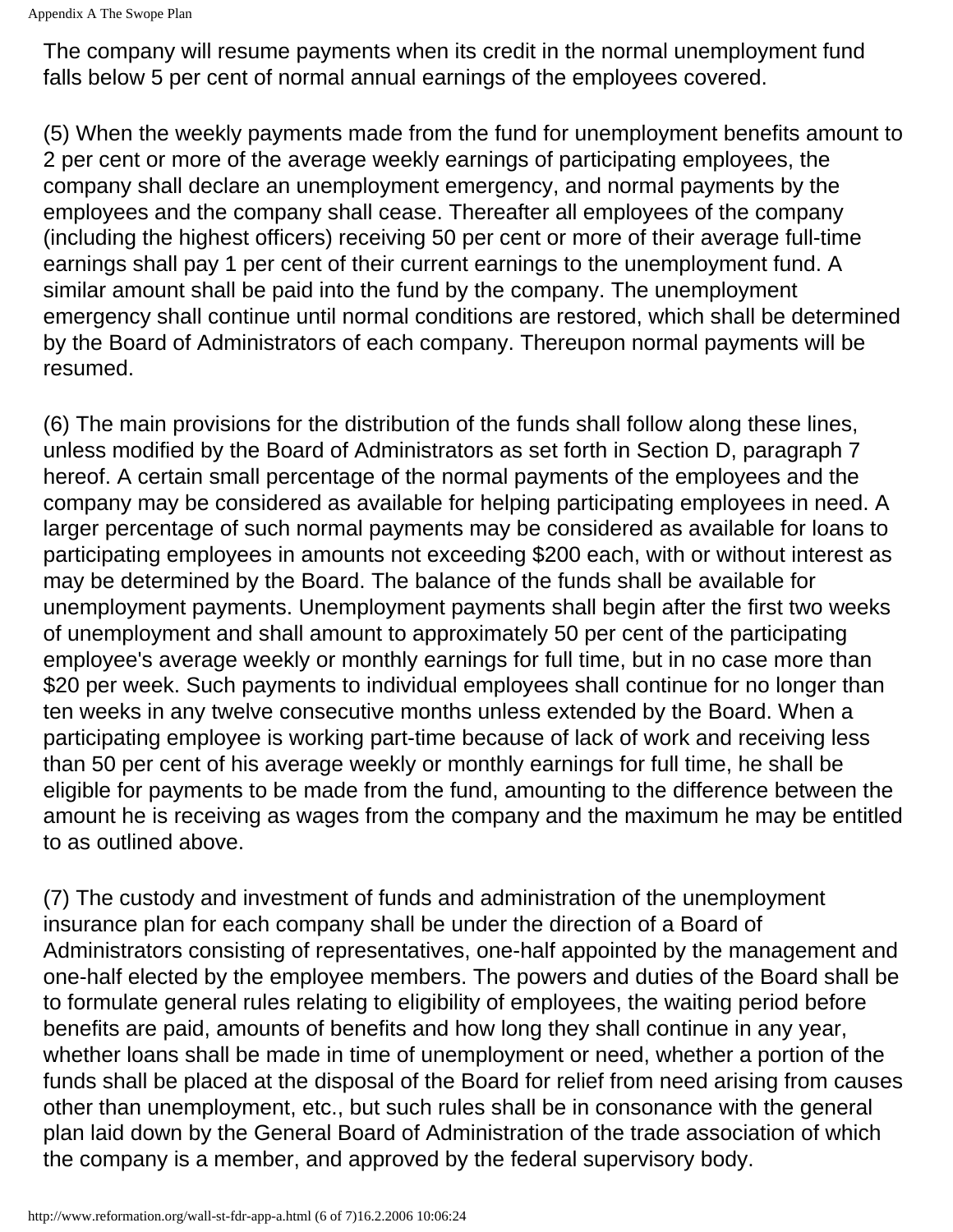The company will resume payments when its credit in the normal unemployment fund falls below 5 per cent of normal annual earnings of the employees covered.

(5) When the weekly payments made from the fund for unemployment benefits amount to 2 per cent or more of the average weekly earnings of participating employees, the company shall declare an unemployment emergency, and normal payments by the employees and the company shall cease. Thereafter all employees of the company (including the highest officers) receiving 50 per cent or more of their average full-time earnings shall pay 1 per cent of their current earnings to the unemployment fund. A similar amount shall be paid into the fund by the company. The unemployment emergency shall continue until normal conditions are restored, which shall be determined by the Board of Administrators of each company. Thereupon normal payments will be resumed.

(6) The main provisions for the distribution of the funds shall follow along these lines, unless modified by the Board of Administrators as set forth in Section D, paragraph 7 hereof. A certain small percentage of the normal payments of the employees and the company may be considered as available for helping participating employees in need. A larger percentage of such normal payments may be considered as available for loans to participating employees in amounts not exceeding $200 each, with or without interest as may be determined by the Board. The balance of the funds shall be available for unemployment payments. Unemployment payments shall begin after the first two weeks of unemployment and shall amount to approximately 50 per cent of the participating employee's average weekly or monthly earnings for full time, but in no case more than $20 per week. Such payments to individual employees shall continue for no longer than ten weeks in any twelve consecutive months unless extended by the Board. When a participating employee is working part-time because of lack of work and receiving less than 50 per cent of his average weekly or monthly earnings for full time, he shall be eligible for payments to be made from the fund, amounting to the difference between the amount he is receiving as wages from the company and the maximum he may be entitled to as outlined above.

(7) The custody and investment of funds and administration of the unemployment insurance plan for each company shall be under the direction of a Board of Administrators consisting of representatives, one-half appointed by the management and one-half elected by the employee members. The powers and duties of the Board shall be to formulate general rules relating to eligibility of employees, the waiting period before benefits are paid, amounts of benefits and how long they shall continue in any year, whether loans shall be made in time of unemployment or need, whether a portion of the funds shall be placed at the disposal of the Board for relief from need arising from causes other than unemployment, etc., but such rules shall be in consonance with the general plan laid down by the General Board of Administration of the trade association of which the company is a member, and approved by the federal supervisory body.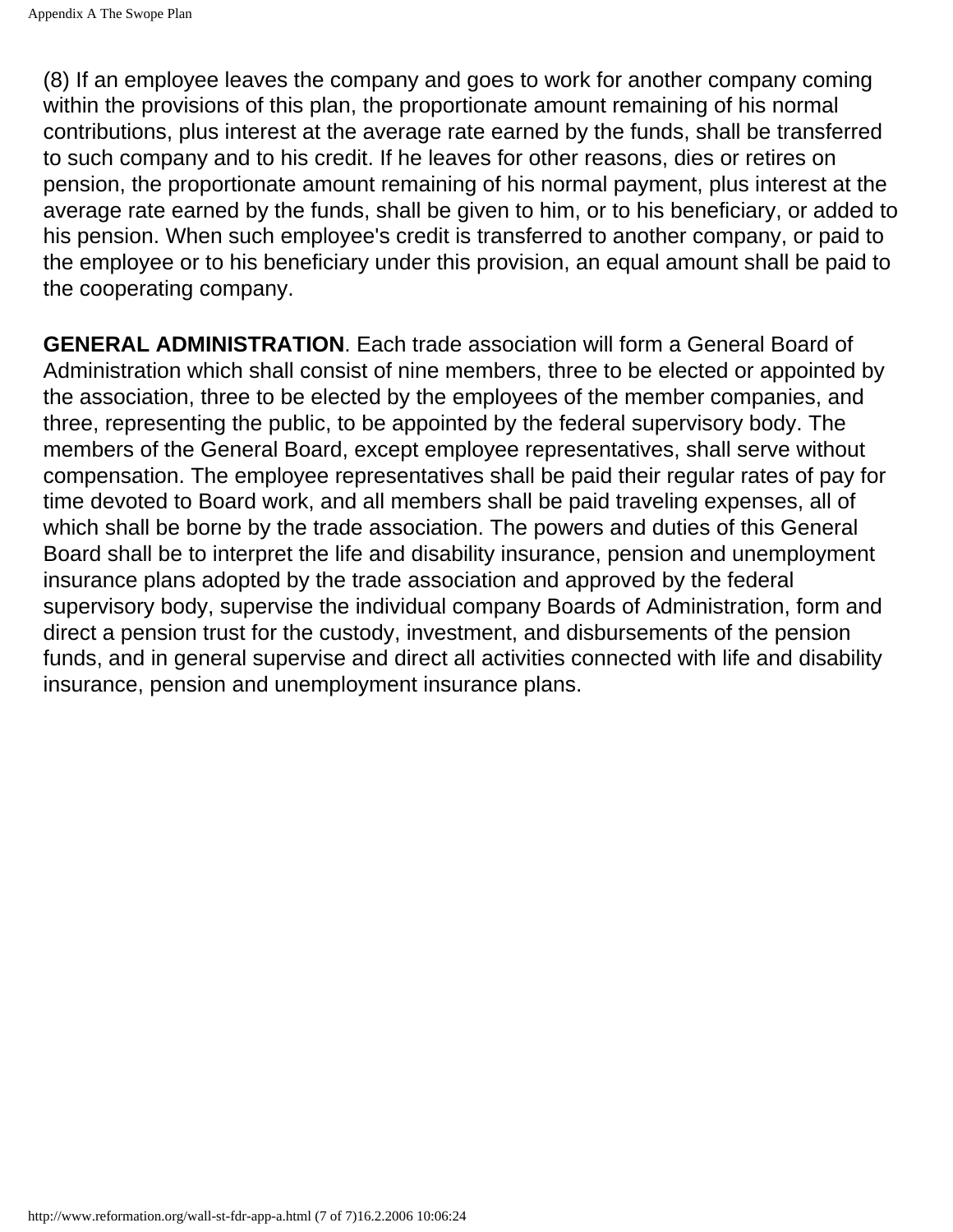(8) If an employee leaves the company and goes to work for another company coming within the provisions of this plan, the proportionate amount remaining of his normal contributions, plus interest at the average rate earned by the funds, shall be transferred to such company and to his credit. If he leaves for other reasons, dies or retires on pension, the proportionate amount remaining of his normal payment, plus interest at the average rate earned by the funds, shall be given to him, or to his beneficiary, or added to his pension. When such employee's credit is transferred to another company, or paid to the employee or to his beneficiary under this provision, an equal amount shall be paid to the cooperating company.

**GENERAL ADMINISTRATION**. Each trade association will form a General Board of Administration which shall consist of nine members, three to be elected or appointed by the association, three to be elected by the employees of the member companies, and three, representing the public, to be appointed by the federal supervisory body. The members of the General Board, except employee representatives, shall serve without compensation. The employee representatives shall be paid their regular rates of pay for time devoted to Board work, and all members shall be paid traveling expenses, all of which shall be borne by the trade association. The powers and duties of this General Board shall be to interpret the life and disability insurance, pension and unemployment insurance plans adopted by the trade association and approved by the federal supervisory body, supervise the individual company Boards of Administration, form and direct a pension trust for the custody, investment, and disbursements of the pension funds, and in general supervise and direct all activities connected with life and disability insurance, pension and unemployment insurance plans.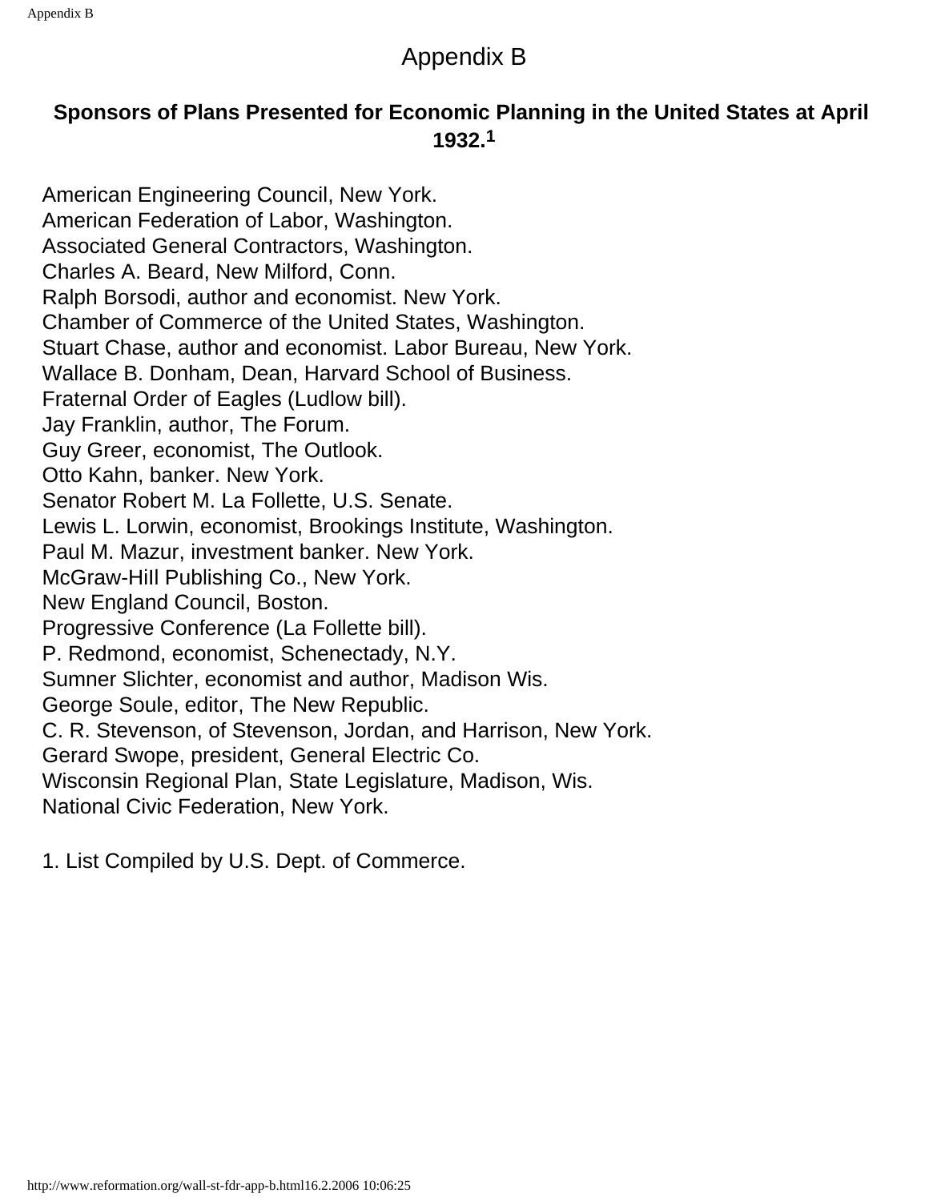# Appendix B

## Sponsors of Plans Presented for Economic Planning in the United States at April 1932.[1]

American Engineering Council, New York.
American Federation of Labor, Washington.
Associated General Contractors, Washington.
Charles A. Beard, New Milford, Conn.
Ralph Borsodi, author and economist. New York.
Chamber of Commerce of the United States, Washington.
Stuart Chase, author and economist. Labor Bureau, New York.
Wallace B. Donham, Dean, Harvard School of Business.
Fraternal Order of Eagles (Ludlow bill).
Jay Franklin, author, The Forum.
Guy Greer, economist, The Outlook.
Otto Kahn, banker. New York.
Senator Robert M. La Follette, U.S. Senate.
Lewis L. Lorwin, economist, Brookings Institute, Washington.
Paul M. Mazur, investment banker. New York.
McGraw-Hill Publishing Co., New York.
New England Council, Boston.
Progressive Conference (La Follette bill).
P. Redmond, economist, Schenectady, N.Y.
Sumner Slichter, economist and author, Madison Wis.
George Soule, editor, The New Republic.
C. R. Stevenson, of Stevenson, Jordan, and Harrison, New York.
Gerard Swope, president, General Electric Co.
Wisconsin Regional Plan, State Legislature, Madison, Wis.
National Civic Federation, New York.

1. List Compiled by U.S. Dept. of Commerce.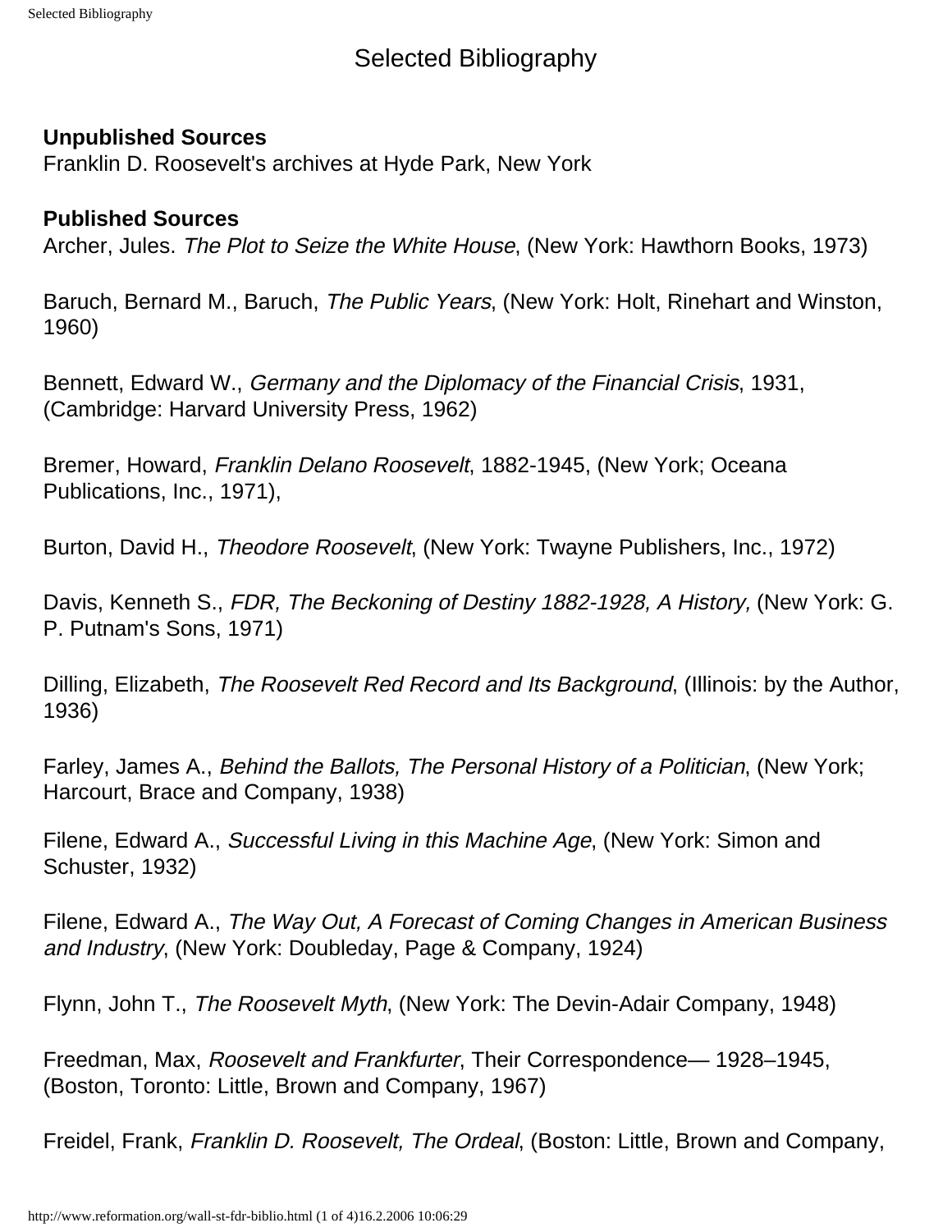# Selected Bibliography

**Unpublished Sources**
Franklin D. Roosevelt's archives at Hyde Park, New York

**Published Sources**
Archer, Jules. *The Plot to Seize the White House*, (New York: Hawthorn Books, 1973)

Baruch, Bernard M., Baruch, *The Public Years*, (New York: Holt, Rinehart and Winston, 1960)

Bennett, Edward W., *Germany and the Diplomacy of the Financial Crisis*, 1931, (Cambridge: Harvard University Press, 1962)

Bremer, Howard, *Franklin Delano Roosevelt*, 1882-1945, (New York; Oceana Publications, Inc., 1971),

Burton, David H., *Theodore Roosevelt*, (New York: Twayne Publishers, Inc., 1972)

Davis, Kenneth S., *FDR, The Beckoning of Destiny 1882-1928, A History,* (New York: G. P. Putnam's Sons, 1971)

Dilling, Elizabeth, *The Roosevelt Red Record and Its Background*, (Illinois: by the Author, 1936)

Farley, James A., *Behind the Ballots, The Personal History of a Politician*, (New York; Harcourt, Brace and Company, 1938)

Filene, Edward A., *Successful Living in this Machine Age*, (New York: Simon and Schuster, 1932)

Filene, Edward A., *The Way Out, A Forecast of Coming Changes in American Business and Industry*, (New York: Doubleday, Page & Company, 1924)

Flynn, John T., *The Roosevelt Myth*, (New York: The Devin-Adair Company, 1948)

Freedman, Max, *Roosevelt and Frankfurter*, Their Correspondence— 1928–1945, (Boston, Toronto: Little, Brown and Company, 1967)

Freidel, Frank, *Franklin D. Roosevelt, The Ordeal*, (Boston: Little, Brown and Company,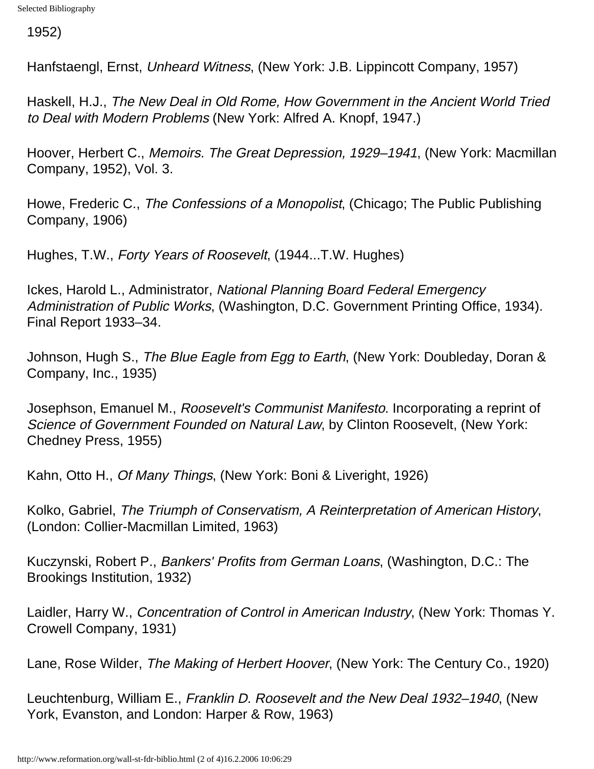1952)

Hanfstaengl, Ernst, *Unheard Witness*, (New York: J.B. Lippincott Company, 1957)

Haskell, H.J., *The New Deal in Old Rome, How Government in the Ancient World Tried to Deal with Modern Problems* (New York: Alfred A. Knopf, 1947.)

Hoover, Herbert C., *Memoirs. The Great Depression, 1929–1941*, (New York: Macmillan Company, 1952), Vol. 3.

Howe, Frederic C., *The Confessions of a Monopolist*, (Chicago; The Public Publishing Company, 1906)

Hughes, T.W., *Forty Years of Roosevelt*, (1944...T.W. Hughes)

Ickes, Harold L., Administrator, *National Planning Board Federal Emergency Administration of Public Works*, (Washington, D.C. Government Printing Office, 1934). Final Report 1933–34.

Johnson, Hugh S., *The Blue Eagle from Egg to Earth*, (New York: Doubleday, Doran & Company, Inc., 1935)

Josephson, Emanuel M., *Roosevelt's Communist Manifesto*. Incorporating a reprint of *Science of Government Founded on Natural Law*, by Clinton Roosevelt, (New York: Chedney Press, 1955)

Kahn, Otto H., *Of Many Things*, (New York: Boni & Liveright, 1926)

Kolko, Gabriel, *The Triumph of Conservatism, A Reinterpretation of American History*, (London: Collier-Macmillan Limited, 1963)

Kuczynski, Robert P., *Bankers' Profits from German Loans*, (Washington, D.C.: The Brookings Institution, 1932)

Laidler, Harry W., *Concentration of Control in American Industry*, (New York: Thomas Y. Crowell Company, 1931)

Lane, Rose Wilder, *The Making of Herbert Hoover*, (New York: The Century Co., 1920)

Leuchtenburg, William E., *Franklin D. Roosevelt and the New Deal 1932–1940*, (New York, Evanston, and London: Harper & Row, 1963)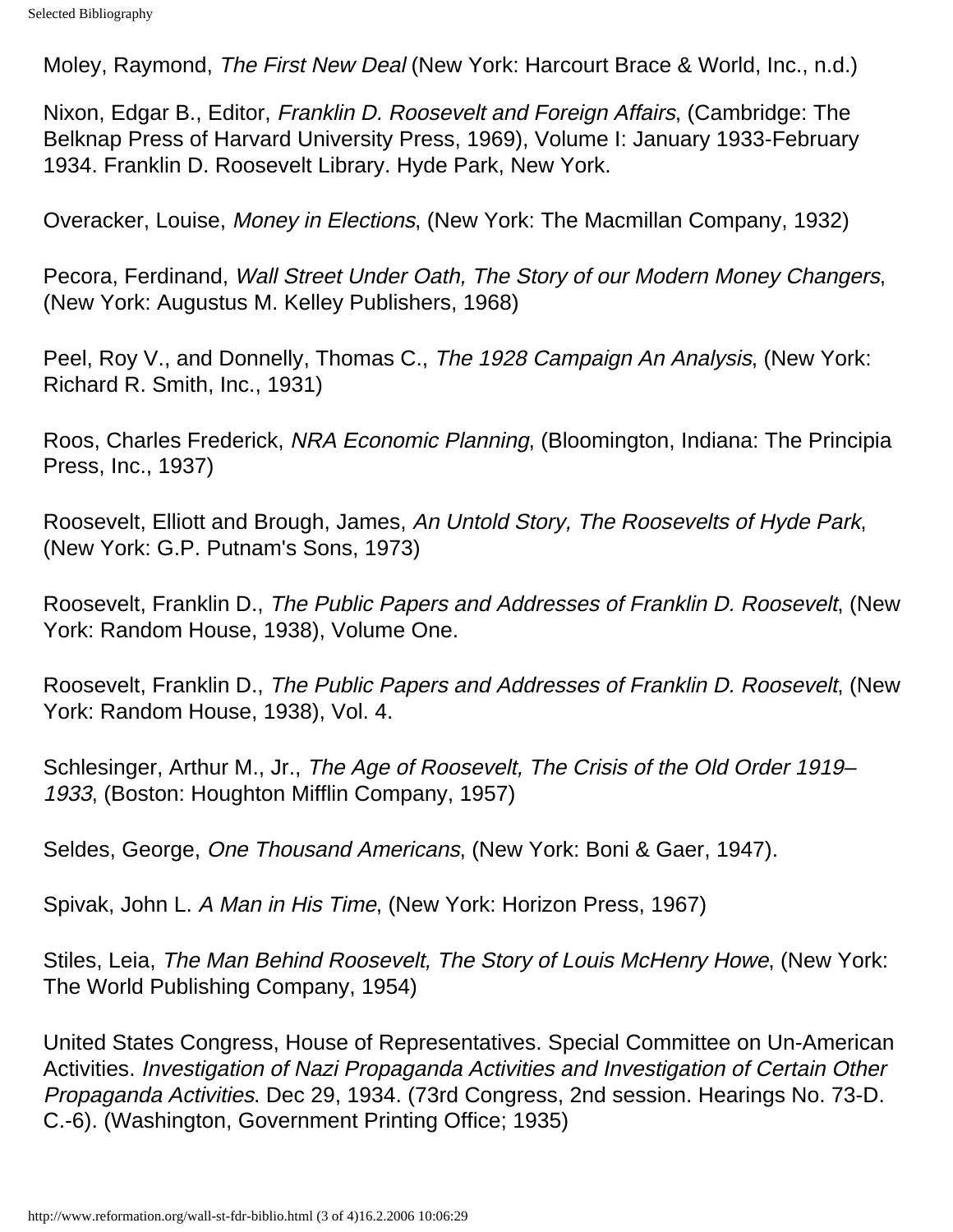Moley, Raymond, *The First New Deal* (New York: Harcourt Brace & World, Inc., n.d.)

Nixon, Edgar B., Editor, *Franklin D. Roosevelt and Foreign Affairs*, (Cambridge: The Belknap Press of Harvard University Press, 1969), Volume I: January 1933-February 1934. Franklin D. Roosevelt Library. Hyde Park, New York.

Overacker, Louise, *Money in Elections*, (New York: The Macmillan Company, 1932)

Pecora, Ferdinand, *Wall Street Under Oath, The Story of our Modern Money Changers*, (New York: Augustus M. Kelley Publishers, 1968)

Peel, Roy V., and Donnelly, Thomas C., *The 1928 Campaign An Analysis*, (New York: Richard R. Smith, Inc., 1931)

Roos, Charles Frederick, *NRA Economic Planning*, (Bloomington, Indiana: The Principia Press, Inc., 1937)

Roosevelt, Elliott and Brough, James, *An Untold Story, The Roosevelts of Hyde Park*, (New York: G.P. Putnam's Sons, 1973)

Roosevelt, Franklin D., *The Public Papers and Addresses of Franklin D. Roosevelt*, (New York: Random House, 1938), Volume One.

Roosevelt, Franklin D., *The Public Papers and Addresses of Franklin D. Roosevelt*, (New York: Random House, 1938), Vol. 4.

Schlesinger, Arthur M., Jr., *The Age of Roosevelt, The Crisis of the Old Order 1919–1933*, (Boston: Houghton Mifflin Company, 1957)

Seldes, George, *One Thousand Americans*, (New York: Boni & Gaer, 1947).

Spivak, John L. *A Man in His Time*, (New York: Horizon Press, 1967)

Stiles, Leia, *The Man Behind Roosevelt, The Story of Louis McHenry Howe*, (New York: The World Publishing Company, 1954)

United States Congress, House of Representatives. Special Committee on Un-American Activities. *Investigation of Nazi Propaganda Activities and Investigation of Certain Other Propaganda Activities*. Dec 29, 1934. (73rd Congress, 2nd session. Hearings No. 73-D. C.-6). (Washington, Government Printing Office; 1935)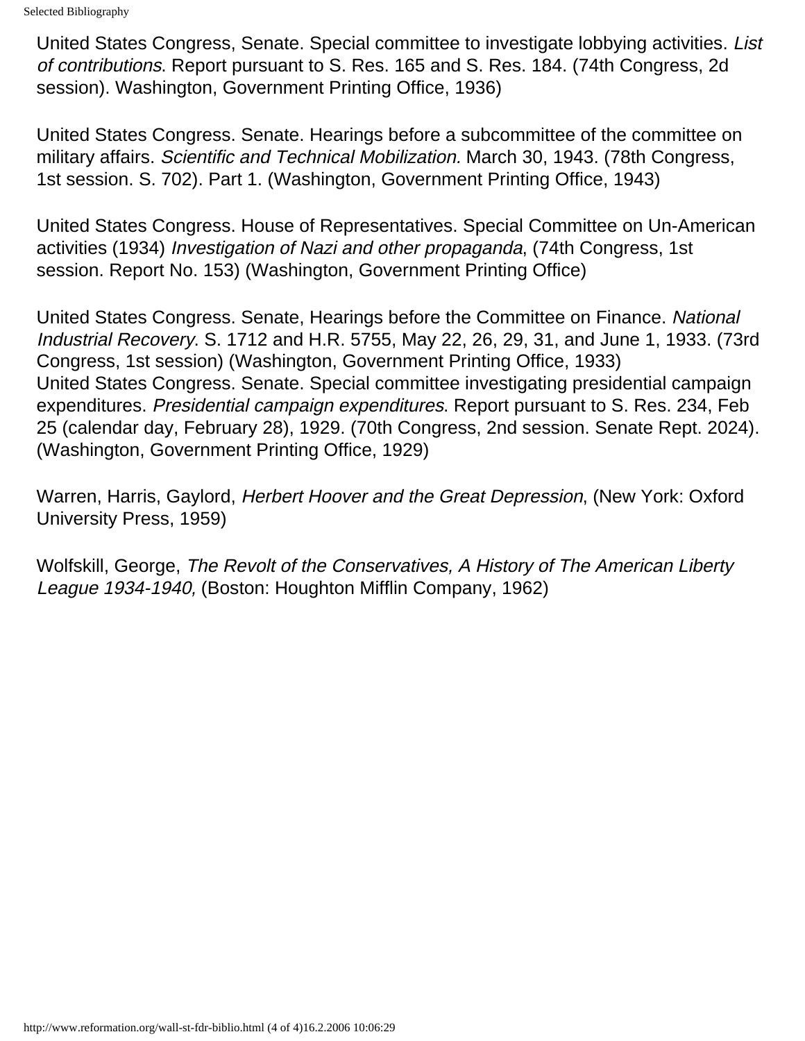United States Congress, Senate. Special committee to investigate lobbying activities. *List of contributions*. Report pursuant to S. Res. 165 and S. Res. 184. (74th Congress, 2d session). Washington, Government Printing Office, 1936)

United States Congress. Senate. Hearings before a subcommittee of the committee on military affairs. *Scientific and Technical Mobilization.* March 30, 1943. (78th Congress, 1st session. S. 702). Part 1. (Washington, Government Printing Office, 1943)

United States Congress. House of Representatives. Special Committee on Un-American activities (1934) *Investigation of Nazi and other propaganda*, (74th Congress, 1st session. Report No. 153) (Washington, Government Printing Office)

United States Congress. Senate, Hearings before the Committee on Finance. *National Industrial Recovery*. S. 1712 and H.R. 5755, May 22, 26, 29, 31, and June 1, 1933. (73rd Congress, 1st session) (Washington, Government Printing Office, 1933)
United States Congress. Senate. Special committee investigating presidential campaign expenditures. *Presidential campaign expenditures*. Report pursuant to S. Res. 234, Feb 25 (calendar day, February 28), 1929. (70th Congress, 2nd session. Senate Rept. 2024). (Washington, Government Printing Office, 1929)

Warren, Harris, Gaylord, *Herbert Hoover and the Great Depression*, (New York: Oxford University Press, 1959)

Wolfskill, George, *The Revolt of the Conservatives, A History of The American Liberty League 1934-1940,* (Boston: Houghton Mifflin Company, 1962)